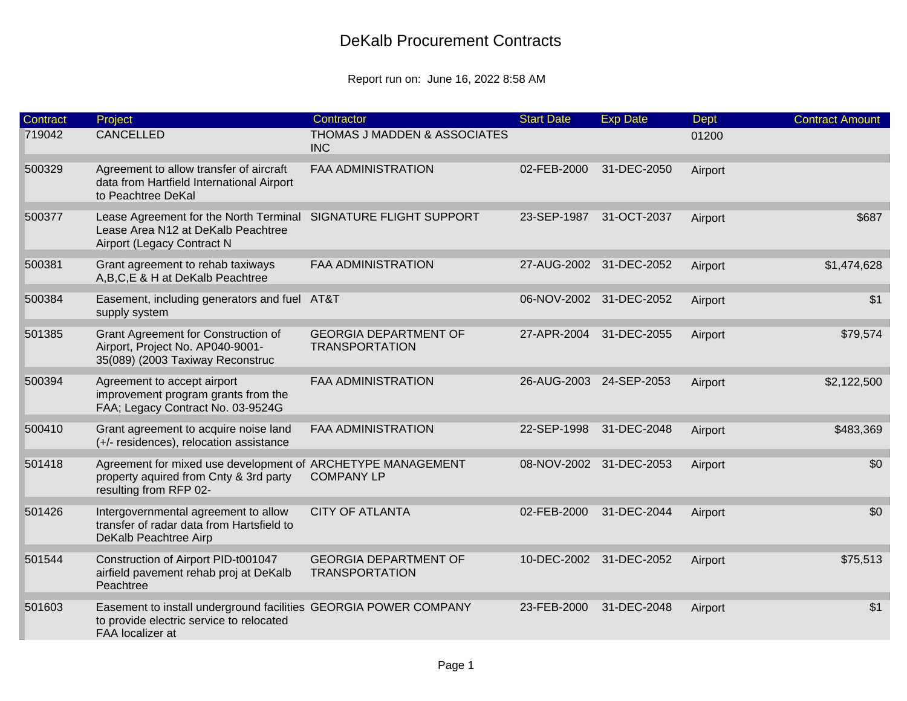# DeKalb Procurement Contracts

Report run on: June 16, 2022 8:58 AM

| Contract | Project | Contractor | Start Date | Exp Date | Dept | Contract Amount |
|---|---|---|---|---|---|---|
| 719042 | CANCELLED | THOMAS J MADDEN & ASSOCIATES INC | | | 01200 | |
| 500329 | Agreement to allow transfer of aircraft data from Hartfield International Airport to Peachtree DeKal | FAA ADMINISTRATION | 02-FEB-2000 | 31-DEC-2050 | Airport | |
| 500377 | Lease Agreement for the North Terminal Lease Area N12 at DeKalb Peachtree Airport (Legacy Contract N | SIGNATURE FLIGHT SUPPORT | 23-SEP-1987 | 31-OCT-2037 | Airport | $687 |
| 500381 | Grant agreement to rehab taxiways A,B,C,E & H at DeKalb Peachtree | FAA ADMINISTRATION | 27-AUG-2002 | 31-DEC-2052 | Airport | $1,474,628 |
| 500384 | Easement, including generators and fuel supply system | AT&T | 06-NOV-2002 | 31-DEC-2052 | Airport | $1 |
| 501385 | Grant Agreement for Construction of Airport, Project No. AP040-9001-35(089) (2003 Taxiway Reconstruc | GEORGIA DEPARTMENT OF TRANSPORTATION | 27-APR-2004 | 31-DEC-2055 | Airport | $79,574 |
| 500394 | Agreement to accept airport improvement program grants from the FAA; Legacy Contract No. 03-9524G | FAA ADMINISTRATION | 26-AUG-2003 | 24-SEP-2053 | Airport | $2,122,500 |
| 500410 | Grant agreement to acquire noise land (+/- residences), relocation assistance | FAA ADMINISTRATION | 22-SEP-1998 | 31-DEC-2048 | Airport | $483,369 |
| 501418 | Agreement for mixed use development of property aquired from Cnty & 3rd party resulting from RFP 02- | ARCHETYPE MANAGEMENT COMPANY LP | 08-NOV-2002 | 31-DEC-2053 | Airport | $0 |
| 501426 | Intergovernmental agreement to allow transfer of radar data from Hartsfield to DeKalb Peachtree Airp | CITY OF ATLANTA | 02-FEB-2000 | 31-DEC-2044 | Airport | $0 |
| 501544 | Construction of Airport PID-t001047 airfield pavement rehab proj at DeKalb Peachtree | GEORGIA DEPARTMENT OF TRANSPORTATION | 10-DEC-2002 | 31-DEC-2052 | Airport | $75,513 |
| 501603 | Easement to install underground facilities to provide electric service to relocated FAA localizer at | GEORGIA POWER COMPANY | 23-FEB-2000 | 31-DEC-2048 | Airport | $1 |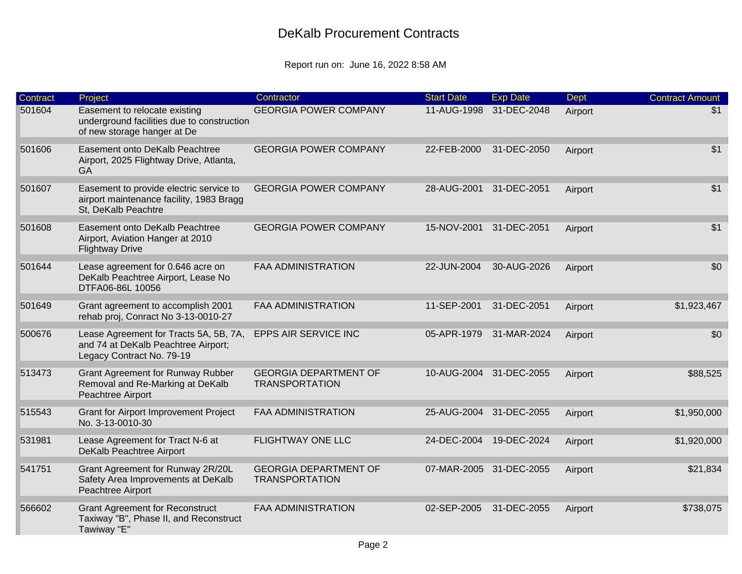# DeKalb Procurement Contracts

Report run on: June 16, 2022 8:58 AM

| Contract | Project | Contractor | Start Date | Exp Date | Dept | Contract Amount |
|---|---|---|---|---|---|---|
| 501604 | Easement to relocate existing underground facilities due to construction of new storage hanger at De | GEORGIA POWER COMPANY | 11-AUG-1998 | 31-DEC-2048 | Airport | $1 |
| 501606 | Easement onto DeKalb Peachtree Airport, 2025 Flightway Drive, Atlanta, GA | GEORGIA POWER COMPANY | 22-FEB-2000 | 31-DEC-2050 | Airport | $1 |
| 501607 | Easement to provide electric service to airport maintenance facility, 1983 Bragg St, DeKalb Peachtre | GEORGIA POWER COMPANY | 28-AUG-2001 | 31-DEC-2051 | Airport | $1 |
| 501608 | Easement onto DeKalb Peachtree Airport, Aviation Hanger at 2010 Flightway Drive | GEORGIA POWER COMPANY | 15-NOV-2001 | 31-DEC-2051 | Airport | $1 |
| 501644 | Lease agreement for 0.646 acre on DeKalb Peachtree Airport, Lease No DTFA06-86L 10056 | FAA ADMINISTRATION | 22-JUN-2004 | 30-AUG-2026 | Airport | $0 |
| 501649 | Grant agreement to accomplish 2001 rehab proj, Conract No 3-13-0010-27 | FAA ADMINISTRATION | 11-SEP-2001 | 31-DEC-2051 | Airport | $1,923,467 |
| 500676 | Lease Agreement for Tracts 5A, 5B, 7A, and 74 at DeKalb Peachtree Airport; Legacy Contract No. 79-19 | EPPS AIR SERVICE INC | 05-APR-1979 | 31-MAR-2024 | Airport | $0 |
| 513473 | Grant Agreement for Runway Rubber Removal and Re-Marking at DeKalb Peachtree Airport | GEORGIA DEPARTMENT OF TRANSPORTATION | 10-AUG-2004 | 31-DEC-2055 | Airport | $88,525 |
| 515543 | Grant for Airport Improvement Project No. 3-13-0010-30 | FAA ADMINISTRATION | 25-AUG-2004 | 31-DEC-2055 | Airport | $1,950,000 |
| 531981 | Lease Agreement for Tract N-6 at DeKalb Peachtree Airport | FLIGHTWAY ONE LLC | 24-DEC-2004 | 19-DEC-2024 | Airport | $1,920,000 |
| 541751 | Grant Agreement for Runway 2R/20L Safety Area Improvements at DeKalb Peachtree Airport | GEORGIA DEPARTMENT OF TRANSPORTATION | 07-MAR-2005 | 31-DEC-2055 | Airport | $21,834 |
| 566602 | Grant Agreement for Reconstruct Taxiway "B", Phase II, and Reconstruct Tawiway "E" | FAA ADMINISTRATION | 02-SEP-2005 | 31-DEC-2055 | Airport | $738,075 |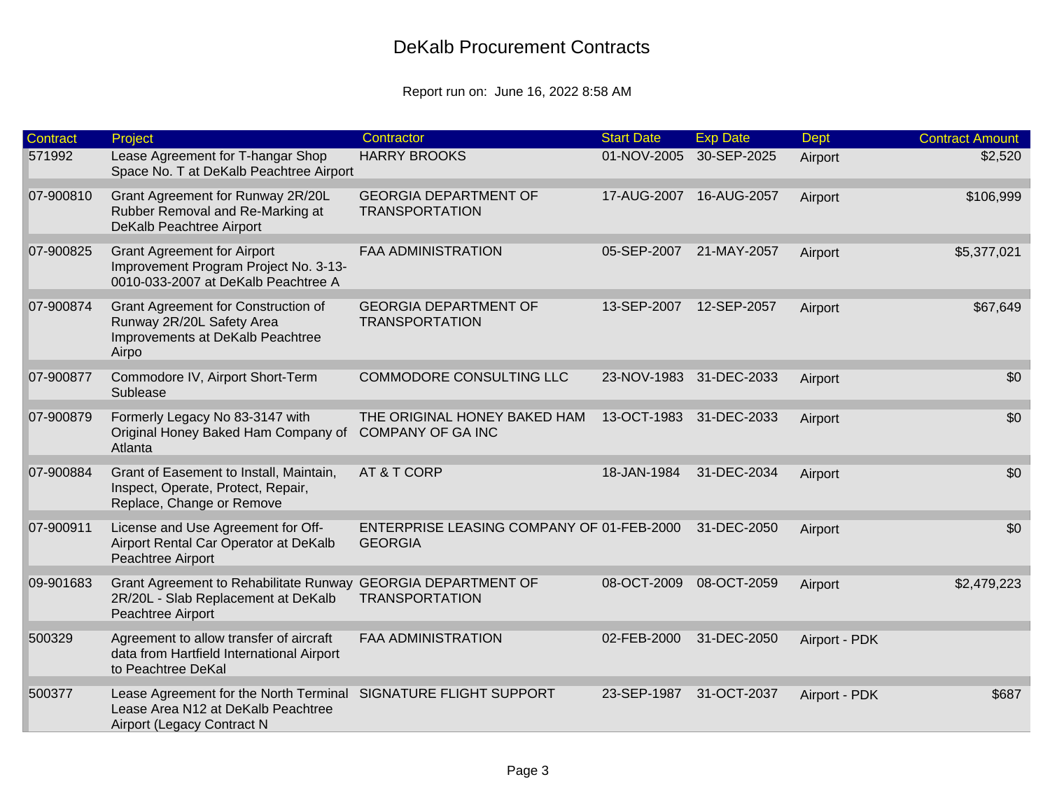# DeKalb Procurement Contracts

Report run on: June 16, 2022 8:58 AM

| Contract | Project | Contractor | Start Date | Exp Date | Dept | Contract Amount |
|---|---|---|---|---|---|---|
| 571992 | Lease Agreement for T-hangar Shop Space No. T at DeKalb Peachtree Airport | HARRY BROOKS | 01-NOV-2005 | 30-SEP-2025 | Airport | $2,520 |
| 07-900810 | Grant Agreement for Runway 2R/20L Rubber Removal and Re-Marking at DeKalb Peachtree Airport | GEORGIA DEPARTMENT OF TRANSPORTATION | 17-AUG-2007 | 16-AUG-2057 | Airport | $106,999 |
| 07-900825 | Grant Agreement for Airport Improvement Program Project No. 3-13-0010-033-2007 at DeKalb Peachtree A | FAA ADMINISTRATION | 05-SEP-2007 | 21-MAY-2057 | Airport | $5,377,021 |
| 07-900874 | Grant Agreement for Construction of Runway 2R/20L Safety Area Improvements at DeKalb Peachtree Airpo | GEORGIA DEPARTMENT OF TRANSPORTATION | 13-SEP-2007 | 12-SEP-2057 | Airport | $67,649 |
| 07-900877 | Commodore IV, Airport Short-Term Sublease | COMMODORE CONSULTING LLC | 23-NOV-1983 | 31-DEC-2033 | Airport | $0 |
| 07-900879 | Formerly Legacy No 83-3147 with Original Honey Baked Ham Company of Atlanta | THE ORIGINAL HONEY BAKED HAM COMPANY OF GA INC | 13-OCT-1983 | 31-DEC-2033 | Airport | $0 |
| 07-900884 | Grant of Easement to Install, Maintain, Inspect, Operate, Protect, Repair, Replace, Change or Remove | AT & T CORP | 18-JAN-1984 | 31-DEC-2034 | Airport | $0 |
| 07-900911 | License and Use Agreement for Off-Airport Rental Car Operator at DeKalb Peachtree Airport | ENTERPRISE LEASING COMPANY OF GEORGIA | 01-FEB-2000 | 31-DEC-2050 | Airport | $0 |
| 09-901683 | Grant Agreement to Rehabilitate Runway 2R/20L - Slab Replacement at DeKalb Peachtree Airport | GEORGIA DEPARTMENT OF TRANSPORTATION | 08-OCT-2009 | 08-OCT-2059 | Airport | $2,479,223 |
| 500329 | Agreement to allow transfer of aircraft data from Hartfield International Airport to Peachtree DeKal | FAA ADMINISTRATION | 02-FEB-2000 | 31-DEC-2050 | Airport - PDK | |
| 500377 | Lease Agreement for the North Terminal Lease Area N12 at DeKalb Peachtree Airport (Legacy Contract N | SIGNATURE FLIGHT SUPPORT | 23-SEP-1987 | 31-OCT-2037 | Airport - PDK | $687 |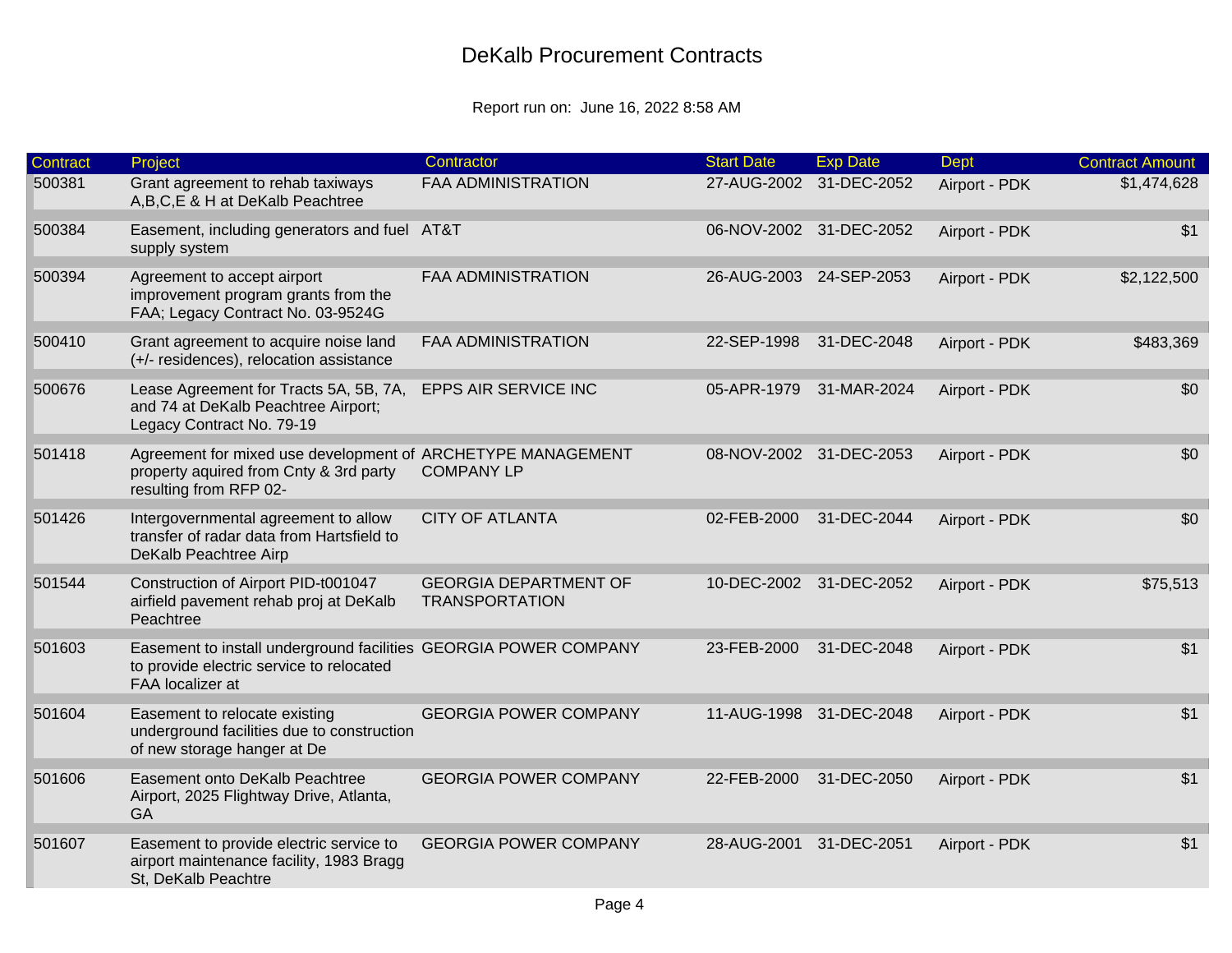# DeKalb Procurement Contracts

Report run on: June 16, 2022 8:58 AM

| Contract | Project | Contractor | Start Date | Exp Date | Dept | Contract Amount |
|---|---|---|---|---|---|---|
| 500381 | Grant agreement to rehab taxiways A,B,C,E & H at DeKalb Peachtree | FAA ADMINISTRATION | 27-AUG-2002 | 31-DEC-2052 | Airport - PDK | $1,474,628 |
| 500384 | Easement, including generators and fuel supply system | AT&T | 06-NOV-2002 | 31-DEC-2052 | Airport - PDK | $1 |
| 500394 | Agreement to accept airport improvement program grants from the FAA; Legacy Contract No. 03-9524G | FAA ADMINISTRATION | 26-AUG-2003 | 24-SEP-2053 | Airport - PDK | $2,122,500 |
| 500410 | Grant agreement to acquire noise land (+/- residences), relocation assistance | FAA ADMINISTRATION | 22-SEP-1998 | 31-DEC-2048 | Airport - PDK | $483,369 |
| 500676 | Lease Agreement for Tracts 5A, 5B, 7A, and 74 at DeKalb Peachtree Airport; Legacy Contract No. 79-19 | EPPS AIR SERVICE INC | 05-APR-1979 | 31-MAR-2024 | Airport - PDK | $0 |
| 501418 | Agreement for mixed use development of property aquired from Cnty & 3rd party resulting from RFP 02- | ARCHETYPE MANAGEMENT COMPANY LP | 08-NOV-2002 | 31-DEC-2053 | Airport - PDK | $0 |
| 501426 | Intergovernmental agreement to allow transfer of radar data from Hartsfield to DeKalb Peachtree Airp | CITY OF ATLANTA | 02-FEB-2000 | 31-DEC-2044 | Airport - PDK | $0 |
| 501544 | Construction of Airport PID-t001047 airfield pavement rehab proj at DeKalb Peachtree | GEORGIA DEPARTMENT OF TRANSPORTATION | 10-DEC-2002 | 31-DEC-2052 | Airport - PDK | $75,513 |
| 501603 | Easement to install underground facilities to provide electric service to relocated FAA localizer at | GEORGIA POWER COMPANY | 23-FEB-2000 | 31-DEC-2048 | Airport - PDK | $1 |
| 501604 | Easement to relocate existing underground facilities due to construction of new storage hanger at De | GEORGIA POWER COMPANY | 11-AUG-1998 | 31-DEC-2048 | Airport - PDK | $1 |
| 501606 | Easement onto DeKalb Peachtree Airport, 2025 Flightway Drive, Atlanta, GA | GEORGIA POWER COMPANY | 22-FEB-2000 | 31-DEC-2050 | Airport - PDK | $1 |
| 501607 | Easement to provide electric service to airport maintenance facility, 1983 Bragg St, DeKalb Peachtre | GEORGIA POWER COMPANY | 28-AUG-2001 | 31-DEC-2051 | Airport - PDK | $1 |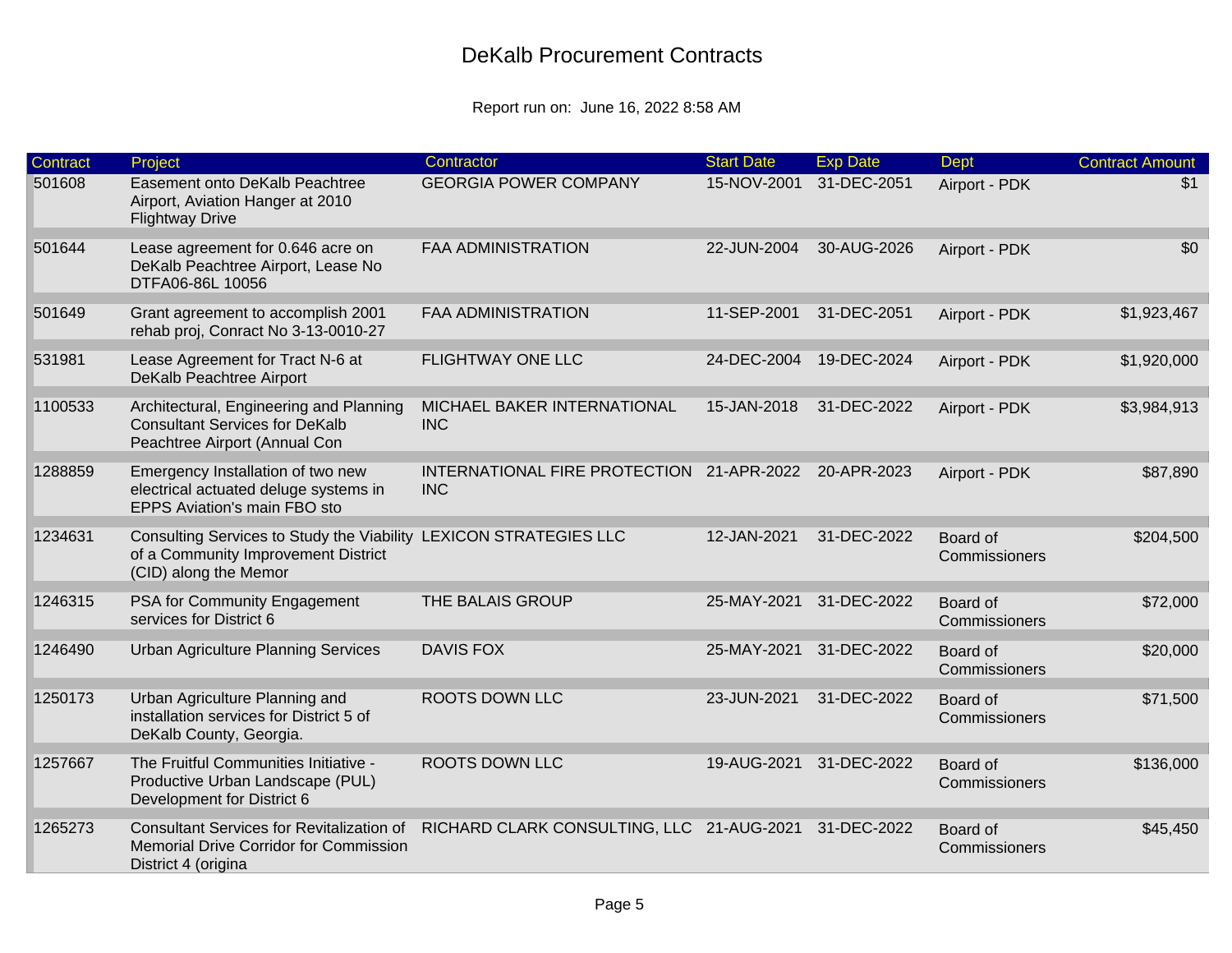# DeKalb Procurement Contracts

Report run on: June 16, 2022 8:58 AM

| Contract | Project | Contractor | Start Date | Exp Date | Dept | Contract Amount |
|---|---|---|---|---|---|---|
| 501608 | Easement onto DeKalb Peachtree Airport, Aviation Hanger at 2010 Flightway Drive | GEORGIA POWER COMPANY | 15-NOV-2001 | 31-DEC-2051 | Airport - PDK | $1 |
| 501644 | Lease agreement for 0.646 acre on DeKalb Peachtree Airport, Lease No DTFA06-86L 10056 | FAA ADMINISTRATION | 22-JUN-2004 | 30-AUG-2026 | Airport - PDK | $0 |
| 501649 | Grant agreement to accomplish 2001 rehab proj, Conract No 3-13-0010-27 | FAA ADMINISTRATION | 11-SEP-2001 | 31-DEC-2051 | Airport - PDK | $1,923,467 |
| 531981 | Lease Agreement for Tract N-6 at DeKalb Peachtree Airport | FLIGHTWAY ONE LLC | 24-DEC-2004 | 19-DEC-2024 | Airport - PDK | $1,920,000 |
| 1100533 | Architectural, Engineering and Planning Consultant Services for DeKalb Peachtree Airport (Annual Con | MICHAEL BAKER INTERNATIONAL INC | 15-JAN-2018 | 31-DEC-2022 | Airport - PDK | $3,984,913 |
| 1288859 | Emergency Installation of two new electrical actuated deluge systems in EPPS Aviation's main FBO sto | INTERNATIONAL FIRE PROTECTION INC | 21-APR-2022 | 20-APR-2023 | Airport - PDK | $87,890 |
| 1234631 | Consulting Services to Study the Viability of a Community Improvement District (CID) along the Memor | LEXICON STRATEGIES LLC | 12-JAN-2021 | 31-DEC-2022 | Board of Commissioners | $204,500 |
| 1246315 | PSA for Community Engagement services for District 6 | THE BALAIS GROUP | 25-MAY-2021 | 31-DEC-2022 | Board of Commissioners | $72,000 |
| 1246490 | Urban Agriculture Planning Services | DAVIS FOX | 25-MAY-2021 | 31-DEC-2022 | Board of Commissioners | $20,000 |
| 1250173 | Urban Agriculture Planning and installation services for District 5 of DeKalb County, Georgia. | ROOTS DOWN LLC | 23-JUN-2021 | 31-DEC-2022 | Board of Commissioners | $71,500 |
| 1257667 | The Fruitful Communities Initiative - Productive Urban Landscape (PUL) Development for District 6 | ROOTS DOWN LLC | 19-AUG-2021 | 31-DEC-2022 | Board of Commissioners | $136,000 |
| 1265273 | Consultant Services for Revitalization of Memorial Drive Corridor for Commission District 4 (origina | RICHARD CLARK CONSULTING, LLC | 21-AUG-2021 | 31-DEC-2022 | Board of Commissioners | $45,450 |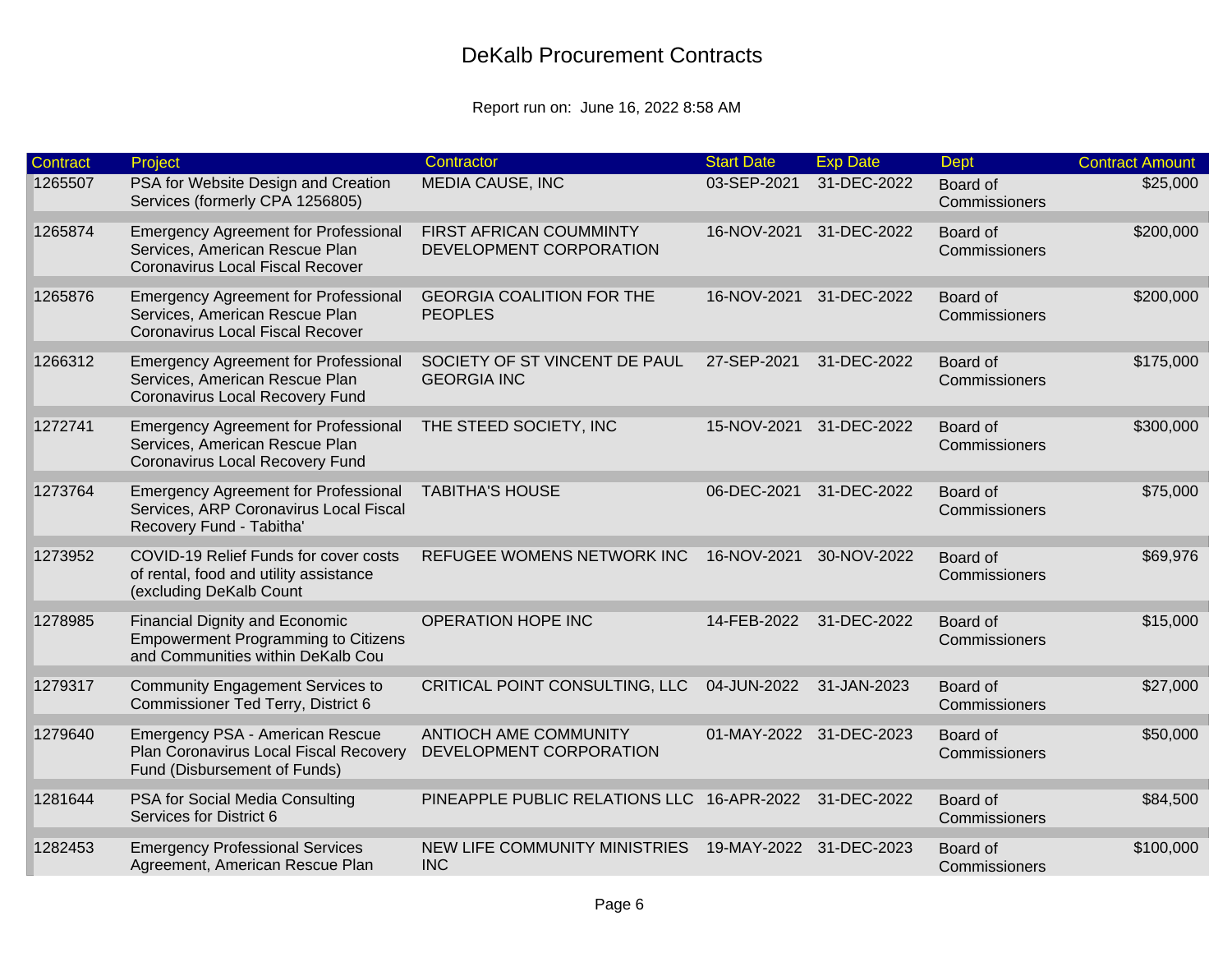# DeKalb Procurement Contracts

Report run on: June 16, 2022 8:58 AM

| Contract | Project | Contractor | Start Date | Exp Date | Dept | Contract Amount |
|---|---|---|---|---|---|---|
| 1265507 | PSA for Website Design and Creation Services (formerly CPA 1256805) | MEDIA CAUSE, INC | 03-SEP-2021 | 31-DEC-2022 | Board of Commissioners | $25,000 |
| 1265874 | Emergency Agreement for Professional Services, American Rescue Plan Coronavirus Local Fiscal Recover | FIRST AFRICAN COUMMINTY DEVELOPMENT CORPORATION | 16-NOV-2021 | 31-DEC-2022 | Board of Commissioners | $200,000 |
| 1265876 | Emergency Agreement for Professional Services, American Rescue Plan Coronavirus Local Fiscal Recover | GEORGIA COALITION FOR THE PEOPLES | 16-NOV-2021 | 31-DEC-2022 | Board of Commissioners | $200,000 |
| 1266312 | Emergency Agreement for Professional Services, American Rescue Plan Coronavirus Local Recovery Fund | SOCIETY OF ST VINCENT DE PAUL GEORGIA INC | 27-SEP-2021 | 31-DEC-2022 | Board of Commissioners | $175,000 |
| 1272741 | Emergency Agreement for Professional Services, American Rescue Plan Coronavirus Local Recovery Fund | THE STEED SOCIETY, INC | 15-NOV-2021 | 31-DEC-2022 | Board of Commissioners | $300,000 |
| 1273764 | Emergency Agreement for Professional Services, ARP Coronavirus Local Fiscal Recovery Fund - Tabitha' | TABITHA'S HOUSE | 06-DEC-2021 | 31-DEC-2022 | Board of Commissioners | $75,000 |
| 1273952 | COVID-19 Relief Funds for cover costs of rental, food and utility assistance (excluding DeKalb Count | REFUGEE WOMENS NETWORK INC | 16-NOV-2021 | 30-NOV-2022 | Board of Commissioners | $69,976 |
| 1278985 | Financial Dignity and Economic Empowerment Programming to Citizens and Communities within DeKalb Cou | OPERATION HOPE INC | 14-FEB-2022 | 31-DEC-2022 | Board of Commissioners | $15,000 |
| 1279317 | Community Engagement Services to Commissioner Ted Terry, District 6 | CRITICAL POINT CONSULTING, LLC | 04-JUN-2022 | 31-JAN-2023 | Board of Commissioners | $27,000 |
| 1279640 | Emergency PSA - American Rescue Plan Coronavirus Local Fiscal Recovery Fund (Disbursement of Funds) | ANTIOCH AME COMMUNITY DEVELOPMENT CORPORATION | 01-MAY-2022 | 31-DEC-2023 | Board of Commissioners | $50,000 |
| 1281644 | PSA for Social Media Consulting Services for District 6 | PINEAPPLE PUBLIC RELATIONS LLC | 16-APR-2022 | 31-DEC-2022 | Board of Commissioners | $84,500 |
| 1282453 | Emergency Professional Services Agreement, American Rescue Plan | NEW LIFE COMMUNITY MINISTRIES INC | 19-MAY-2022 | 31-DEC-2023 | Board of Commissioners | $100,000 |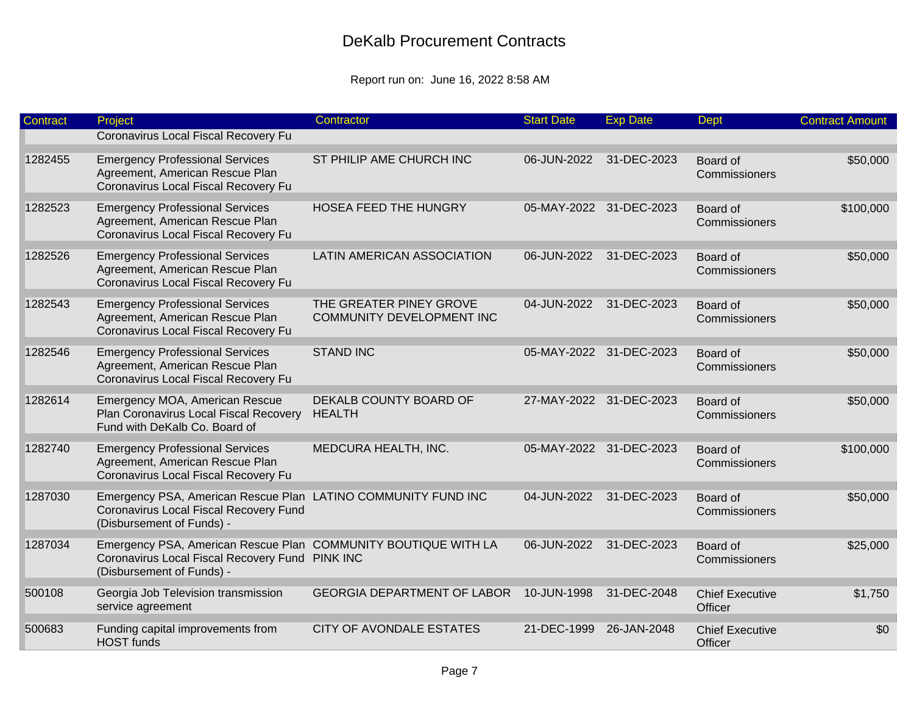# DeKalb Procurement Contracts

Report run on: June 16, 2022 8:58 AM

| Contract | Project | Contractor | Start Date | Exp Date | Dept | Contract Amount |
|---|---|---|---|---|---|---|
| | Coronavirus Local Fiscal Recovery Fu | | | | | |
| 1282455 | Emergency Professional Services Agreement, American Rescue Plan Coronavirus Local Fiscal Recovery Fu | ST PHILIP AME CHURCH INC | 06-JUN-2022 | 31-DEC-2023 | Board of Commissioners | $50,000 |
| 1282523 | Emergency Professional Services Agreement, American Rescue Plan Coronavirus Local Fiscal Recovery Fu | HOSEA FEED THE HUNGRY | 05-MAY-2022 | 31-DEC-2023 | Board of Commissioners | $100,000 |
| 1282526 | Emergency Professional Services Agreement, American Rescue Plan Coronavirus Local Fiscal Recovery Fu | LATIN AMERICAN ASSOCIATION | 06-JUN-2022 | 31-DEC-2023 | Board of Commissioners | $50,000 |
| 1282543 | Emergency Professional Services Agreement, American Rescue Plan Coronavirus Local Fiscal Recovery Fu | THE GREATER PINEY GROVE COMMUNITY DEVELOPMENT INC | 04-JUN-2022 | 31-DEC-2023 | Board of Commissioners | $50,000 |
| 1282546 | Emergency Professional Services Agreement, American Rescue Plan Coronavirus Local Fiscal Recovery Fu | STAND INC | 05-MAY-2022 | 31-DEC-2023 | Board of Commissioners | $50,000 |
| 1282614 | Emergency MOA, American Rescue Plan Coronavirus Local Fiscal Recovery Fund with DeKalb Co. Board of | DEKALB COUNTY BOARD OF HEALTH | 27-MAY-2022 | 31-DEC-2023 | Board of Commissioners | $50,000 |
| 1282740 | Emergency Professional Services Agreement, American Rescue Plan Coronavirus Local Fiscal Recovery Fu | MEDCURA HEALTH, INC. | 05-MAY-2022 | 31-DEC-2023 | Board of Commissioners | $100,000 |
| 1287030 | Emergency PSA, American Rescue Plan Coronavirus Local Fiscal Recovery Fund (Disbursement of Funds) - | LATINO COMMUNITY FUND INC | 04-JUN-2022 | 31-DEC-2023 | Board of Commissioners | $50,000 |
| 1287034 | Emergency PSA, American Rescue Plan Coronavirus Local Fiscal Recovery Fund (Disbursement of Funds) - | COMMUNITY BOUTIQUE WITH LA PINK INC | 06-JUN-2022 | 31-DEC-2023 | Board of Commissioners | $25,000 |
| 500108 | Georgia Job Television transmission service agreement | GEORGIA DEPARTMENT OF LABOR | 10-JUN-1998 | 31-DEC-2048 | Chief Executive Officer | $1,750 |
| 500683 | Funding capital improvements from HOST funds | CITY OF AVONDALE ESTATES | 21-DEC-1999 | 26-JAN-2048 | Chief Executive Officer | $0 |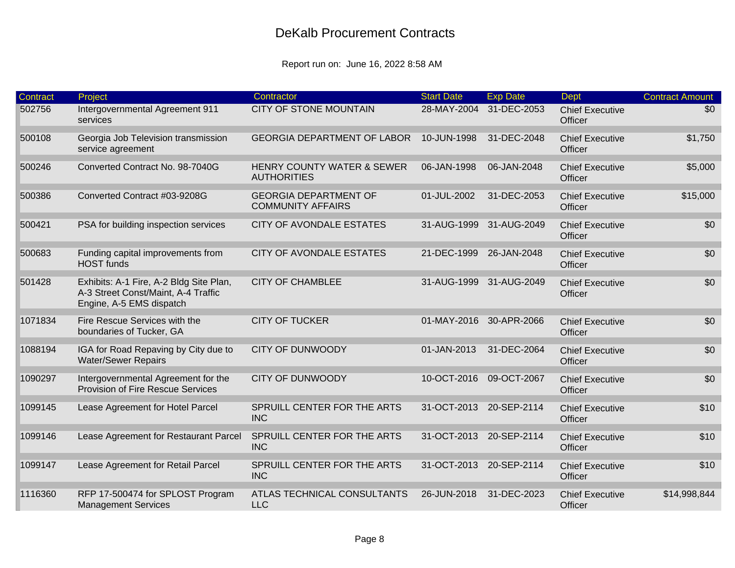# DeKalb Procurement Contracts

Report run on: June 16, 2022 8:58 AM

| Contract | Project | Contractor | Start Date | Exp Date | Dept | Contract Amount |
|---|---|---|---|---|---|---|
| 502756 | Intergovernmental Agreement 911 services | CITY OF STONE MOUNTAIN | 28-MAY-2004 | 31-DEC-2053 | Chief Executive Officer | $0 |
| 500108 | Georgia Job Television transmission service agreement | GEORGIA DEPARTMENT OF LABOR | 10-JUN-1998 | 31-DEC-2048 | Chief Executive Officer | $1,750 |
| 500246 | Converted Contract No. 98-7040G | HENRY COUNTY WATER & SEWER AUTHORITIES | 06-JAN-1998 | 06-JAN-2048 | Chief Executive Officer | $5,000 |
| 500386 | Converted Contract #03-9208G | GEORGIA DEPARTMENT OF COMMUNITY AFFAIRS | 01-JUL-2002 | 31-DEC-2053 | Chief Executive Officer | $15,000 |
| 500421 | PSA for building inspection services | CITY OF AVONDALE ESTATES | 31-AUG-1999 | 31-AUG-2049 | Chief Executive Officer | $0 |
| 500683 | Funding capital improvements from HOST funds | CITY OF AVONDALE ESTATES | 21-DEC-1999 | 26-JAN-2048 | Chief Executive Officer | $0 |
| 501428 | Exhibits: A-1 Fire, A-2 Bldg Site Plan, A-3 Street Const/Maint, A-4 Traffic Engine, A-5 EMS dispatch | CITY OF CHAMBLEE | 31-AUG-1999 | 31-AUG-2049 | Chief Executive Officer | $0 |
| 1071834 | Fire Rescue Services with the boundaries of Tucker, GA | CITY OF TUCKER | 01-MAY-2016 | 30-APR-2066 | Chief Executive Officer | $0 |
| 1088194 | IGA for Road Repaving by City due to Water/Sewer Repairs | CITY OF DUNWOODY | 01-JAN-2013 | 31-DEC-2064 | Chief Executive Officer | $0 |
| 1090297 | Intergovernmental Agreement for the Provision of Fire Rescue Services | CITY OF DUNWOODY | 10-OCT-2016 | 09-OCT-2067 | Chief Executive Officer | $0 |
| 1099145 | Lease Agreement for Hotel Parcel | SPRUILL CENTER FOR THE ARTS INC | 31-OCT-2013 | 20-SEP-2114 | Chief Executive Officer | $10 |
| 1099146 | Lease Agreement for Restaurant Parcel | SPRUILL CENTER FOR THE ARTS INC | 31-OCT-2013 | 20-SEP-2114 | Chief Executive Officer | $10 |
| 1099147 | Lease Agreement for Retail Parcel | SPRUILL CENTER FOR THE ARTS INC | 31-OCT-2013 | 20-SEP-2114 | Chief Executive Officer | $10 |
| 1116360 | RFP 17-500474 for SPLOST Program Management Services | ATLAS TECHNICAL CONSULTANTS LLC | 26-JUN-2018 | 31-DEC-2023 | Chief Executive Officer | $14,998,844 |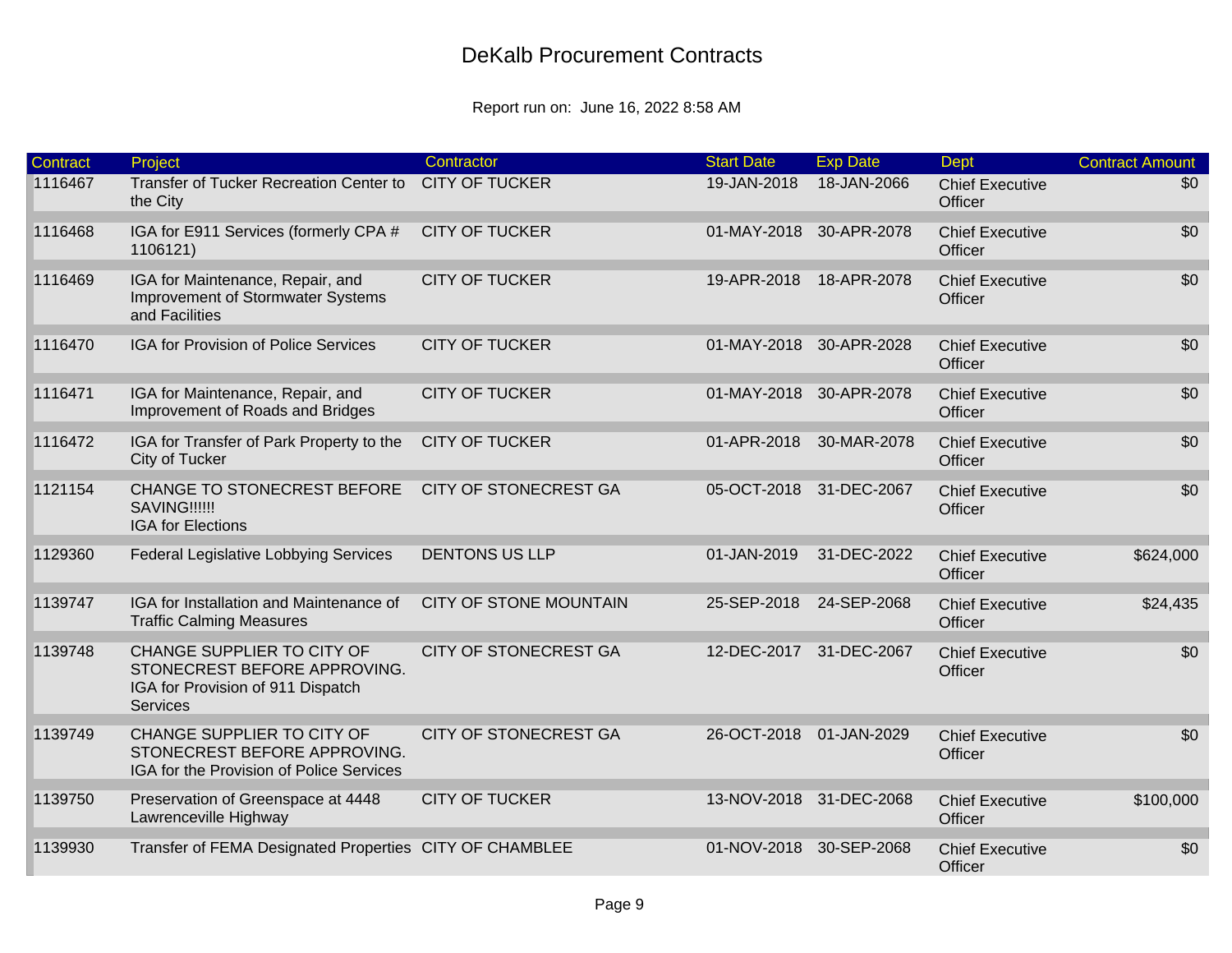# DeKalb Procurement Contracts

Report run on: June 16, 2022 8:58 AM

| Contract | Project | Contractor | Start Date | Exp Date | Dept | Contract Amount |
|---|---|---|---|---|---|---|
| 1116467 | Transfer of Tucker Recreation Center to the City | CITY OF TUCKER | 19-JAN-2018 | 18-JAN-2066 | Chief Executive Officer | $0 |
| 1116468 | IGA for E911 Services (formerly CPA # 1106121) | CITY OF TUCKER | 01-MAY-2018 | 30-APR-2078 | Chief Executive Officer | $0 |
| 1116469 | IGA for Maintenance, Repair, and Improvement of Stormwater Systems and Facilities | CITY OF TUCKER | 19-APR-2018 | 18-APR-2078 | Chief Executive Officer | $0 |
| 1116470 | IGA for Provision of Police Services | CITY OF TUCKER | 01-MAY-2018 | 30-APR-2028 | Chief Executive Officer | $0 |
| 1116471 | IGA for Maintenance, Repair, and Improvement of Roads and Bridges | CITY OF TUCKER | 01-MAY-2018 | 30-APR-2078 | Chief Executive Officer | $0 |
| 1116472 | IGA for Transfer of Park Property to the City of Tucker | CITY OF TUCKER | 01-APR-2018 | 30-MAR-2078 | Chief Executive Officer | $0 |
| 1121154 | CHANGE TO STONECREST BEFORE SAVING!!!!!! IGA for Elections | CITY OF STONECREST GA | 05-OCT-2018 | 31-DEC-2067 | Chief Executive Officer | $0 |
| 1129360 | Federal Legislative Lobbying Services | DENTONS US LLP | 01-JAN-2019 | 31-DEC-2022 | Chief Executive Officer | $624,000 |
| 1139747 | IGA for Installation and Maintenance of Traffic Calming Measures | CITY OF STONE MOUNTAIN | 25-SEP-2018 | 24-SEP-2068 | Chief Executive Officer | $24,435 |
| 1139748 | CHANGE SUPPLIER TO CITY OF STONECREST BEFORE APPROVING. IGA for Provision of 911 Dispatch Services | CITY OF STONECREST GA | 12-DEC-2017 | 31-DEC-2067 | Chief Executive Officer | $0 |
| 1139749 | CHANGE SUPPLIER TO CITY OF STONECREST BEFORE APPROVING. IGA for the Provision of Police Services | CITY OF STONECREST GA | 26-OCT-2018 | 01-JAN-2029 | Chief Executive Officer | $0 |
| 1139750 | Preservation of Greenspace at 4448 Lawrenceville Highway | CITY OF TUCKER | 13-NOV-2018 | 31-DEC-2068 | Chief Executive Officer | $100,000 |
| 1139930 | Transfer of FEMA Designated Properties | CITY OF CHAMBLEE | 01-NOV-2018 | 30-SEP-2068 | Chief Executive Officer | $0 |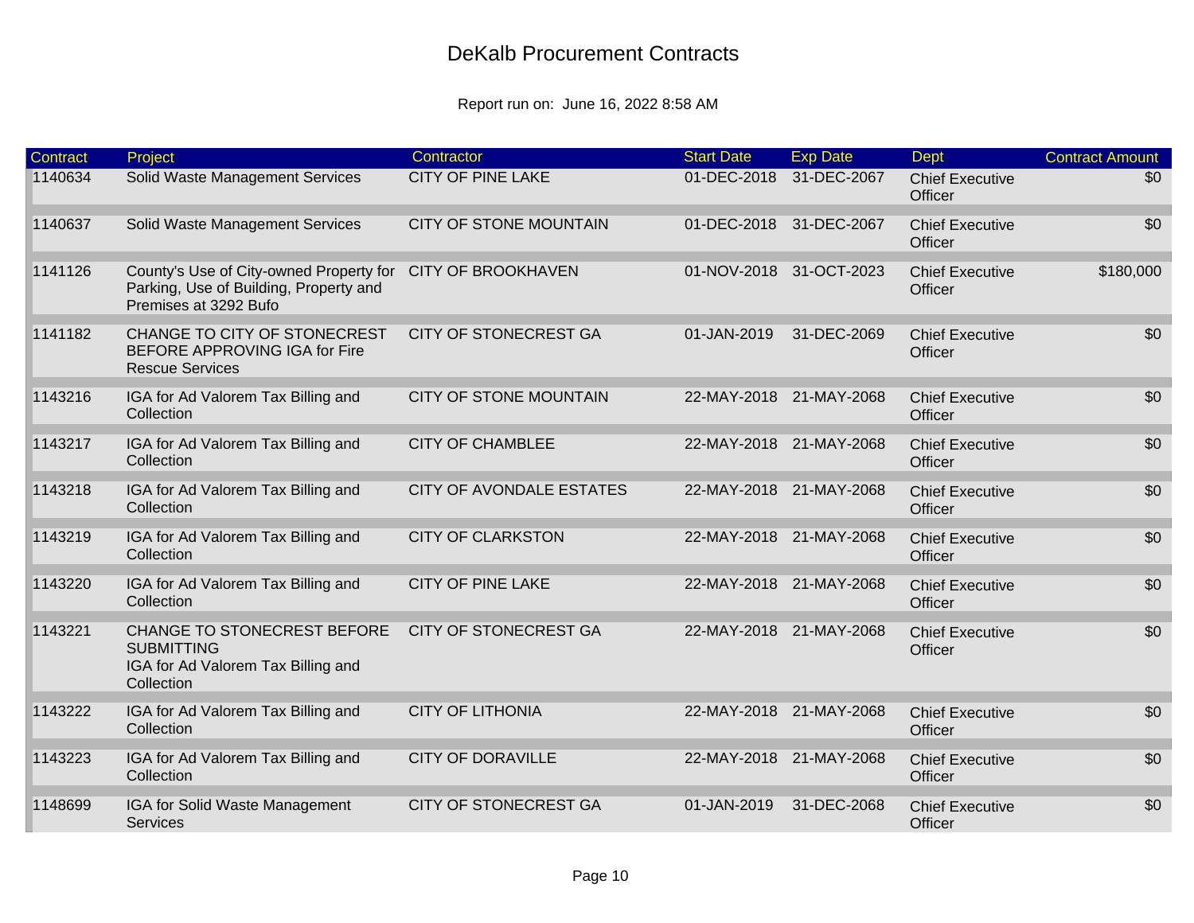# DeKalb Procurement Contracts

Report run on: June 16, 2022 8:58 AM

| Contract | Project | Contractor | Start Date | Exp Date | Dept | Contract Amount |
|---|---|---|---|---|---|---|
| 1140634 | Solid Waste Management Services | CITY OF PINE LAKE | 01-DEC-2018 | 31-DEC-2067 | Chief Executive Officer | $0 |
| 1140637 | Solid Waste Management Services | CITY OF STONE MOUNTAIN | 01-DEC-2018 | 31-DEC-2067 | Chief Executive Officer | $0 |
| 1141126 | County's Use of City-owned Property for Parking, Use of Building, Property and Premises at 3292 Bufo | CITY OF BROOKHAVEN | 01-NOV-2018 | 31-OCT-2023 | Chief Executive Officer | $180,000 |
| 1141182 | CHANGE TO CITY OF STONECREST BEFORE APPROVING IGA for Fire Rescue Services | CITY OF STONECREST GA | 01-JAN-2019 | 31-DEC-2069 | Chief Executive Officer | $0 |
| 1143216 | IGA for Ad Valorem Tax Billing and Collection | CITY OF STONE MOUNTAIN | 22-MAY-2018 | 21-MAY-2068 | Chief Executive Officer | $0 |
| 1143217 | IGA for Ad Valorem Tax Billing and Collection | CITY OF CHAMBLEE | 22-MAY-2018 | 21-MAY-2068 | Chief Executive Officer | $0 |
| 1143218 | IGA for Ad Valorem Tax Billing and Collection | CITY OF AVONDALE ESTATES | 22-MAY-2018 | 21-MAY-2068 | Chief Executive Officer | $0 |
| 1143219 | IGA for Ad Valorem Tax Billing and Collection | CITY OF CLARKSTON | 22-MAY-2018 | 21-MAY-2068 | Chief Executive Officer | $0 |
| 1143220 | IGA for Ad Valorem Tax Billing and Collection | CITY OF PINE LAKE | 22-MAY-2018 | 21-MAY-2068 | Chief Executive Officer | $0 |
| 1143221 | CHANGE TO STONECREST BEFORE SUBMITTING IGA for Ad Valorem Tax Billing and Collection | CITY OF STONECREST GA | 22-MAY-2018 | 21-MAY-2068 | Chief Executive Officer | $0 |
| 1143222 | IGA for Ad Valorem Tax Billing and Collection | CITY OF LITHONIA | 22-MAY-2018 | 21-MAY-2068 | Chief Executive Officer | $0 |
| 1143223 | IGA for Ad Valorem Tax Billing and Collection | CITY OF DORAVILLE | 22-MAY-2018 | 21-MAY-2068 | Chief Executive Officer | $0 |
| 1148699 | IGA for Solid Waste Management Services | CITY OF STONECREST GA | 01-JAN-2019 | 31-DEC-2068 | Chief Executive Officer | $0 |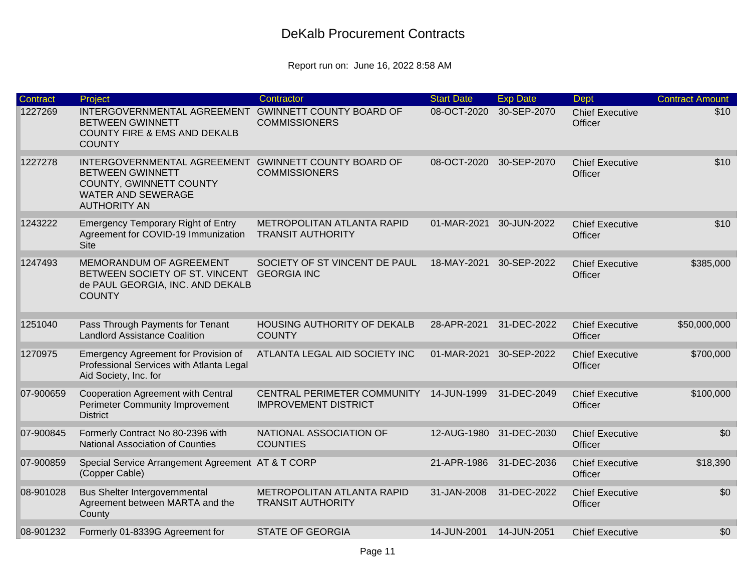# DeKalb Procurement Contracts

Report run on: June 16, 2022 8:58 AM

| Contract | Project | Contractor | Start Date | Exp Date | Dept | Contract Amount |
|---|---|---|---|---|---|---|
| 1227269 | INTERGOVERNMENTAL AGREEMENT BETWEEN GWINNETT COUNTY FIRE & EMS AND DEKALB COUNTY | GWINNETT COUNTY BOARD OF COMMISSIONERS | 08-OCT-2020 | 30-SEP-2070 | Chief Executive Officer | $10 |
| 1227278 | INTERGOVERNMENTAL AGREEMENT BETWEEN GWINNETT COUNTY, GWINNETT COUNTY WATER AND SEWERAGE AUTHORITY AN | GWINNETT COUNTY BOARD OF COMMISSIONERS | 08-OCT-2020 | 30-SEP-2070 | Chief Executive Officer | $10 |
| 1243222 | Emergency Temporary Right of Entry Agreement for COVID-19 Immunization Site | METROPOLITAN ATLANTA RAPID TRANSIT AUTHORITY | 01-MAR-2021 | 30-JUN-2022 | Chief Executive Officer | $10 |
| 1247493 | MEMORANDUM OF AGREEMENT BETWEEN SOCIETY OF ST. VINCENT de PAUL GEORGIA, INC. AND DEKALB COUNTY | SOCIETY OF ST VINCENT DE PAUL GEORGIA INC | 18-MAY-2021 | 30-SEP-2022 | Chief Executive Officer | $385,000 |
| 1251040 | Pass Through Payments for Tenant Landlord Assistance Coalition | HOUSING AUTHORITY OF DEKALB COUNTY | 28-APR-2021 | 31-DEC-2022 | Chief Executive Officer | $50,000,000 |
| 1270975 | Emergency Agreement for Provision of Professional Services with Atlanta Legal Aid Society, Inc. for | ATLANTA LEGAL AID SOCIETY INC | 01-MAR-2021 | 30-SEP-2022 | Chief Executive Officer | $700,000 |
| 07-900659 | Cooperation Agreement with Central Perimeter Community Improvement District | CENTRAL PERIMETER COMMUNITY IMPROVEMENT DISTRICT | 14-JUN-1999 | 31-DEC-2049 | Chief Executive Officer | $100,000 |
| 07-900845 | Formerly Contract No 80-2396 with National Association of Counties | NATIONAL ASSOCIATION OF COUNTIES | 12-AUG-1980 | 31-DEC-2030 | Chief Executive Officer | $0 |
| 07-900859 | Special Service Arrangement Agreement (Copper Cable) | AT & T CORP | 21-APR-1986 | 31-DEC-2036 | Chief Executive Officer | $18,390 |
| 08-901028 | Bus Shelter Intergovernmental Agreement between MARTA and the County | METROPOLITAN ATLANTA RAPID TRANSIT AUTHORITY | 31-JAN-2008 | 31-DEC-2022 | Chief Executive Officer | $0 |
| 08-901232 | Formerly 01-8339G Agreement for | STATE OF GEORGIA | 14-JUN-2001 | 14-JUN-2051 | Chief Executive | $0 |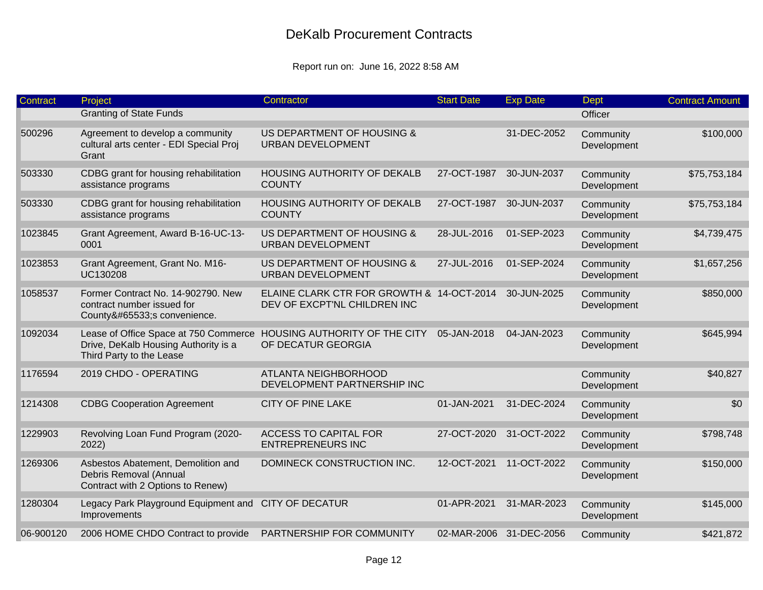# DeKalb Procurement Contracts

Report run on: June 16, 2022 8:58 AM

| Contract | Project | Contractor | Start Date | Exp Date | Dept | Contract Amount |
|---|---|---|---|---|---|---|
| | Granting of State Funds | | | | Officer | |
| 500296 | Agreement to develop a community cultural arts center - EDI Special Proj Grant | US DEPARTMENT OF HOUSING & URBAN DEVELOPMENT | | 31-DEC-2052 | Community Development | $100,000 |
| 503330 | CDBG grant for housing rehabilitation assistance programs | HOUSING AUTHORITY OF DEKALB COUNTY | 27-OCT-1987 | 30-JUN-2037 | Community Development | $75,753,184 |
| 503330 | CDBG grant for housing rehabilitation assistance programs | HOUSING AUTHORITY OF DEKALB COUNTY | 27-OCT-1987 | 30-JUN-2037 | Community Development | $75,753,184 |
| 1023845 | Grant Agreement, Award B-16-UC-13-0001 | US DEPARTMENT OF HOUSING & URBAN DEVELOPMENT | 28-JUL-2016 | 01-SEP-2023 | Community Development | $4,739,475 |
| 1023853 | Grant Agreement, Grant No. M16-UC130208 | US DEPARTMENT OF HOUSING & URBAN DEVELOPMENT | 27-JUL-2016 | 01-SEP-2024 | Community Development | $1,657,256 |
| 1058537 | Former Contract No. 14-902790. New contract number issued for County&#65533;s convenience. | ELAINE CLARK CTR FOR GROWTH & DEV OF EXCPT'NL CHILDREN INC | 14-OCT-2014 | 30-JUN-2025 | Community Development | $850,000 |
| 1092034 | Lease of Office Space at 750 Commerce Drive, DeKalb Housing Authority is a Third Party to the Lease | HOUSING AUTHORITY OF THE CITY OF DECATUR GEORGIA | 05-JAN-2018 | 04-JAN-2023 | Community Development | $645,994 |
| 1176594 | 2019 CHDO - OPERATING | ATLANTA NEIGHBORHOOD DEVELOPMENT PARTNERSHIP INC | | | Community Development | $40,827 |
| 1214308 | CDBG Cooperation Agreement | CITY OF PINE LAKE | 01-JAN-2021 | 31-DEC-2024 | Community Development | $0 |
| 1229903 | Revolving Loan Fund Program (2020-2022) | ACCESS TO CAPITAL FOR ENTREPRENEURS INC | 27-OCT-2020 | 31-OCT-2022 | Community Development | $798,748 |
| 1269306 | Asbestos Abatement, Demolition and Debris Removal (Annual Contract with 2 Options to Renew) | DOMINECK CONSTRUCTION INC. | 12-OCT-2021 | 11-OCT-2022 | Community Development | $150,000 |
| 1280304 | Legacy Park Playground Equipment and Improvements | CITY OF DECATUR | 01-APR-2021 | 31-MAR-2023 | Community Development | $145,000 |
| 06-900120 | 2006 HOME CHDO Contract to provide | PARTNERSHIP FOR COMMUNITY | 02-MAR-2006 | 31-DEC-2056 | Community | $421,872 |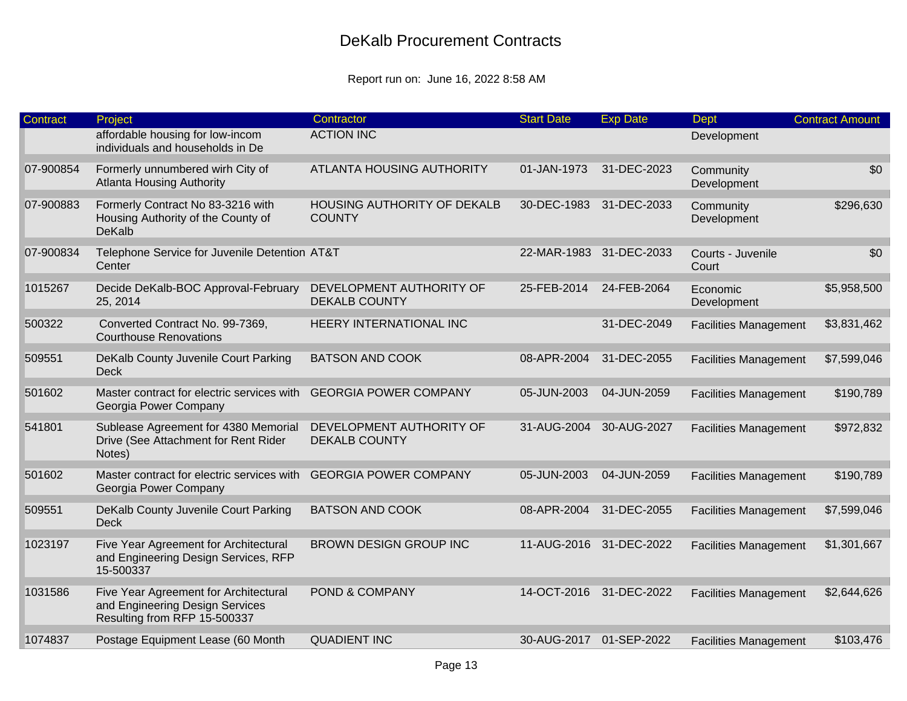# DeKalb Procurement Contracts

Report run on: June 16, 2022 8:58 AM

| Contract | Project | Contractor | Start Date | Exp Date | Dept | Contract Amount |
|---|---|---|---|---|---|---|
| | affordable housing for low-incom individuals and households in De | ACTION INC | | | Development | |
| 07-900854 | Formerly unnumbered wirh City of Atlanta Housing Authority | ATLANTA HOUSING AUTHORITY | 01-JAN-1973 | 31-DEC-2023 | Community Development | $0 |
| 07-900883 | Formerly Contract No 83-3216 with Housing Authority of the County of DeKalb | HOUSING AUTHORITY OF DEKALB COUNTY | 30-DEC-1983 | 31-DEC-2033 | Community Development | $296,630 |
| 07-900834 | Telephone Service for Juvenile Detention Center | AT&T | 22-MAR-1983 | 31-DEC-2033 | Courts - Juvenile Court | $0 |
| 1015267 | Decide DeKalb-BOC Approval-February 25, 2014 | DEVELOPMENT AUTHORITY OF DEKALB COUNTY | 25-FEB-2014 | 24-FEB-2064 | Economic Development | $5,958,500 |
| 500322 | Converted Contract No. 99-7369, Courthouse Renovations | HEERY INTERNATIONAL INC | | 31-DEC-2049 | Facilities Management | $3,831,462 |
| 509551 | DeKalb County Juvenile Court Parking Deck | BATSON AND COOK | 08-APR-2004 | 31-DEC-2055 | Facilities Management | $7,599,046 |
| 501602 | Master contract for electric services with Georgia Power Company | GEORGIA POWER COMPANY | 05-JUN-2003 | 04-JUN-2059 | Facilities Management | $190,789 |
| 541801 | Sublease Agreement for 4380 Memorial Drive (See Attachment for Rent Rider Notes) | DEVELOPMENT AUTHORITY OF DEKALB COUNTY | 31-AUG-2004 | 30-AUG-2027 | Facilities Management | $972,832 |
| 501602 | Master contract for electric services with Georgia Power Company | GEORGIA POWER COMPANY | 05-JUN-2003 | 04-JUN-2059 | Facilities Management | $190,789 |
| 509551 | DeKalb County Juvenile Court Parking Deck | BATSON AND COOK | 08-APR-2004 | 31-DEC-2055 | Facilities Management | $7,599,046 |
| 1023197 | Five Year Agreement for Architectural and Engineering Design Services, RFP 15-500337 | BROWN DESIGN GROUP INC | 11-AUG-2016 | 31-DEC-2022 | Facilities Management | $1,301,667 |
| 1031586 | Five Year Agreement for Architectural and Engineering Design Services Resulting from RFP 15-500337 | POND & COMPANY | 14-OCT-2016 | 31-DEC-2022 | Facilities Management | $2,644,626 |
| 1074837 | Postage Equipment Lease (60 Month | QUADIENT INC | 30-AUG-2017 | 01-SEP-2022 | Facilities Management | $103,476 |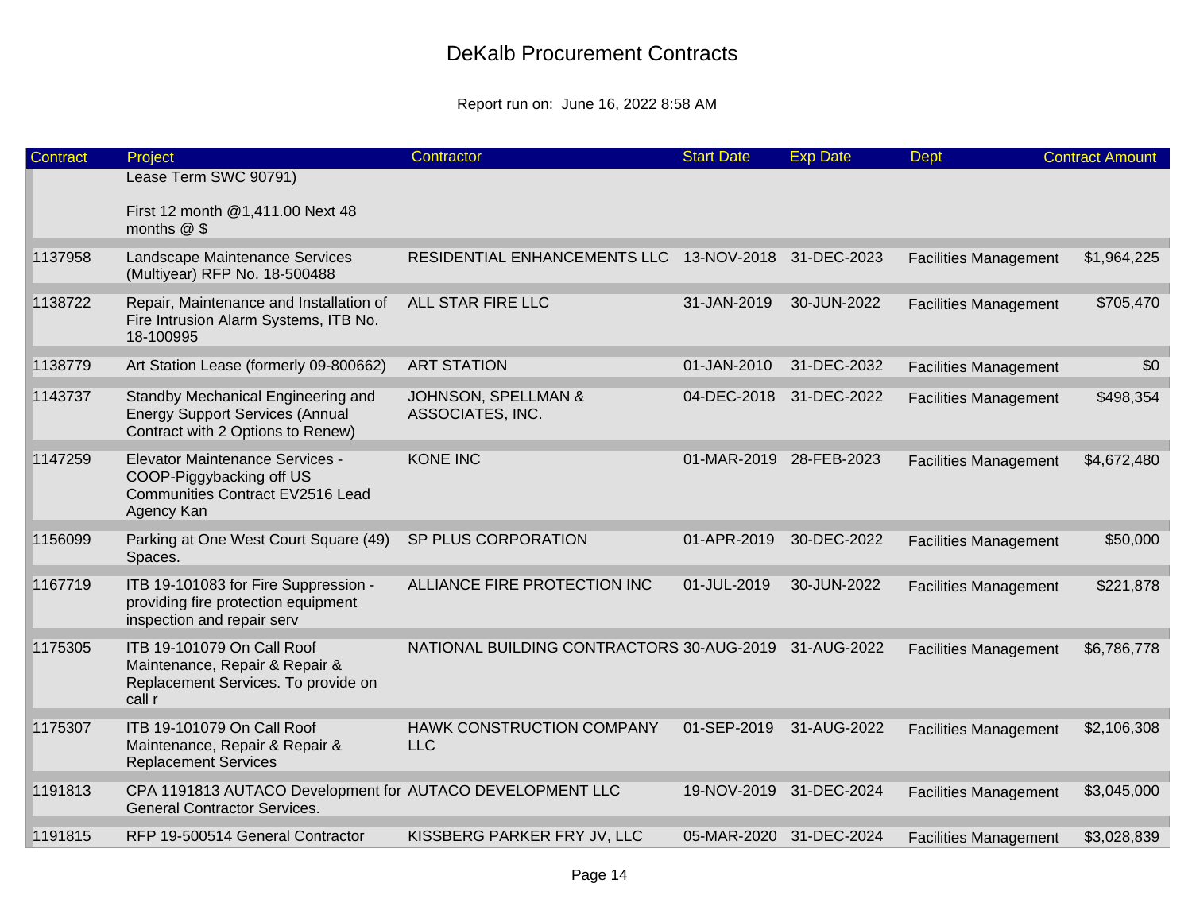# DeKalb Procurement Contracts

Report run on: June 16, 2022 8:58 AM

| Contract | Project | Contractor | Start Date | Exp Date | Dept | Contract Amount |
|---|---|---|---|---|---|---|
| | Lease Term SWC 90791) First 12 month @1,411.00 Next 48 months @ $ | | | | | |
| 1137958 | Landscape Maintenance Services (Multiyear) RFP No. 18-500488 | RESIDENTIAL ENHANCEMENTS LLC | 13-NOV-2018 | 31-DEC-2023 | Facilities Management | $1,964,225 |
| 1138722 | Repair, Maintenance and Installation of Fire Intrusion Alarm Systems, ITB No. 18-100995 | ALL STAR FIRE LLC | 31-JAN-2019 | 30-JUN-2022 | Facilities Management | $705,470 |
| 1138779 | Art Station Lease (formerly 09-800662) | ART STATION | 01-JAN-2010 | 31-DEC-2032 | Facilities Management | $0 |
| 1143737 | Standby Mechanical Engineering and Energy Support Services (Annual Contract with 2 Options to Renew) | JOHNSON, SPELLMAN & ASSOCIATES, INC. | 04-DEC-2018 | 31-DEC-2022 | Facilities Management | $498,354 |
| 1147259 | Elevator Maintenance Services - COOP-Piggybacking off US Communities Contract EV2516 Lead Agency Kan | KONE INC | 01-MAR-2019 | 28-FEB-2023 | Facilities Management | $4,672,480 |
| 1156099 | Parking at One West Court Square (49) Spaces. | SP PLUS CORPORATION | 01-APR-2019 | 30-DEC-2022 | Facilities Management | $50,000 |
| 1167719 | ITB 19-101083 for Fire Suppression - providing fire protection equipment inspection and repair serv | ALLIANCE FIRE PROTECTION INC | 01-JUL-2019 | 30-JUN-2022 | Facilities Management | $221,878 |
| 1175305 | ITB 19-101079 On Call Roof Maintenance, Repair & Repair & Replacement Services. To provide on call r | NATIONAL BUILDING CONTRACTORS | 30-AUG-2019 | 31-AUG-2022 | Facilities Management | $6,786,778 |
| 1175307 | ITB 19-101079 On Call Roof Maintenance, Repair & Repair & Replacement Services | HAWK CONSTRUCTION COMPANY LLC | 01-SEP-2019 | 31-AUG-2022 | Facilities Management | $2,106,308 |
| 1191813 | CPA 1191813 AUTACO Development for General Contractor Services. | AUTACO DEVELOPMENT LLC | 19-NOV-2019 | 31-DEC-2024 | Facilities Management | $3,045,000 |
| 1191815 | RFP 19-500514 General Contractor | KISSBERG PARKER FRY JV, LLC | 05-MAR-2020 | 31-DEC-2024 | Facilities Management | $3,028,839 |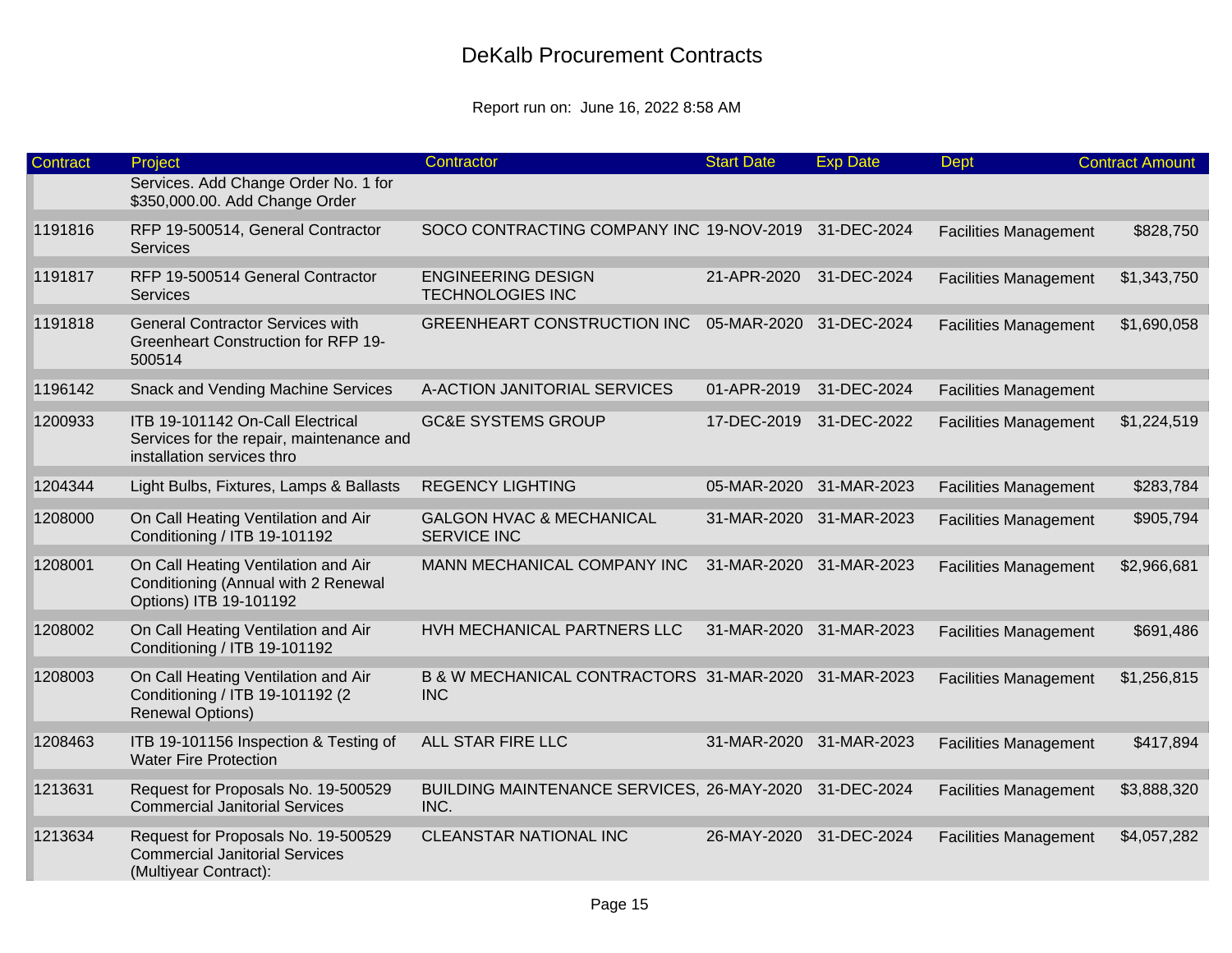# DeKalb Procurement Contracts

Report run on: June 16, 2022 8:58 AM

| Contract | Project | Contractor | Start Date | Exp Date | Dept | Contract Amount |
|---|---|---|---|---|---|---|
| | Services. Add Change Order No. 1 for $350,000.00. Add Change Order | | | | | |
| 1191816 | RFP 19-500514, General Contractor Services | SOCO CONTRACTING COMPANY INC | 19-NOV-2019 | 31-DEC-2024 | Facilities Management | $828,750 |
| 1191817 | RFP 19-500514 General Contractor Services | ENGINEERING DESIGN TECHNOLOGIES INC | 21-APR-2020 | 31-DEC-2024 | Facilities Management | $1,343,750 |
| 1191818 | General Contractor Services with Greenheart Construction for RFP 19-500514 | GREENHEART CONSTRUCTION INC | 05-MAR-2020 | 31-DEC-2024 | Facilities Management | $1,690,058 |
| 1196142 | Snack and Vending Machine Services | A-ACTION JANITORIAL SERVICES | 01-APR-2019 | 31-DEC-2024 | Facilities Management | |
| 1200933 | ITB 19-101142 On-Call Electrical Services for the repair, maintenance and installation services thro | GC&E SYSTEMS GROUP | 17-DEC-2019 | 31-DEC-2022 | Facilities Management | $1,224,519 |
| 1204344 | Light Bulbs, Fixtures, Lamps & Ballasts | REGENCY LIGHTING | 05-MAR-2020 | 31-MAR-2023 | Facilities Management | $283,784 |
| 1208000 | On Call Heating Ventilation and Air Conditioning / ITB 19-101192 | GALGON HVAC & MECHANICAL SERVICE INC | 31-MAR-2020 | 31-MAR-2023 | Facilities Management | $905,794 |
| 1208001 | On Call Heating Ventilation and Air Conditioning (Annual with 2 Renewal Options) ITB 19-101192 | MANN MECHANICAL COMPANY INC | 31-MAR-2020 | 31-MAR-2023 | Facilities Management | $2,966,681 |
| 1208002 | On Call Heating Ventilation and Air Conditioning / ITB 19-101192 | HVH MECHANICAL PARTNERS LLC | 31-MAR-2020 | 31-MAR-2023 | Facilities Management | $691,486 |
| 1208003 | On Call Heating Ventilation and Air Conditioning / ITB 19-101192 (2 Renewal Options) | B & W MECHANICAL CONTRACTORS INC | 31-MAR-2020 | 31-MAR-2023 | Facilities Management | $1,256,815 |
| 1208463 | ITB 19-101156 Inspection & Testing of Water Fire Protection | ALL STAR FIRE LLC | 31-MAR-2020 | 31-MAR-2023 | Facilities Management | $417,894 |
| 1213631 | Request for Proposals No. 19-500529 Commercial Janitorial Services | BUILDING MAINTENANCE SERVICES, INC. | 26-MAY-2020 | 31-DEC-2024 | Facilities Management | $3,888,320 |
| 1213634 | Request for Proposals No. 19-500529 Commercial Janitorial Services (Multiyear Contract): | CLEANSTAR NATIONAL INC | 26-MAY-2020 | 31-DEC-2024 | Facilities Management | $4,057,282 |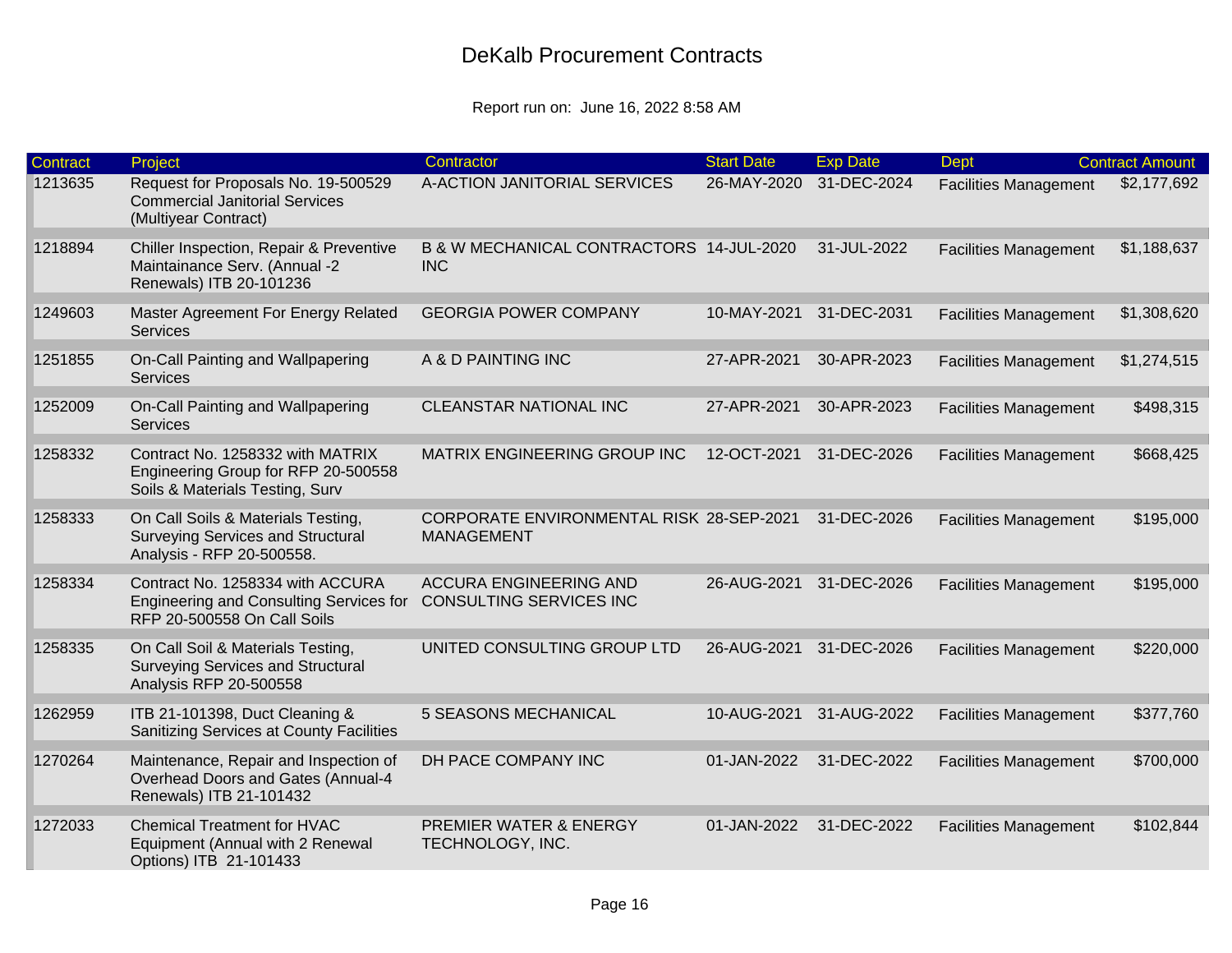# DeKalb Procurement Contracts

Report run on: June 16, 2022 8:58 AM

| Contract | Project | Contractor | Start Date | Exp Date | Dept | Contract Amount |
|---|---|---|---|---|---|---|
| 1213635 | Request for Proposals No. 19-500529 Commercial Janitorial Services (Multiyear Contract) | A-ACTION JANITORIAL SERVICES | 26-MAY-2020 | 31-DEC-2024 | Facilities Management | $2,177,692 |
| 1218894 | Chiller Inspection, Repair & Preventive Maintainance Serv. (Annual -2 Renewals) ITB 20-101236 | B & W MECHANICAL CONTRACTORS INC | 14-JUL-2020 | 31-JUL-2022 | Facilities Management | $1,188,637 |
| 1249603 | Master Agreement For Energy Related Services | GEORGIA POWER COMPANY | 10-MAY-2021 | 31-DEC-2031 | Facilities Management | $1,308,620 |
| 1251855 | On-Call Painting and Wallpapering Services | A & D PAINTING INC | 27-APR-2021 | 30-APR-2023 | Facilities Management | $1,274,515 |
| 1252009 | On-Call Painting and Wallpapering Services | CLEANSTAR NATIONAL INC | 27-APR-2021 | 30-APR-2023 | Facilities Management | $498,315 |
| 1258332 | Contract No. 1258332 with MATRIX Engineering Group for RFP 20-500558 Soils & Materials Testing, Surv | MATRIX ENGINEERING GROUP INC | 12-OCT-2021 | 31-DEC-2026 | Facilities Management | $668,425 |
| 1258333 | On Call Soils & Materials Testing, Surveying Services and Structural Analysis - RFP 20-500558. | CORPORATE ENVIRONMENTAL RISK MANAGEMENT | 28-SEP-2021 | 31-DEC-2026 | Facilities Management | $195,000 |
| 1258334 | Contract No. 1258334 with ACCURA Engineering and Consulting Services for RFP 20-500558 On Call Soils | ACCURA ENGINEERING AND CONSULTING SERVICES INC | 26-AUG-2021 | 31-DEC-2026 | Facilities Management | $195,000 |
| 1258335 | On Call Soil & Materials Testing, Surveying Services and Structural Analysis RFP 20-500558 | UNITED CONSULTING GROUP LTD | 26-AUG-2021 | 31-DEC-2026 | Facilities Management | $220,000 |
| 1262959 | ITB 21-101398, Duct Cleaning & Sanitizing Services at County Facilities | 5 SEASONS MECHANICAL | 10-AUG-2021 | 31-AUG-2022 | Facilities Management | $377,760 |
| 1270264 | Maintenance, Repair and Inspection of Overhead Doors and Gates (Annual-4 Renewals) ITB 21-101432 | DH PACE COMPANY INC | 01-JAN-2022 | 31-DEC-2022 | Facilities Management | $700,000 |
| 1272033 | Chemical Treatment for HVAC Equipment (Annual with 2 Renewal Options) ITB 21-101433 | PREMIER WATER & ENERGY TECHNOLOGY, INC. | 01-JAN-2022 | 31-DEC-2022 | Facilities Management | $102,844 |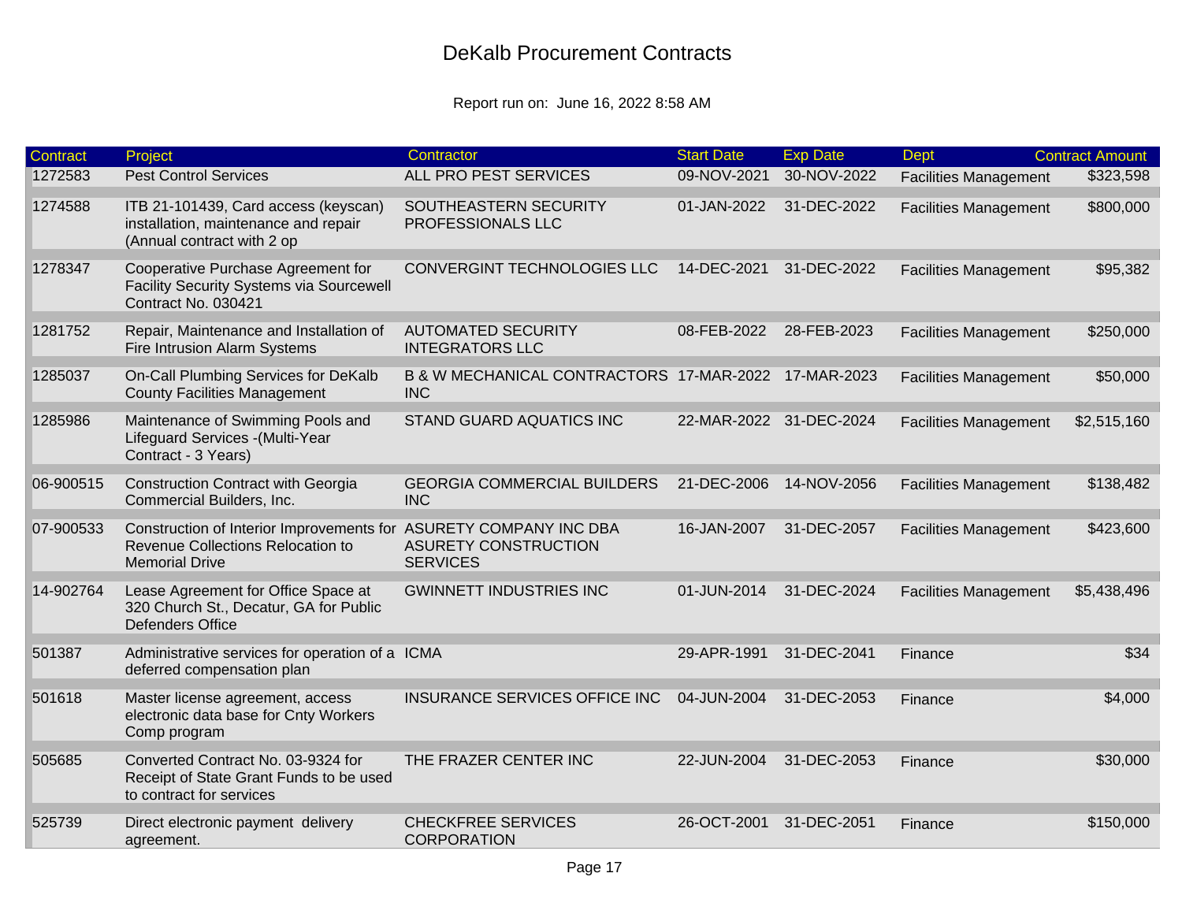# DeKalb Procurement Contracts

Report run on: June 16, 2022 8:58 AM

| Contract | Project | Contractor | Start Date | Exp Date | Dept | Contract Amount |
|---|---|---|---|---|---|---|
| 1272583 | Pest Control Services | ALL PRO PEST SERVICES | 09-NOV-2021 | 30-NOV-2022 | Facilities Management | $323,598 |
| 1274588 | ITB 21-101439, Card access (keyscan) installation, maintenance and repair (Annual contract with 2 op | SOUTHEASTERN SECURITY PROFESSIONALS LLC | 01-JAN-2022 | 31-DEC-2022 | Facilities Management | $800,000 |
| 1278347 | Cooperative Purchase Agreement for Facility Security Systems via Sourcewell Contract No. 030421 | CONVERGINT TECHNOLOGIES LLC | 14-DEC-2021 | 31-DEC-2022 | Facilities Management | $95,382 |
| 1281752 | Repair, Maintenance and Installation of Fire Intrusion Alarm Systems | AUTOMATED SECURITY INTEGRATORS LLC | 08-FEB-2022 | 28-FEB-2023 | Facilities Management | $250,000 |
| 1285037 | On-Call Plumbing Services for DeKalb County Facilities Management | B & W MECHANICAL CONTRACTORS INC | 17-MAR-2022 | 17-MAR-2023 | Facilities Management | $50,000 |
| 1285986 | Maintenance of Swimming Pools and Lifeguard Services -(Multi-Year Contract - 3 Years) | STAND GUARD AQUATICS INC | 22-MAR-2022 | 31-DEC-2024 | Facilities Management | $2,515,160 |
| 06-900515 | Construction Contract with Georgia Commercial Builders, Inc. | GEORGIA COMMERCIAL BUILDERS INC | 21-DEC-2006 | 14-NOV-2056 | Facilities Management | $138,482 |
| 07-900533 | Construction of Interior Improvements for Revenue Collections Relocation to Memorial Drive | ASURETY COMPANY INC DBA ASURETY CONSTRUCTION SERVICES | 16-JAN-2007 | 31-DEC-2057 | Facilities Management | $423,600 |
| 14-902764 | Lease Agreement for Office Space at 320 Church St., Decatur, GA for Public Defenders Office | GWINNETT INDUSTRIES INC | 01-JUN-2014 | 31-DEC-2024 | Facilities Management | $5,438,496 |
| 501387 | Administrative services for operation of a deferred compensation plan | ICMA | 29-APR-1991 | 31-DEC-2041 | Finance | $34 |
| 501618 | Master license agreement, access electronic data base for Cnty Workers Comp program | INSURANCE SERVICES OFFICE INC | 04-JUN-2004 | 31-DEC-2053 | Finance | $4,000 |
| 505685 | Converted Contract No. 03-9324 for Receipt of State Grant Funds to be used to contract for services | THE FRAZER CENTER INC | 22-JUN-2004 | 31-DEC-2053 | Finance | $30,000 |
| 525739 | Direct electronic payment delivery agreement. | CHECKFREE SERVICES CORPORATION | 26-OCT-2001 | 31-DEC-2051 | Finance | $150,000 |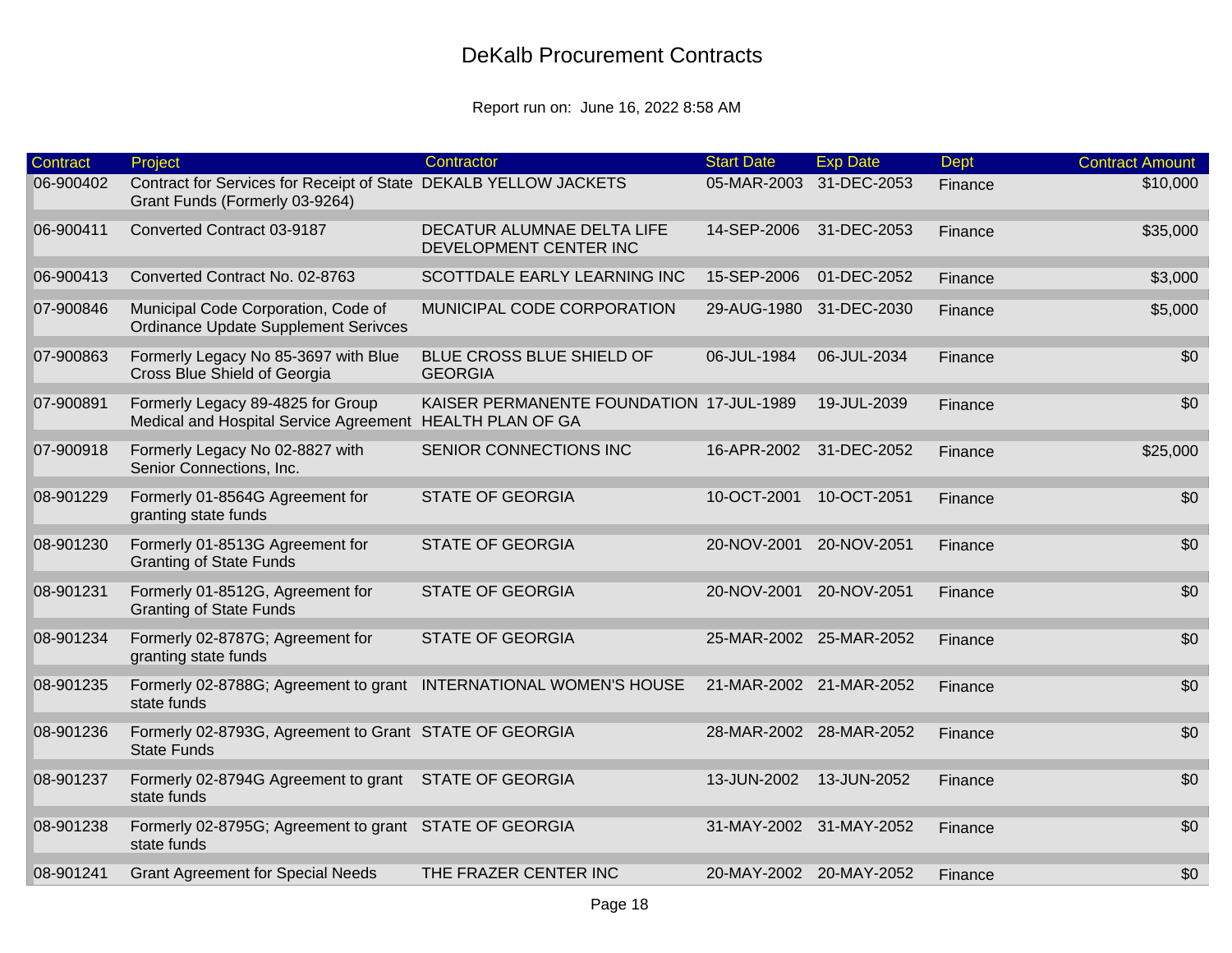# DeKalb Procurement Contracts

Report run on: June 16, 2022 8:58 AM

| Contract | Project | Contractor | Start Date | Exp Date | Dept | Contract Amount |
|---|---|---|---|---|---|---|
| 06-900402 | Contract for Services for Receipt of State Grant Funds (Formerly 03-9264) | DEKALB YELLOW JACKETS | 05-MAR-2003 | 31-DEC-2053 | Finance | $10,000 |
| 06-900411 | Converted Contract 03-9187 | DECATUR ALUMNAE DELTA LIFE DEVELOPMENT CENTER INC | 14-SEP-2006 | 31-DEC-2053 | Finance | $35,000 |
| 06-900413 | Converted Contract No. 02-8763 | SCOTTDALE EARLY LEARNING INC | 15-SEP-2006 | 01-DEC-2052 | Finance | $3,000 |
| 07-900846 | Municipal Code Corporation, Code of Ordinance Update Supplement Serivces | MUNICIPAL CODE CORPORATION | 29-AUG-1980 | 31-DEC-2030 | Finance | $5,000 |
| 07-900863 | Formerly Legacy No 85-3697 with Blue Cross Blue Shield of Georgia | BLUE CROSS BLUE SHIELD OF GEORGIA | 06-JUL-1984 | 06-JUL-2034 | Finance | $0 |
| 07-900891 | Formerly Legacy 89-4825 for Group Medical and Hospital Service Agreement | KAISER PERMANENTE FOUNDATION HEALTH PLAN OF GA | 17-JUL-1989 | 19-JUL-2039 | Finance | $0 |
| 07-900918 | Formerly Legacy No 02-8827 with Senior Connections, Inc. | SENIOR CONNECTIONS INC | 16-APR-2002 | 31-DEC-2052 | Finance | $25,000 |
| 08-901229 | Formerly 01-8564G Agreement for granting state funds | STATE OF GEORGIA | 10-OCT-2001 | 10-OCT-2051 | Finance | $0 |
| 08-901230 | Formerly 01-8513G Agreement for Granting of State Funds | STATE OF GEORGIA | 20-NOV-2001 | 20-NOV-2051 | Finance | $0 |
| 08-901231 | Formerly 01-8512G, Agreement for Granting of State Funds | STATE OF GEORGIA | 20-NOV-2001 | 20-NOV-2051 | Finance | $0 |
| 08-901234 | Formerly 02-8787G; Agreement for granting state funds | STATE OF GEORGIA | 25-MAR-2002 | 25-MAR-2052 | Finance | $0 |
| 08-901235 | Formerly 02-8788G; Agreement to grant state funds | INTERNATIONAL WOMEN'S HOUSE | 21-MAR-2002 | 21-MAR-2052 | Finance | $0 |
| 08-901236 | Formerly 02-8793G, Agreement to Grant State Funds | STATE OF GEORGIA | 28-MAR-2002 | 28-MAR-2052 | Finance | $0 |
| 08-901237 | Formerly 02-8794G Agreement to grant state funds | STATE OF GEORGIA | 13-JUN-2002 | 13-JUN-2052 | Finance | $0 |
| 08-901238 | Formerly 02-8795G; Agreement to grant state funds | STATE OF GEORGIA | 31-MAY-2002 | 31-MAY-2052 | Finance | $0 |
| 08-901241 | Grant Agreement for Special Needs | THE FRAZER CENTER INC | 20-MAY-2002 | 20-MAY-2052 | Finance | $0 |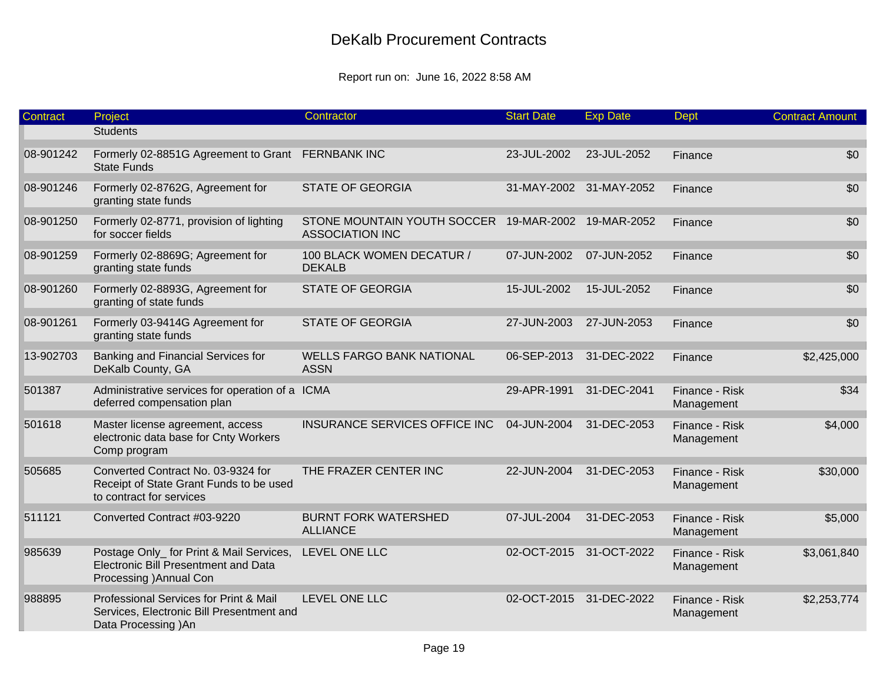# DeKalb Procurement Contracts

Report run on: June 16, 2022 8:58 AM

| Contract | Project | Contractor | Start Date | Exp Date | Dept | Contract Amount |
|---|---|---|---|---|---|---|
| | Students | | | | | |
| 08-901242 | Formerly 02-8851G Agreement to Grant State Funds | FERNBANK INC | 23-JUL-2002 | 23-JUL-2052 | Finance | $0 |
| 08-901246 | Formerly 02-8762G, Agreement for granting state funds | STATE OF GEORGIA | 31-MAY-2002 | 31-MAY-2052 | Finance | $0 |
| 08-901250 | Formerly 02-8771, provision of lighting for soccer fields | STONE MOUNTAIN YOUTH SOCCER ASSOCIATION INC | 19-MAR-2002 | 19-MAR-2052 | Finance | $0 |
| 08-901259 | Formerly 02-8869G; Agreement for granting state funds | 100 BLACK WOMEN DECATUR / DEKALB | 07-JUN-2002 | 07-JUN-2052 | Finance | $0 |
| 08-901260 | Formerly 02-8893G, Agreement for granting of state funds | STATE OF GEORGIA | 15-JUL-2002 | 15-JUL-2052 | Finance | $0 |
| 08-901261 | Formerly 03-9414G Agreement for granting state funds | STATE OF GEORGIA | 27-JUN-2003 | 27-JUN-2053 | Finance | $0 |
| 13-902703 | Banking and Financial Services for DeKalb County, GA | WELLS FARGO BANK NATIONAL ASSN | 06-SEP-2013 | 31-DEC-2022 | Finance | $2,425,000 |
| 501387 | Administrative services for operation of a deferred compensation plan | ICMA | 29-APR-1991 | 31-DEC-2041 | Finance - Risk Management | $34 |
| 501618 | Master license agreement, access electronic data base for Cnty Workers Comp program | INSURANCE SERVICES OFFICE INC | 04-JUN-2004 | 31-DEC-2053 | Finance - Risk Management | $4,000 |
| 505685 | Converted Contract No. 03-9324 for Receipt of State Grant Funds to be used to contract for services | THE FRAZER CENTER INC | 22-JUN-2004 | 31-DEC-2053 | Finance - Risk Management | $30,000 |
| 511121 | Converted Contract #03-9220 | BURNT FORK WATERSHED ALLIANCE | 07-JUL-2004 | 31-DEC-2053 | Finance - Risk Management | $5,000 |
| 985639 | Postage Only_ for Print & Mail Services, Electronic Bill Presentment and Data Processing )Annual Con | LEVEL ONE LLC | 02-OCT-2015 | 31-OCT-2022 | Finance - Risk Management | $3,061,840 |
| 988895 | Professional Services for Print & Mail Services, Electronic Bill Presentment and Data Processing )An | LEVEL ONE LLC | 02-OCT-2015 | 31-DEC-2022 | Finance - Risk Management | $2,253,774 |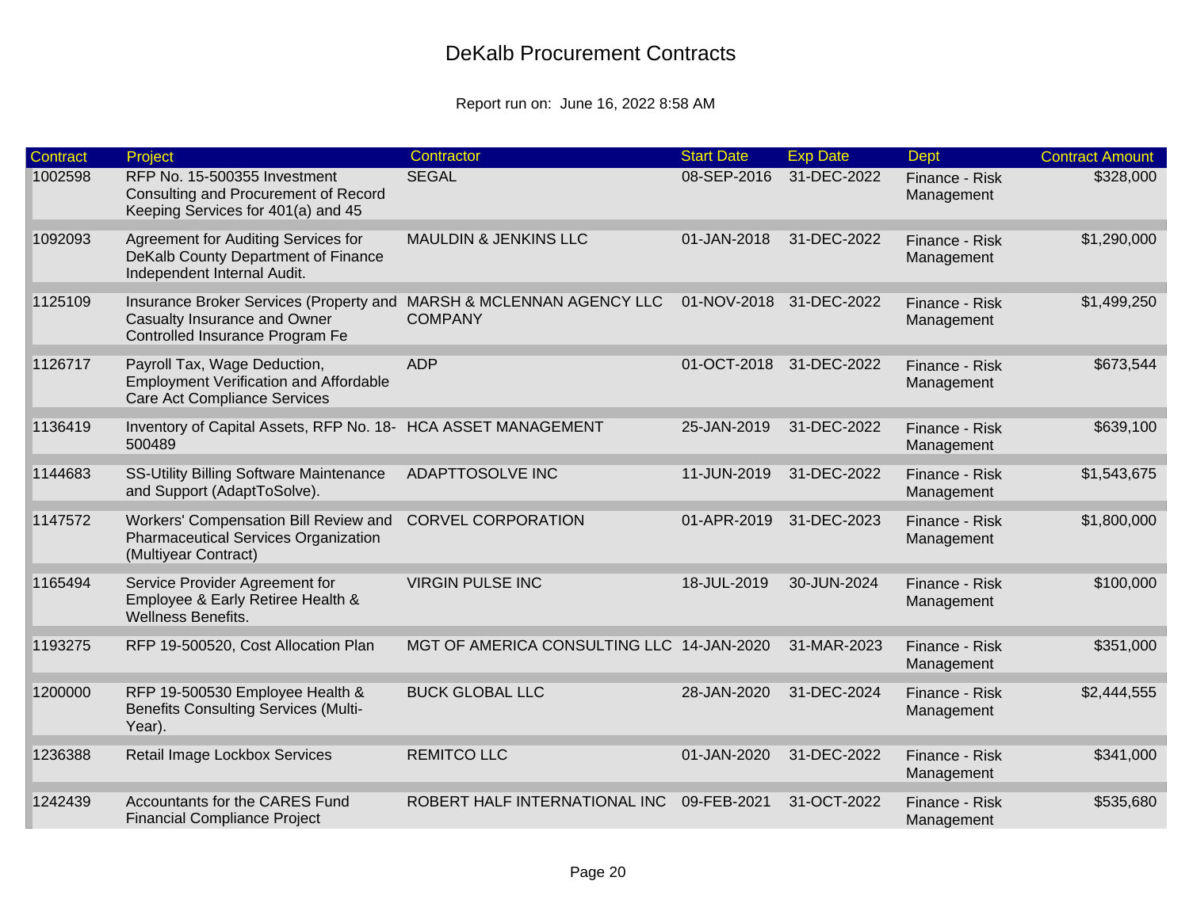# DeKalb Procurement Contracts

Report run on: June 16, 2022 8:58 AM

| Contract | Project | Contractor | Start Date | Exp Date | Dept | Contract Amount |
|---|---|---|---|---|---|---|
| 1002598 | RFP No. 15-500355 Investment Consulting and Procurement of Record Keeping Services for 401(a) and 45 | SEGAL | 08-SEP-2016 | 31-DEC-2022 | Finance - Risk Management | $328,000 |
| 1092093 | Agreement for Auditing Services for DeKalb County Department of Finance Independent Internal Audit. | MAULDIN & JENKINS LLC | 01-JAN-2018 | 31-DEC-2022 | Finance - Risk Management | $1,290,000 |
| 1125109 | Insurance Broker Services (Property and Casualty Insurance and Owner Controlled Insurance Program Fe | MARSH & MCLENNAN AGENCY LLC COMPANY | 01-NOV-2018 | 31-DEC-2022 | Finance - Risk Management | $1,499,250 |
| 1126717 | Payroll Tax, Wage Deduction, Employment Verification and Affordable Care Act Compliance Services | ADP | 01-OCT-2018 | 31-DEC-2022 | Finance - Risk Management | $673,544 |
| 1136419 | Inventory of Capital Assets, RFP No. 18-500489 | HCA ASSET MANAGEMENT | 25-JAN-2019 | 31-DEC-2022 | Finance - Risk Management | $639,100 |
| 1144683 | SS-Utility Billing Software Maintenance and Support (AdaptToSolve). | ADAPTTOSOLVE INC | 11-JUN-2019 | 31-DEC-2022 | Finance - Risk Management | $1,543,675 |
| 1147572 | Workers' Compensation Bill Review and Pharmaceutical Services Organization (Multiyear Contract) | CORVEL CORPORATION | 01-APR-2019 | 31-DEC-2023 | Finance - Risk Management | $1,800,000 |
| 1165494 | Service Provider Agreement for Employee & Early Retiree Health & Wellness Benefits. | VIRGIN PULSE INC | 18-JUL-2019 | 30-JUN-2024 | Finance - Risk Management | $100,000 |
| 1193275 | RFP 19-500520, Cost Allocation Plan | MGT OF AMERICA CONSULTING LLC | 14-JAN-2020 | 31-MAR-2023 | Finance - Risk Management | $351,000 |
| 1200000 | RFP 19-500530 Employee Health & Benefits Consulting Services (Multi-Year). | BUCK GLOBAL LLC | 28-JAN-2020 | 31-DEC-2024 | Finance - Risk Management | $2,444,555 |
| 1236388 | Retail Image Lockbox Services | REMITCO LLC | 01-JAN-2020 | 31-DEC-2022 | Finance - Risk Management | $341,000 |
| 1242439 | Accountants for the CARES Fund Financial Compliance Project | ROBERT HALF INTERNATIONAL INC | 09-FEB-2021 | 31-OCT-2022 | Finance - Risk Management | $535,680 |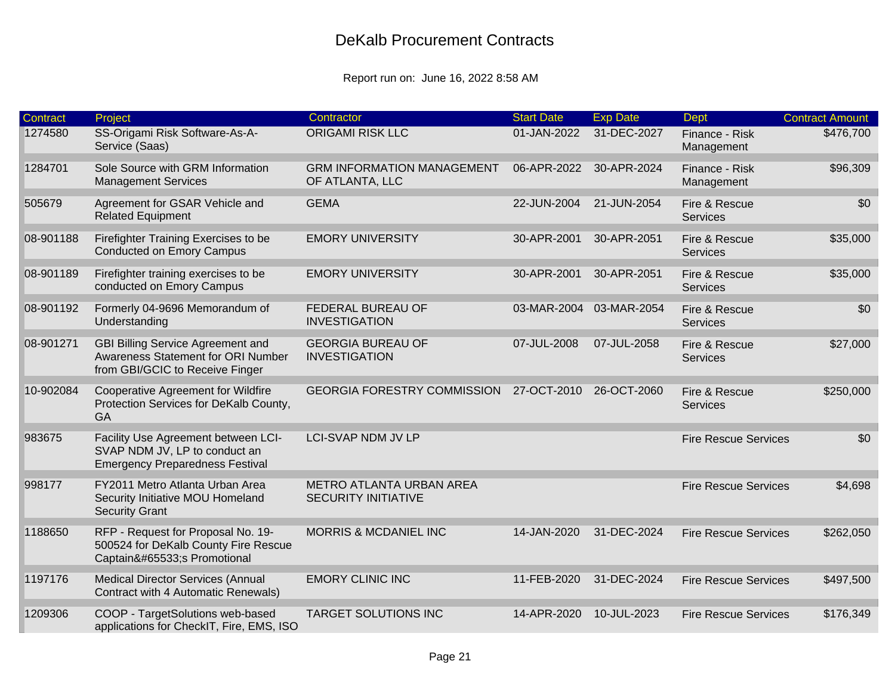# DeKalb Procurement Contracts

Report run on: June 16, 2022 8:58 AM

| Contract | Project | Contractor | Start Date | Exp Date | Dept | Contract Amount |
|---|---|---|---|---|---|---|
| 1274580 | SS-Origami Risk Software-As-A-Service (Saas) | ORIGAMI RISK LLC | 01-JAN-2022 | 31-DEC-2027 | Finance - Risk Management | $476,700 |
| 1284701 | Sole Source with GRM Information Management Services | GRM INFORMATION MANAGEMENT OF ATLANTA, LLC | 06-APR-2022 | 30-APR-2024 | Finance - Risk Management | $96,309 |
| 505679 | Agreement for GSAR Vehicle and Related Equipment | GEMA | 22-JUN-2004 | 21-JUN-2054 | Fire & Rescue Services | $0 |
| 08-901188 | Firefighter Training Exercises to be Conducted on Emory Campus | EMORY UNIVERSITY | 30-APR-2001 | 30-APR-2051 | Fire & Rescue Services | $35,000 |
| 08-901189 | Firefighter training exercises to be conducted on Emory Campus | EMORY UNIVERSITY | 30-APR-2001 | 30-APR-2051 | Fire & Rescue Services | $35,000 |
| 08-901192 | Formerly 04-9696 Memorandum of Understanding | FEDERAL BUREAU OF INVESTIGATION | 03-MAR-2004 | 03-MAR-2054 | Fire & Rescue Services | $0 |
| 08-901271 | GBI Billing Service Agreement and Awareness Statement for ORI Number from GBI/GCIC to Receive Finger | GEORGIA BUREAU OF INVESTIGATION | 07-JUL-2008 | 07-JUL-2058 | Fire & Rescue Services | $27,000 |
| 10-902084 | Cooperative Agreement for Wildfire Protection Services for DeKalb County, GA | GEORGIA FORESTRY COMMISSION | 27-OCT-2010 | 26-OCT-2060 | Fire & Rescue Services | $250,000 |
| 983675 | Facility Use Agreement between LCI-SVAP NDM JV, LP to conduct an Emergency Preparedness Festival | LCI-SVAP NDM JV LP | | | Fire Rescue Services | $0 |
| 998177 | FY2011 Metro Atlanta Urban Area Security Initiative MOU Homeland Security Grant | METRO ATLANTA URBAN AREA SECURITY INITIATIVE | | | Fire Rescue Services | $4,698 |
| 1188650 | RFP - Request for Proposal No. 19-500524 for DeKalb County Fire Rescue Captain&#65533;s Promotional | MORRIS & MCDANIEL INC | 14-JAN-2020 | 31-DEC-2024 | Fire Rescue Services | $262,050 |
| 1197176 | Medical Director Services (Annual Contract with 4 Automatic Renewals) | EMORY CLINIC INC | 11-FEB-2020 | 31-DEC-2024 | Fire Rescue Services | $497,500 |
| 1209306 | COOP - TargetSolutions web-based applications for CheckIT, Fire, EMS, ISO | TARGET SOLUTIONS INC | 14-APR-2020 | 10-JUL-2023 | Fire Rescue Services | $176,349 |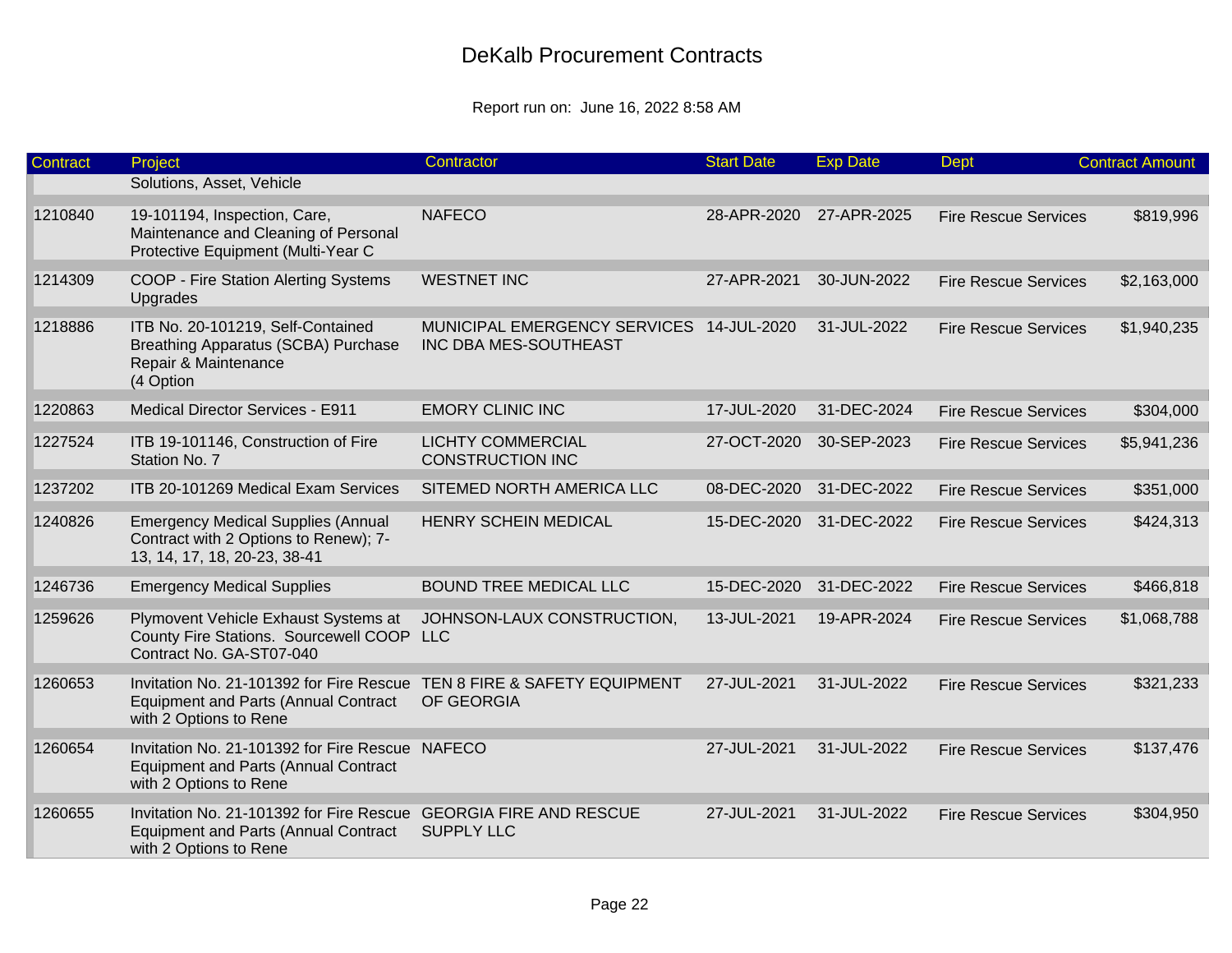# DeKalb Procurement Contracts

Report run on: June 16, 2022 8:58 AM

| Contract | Project | Contractor | Start Date | Exp Date | Dept | Contract Amount |
|---|---|---|---|---|---|---|
| | Solutions, Asset, Vehicle | | | | | |
| 1210840 | 19-101194, Inspection, Care, Maintenance and Cleaning of Personal Protective Equipment (Multi-Year C | NAFECO | 28-APR-2020 | 27-APR-2025 | Fire Rescue Services | $819,996 |
| 1214309 | COOP - Fire Station Alerting Systems Upgrades | WESTNET INC | 27-APR-2021 | 30-JUN-2022 | Fire Rescue Services | $2,163,000 |
| 1218886 | ITB No. 20-101219, Self-Contained Breathing Apparatus (SCBA) Purchase Repair & Maintenance (4 Option | MUNICIPAL EMERGENCY SERVICES INC DBA MES-SOUTHEAST | 14-JUL-2020 | 31-JUL-2022 | Fire Rescue Services | $1,940,235 |
| 1220863 | Medical Director Services - E911 | EMORY CLINIC INC | 17-JUL-2020 | 31-DEC-2024 | Fire Rescue Services | $304,000 |
| 1227524 | ITB 19-101146, Construction of Fire Station No. 7 | LICHTY COMMERCIAL CONSTRUCTION INC | 27-OCT-2020 | 30-SEP-2023 | Fire Rescue Services | $5,941,236 |
| 1237202 | ITB 20-101269 Medical Exam Services | SITEMED NORTH AMERICA LLC | 08-DEC-2020 | 31-DEC-2022 | Fire Rescue Services | $351,000 |
| 1240826 | Emergency Medical Supplies (Annual Contract with 2 Options to Renew); 7-13, 14, 17, 18, 20-23, 38-41 | HENRY SCHEIN MEDICAL | 15-DEC-2020 | 31-DEC-2022 | Fire Rescue Services | $424,313 |
| 1246736 | Emergency Medical Supplies | BOUND TREE MEDICAL LLC | 15-DEC-2020 | 31-DEC-2022 | Fire Rescue Services | $466,818 |
| 1259626 | Plymovent Vehicle Exhaust Systems at County Fire Stations. Sourcewell COOP Contract No. GA-ST07-040 | JOHNSON-LAUX CONSTRUCTION, LLC | 13-JUL-2021 | 19-APR-2024 | Fire Rescue Services | $1,068,788 |
| 1260653 | Invitation No. 21-101392 for Fire Rescue Equipment and Parts (Annual Contract with 2 Options to Rene | TEN 8 FIRE & SAFETY EQUIPMENT OF GEORGIA | 27-JUL-2021 | 31-JUL-2022 | Fire Rescue Services | $321,233 |
| 1260654 | Invitation No. 21-101392 for Fire Rescue Equipment and Parts (Annual Contract with 2 Options to Rene | NAFECO | 27-JUL-2021 | 31-JUL-2022 | Fire Rescue Services | $137,476 |
| 1260655 | Invitation No. 21-101392 for Fire Rescue Equipment and Parts (Annual Contract with 2 Options to Rene | GEORGIA FIRE AND RESCUE SUPPLY LLC | 27-JUL-2021 | 31-JUL-2022 | Fire Rescue Services | $304,950 |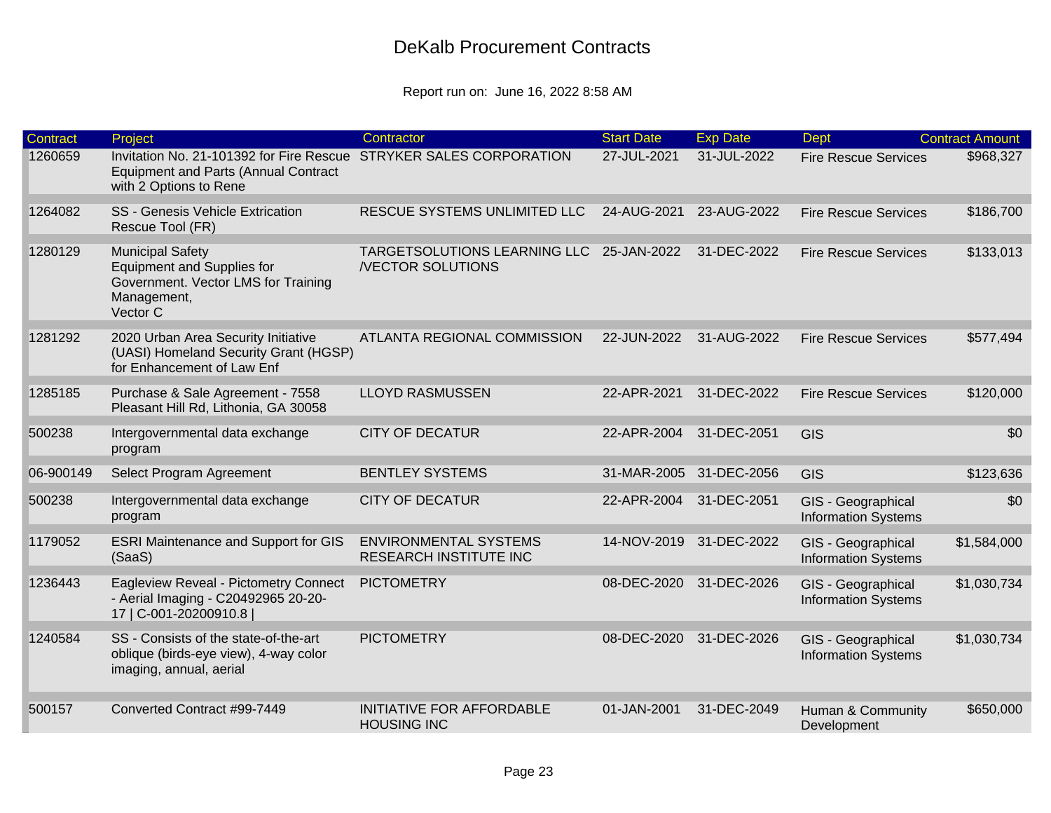# DeKalb Procurement Contracts

Report run on: June 16, 2022 8:58 AM

| Contract | Project | Contractor | Start Date | Exp Date | Dept | Contract Amount |
|---|---|---|---|---|---|---|
| 1260659 | Invitation No. 21-101392 for Fire Rescue Equipment and Parts (Annual Contract with 2 Options to Rene | STRYKER SALES CORPORATION | 27-JUL-2021 | 31-JUL-2022 | Fire Rescue Services | $968,327 |
| 1264082 | SS - Genesis Vehicle Extrication Rescue Tool (FR) | RESCUE SYSTEMS UNLIMITED LLC | 24-AUG-2021 | 23-AUG-2022 | Fire Rescue Services | $186,700 |
| 1280129 | Municipal Safety Equipment and Supplies for Government. Vector LMS for Training Management, Vector C | TARGETSOLUTIONS LEARNING LLC /VECTOR SOLUTIONS | 25-JAN-2022 | 31-DEC-2022 | Fire Rescue Services | $133,013 |
| 1281292 | 2020 Urban Area Security Initiative (UASI) Homeland Security Grant (HGSP) for Enhancement of Law Enf | ATLANTA REGIONAL COMMISSION | 22-JUN-2022 | 31-AUG-2022 | Fire Rescue Services | $577,494 |
| 1285185 | Purchase & Sale Agreement - 7558 Pleasant Hill Rd, Lithonia, GA 30058 | LLOYD RASMUSSEN | 22-APR-2021 | 31-DEC-2022 | Fire Rescue Services | $120,000 |
| 500238 | Intergovernmental data exchange program | CITY OF DECATUR | 22-APR-2004 | 31-DEC-2051 | GIS | $0 |
| 06-900149 | Select Program Agreement | BENTLEY SYSTEMS | 31-MAR-2005 | 31-DEC-2056 | GIS | $123,636 |
| 500238 | Intergovernmental data exchange program | CITY OF DECATUR | 22-APR-2004 | 31-DEC-2051 | GIS - Geographical Information Systems | $0 |
| 1179052 | ESRI Maintenance and Support for GIS (SaaS) | ENVIRONMENTAL SYSTEMS RESEARCH INSTITUTE INC | 14-NOV-2019 | 31-DEC-2022 | GIS - Geographical Information Systems | $1,584,000 |
| 1236443 | Eagleview Reveal - Pictometry Connect - Aerial Imaging - C20492965 20-20-17 \| C-001-20200910.8 \| | PICTOMETRY | 08-DEC-2020 | 31-DEC-2026 | GIS - Geographical Information Systems | $1,030,734 |
| 1240584 | SS - Consists of the state-of-the-art oblique (birds-eye view), 4-way color imaging, annual, aerial | PICTOMETRY | 08-DEC-2020 | 31-DEC-2026 | GIS - Geographical Information Systems | $1,030,734 |
| 500157 | Converted Contract #99-7449 | INITIATIVE FOR AFFORDABLE HOUSING INC | 01-JAN-2001 | 31-DEC-2049 | Human & Community Development | $650,000 |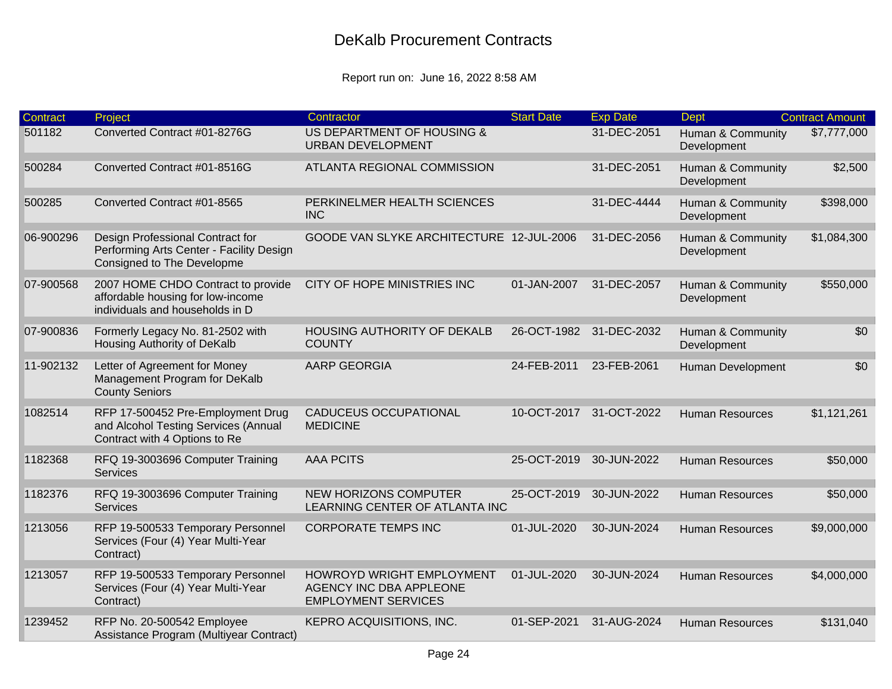# DeKalb Procurement Contracts

Report run on: June 16, 2022 8:58 AM

| Contract | Project | Contractor | Start Date | Exp Date | Dept | Contract Amount |
|---|---|---|---|---|---|---|
| 501182 | Converted Contract #01-8276G | US DEPARTMENT OF HOUSING & URBAN DEVELOPMENT | | 31-DEC-2051 | Human & Community Development | $7,777,000 |
| 500284 | Converted Contract #01-8516G | ATLANTA REGIONAL COMMISSION | | 31-DEC-2051 | Human & Community Development | $2,500 |
| 500285 | Converted Contract #01-8565 | PERKINELMER HEALTH SCIENCES INC | | 31-DEC-4444 | Human & Community Development | $398,000 |
| 06-900296 | Design Professional Contract for Performing Arts Center - Facility Design Consigned to The Developme | GOODE VAN SLYKE ARCHITECTURE | 12-JUL-2006 | 31-DEC-2056 | Human & Community Development | $1,084,300 |
| 07-900568 | 2007 HOME CHDO Contract to provide affordable housing for low-income individuals and households in D | CITY OF HOPE MINISTRIES INC | 01-JAN-2007 | 31-DEC-2057 | Human & Community Development | $550,000 |
| 07-900836 | Formerly Legacy No. 81-2502 with Housing Authority of DeKalb | HOUSING AUTHORITY OF DEKALB COUNTY | 26-OCT-1982 | 31-DEC-2032 | Human & Community Development | $0 |
| 11-902132 | Letter of Agreement for Money Management Program for DeKalb County Seniors | AARP GEORGIA | 24-FEB-2011 | 23-FEB-2061 | Human Development | $0 |
| 1082514 | RFP 17-500452 Pre-Employment Drug and Alcohol Testing Services (Annual Contract with 4 Options to Re | CADUCEUS OCCUPATIONAL MEDICINE | 10-OCT-2017 | 31-OCT-2022 | Human Resources | $1,121,261 |
| 1182368 | RFQ 19-3003696 Computer Training Services | AAA PCITS | 25-OCT-2019 | 30-JUN-2022 | Human Resources | $50,000 |
| 1182376 | RFQ 19-3003696 Computer Training Services | NEW HORIZONS COMPUTER LEARNING CENTER OF ATLANTA INC | 25-OCT-2019 | 30-JUN-2022 | Human Resources | $50,000 |
| 1213056 | RFP 19-500533 Temporary Personnel Services (Four (4) Year Multi-Year Contract) | CORPORATE TEMPS INC | 01-JUL-2020 | 30-JUN-2024 | Human Resources | $9,000,000 |
| 1213057 | RFP 19-500533 Temporary Personnel Services (Four (4) Year Multi-Year Contract) | HOWROYD WRIGHT EMPLOYMENT AGENCY INC DBA APPLEONE EMPLOYMENT SERVICES | 01-JUL-2020 | 30-JUN-2024 | Human Resources | $4,000,000 |
| 1239452 | RFP No. 20-500542 Employee Assistance Program (Multiyear Contract) | KEPRO ACQUISITIONS, INC. | 01-SEP-2021 | 31-AUG-2024 | Human Resources | $131,040 |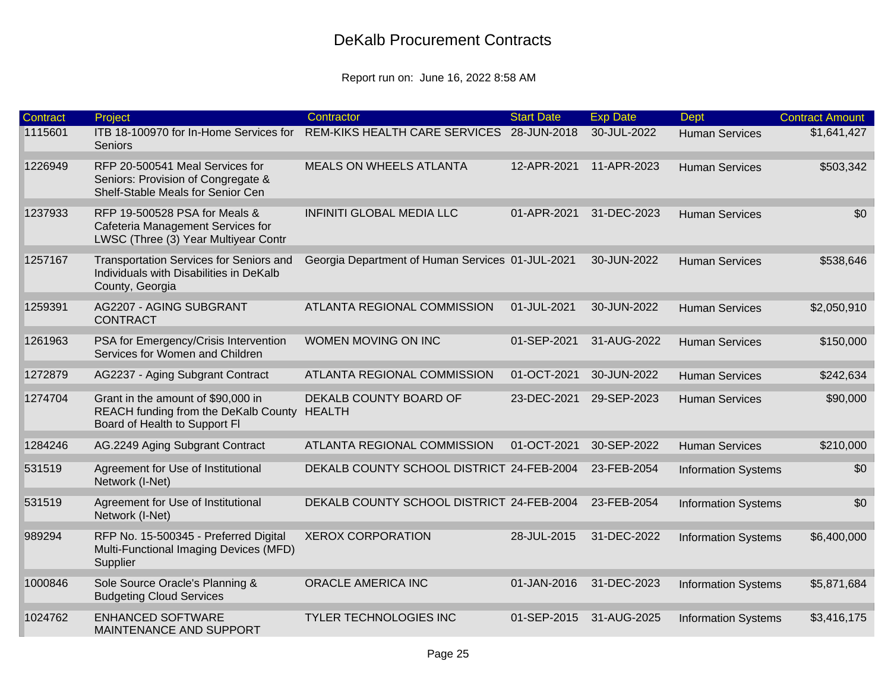# DeKalb Procurement Contracts

Report run on: June 16, 2022 8:58 AM

| Contract | Project | Contractor | Start Date | Exp Date | Dept | Contract Amount |
|---|---|---|---|---|---|---|
| 1115601 | ITB 18-100970 for In-Home Services for Seniors | REM-KIKS HEALTH CARE SERVICES | 28-JUN-2018 | 30-JUL-2022 | Human Services | $1,641,427 |
| 1226949 | RFP 20-500541 Meal Services for Seniors: Provision of Congregate & Shelf-Stable Meals for Senior Cen | MEALS ON WHEELS ATLANTA | 12-APR-2021 | 11-APR-2023 | Human Services | $503,342 |
| 1237933 | RFP 19-500528 PSA for Meals & Cafeteria Management Services for LWSC (Three (3) Year Multiyear Contr | INFINITI GLOBAL MEDIA LLC | 01-APR-2021 | 31-DEC-2023 | Human Services | $0 |
| 1257167 | Transportation Services for Seniors and Individuals with Disabilities in DeKalb County, Georgia | Georgia Department of Human Services | 01-JUL-2021 | 30-JUN-2022 | Human Services | $538,646 |
| 1259391 | AG2207 - AGING SUBGRANT CONTRACT | ATLANTA REGIONAL COMMISSION | 01-JUL-2021 | 30-JUN-2022 | Human Services | $2,050,910 |
| 1261963 | PSA for Emergency/Crisis Intervention Services for Women and Children | WOMEN MOVING ON INC | 01-SEP-2021 | 31-AUG-2022 | Human Services | $150,000 |
| 1272879 | AG2237 - Aging Subgrant Contract | ATLANTA REGIONAL COMMISSION | 01-OCT-2021 | 30-JUN-2022 | Human Services | $242,634 |
| 1274704 | Grant in the amount of $90,000 in REACH funding from the DeKalb County Board of Health to Support Fl | DEKALB COUNTY BOARD OF HEALTH | 23-DEC-2021 | 29-SEP-2023 | Human Services | $90,000 |
| 1284246 | AG.2249 Aging Subgrant Contract | ATLANTA REGIONAL COMMISSION | 01-OCT-2021 | 30-SEP-2022 | Human Services | $210,000 |
| 531519 | Agreement for Use of Institutional Network (I-Net) | DEKALB COUNTY SCHOOL DISTRICT | 24-FEB-2004 | 23-FEB-2054 | Information Systems | $0 |
| 531519 | Agreement for Use of Institutional Network (I-Net) | DEKALB COUNTY SCHOOL DISTRICT | 24-FEB-2004 | 23-FEB-2054 | Information Systems | $0 |
| 989294 | RFP No. 15-500345 - Preferred Digital Multi-Functional Imaging Devices (MFD) Supplier | XEROX CORPORATION | 28-JUL-2015 | 31-DEC-2022 | Information Systems | $6,400,000 |
| 1000846 | Sole Source Oracle's Planning & Budgeting Cloud Services | ORACLE AMERICA INC | 01-JAN-2016 | 31-DEC-2023 | Information Systems | $5,871,684 |
| 1024762 | ENHANCED SOFTWARE MAINTENANCE AND SUPPORT | TYLER TECHNOLOGIES INC | 01-SEP-2015 | 31-AUG-2025 | Information Systems | $3,416,175 |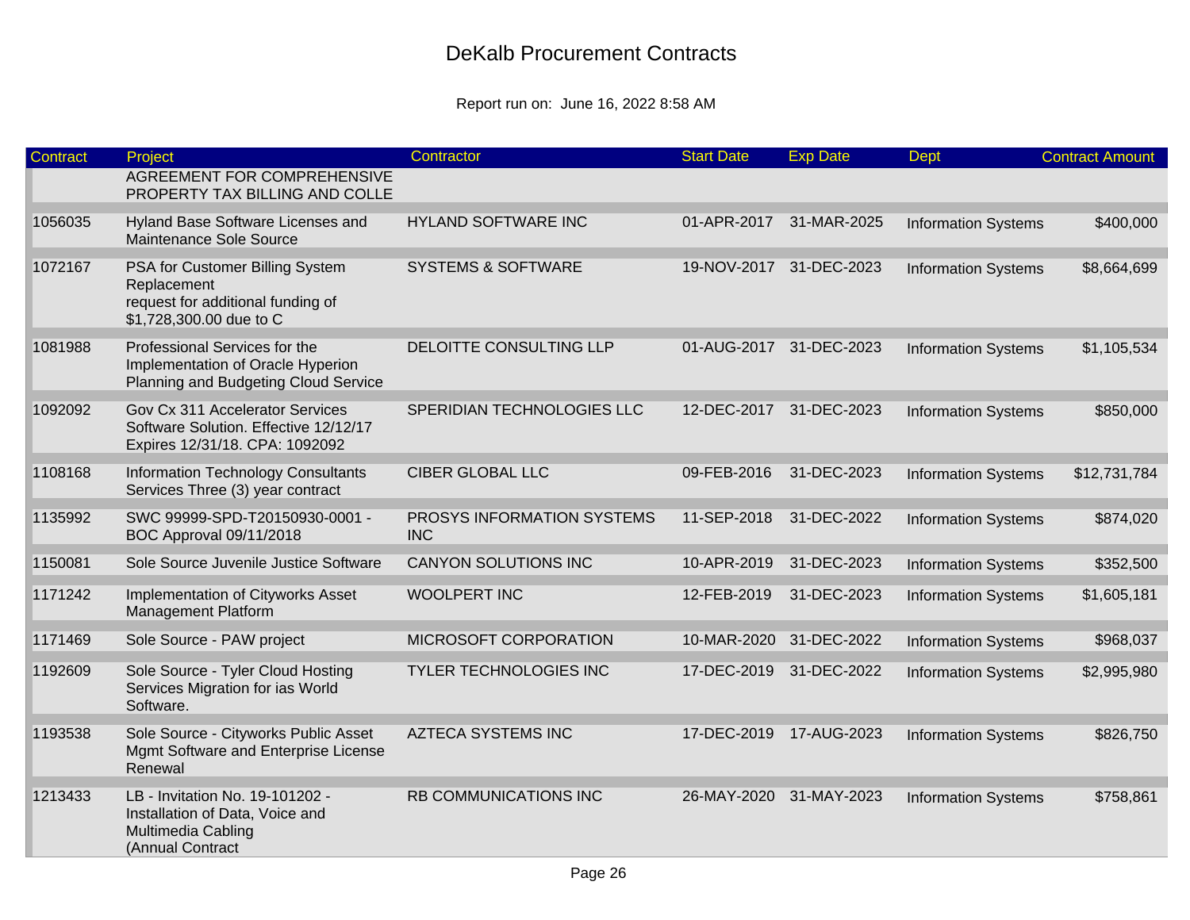# DeKalb Procurement Contracts

Report run on: June 16, 2022 8:58 AM

| Contract | Project | Contractor | Start Date | Exp Date | Dept | Contract Amount |
|---|---|---|---|---|---|---|
| | AGREEMENT FOR COMPREHENSIVE PROPERTY TAX BILLING AND COLLE | | | | | |
| 1056035 | Hyland Base Software Licenses and Maintenance Sole Source | HYLAND SOFTWARE INC | 01-APR-2017 | 31-MAR-2025 | Information Systems | $400,000 |
| 1072167 | PSA for Customer Billing System Replacement request for additional funding of $1,728,300.00 due to C | SYSTEMS & SOFTWARE | 19-NOV-2017 | 31-DEC-2023 | Information Systems | $8,664,699 |
| 1081988 | Professional Services for the Implementation of Oracle Hyperion Planning and Budgeting Cloud Service | DELOITTE CONSULTING LLP | 01-AUG-2017 | 31-DEC-2023 | Information Systems | $1,105,534 |
| 1092092 | Gov Cx 311 Accelerator Services Software Solution. Effective 12/12/17 Expires 12/31/18. CPA: 1092092 | SPERIDIAN TECHNOLOGIES LLC | 12-DEC-2017 | 31-DEC-2023 | Information Systems | $850,000 |
| 1108168 | Information Technology Consultants Services Three (3) year contract | CIBER GLOBAL LLC | 09-FEB-2016 | 31-DEC-2023 | Information Systems | $12,731,784 |
| 1135992 | SWC 99999-SPD-T20150930-0001 - BOC Approval 09/11/2018 | PROSYS INFORMATION SYSTEMS INC | 11-SEP-2018 | 31-DEC-2022 | Information Systems | $874,020 |
| 1150081 | Sole Source Juvenile Justice Software | CANYON SOLUTIONS INC | 10-APR-2019 | 31-DEC-2023 | Information Systems | $352,500 |
| 1171242 | Implementation of Cityworks Asset Management Platform | WOOLPERT INC | 12-FEB-2019 | 31-DEC-2023 | Information Systems | $1,605,181 |
| 1171469 | Sole Source - PAW project | MICROSOFT CORPORATION | 10-MAR-2020 | 31-DEC-2022 | Information Systems | $968,037 |
| 1192609 | Sole Source - Tyler Cloud Hosting Services Migration for ias World Software. | TYLER TECHNOLOGIES INC | 17-DEC-2019 | 31-DEC-2022 | Information Systems | $2,995,980 |
| 1193538 | Sole Source - Cityworks Public Asset Mgmt Software and Enterprise License Renewal | AZTECA SYSTEMS INC | 17-DEC-2019 | 17-AUG-2023 | Information Systems | $826,750 |
| 1213433 | LB - Invitation No. 19-101202 - Installation of Data, Voice and Multimedia Cabling (Annual Contract | RB COMMUNICATIONS INC | 26-MAY-2020 | 31-MAY-2023 | Information Systems | $758,861 |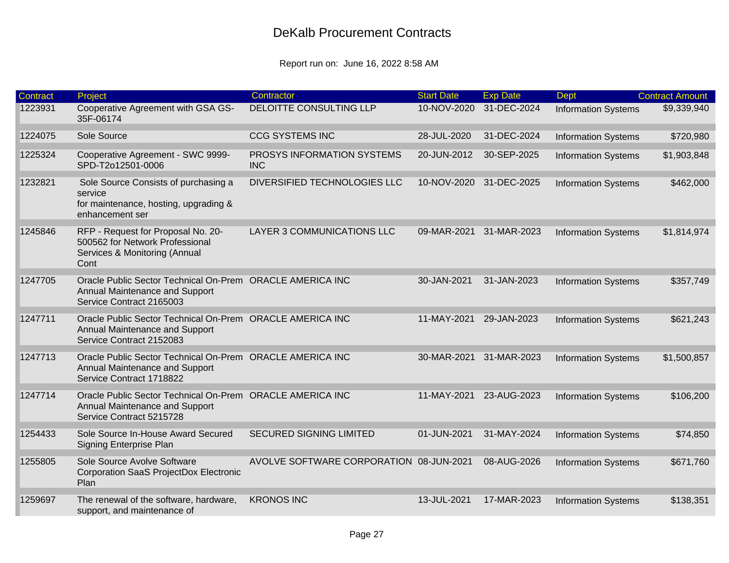# DeKalb Procurement Contracts

Report run on: June 16, 2022 8:58 AM

| Contract | Project | Contractor | Start Date | Exp Date | Dept | Contract Amount |
|---|---|---|---|---|---|---|
| 1223931 | Cooperative Agreement with GSA GS-35F-06174 | DELOITTE CONSULTING LLP | 10-NOV-2020 | 31-DEC-2024 | Information Systems | $9,339,940 |
| 1224075 | Sole Source | CCG SYSTEMS INC | 28-JUL-2020 | 31-DEC-2024 | Information Systems | $720,980 |
| 1225324 | Cooperative Agreement - SWC 9999-SPD-T2o12501-0006 | PROSYS INFORMATION SYSTEMS INC | 20-JUN-2012 | 30-SEP-2025 | Information Systems | $1,903,848 |
| 1232821 | Sole Source Consists of purchasing a service for maintenance, hosting, upgrading & enhancement ser | DIVERSIFIED TECHNOLOGIES LLC | 10-NOV-2020 | 31-DEC-2025 | Information Systems | $462,000 |
| 1245846 | RFP - Request for Proposal No. 20-500562 for Network Professional Services & Monitoring (Annual Cont | LAYER 3 COMMUNICATIONS LLC | 09-MAR-2021 | 31-MAR-2023 | Information Systems | $1,814,974 |
| 1247705 | Oracle Public Sector Technical On-Prem Annual Maintenance and Support Service Contract 2165003 | ORACLE AMERICA INC | 30-JAN-2021 | 31-JAN-2023 | Information Systems | $357,749 |
| 1247711 | Oracle Public Sector Technical On-Prem Annual Maintenance and Support Service Contract 2152083 | ORACLE AMERICA INC | 11-MAY-2021 | 29-JAN-2023 | Information Systems | $621,243 |
| 1247713 | Oracle Public Sector Technical On-Prem Annual Maintenance and Support Service Contract 1718822 | ORACLE AMERICA INC | 30-MAR-2021 | 31-MAR-2023 | Information Systems | $1,500,857 |
| 1247714 | Oracle Public Sector Technical On-Prem Annual Maintenance and Support Service Contract 5215728 | ORACLE AMERICA INC | 11-MAY-2021 | 23-AUG-2023 | Information Systems | $106,200 |
| 1254433 | Sole Source In-House Award Secured Signing Enterprise Plan | SECURED SIGNING LIMITED | 01-JUN-2021 | 31-MAY-2024 | Information Systems | $74,850 |
| 1255805 | Sole Source Avolve Software Corporation SaaS ProjectDox Electronic Plan | AVOLVE SOFTWARE CORPORATION | 08-JUN-2021 | 08-AUG-2026 | Information Systems | $671,760 |
| 1259697 | The renewal of the software, hardware, support, and maintenance of | KRONOS INC | 13-JUL-2021 | 17-MAR-2023 | Information Systems | $138,351 |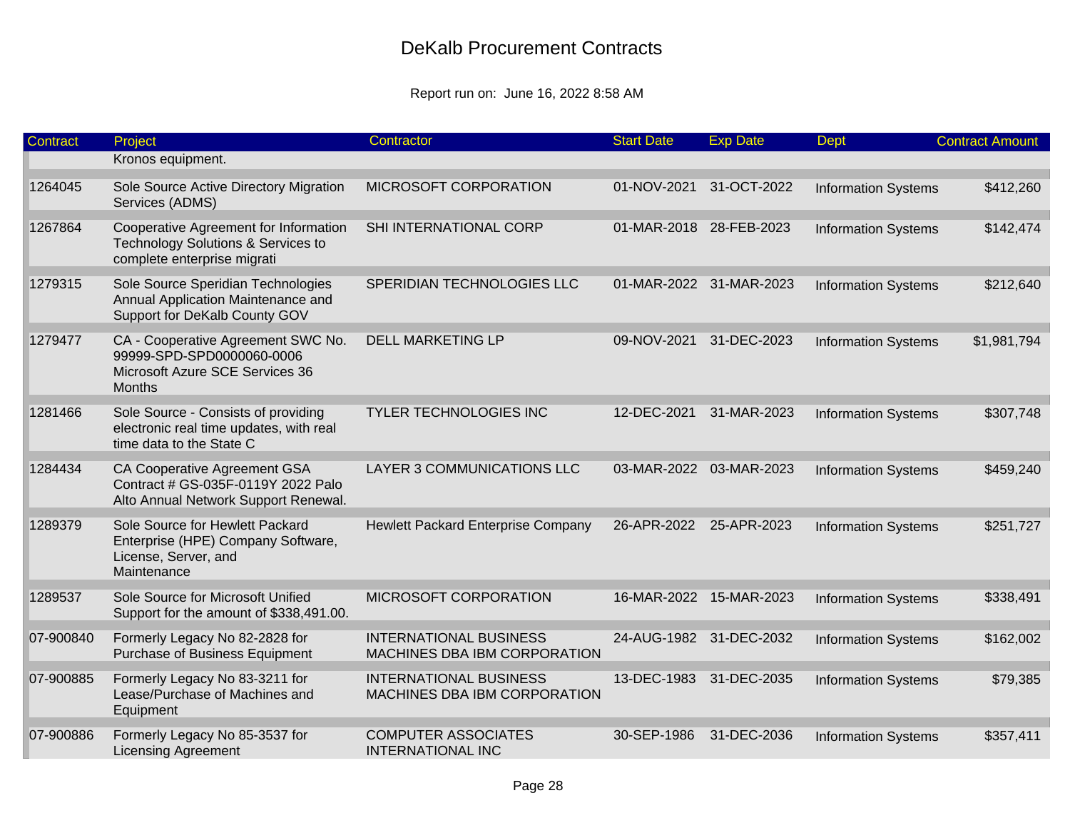# DeKalb Procurement Contracts

Report run on: June 16, 2022 8:58 AM

| Contract | Project | Contractor | Start Date | Exp Date | Dept | Contract Amount |
|---|---|---|---|---|---|---|
| | Kronos equipment. | | | | | |
| 1264045 | Sole Source Active Directory Migration Services (ADMS) | MICROSOFT CORPORATION | 01-NOV-2021 | 31-OCT-2022 | Information Systems | $412,260 |
| 1267864 | Cooperative Agreement for Information Technology Solutions & Services to complete enterprise migrati | SHI INTERNATIONAL CORP | 01-MAR-2018 | 28-FEB-2023 | Information Systems | $142,474 |
| 1279315 | Sole Source Speridian Technologies Annual Application Maintenance and Support for DeKalb County GOV | SPERIDIAN TECHNOLOGIES LLC | 01-MAR-2022 | 31-MAR-2023 | Information Systems | $212,640 |
| 1279477 | CA - Cooperative Agreement SWC No. 99999-SPD-SPD0000060-0006 Microsoft Azure SCE Services 36 Months | DELL MARKETING LP | 09-NOV-2021 | 31-DEC-2023 | Information Systems | $1,981,794 |
| 1281466 | Sole Source - Consists of providing electronic real time updates, with real time data to the State C | TYLER TECHNOLOGIES INC | 12-DEC-2021 | 31-MAR-2023 | Information Systems | $307,748 |
| 1284434 | CA Cooperative Agreement GSA Contract # GS-035F-0119Y 2022 Palo Alto Annual Network Support Renewal. | LAYER 3 COMMUNICATIONS LLC | 03-MAR-2022 | 03-MAR-2023 | Information Systems | $459,240 |
| 1289379 | Sole Source for Hewlett Packard Enterprise (HPE) Company Software, License, Server, and Maintenance | Hewlett Packard Enterprise Company | 26-APR-2022 | 25-APR-2023 | Information Systems | $251,727 |
| 1289537 | Sole Source for Microsoft Unified Support for the amount of $338,491.00. | MICROSOFT CORPORATION | 16-MAR-2022 | 15-MAR-2023 | Information Systems | $338,491 |
| 07-900840 | Formerly Legacy No 82-2828 for Purchase of Business Equipment | INTERNATIONAL BUSINESS MACHINES DBA IBM CORPORATION | 24-AUG-1982 | 31-DEC-2032 | Information Systems | $162,002 |
| 07-900885 | Formerly Legacy No 83-3211 for Lease/Purchase of Machines and Equipment | INTERNATIONAL BUSINESS MACHINES DBA IBM CORPORATION | 13-DEC-1983 | 31-DEC-2035 | Information Systems | $79,385 |
| 07-900886 | Formerly Legacy No 85-3537 for Licensing Agreement | COMPUTER ASSOCIATES INTERNATIONAL INC | 30-SEP-1986 | 31-DEC-2036 | Information Systems | $357,411 |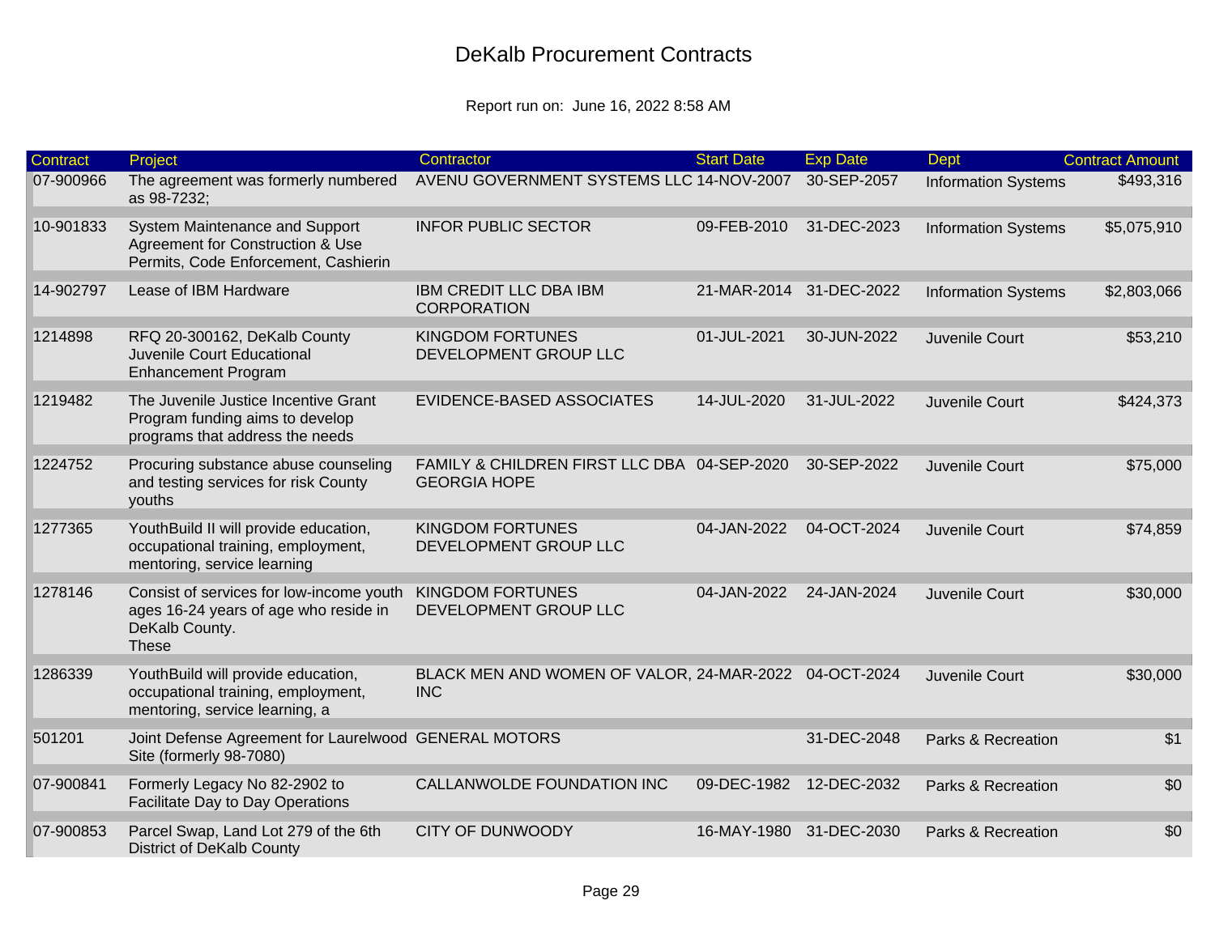# DeKalb Procurement Contracts

Report run on: June 16, 2022 8:58 AM

| Contract | Project | Contractor | Start Date | Exp Date | Dept | Contract Amount |
|---|---|---|---|---|---|---|
| 07-900966 | The agreement was formerly numbered as 98-7232; | AVENU GOVERNMENT SYSTEMS LLC | 14-NOV-2007 | 30-SEP-2057 | Information Systems | $493,316 |
| 10-901833 | System Maintenance and Support Agreement for Construction & Use Permits, Code Enforcement, Cashierin | INFOR PUBLIC SECTOR | 09-FEB-2010 | 31-DEC-2023 | Information Systems | $5,075,910 |
| 14-902797 | Lease of IBM Hardware | IBM CREDIT LLC DBA IBM CORPORATION | 21-MAR-2014 | 31-DEC-2022 | Information Systems | $2,803,066 |
| 1214898 | RFQ 20-300162, DeKalb County Juvenile Court Educational Enhancement Program | KINGDOM FORTUNES DEVELOPMENT GROUP LLC | 01-JUL-2021 | 30-JUN-2022 | Juvenile Court | $53,210 |
| 1219482 | The Juvenile Justice Incentive Grant Program funding aims to develop programs that address the needs | EVIDENCE-BASED ASSOCIATES | 14-JUL-2020 | 31-JUL-2022 | Juvenile Court | $424,373 |
| 1224752 | Procuring substance abuse counseling and testing services for risk County youths | FAMILY & CHILDREN FIRST LLC DBA GEORGIA HOPE | 04-SEP-2020 | 30-SEP-2022 | Juvenile Court | $75,000 |
| 1277365 | YouthBuild II will provide education, occupational training, employment, mentoring, service learning | KINGDOM FORTUNES DEVELOPMENT GROUP LLC | 04-JAN-2022 | 04-OCT-2024 | Juvenile Court | $74,859 |
| 1278146 | Consist of services for low-income youth ages 16-24 years of age who reside in DeKalb County. These | KINGDOM FORTUNES DEVELOPMENT GROUP LLC | 04-JAN-2022 | 24-JAN-2024 | Juvenile Court | $30,000 |
| 1286339 | YouthBuild will provide education, occupational training, employment, mentoring, service learning, a | BLACK MEN AND WOMEN OF VALOR, INC | 24-MAR-2022 | 04-OCT-2024 | Juvenile Court | $30,000 |
| 501201 | Joint Defense Agreement for Laurelwood Site (formerly 98-7080) | GENERAL MOTORS | | 31-DEC-2048 | Parks & Recreation | $1 |
| 07-900841 | Formerly Legacy No 82-2902 to Facilitate Day to Day Operations | CALLANWOLDE FOUNDATION INC | 09-DEC-1982 | 12-DEC-2032 | Parks & Recreation | $0 |
| 07-900853 | Parcel Swap, Land Lot 279 of the 6th District of DeKalb County | CITY OF DUNWOODY | 16-MAY-1980 | 31-DEC-2030 | Parks & Recreation | $0 |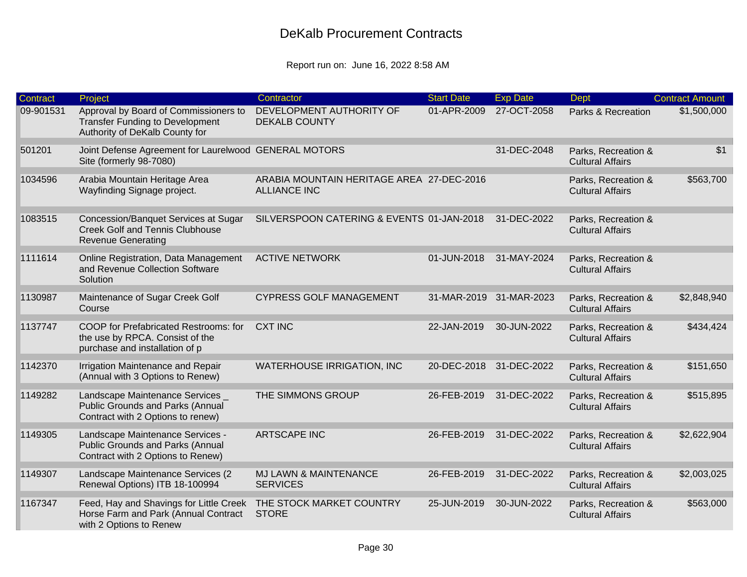# DeKalb Procurement Contracts

Report run on: June 16, 2022 8:58 AM

| Contract | Project | Contractor | Start Date | Exp Date | Dept | Contract Amount |
|---|---|---|---|---|---|---|
| 09-901531 | Approval by Board of Commissioners to Transfer Funding to Development Authority of DeKalb County for | DEVELOPMENT AUTHORITY OF DEKALB COUNTY | 01-APR-2009 | 27-OCT-2058 | Parks & Recreation | $1,500,000 |
| 501201 | Joint Defense Agreement for Laurelwood Site (formerly 98-7080) | GENERAL MOTORS | | 31-DEC-2048 | Parks, Recreation & Cultural Affairs | $1 |
| 1034596 | Arabia Mountain Heritage Area Wayfinding Signage project. | ARABIA MOUNTAIN HERITAGE AREA ALLIANCE INC | 27-DEC-2016 | | Parks, Recreation & Cultural Affairs | $563,700 |
| 1083515 | Concession/Banquet Services at Sugar Creek Golf and Tennis Clubhouse Revenue Generating | SILVERSPOON CATERING & EVENTS | 01-JAN-2018 | 31-DEC-2022 | Parks, Recreation & Cultural Affairs | |
| 1111614 | Online Registration, Data Management and Revenue Collection Software Solution | ACTIVE NETWORK | 01-JUN-2018 | 31-MAY-2024 | Parks, Recreation & Cultural Affairs | |
| 1130987 | Maintenance of Sugar Creek Golf Course | CYPRESS GOLF MANAGEMENT | 31-MAR-2019 | 31-MAR-2023 | Parks, Recreation & Cultural Affairs | $2,848,940 |
| 1137747 | COOP for Prefabricated Restrooms: for the use by RPCA. Consist of the purchase and installation of p | CXT INC | 22-JAN-2019 | 30-JUN-2022 | Parks, Recreation & Cultural Affairs | $434,424 |
| 1142370 | Irrigation Maintenance and Repair (Annual with 3 Options to Renew) | WATERHOUSE IRRIGATION, INC | 20-DEC-2018 | 31-DEC-2022 | Parks, Recreation & Cultural Affairs | $151,650 |
| 1149282 | Landscape Maintenance Services _ Public Grounds and Parks (Annual Contract with 2 Options to renew) | THE SIMMONS GROUP | 26-FEB-2019 | 31-DEC-2022 | Parks, Recreation & Cultural Affairs | $515,895 |
| 1149305 | Landscape Maintenance Services - Public Grounds and Parks (Annual Contract with 2 Options to Renew) | ARTSCAPE INC | 26-FEB-2019 | 31-DEC-2022 | Parks, Recreation & Cultural Affairs | $2,622,904 |
| 1149307 | Landscape Maintenance Services (2 Renewal Options) ITB 18-100994 | MJ LAWN & MAINTENANCE SERVICES | 26-FEB-2019 | 31-DEC-2022 | Parks, Recreation & Cultural Affairs | $2,003,025 |
| 1167347 | Feed, Hay and Shavings for Little Creek Horse Farm and Park (Annual Contract with 2 Options to Renew | THE STOCK MARKET COUNTRY STORE | 25-JUN-2019 | 30-JUN-2022 | Parks, Recreation & Cultural Affairs | $563,000 |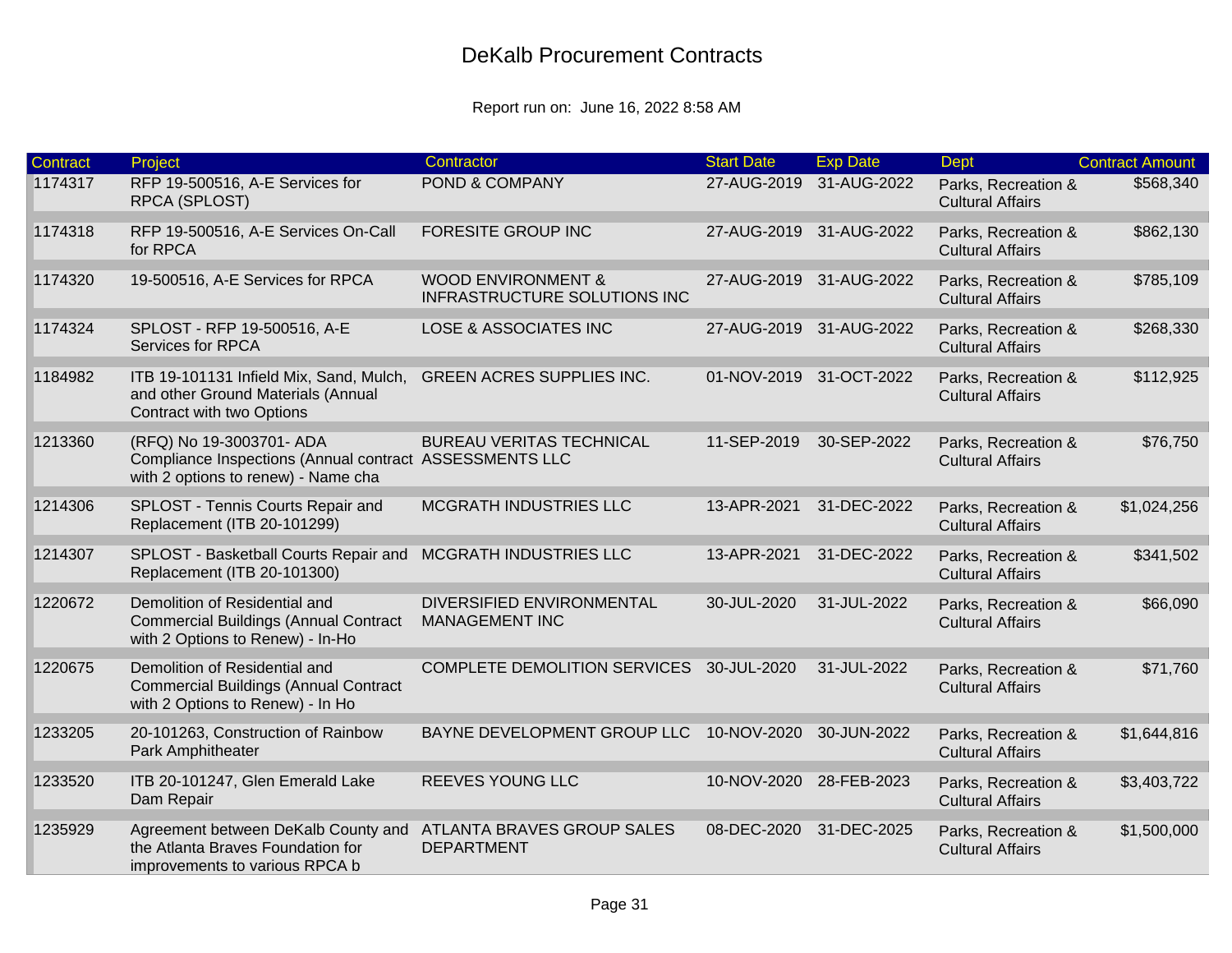# DeKalb Procurement Contracts

Report run on: June 16, 2022 8:58 AM

| Contract | Project | Contractor | Start Date | Exp Date | Dept | Contract Amount |
|---|---|---|---|---|---|---|
| 1174317 | RFP 19-500516, A-E Services for RPCA (SPLOST) | POND & COMPANY | 27-AUG-2019 | 31-AUG-2022 | Parks, Recreation & Cultural Affairs | $568,340 |
| 1174318 | RFP 19-500516, A-E Services On-Call for RPCA | FORESITE GROUP INC | 27-AUG-2019 | 31-AUG-2022 | Parks, Recreation & Cultural Affairs | $862,130 |
| 1174320 | 19-500516, A-E Services for RPCA | WOOD ENVIRONMENT & INFRASTRUCTURE SOLUTIONS INC | 27-AUG-2019 | 31-AUG-2022 | Parks, Recreation & Cultural Affairs | $785,109 |
| 1174324 | SPLOST - RFP 19-500516, A-E Services for RPCA | LOSE & ASSOCIATES INC | 27-AUG-2019 | 31-AUG-2022 | Parks, Recreation & Cultural Affairs | $268,330 |
| 1184982 | ITB 19-101131 Infield Mix, Sand, Mulch, and other Ground Materials (Annual Contract with two Options | GREEN ACRES SUPPLIES INC. | 01-NOV-2019 | 31-OCT-2022 | Parks, Recreation & Cultural Affairs | $112,925 |
| 1213360 | (RFQ) No 19-3003701- ADA Compliance Inspections (Annual contract with 2 options to renew) - Name cha | BUREAU VERITAS TECHNICAL ASSESSMENTS LLC | 11-SEP-2019 | 30-SEP-2022 | Parks, Recreation & Cultural Affairs | $76,750 |
| 1214306 | SPLOST - Tennis Courts Repair and Replacement (ITB 20-101299) | MCGRATH INDUSTRIES LLC | 13-APR-2021 | 31-DEC-2022 | Parks, Recreation & Cultural Affairs | $1,024,256 |
| 1214307 | SPLOST - Basketball Courts Repair and Replacement (ITB 20-101300) | MCGRATH INDUSTRIES LLC | 13-APR-2021 | 31-DEC-2022 | Parks, Recreation & Cultural Affairs | $341,502 |
| 1220672 | Demolition of Residential and Commercial Buildings (Annual Contract with 2 Options to Renew) - In-Ho | DIVERSIFIED ENVIRONMENTAL MANAGEMENT INC | 30-JUL-2020 | 31-JUL-2022 | Parks, Recreation & Cultural Affairs | $66,090 |
| 1220675 | Demolition of Residential and Commercial Buildings (Annual Contract with 2 Options to Renew) - In Ho | COMPLETE DEMOLITION SERVICES | 30-JUL-2020 | 31-JUL-2022 | Parks, Recreation & Cultural Affairs | $71,760 |
| 1233205 | 20-101263, Construction of Rainbow Park Amphitheater | BAYNE DEVELOPMENT GROUP LLC | 10-NOV-2020 | 30-JUN-2022 | Parks, Recreation & Cultural Affairs | $1,644,816 |
| 1233520 | ITB 20-101247, Glen Emerald Lake Dam Repair | REEVES YOUNG LLC | 10-NOV-2020 | 28-FEB-2023 | Parks, Recreation & Cultural Affairs | $3,403,722 |
| 1235929 | Agreement between DeKalb County and the Atlanta Braves Foundation for improvements to various RPCA b | ATLANTA BRAVES GROUP SALES DEPARTMENT | 08-DEC-2020 | 31-DEC-2025 | Parks, Recreation & Cultural Affairs | $1,500,000 |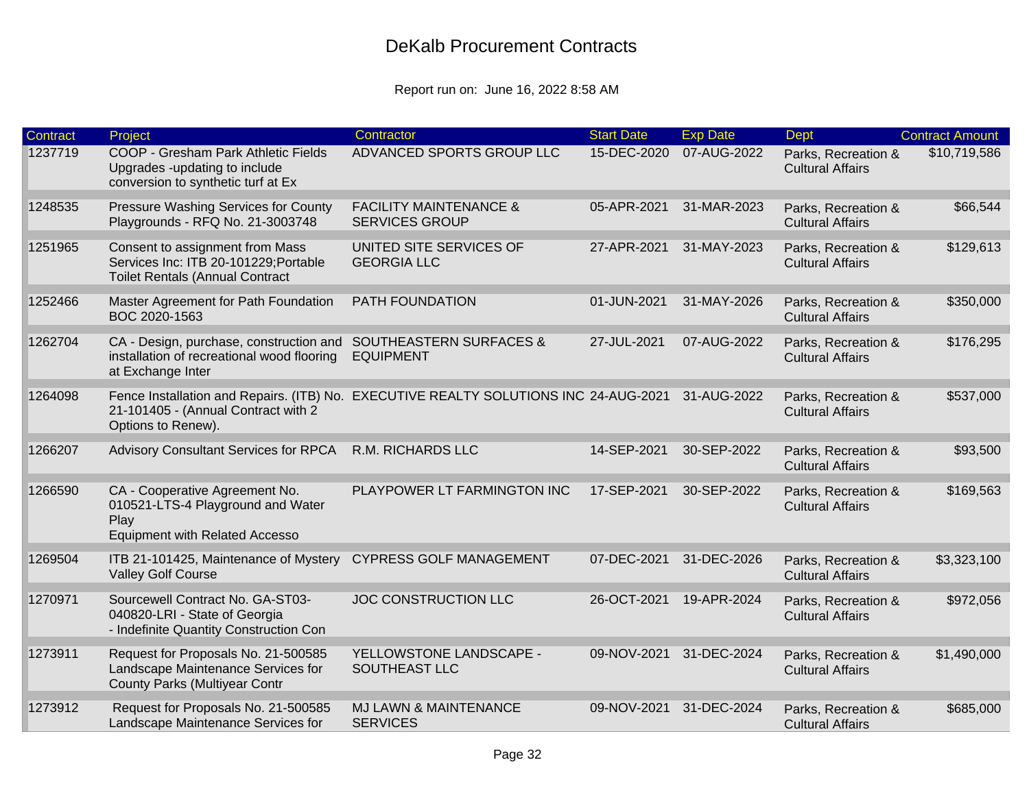# DeKalb Procurement Contracts

Report run on: June 16, 2022 8:58 AM

| Contract | Project | Contractor | Start Date | Exp Date | Dept | Contract Amount |
|---|---|---|---|---|---|---|
| 1237719 | COOP - Gresham Park Athletic Fields Upgrades -updating to include conversion to synthetic turf at Ex | ADVANCED SPORTS GROUP LLC | 15-DEC-2020 | 07-AUG-2022 | Parks, Recreation & Cultural Affairs | $10,719,586 |
| 1248535 | Pressure Washing Services for County Playgrounds - RFQ No. 21-3003748 | FACILITY MAINTENANCE & SERVICES GROUP | 05-APR-2021 | 31-MAR-2023 | Parks, Recreation & Cultural Affairs | $66,544 |
| 1251965 | Consent to assignment from Mass Services Inc: ITB 20-101229;Portable Toilet Rentals (Annual Contract | UNITED SITE SERVICES OF GEORGIA LLC | 27-APR-2021 | 31-MAY-2023 | Parks, Recreation & Cultural Affairs | $129,613 |
| 1252466 | Master Agreement for Path Foundation BOC 2020-1563 | PATH FOUNDATION | 01-JUN-2021 | 31-MAY-2026 | Parks, Recreation & Cultural Affairs | $350,000 |
| 1262704 | CA - Design, purchase, construction and installation of recreational wood flooring at Exchange Inter | SOUTHEASTERN SURFACES & EQUIPMENT | 27-JUL-2021 | 07-AUG-2022 | Parks, Recreation & Cultural Affairs | $176,295 |
| 1264098 | Fence Installation and Repairs. (ITB) No. 21-101405 - (Annual Contract with 2 Options to Renew). | EXECUTIVE REALTY SOLUTIONS INC | 24-AUG-2021 | 31-AUG-2022 | Parks, Recreation & Cultural Affairs | $537,000 |
| 1266207 | Advisory Consultant Services for RPCA | R.M. RICHARDS LLC | 14-SEP-2021 | 30-SEP-2022 | Parks, Recreation & Cultural Affairs | $93,500 |
| 1266590 | CA - Cooperative Agreement No. 010521-LTS-4 Playground and Water Play Equipment with Related Accesso | PLAYPOWER LT FARMINGTON INC | 17-SEP-2021 | 30-SEP-2022 | Parks, Recreation & Cultural Affairs | $169,563 |
| 1269504 | ITB 21-101425, Maintenance of Mystery Valley Golf Course | CYPRESS GOLF MANAGEMENT | 07-DEC-2021 | 31-DEC-2026 | Parks, Recreation & Cultural Affairs | $3,323,100 |
| 1270971 | Sourcewell Contract No. GA-ST03-040820-LRI - State of Georgia - Indefinite Quantity Construction Con | JOC CONSTRUCTION LLC | 26-OCT-2021 | 19-APR-2024 | Parks, Recreation & Cultural Affairs | $972,056 |
| 1273911 | Request for Proposals No. 21-500585 Landscape Maintenance Services for County Parks (Multiyear Contr | YELLOWSTONE LANDSCAPE - SOUTHEAST LLC | 09-NOV-2021 | 31-DEC-2024 | Parks, Recreation & Cultural Affairs | $1,490,000 |
| 1273912 | Request for Proposals No. 21-500585 Landscape Maintenance Services for | MJ LAWN & MAINTENANCE SERVICES | 09-NOV-2021 | 31-DEC-2024 | Parks, Recreation & Cultural Affairs | $685,000 |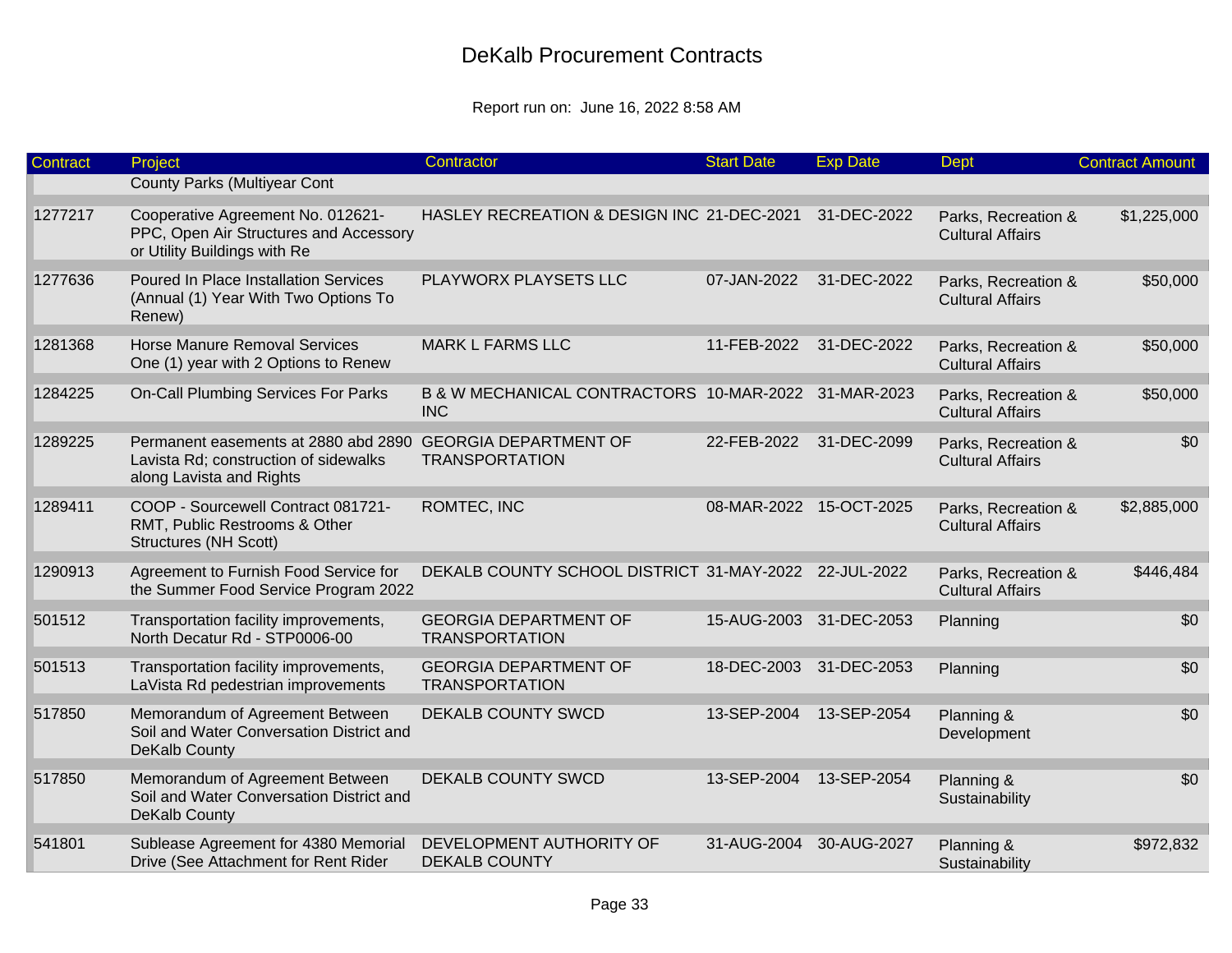# DeKalb Procurement Contracts

Report run on: June 16, 2022 8:58 AM

| Contract | Project | Contractor | Start Date | Exp Date | Dept | Contract Amount |
|---|---|---|---|---|---|---|
| | County Parks (Multiyear Cont | | | | | |
| 1277217 | Cooperative Agreement No. 012621-PPC, Open Air Structures and Accessory or Utility Buildings with Re | HASLEY RECREATION & DESIGN INC | 21-DEC-2021 | 31-DEC-2022 | Parks, Recreation & Cultural Affairs | $1,225,000 |
| 1277636 | Poured In Place Installation Services (Annual (1) Year With Two Options To Renew) | PLAYWORX PLAYSETS LLC | 07-JAN-2022 | 31-DEC-2022 | Parks, Recreation & Cultural Affairs | $50,000 |
| 1281368 | Horse Manure Removal Services One (1) year with 2 Options to Renew | MARK L FARMS LLC | 11-FEB-2022 | 31-DEC-2022 | Parks, Recreation & Cultural Affairs | $50,000 |
| 1284225 | On-Call Plumbing Services For Parks | B & W MECHANICAL CONTRACTORS INC | 10-MAR-2022 | 31-MAR-2023 | Parks, Recreation & Cultural Affairs | $50,000 |
| 1289225 | Permanent easements at 2880 abd 2890 Lavista Rd; construction of sidewalks along Lavista and Rights | GEORGIA DEPARTMENT OF TRANSPORTATION | 22-FEB-2022 | 31-DEC-2099 | Parks, Recreation & Cultural Affairs | $0 |
| 1289411 | COOP - Sourcewell Contract 081721-RMT, Public Restrooms & Other Structures (NH Scott) | ROMTEC, INC | 08-MAR-2022 | 15-OCT-2025 | Parks, Recreation & Cultural Affairs | $2,885,000 |
| 1290913 | Agreement to Furnish Food Service for the Summer Food Service Program 2022 | DEKALB COUNTY SCHOOL DISTRICT | 31-MAY-2022 | 22-JUL-2022 | Parks, Recreation & Cultural Affairs | $446,484 |
| 501512 | Transportation facility improvements, North Decatur Rd - STP0006-00 | GEORGIA DEPARTMENT OF TRANSPORTATION | 15-AUG-2003 | 31-DEC-2053 | Planning | $0 |
| 501513 | Transportation facility improvements, LaVista Rd pedestrian improvements | GEORGIA DEPARTMENT OF TRANSPORTATION | 18-DEC-2003 | 31-DEC-2053 | Planning | $0 |
| 517850 | Memorandum of Agreement Between Soil and Water Conversation District and DeKalb County | DEKALB COUNTY SWCD | 13-SEP-2004 | 13-SEP-2054 | Planning & Development | $0 |
| 517850 | Memorandum of Agreement Between Soil and Water Conversation District and DeKalb County | DEKALB COUNTY SWCD | 13-SEP-2004 | 13-SEP-2054 | Planning & Sustainability | $0 |
| 541801 | Sublease Agreement for 4380 Memorial Drive (See Attachment for Rent Rider | DEVELOPMENT AUTHORITY OF DEKALB COUNTY | 31-AUG-2004 | 30-AUG-2027 | Planning & Sustainability | $972,832 |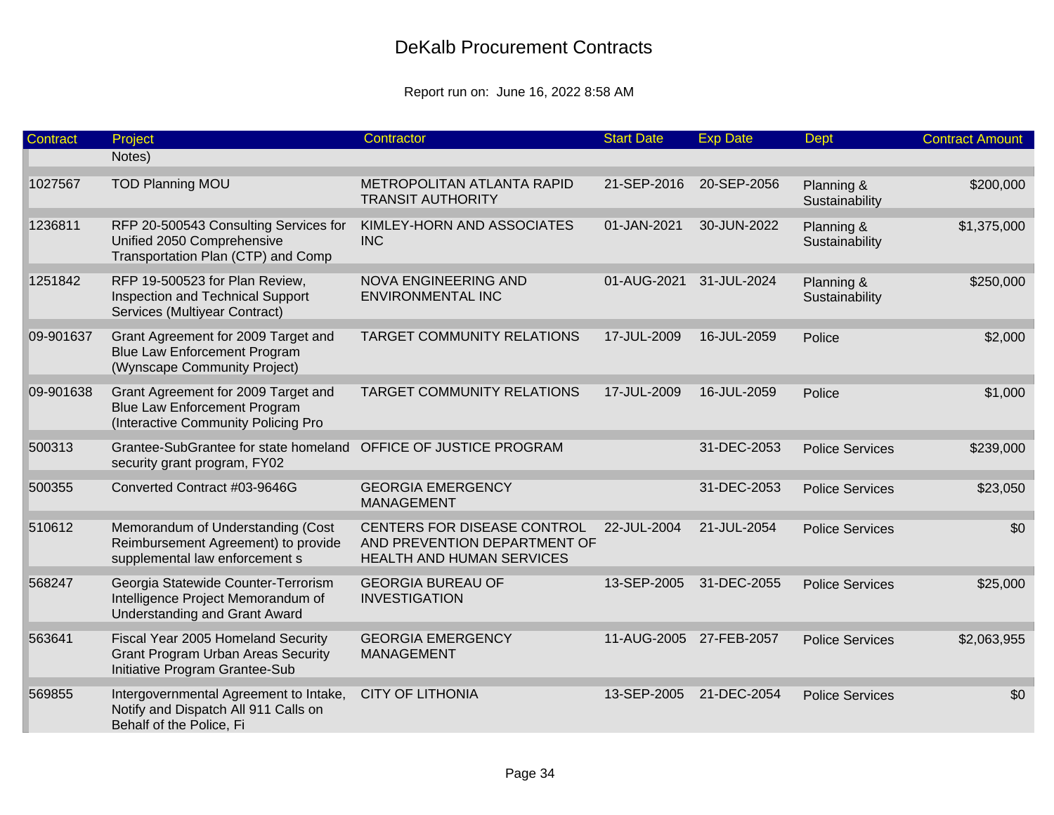# DeKalb Procurement Contracts

Report run on: June 16, 2022 8:58 AM

| Contract | Project | Contractor | Start Date | Exp Date | Dept | Contract Amount |
|---|---|---|---|---|---|---|
| | Notes) | | | | | |
| 1027567 | TOD Planning MOU | METROPOLITAN ATLANTA RAPID TRANSIT AUTHORITY | 21-SEP-2016 | 20-SEP-2056 | Planning & Sustainability | $200,000 |
| 1236811 | RFP 20-500543 Consulting Services for Unified 2050 Comprehensive Transportation Plan (CTP) and Comp | KIMLEY-HORN AND ASSOCIATES INC | 01-JAN-2021 | 30-JUN-2022 | Planning & Sustainability | $1,375,000 |
| 1251842 | RFP 19-500523 for Plan Review, Inspection and Technical Support Services (Multiyear Contract) | NOVA ENGINEERING AND ENVIRONMENTAL INC | 01-AUG-2021 | 31-JUL-2024 | Planning & Sustainability | $250,000 |
| 09-901637 | Grant Agreement for 2009 Target and Blue Law Enforcement Program (Wynscape Community Project) | TARGET COMMUNITY RELATIONS | 17-JUL-2009 | 16-JUL-2059 | Police | $2,000 |
| 09-901638 | Grant Agreement for 2009 Target and Blue Law Enforcement Program (Interactive Community Policing Pro | TARGET COMMUNITY RELATIONS | 17-JUL-2009 | 16-JUL-2059 | Police | $1,000 |
| 500313 | Grantee-SubGrantee for state homeland security grant program, FY02 | OFFICE OF JUSTICE PROGRAM | | 31-DEC-2053 | Police Services | $239,000 |
| 500355 | Converted Contract #03-9646G | GEORGIA EMERGENCY MANAGEMENT | | 31-DEC-2053 | Police Services | $23,050 |
| 510612 | Memorandum of Understanding (Cost Reimbursement Agreement) to provide supplemental law enforcement s | CENTERS FOR DISEASE CONTROL AND PREVENTION DEPARTMENT OF HEALTH AND HUMAN SERVICES | 22-JUL-2004 | 21-JUL-2054 | Police Services | $0 |
| 568247 | Georgia Statewide Counter-Terrorism Intelligence Project Memorandum of Understanding and Grant Award | GEORGIA BUREAU OF INVESTIGATION | 13-SEP-2005 | 31-DEC-2055 | Police Services | $25,000 |
| 563641 | Fiscal Year 2005 Homeland Security Grant Program Urban Areas Security Initiative Program Grantee-Sub | GEORGIA EMERGENCY MANAGEMENT | 11-AUG-2005 | 27-FEB-2057 | Police Services | $2,063,955 |
| 569855 | Intergovernmental Agreement to Intake, Notify and Dispatch All 911 Calls on Behalf of the Police, Fi | CITY OF LITHONIA | 13-SEP-2005 | 21-DEC-2054 | Police Services | $0 |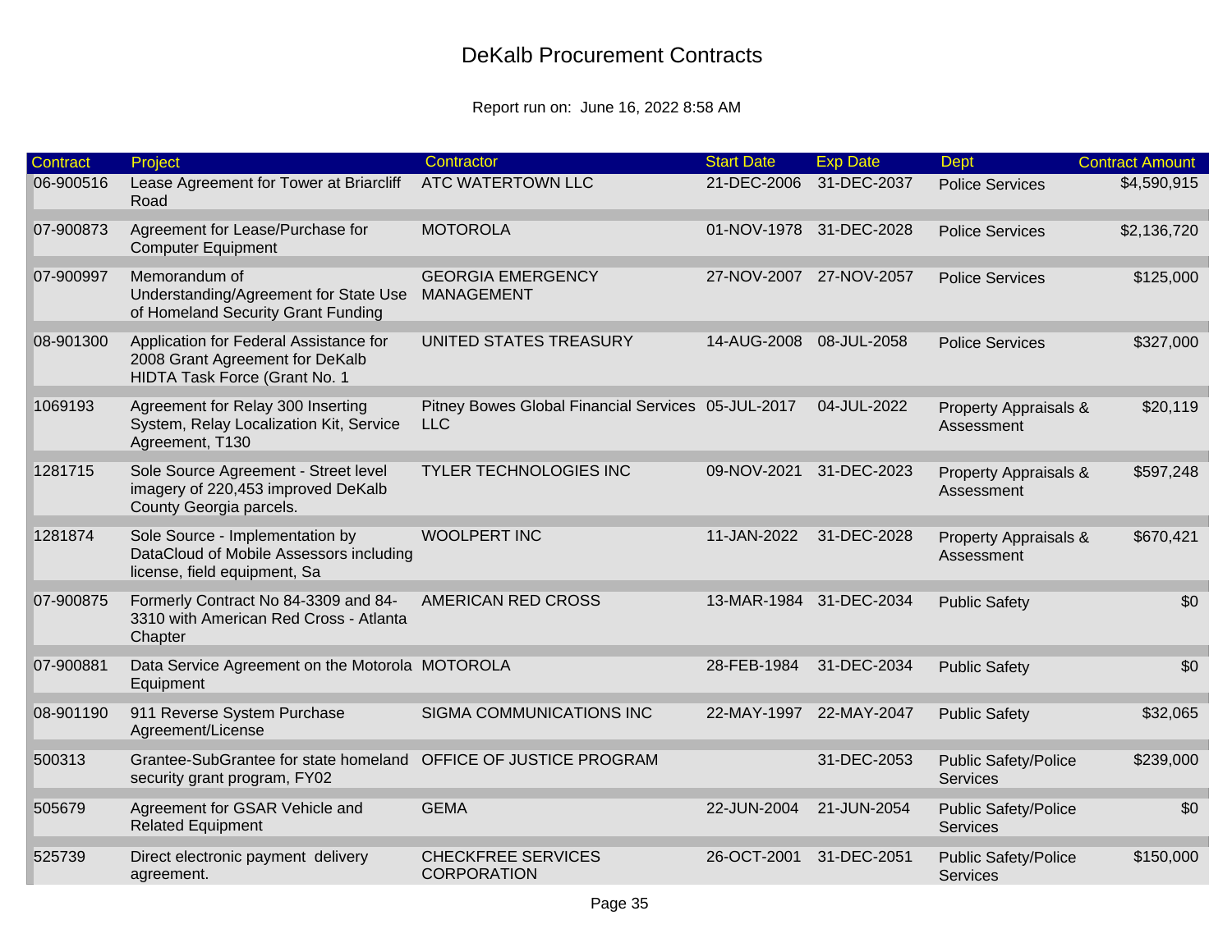# DeKalb Procurement Contracts

Report run on: June 16, 2022 8:58 AM

| Contract | Project | Contractor | Start Date | Exp Date | Dept | Contract Amount |
|---|---|---|---|---|---|---|
| 06-900516 | Lease Agreement for Tower at Briarcliff Road | ATC WATERTOWN LLC | 21-DEC-2006 | 31-DEC-2037 | Police Services | $4,590,915 |
| 07-900873 | Agreement for Lease/Purchase for Computer Equipment | MOTOROLA | 01-NOV-1978 | 31-DEC-2028 | Police Services | $2,136,720 |
| 07-900997 | Memorandum of Understanding/Agreement for State Use of Homeland Security Grant Funding | GEORGIA EMERGENCY MANAGEMENT | 27-NOV-2007 | 27-NOV-2057 | Police Services | $125,000 |
| 08-901300 | Application for Federal Assistance for 2008 Grant Agreement for DeKalb HIDTA Task Force (Grant No. 1 | UNITED STATES TREASURY | 14-AUG-2008 | 08-JUL-2058 | Police Services | $327,000 |
| 1069193 | Agreement for Relay 300 Inserting System, Relay Localization Kit, Service Agreement, T130 | Pitney Bowes Global Financial Services LLC | 05-JUL-2017 | 04-JUL-2022 | Property Appraisals & Assessment | $20,119 |
| 1281715 | Sole Source Agreement - Street level imagery of 220,453 improved DeKalb County Georgia parcels. | TYLER TECHNOLOGIES INC | 09-NOV-2021 | 31-DEC-2023 | Property Appraisals & Assessment | $597,248 |
| 1281874 | Sole Source - Implementation by DataCloud of Mobile Assessors including license, field equipment, Sa | WOOLPERT INC | 11-JAN-2022 | 31-DEC-2028 | Property Appraisals & Assessment | $670,421 |
| 07-900875 | Formerly Contract No 84-3309 and 84-3310 with American Red Cross - Atlanta Chapter | AMERICAN RED CROSS | 13-MAR-1984 | 31-DEC-2034 | Public Safety | $0 |
| 07-900881 | Data Service Agreement on the Motorola Equipment | MOTOROLA | 28-FEB-1984 | 31-DEC-2034 | Public Safety | $0 |
| 08-901190 | 911 Reverse System Purchase Agreement/License | SIGMA COMMUNICATIONS INC | 22-MAY-1997 | 22-MAY-2047 | Public Safety | $32,065 |
| 500313 | Grantee-SubGrantee for state homeland security grant program, FY02 | OFFICE OF JUSTICE PROGRAM | | 31-DEC-2053 | Public Safety/Police Services | $239,000 |
| 505679 | Agreement for GSAR Vehicle and Related Equipment | GEMA | 22-JUN-2004 | 21-JUN-2054 | Public Safety/Police Services | $0 |
| 525739 | Direct electronic payment delivery agreement. | CHECKFREE SERVICES CORPORATION | 26-OCT-2001 | 31-DEC-2051 | Public Safety/Police Services | $150,000 |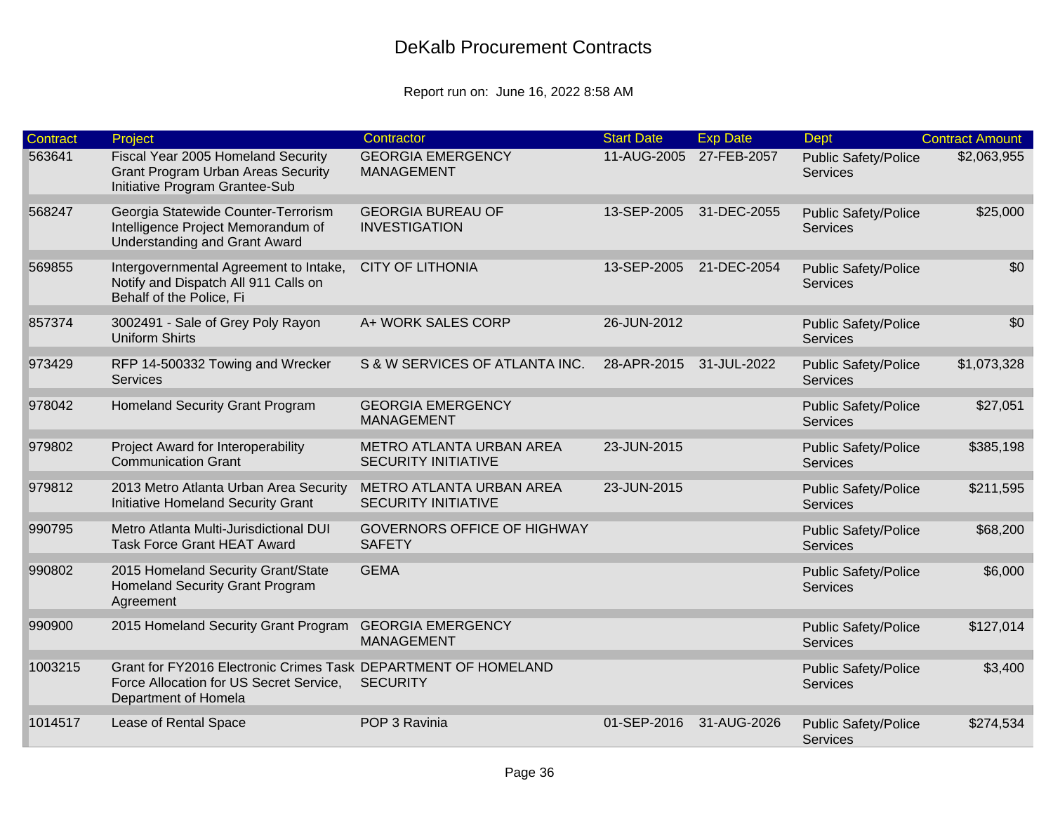# DeKalb Procurement Contracts

Report run on: June 16, 2022 8:58 AM

| Contract | Project | Contractor | Start Date | Exp Date | Dept | Contract Amount |
|---|---|---|---|---|---|---|
| 563641 | Fiscal Year 2005 Homeland Security Grant Program Urban Areas Security Initiative Program Grantee-Sub | GEORGIA EMERGENCY MANAGEMENT | 11-AUG-2005 | 27-FEB-2057 | Public Safety/Police Services | $2,063,955 |
| 568247 | Georgia Statewide Counter-Terrorism Intelligence Project Memorandum of Understanding and Grant Award | GEORGIA BUREAU OF INVESTIGATION | 13-SEP-2005 | 31-DEC-2055 | Public Safety/Police Services | $25,000 |
| 569855 | Intergovernmental Agreement to Intake, Notify and Dispatch All 911 Calls on Behalf of the Police, Fi | CITY OF LITHONIA | 13-SEP-2005 | 21-DEC-2054 | Public Safety/Police Services | $0 |
| 857374 | 3002491 - Sale of Grey Poly Rayon Uniform Shirts | A+ WORK SALES CORP | 26-JUN-2012 | | Public Safety/Police Services | $0 |
| 973429 | RFP 14-500332 Towing and Wrecker Services | S & W SERVICES OF ATLANTA INC. | 28-APR-2015 | 31-JUL-2022 | Public Safety/Police Services | $1,073,328 |
| 978042 | Homeland Security Grant Program | GEORGIA EMERGENCY MANAGEMENT | | | Public Safety/Police Services | $27,051 |
| 979802 | Project Award for Interoperability Communication Grant | METRO ATLANTA URBAN AREA SECURITY INITIATIVE | 23-JUN-2015 | | Public Safety/Police Services | $385,198 |
| 979812 | 2013 Metro Atlanta Urban Area Security Initiative Homeland Security Grant | METRO ATLANTA URBAN AREA SECURITY INITIATIVE | 23-JUN-2015 | | Public Safety/Police Services | $211,595 |
| 990795 | Metro Atlanta Multi-Jurisdictional DUI Task Force Grant HEAT Award | GOVERNORS OFFICE OF HIGHWAY SAFETY | | | Public Safety/Police Services | $68,200 |
| 990802 | 2015 Homeland Security Grant/State Homeland Security Grant Program Agreement | GEMA | | | Public Safety/Police Services | $6,000 |
| 990900 | 2015 Homeland Security Grant Program | GEORGIA EMERGENCY MANAGEMENT | | | Public Safety/Police Services | $127,014 |
| 1003215 | Grant for FY2016 Electronic Crimes Task Force Allocation for US Secret Service, Department of Homela | DEPARTMENT OF HOMELAND SECURITY | | | Public Safety/Police Services | $3,400 |
| 1014517 | Lease of Rental Space | POP 3 Ravinia | 01-SEP-2016 | 31-AUG-2026 | Public Safety/Police Services | $274,534 |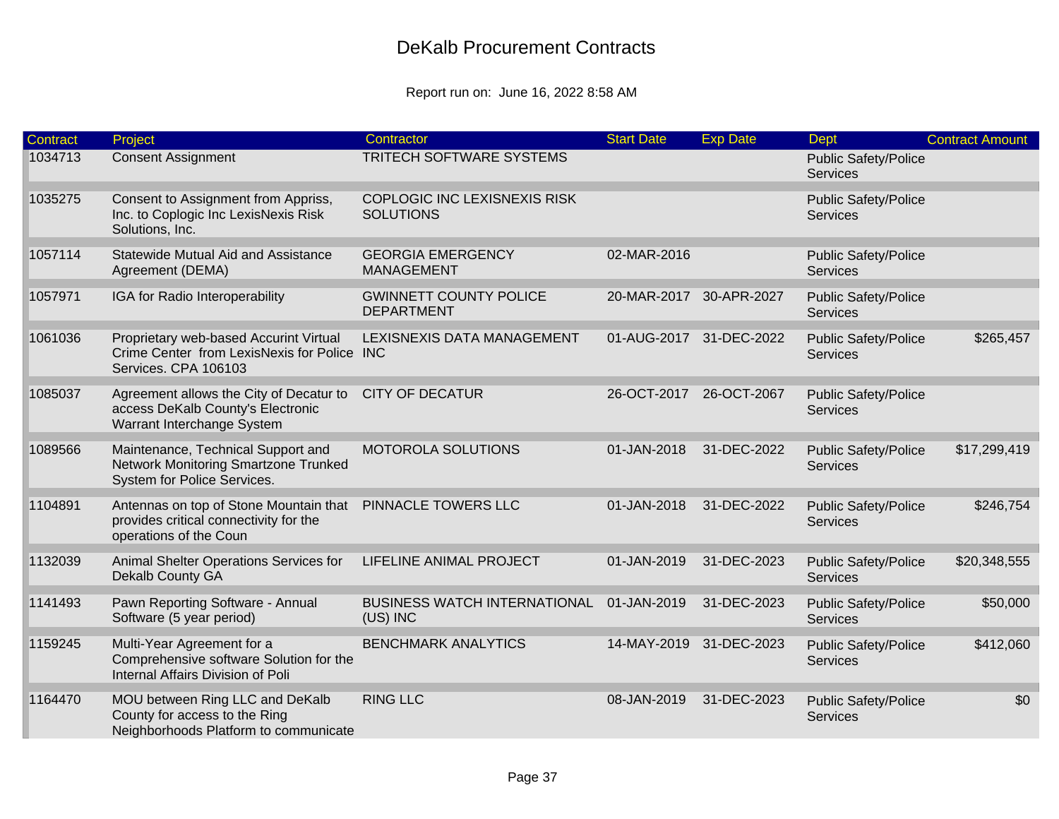# DeKalb Procurement Contracts

Report run on: June 16, 2022 8:58 AM

| Contract | Project | Contractor | Start Date | Exp Date | Dept | Contract Amount |
|---|---|---|---|---|---|---|
| 1034713 | Consent Assignment | TRITECH SOFTWARE SYSTEMS | | | Public Safety/Police Services | |
| 1035275 | Consent to Assignment from Appriss, Inc. to Coplogic Inc LexisNexis Risk Solutions, Inc. | COPLOGIC INC LEXISNEXIS RISK SOLUTIONS | | | Public Safety/Police Services | |
| 1057114 | Statewide Mutual Aid and Assistance Agreement (DEMA) | GEORGIA EMERGENCY MANAGEMENT | 02-MAR-2016 | | Public Safety/Police Services | |
| 1057971 | IGA for Radio Interoperability | GWINNETT COUNTY POLICE DEPARTMENT | 20-MAR-2017 | 30-APR-2027 | Public Safety/Police Services | |
| 1061036 | Proprietary web-based Accurint Virtual Crime Center from LexisNexis for Police Services. CPA 106103 | LEXISNEXIS DATA MANAGEMENT INC | 01-AUG-2017 | 31-DEC-2022 | Public Safety/Police Services | $265,457 |
| 1085037 | Agreement allows the City of Decatur to access DeKalb County's Electronic Warrant Interchange System | CITY OF DECATUR | 26-OCT-2017 | 26-OCT-2067 | Public Safety/Police Services | |
| 1089566 | Maintenance, Technical Support and Network Monitoring Smartzone Trunked System for Police Services. | MOTOROLA SOLUTIONS | 01-JAN-2018 | 31-DEC-2022 | Public Safety/Police Services | $17,299,419 |
| 1104891 | Antennas on top of Stone Mountain that provides critical connectivity for the operations of the Coun | PINNACLE TOWERS LLC | 01-JAN-2018 | 31-DEC-2022 | Public Safety/Police Services | $246,754 |
| 1132039 | Animal Shelter Operations Services for Dekalb County GA | LIFELINE ANIMAL PROJECT | 01-JAN-2019 | 31-DEC-2023 | Public Safety/Police Services | $20,348,555 |
| 1141493 | Pawn Reporting Software - Annual Software (5 year period) | BUSINESS WATCH INTERNATIONAL (US) INC | 01-JAN-2019 | 31-DEC-2023 | Public Safety/Police Services | $50,000 |
| 1159245 | Multi-Year Agreement for a Comprehensive software Solution for the Internal Affairs Division of Poli | BENCHMARK ANALYTICS | 14-MAY-2019 | 31-DEC-2023 | Public Safety/Police Services | $412,060 |
| 1164470 | MOU between Ring LLC and DeKalb County for access to the Ring Neighborhoods Platform to communicate | RING LLC | 08-JAN-2019 | 31-DEC-2023 | Public Safety/Police Services | $0 |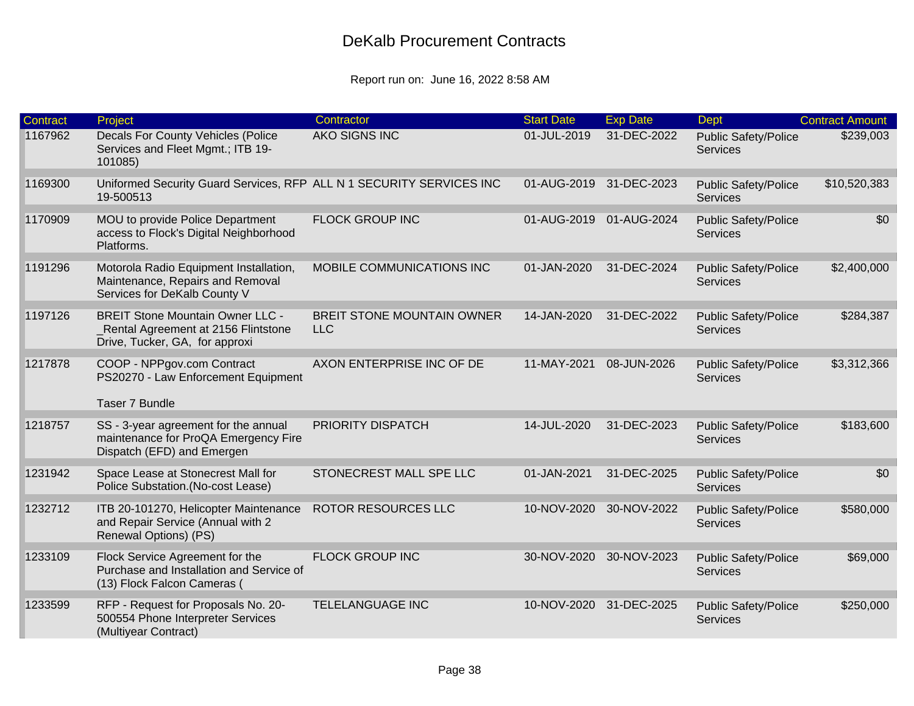# DeKalb Procurement Contracts

Report run on: June 16, 2022 8:58 AM

| Contract | Project | Contractor | Start Date | Exp Date | Dept | Contract Amount |
|---|---|---|---|---|---|---|
| 1167962 | Decals For County Vehicles (Police Services and Fleet Mgmt.; ITB 19-101085) | AKO SIGNS INC | 01-JUL-2019 | 31-DEC-2022 | Public Safety/Police Services | $239,003 |
| 1169300 | Uniformed Security Guard Services, RFP 19-500513 | ALL N 1 SECURITY SERVICES INC | 01-AUG-2019 | 31-DEC-2023 | Public Safety/Police Services | $10,520,383 |
| 1170909 | MOU to provide Police Department access to Flock's Digital Neighborhood Platforms. | FLOCK GROUP INC | 01-AUG-2019 | 01-AUG-2024 | Public Safety/Police Services | $0 |
| 1191296 | Motorola Radio Equipment Installation, Maintenance, Repairs and Removal Services for DeKalb County V | MOBILE COMMUNICATIONS INC | 01-JAN-2020 | 31-DEC-2024 | Public Safety/Police Services | $2,400,000 |
| 1197126 | BREIT Stone Mountain Owner LLC - _Rental Agreement at 2156 Flintstone Drive, Tucker, GA, for approxi | BREIT STONE MOUNTAIN OWNER LLC | 14-JAN-2020 | 31-DEC-2022 | Public Safety/Police Services | $284,387 |
| 1217878 | COOP - NPPgov.com Contract PS20270 - Law Enforcement Equipment<br><br>Taser 7 Bundle | AXON ENTERPRISE INC OF DE | 11-MAY-2021 | 08-JUN-2026 | Public Safety/Police Services | $3,312,366 |
| 1218757 | SS - 3-year agreement for the annual maintenance for ProQA Emergency Fire Dispatch (EFD) and Emergen | PRIORITY DISPATCH | 14-JUL-2020 | 31-DEC-2023 | Public Safety/Police Services | $183,600 |
| 1231942 | Space Lease at Stonecrest Mall for Police Substation.(No-cost Lease) | STONECREST MALL SPE LLC | 01-JAN-2021 | 31-DEC-2025 | Public Safety/Police Services | $0 |
| 1232712 | ITB 20-101270, Helicopter Maintenance and Repair Service (Annual with 2 Renewal Options) (PS) | ROTOR RESOURCES LLC | 10-NOV-2020 | 30-NOV-2022 | Public Safety/Police Services | $580,000 |
| 1233109 | Flock Service Agreement for the Purchase and Installation and Service of (13) Flock Falcon Cameras ( | FLOCK GROUP INC | 30-NOV-2020 | 30-NOV-2023 | Public Safety/Police Services | $69,000 |
| 1233599 | RFP - Request for Proposals No. 20-500554 Phone Interpreter Services (Multiyear Contract) | TELELANGUAGE INC | 10-NOV-2020 | 31-DEC-2025 | Public Safety/Police Services | $250,000 |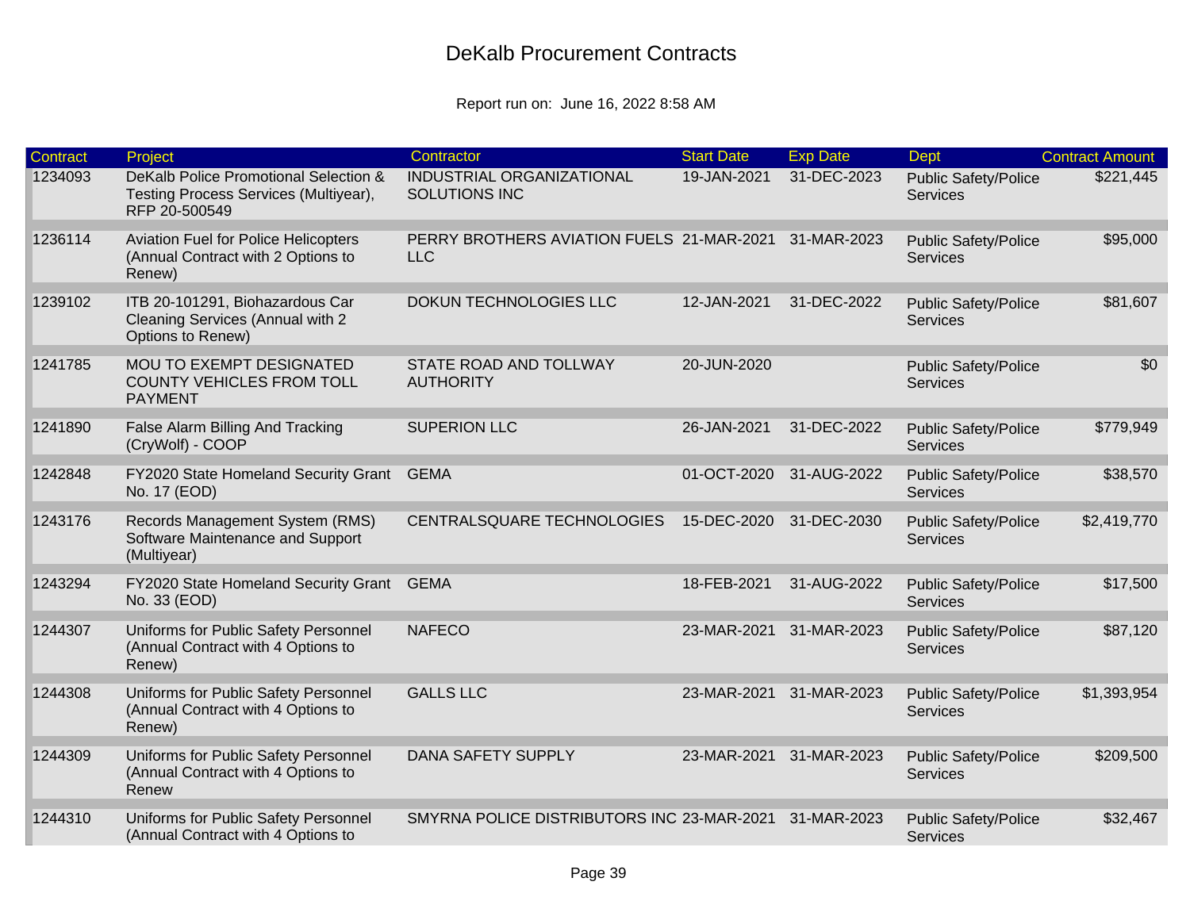# DeKalb Procurement Contracts

Report run on: June 16, 2022 8:58 AM

| Contract | Project | Contractor | Start Date | Exp Date | Dept | Contract Amount |
|---|---|---|---|---|---|---|
| 1234093 | DeKalb Police Promotional Selection & Testing Process Services (Multiyear), RFP 20-500549 | INDUSTRIAL ORGANIZATIONAL SOLUTIONS INC | 19-JAN-2021 | 31-DEC-2023 | Public Safety/Police Services | $221,445 |
| 1236114 | Aviation Fuel for Police Helicopters (Annual Contract with 2 Options to Renew) | PERRY BROTHERS AVIATION FUELS LLC | 21-MAR-2021 | 31-MAR-2023 | Public Safety/Police Services | $95,000 |
| 1239102 | ITB 20-101291, Biohazardous Car Cleaning Services (Annual with 2 Options to Renew) | DOKUN TECHNOLOGIES LLC | 12-JAN-2021 | 31-DEC-2022 | Public Safety/Police Services | $81,607 |
| 1241785 | MOU TO EXEMPT DESIGNATED COUNTY VEHICLES FROM TOLL PAYMENT | STATE ROAD AND TOLLWAY AUTHORITY | 20-JUN-2020 | | Public Safety/Police Services | $0 |
| 1241890 | False Alarm Billing And Tracking (CryWolf) - COOP | SUPERION LLC | 26-JAN-2021 | 31-DEC-2022 | Public Safety/Police Services | $779,949 |
| 1242848 | FY2020 State Homeland Security Grant No. 17 (EOD) | GEMA | 01-OCT-2020 | 31-AUG-2022 | Public Safety/Police Services | $38,570 |
| 1243176 | Records Management System (RMS) Software Maintenance and Support (Multiyear) | CENTRALSQUARE TECHNOLOGIES | 15-DEC-2020 | 31-DEC-2030 | Public Safety/Police Services | $2,419,770 |
| 1243294 | FY2020 State Homeland Security Grant No. 33 (EOD) | GEMA | 18-FEB-2021 | 31-AUG-2022 | Public Safety/Police Services | $17,500 |
| 1244307 | Uniforms for Public Safety Personnel (Annual Contract with 4 Options to Renew) | NAFECO | 23-MAR-2021 | 31-MAR-2023 | Public Safety/Police Services | $87,120 |
| 1244308 | Uniforms for Public Safety Personnel (Annual Contract with 4 Options to Renew) | GALLS LLC | 23-MAR-2021 | 31-MAR-2023 | Public Safety/Police Services | $1,393,954 |
| 1244309 | Uniforms for Public Safety Personnel (Annual Contract with 4 Options to Renew | DANA SAFETY SUPPLY | 23-MAR-2021 | 31-MAR-2023 | Public Safety/Police Services | $209,500 |
| 1244310 | Uniforms for Public Safety Personnel (Annual Contract with 4 Options to | SMYRNA POLICE DISTRIBUTORS INC | 23-MAR-2021 | 31-MAR-2023 | Public Safety/Police Services | $32,467 |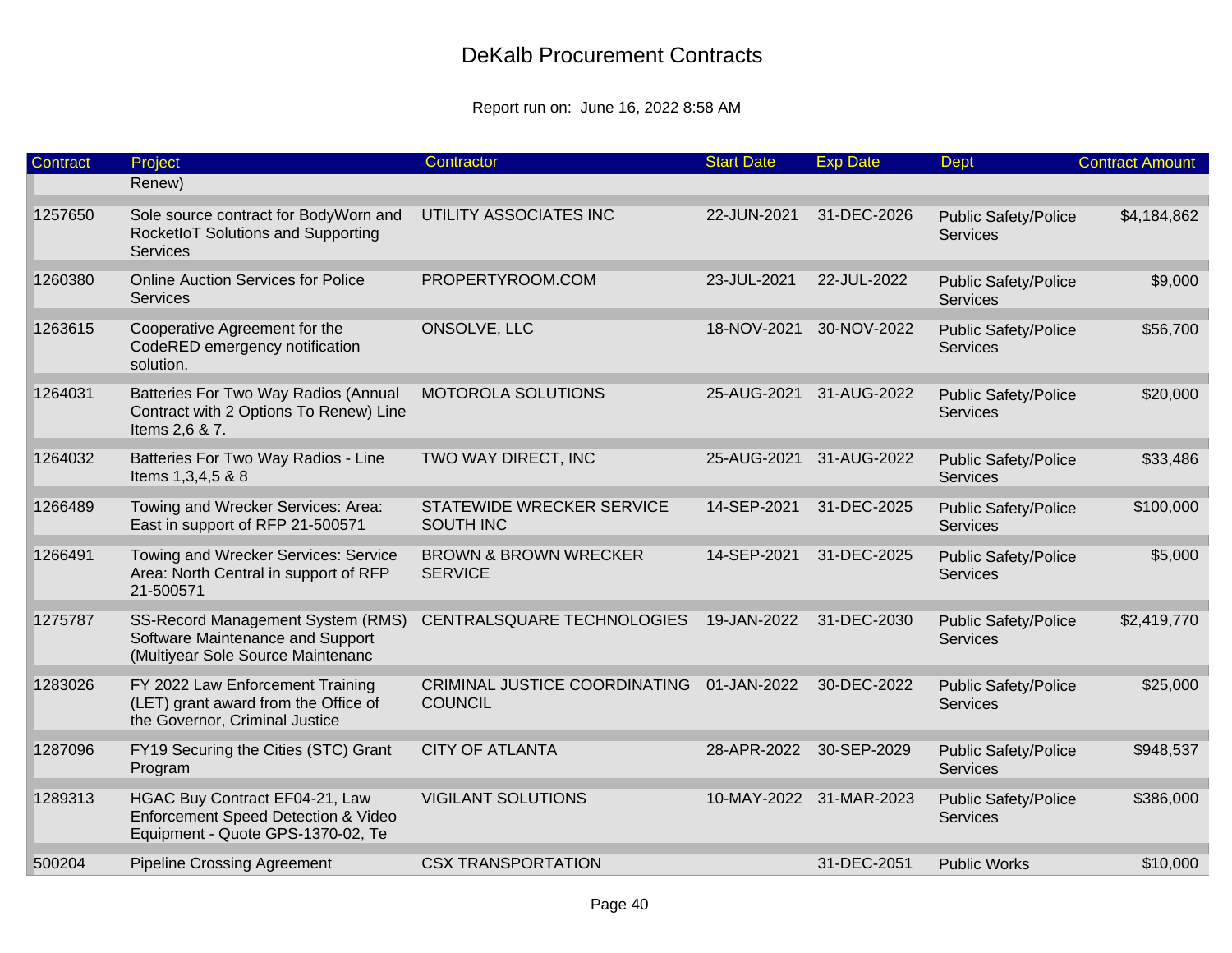# DeKalb Procurement Contracts

Report run on: June 16, 2022 8:58 AM

| Contract | Project | Contractor | Start Date | Exp Date | Dept | Contract Amount |
|---|---|---|---|---|---|---|
| | Renew) | | | | | |
| 1257650 | Sole source contract for BodyWorn and RocketIoT Solutions and Supporting Services | UTILITY ASSOCIATES INC | 22-JUN-2021 | 31-DEC-2026 | Public Safety/Police Services | $4,184,862 |
| 1260380 | Online Auction Services for Police Services | PROPERTYROOM.COM | 23-JUL-2021 | 22-JUL-2022 | Public Safety/Police Services | $9,000 |
| 1263615 | Cooperative Agreement for the CodeRED emergency notification solution. | ONSOLVE, LLC | 18-NOV-2021 | 30-NOV-2022 | Public Safety/Police Services | $56,700 |
| 1264031 | Batteries For Two Way Radios (Annual Contract with 2 Options To Renew) Line Items 2,6 & 7. | MOTOROLA SOLUTIONS | 25-AUG-2021 | 31-AUG-2022 | Public Safety/Police Services | $20,000 |
| 1264032 | Batteries For Two Way Radios - Line Items 1,3,4,5 & 8 | TWO WAY DIRECT, INC | 25-AUG-2021 | 31-AUG-2022 | Public Safety/Police Services | $33,486 |
| 1266489 | Towing and Wrecker Services: Area: East in support of RFP 21-500571 | STATEWIDE WRECKER SERVICE SOUTH INC | 14-SEP-2021 | 31-DEC-2025 | Public Safety/Police Services | $100,000 |
| 1266491 | Towing and Wrecker Services: Service Area: North Central in support of RFP 21-500571 | BROWN & BROWN WRECKER SERVICE | 14-SEP-2021 | 31-DEC-2025 | Public Safety/Police Services | $5,000 |
| 1275787 | SS-Record Management System (RMS) Software Maintenance and Support (Multiyear Sole Source Maintenanc | CENTRALSQUARE TECHNOLOGIES | 19-JAN-2022 | 31-DEC-2030 | Public Safety/Police Services | $2,419,770 |
| 1283026 | FY 2022 Law Enforcement Training (LET) grant award from the Office of the Governor, Criminal Justice | CRIMINAL JUSTICE COORDINATING COUNCIL | 01-JAN-2022 | 30-DEC-2022 | Public Safety/Police Services | $25,000 |
| 1287096 | FY19 Securing the Cities (STC) Grant Program | CITY OF ATLANTA | 28-APR-2022 | 30-SEP-2029 | Public Safety/Police Services | $948,537 |
| 1289313 | HGAC Buy Contract EF04-21, Law Enforcement Speed Detection & Video Equipment - Quote GPS-1370-02, Te | VIGILANT SOLUTIONS | 10-MAY-2022 | 31-MAR-2023 | Public Safety/Police Services | $386,000 |
| 500204 | Pipeline Crossing Agreement | CSX TRANSPORTATION | | 31-DEC-2051 | Public Works | $10,000 |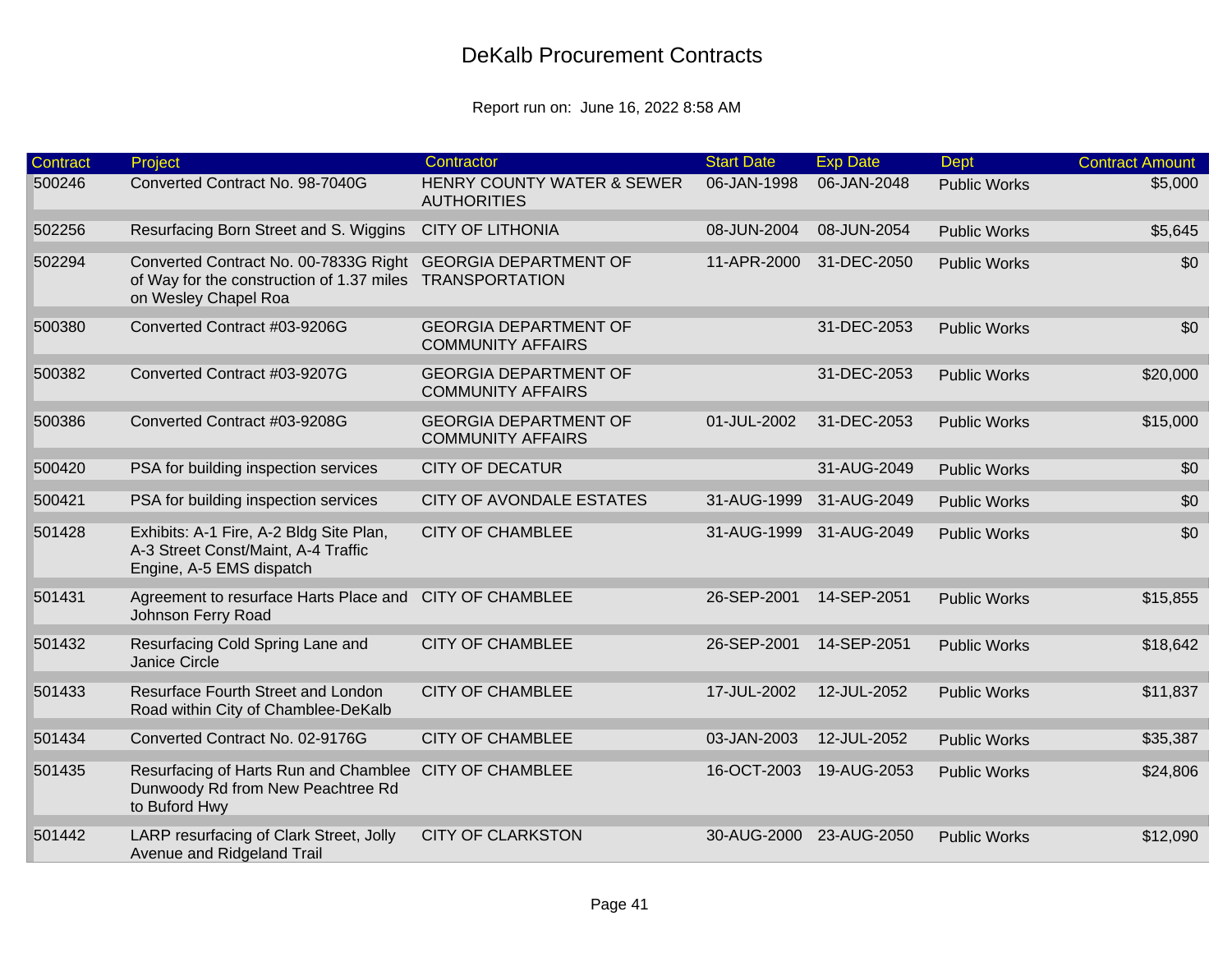# DeKalb Procurement Contracts

Report run on: June 16, 2022 8:58 AM

| Contract | Project | Contractor | Start Date | Exp Date | Dept | Contract Amount |
|---|---|---|---|---|---|---|
| 500246 | Converted Contract No. 98-7040G | HENRY COUNTY WATER & SEWER AUTHORITIES | 06-JAN-1998 | 06-JAN-2048 | Public Works | $5,000 |
| 502256 | Resurfacing Born Street and S. Wiggins | CITY OF LITHONIA | 08-JUN-2004 | 08-JUN-2054 | Public Works | $5,645 |
| 502294 | Converted Contract No. 00-7833G Right of Way for the construction of 1.37 miles on Wesley Chapel Roa | GEORGIA DEPARTMENT OF TRANSPORTATION | 11-APR-2000 | 31-DEC-2050 | Public Works | $0 |
| 500380 | Converted Contract #03-9206G | GEORGIA DEPARTMENT OF COMMUNITY AFFAIRS | | 31-DEC-2053 | Public Works | $0 |
| 500382 | Converted Contract #03-9207G | GEORGIA DEPARTMENT OF COMMUNITY AFFAIRS | | 31-DEC-2053 | Public Works | $20,000 |
| 500386 | Converted Contract #03-9208G | GEORGIA DEPARTMENT OF COMMUNITY AFFAIRS | 01-JUL-2002 | 31-DEC-2053 | Public Works | $15,000 |
| 500420 | PSA for building inspection services | CITY OF DECATUR | | 31-AUG-2049 | Public Works | $0 |
| 500421 | PSA for building inspection services | CITY OF AVONDALE ESTATES | 31-AUG-1999 | 31-AUG-2049 | Public Works | $0 |
| 501428 | Exhibits: A-1 Fire, A-2 Bldg Site Plan, A-3 Street Const/Maint, A-4 Traffic Engine, A-5 EMS dispatch | CITY OF CHAMBLEE | 31-AUG-1999 | 31-AUG-2049 | Public Works | $0 |
| 501431 | Agreement to resurface Harts Place and Johnson Ferry Road | CITY OF CHAMBLEE | 26-SEP-2001 | 14-SEP-2051 | Public Works | $15,855 |
| 501432 | Resurfacing Cold Spring Lane and Janice Circle | CITY OF CHAMBLEE | 26-SEP-2001 | 14-SEP-2051 | Public Works | $18,642 |
| 501433 | Resurface Fourth Street and London Road within City of Chamblee-DeKalb | CITY OF CHAMBLEE | 17-JUL-2002 | 12-JUL-2052 | Public Works | $11,837 |
| 501434 | Converted Contract No. 02-9176G | CITY OF CHAMBLEE | 03-JAN-2003 | 12-JUL-2052 | Public Works | $35,387 |
| 501435 | Resurfacing of Harts Run and Chamblee Dunwoody Rd from New Peachtree Rd to Buford Hwy | CITY OF CHAMBLEE | 16-OCT-2003 | 19-AUG-2053 | Public Works | $24,806 |
| 501442 | LARP resurfacing of Clark Street, Jolly Avenue and Ridgeland Trail | CITY OF CLARKSTON | 30-AUG-2000 | 23-AUG-2050 | Public Works | $12,090 |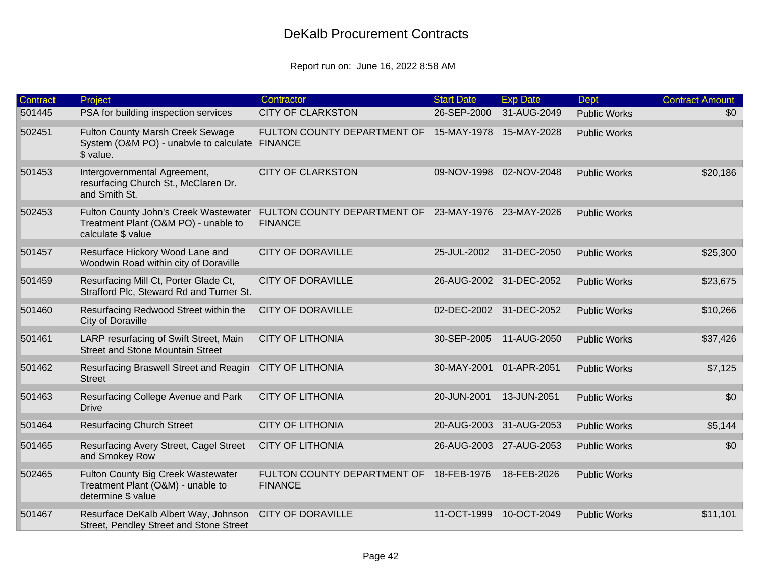# DeKalb Procurement Contracts

Report run on: June 16, 2022 8:58 AM

| Contract | Project | Contractor | Start Date | Exp Date | Dept | Contract Amount |
|---|---|---|---|---|---|---|
| 501445 | PSA for building inspection services | CITY OF CLARKSTON | 26-SEP-2000 | 31-AUG-2049 | Public Works | $0 |
| 502451 | Fulton County Marsh Creek Sewage System (O&M PO) - unabvle to calculate $ value. | FULTON COUNTY DEPARTMENT OF FINANCE | 15-MAY-1978 | 15-MAY-2028 | Public Works | |
| 501453 | Intergovernmental Agreement, resurfacing Church St., McClaren Dr. and Smith St. | CITY OF CLARKSTON | 09-NOV-1998 | 02-NOV-2048 | Public Works | $20,186 |
| 502453 | Fulton County John's Creek Wastewater Treatment Plant (O&M PO) - unable to calculate $ value | FULTON COUNTY DEPARTMENT OF FINANCE | 23-MAY-1976 | 23-MAY-2026 | Public Works | |
| 501457 | Resurface Hickory Wood Lane and Woodwin Road within city of Doraville | CITY OF DORAVILLE | 25-JUL-2002 | 31-DEC-2050 | Public Works | $25,300 |
| 501459 | Resurfacing Mill Ct, Porter Glade Ct, Strafford Plc, Steward Rd and Turner St. | CITY OF DORAVILLE | 26-AUG-2002 | 31-DEC-2052 | Public Works | $23,675 |
| 501460 | Resurfacing Redwood Street within the City of Doraville | CITY OF DORAVILLE | 02-DEC-2002 | 31-DEC-2052 | Public Works | $10,266 |
| 501461 | LARP resurfacing of Swift Street, Main Street and Stone Mountain Street | CITY OF LITHONIA | 30-SEP-2005 | 11-AUG-2050 | Public Works | $37,426 |
| 501462 | Resurfacing Braswell Street and Reagin Street | CITY OF LITHONIA | 30-MAY-2001 | 01-APR-2051 | Public Works | $7,125 |
| 501463 | Resurfacing College Avenue and Park Drive | CITY OF LITHONIA | 20-JUN-2001 | 13-JUN-2051 | Public Works | $0 |
| 501464 | Resurfacing Church Street | CITY OF LITHONIA | 20-AUG-2003 | 31-AUG-2053 | Public Works | $5,144 |
| 501465 | Resurfacing Avery Street, Cagel Street and Smokey Row | CITY OF LITHONIA | 26-AUG-2003 | 27-AUG-2053 | Public Works | $0 |
| 502465 | Fulton County Big Creek Wastewater Treatment Plant (O&M) - unable to determine $ value | FULTON COUNTY DEPARTMENT OF FINANCE | 18-FEB-1976 | 18-FEB-2026 | Public Works | |
| 501467 | Resurface DeKalb Albert Way, Johnson Street, Pendley Street and Stone Street | CITY OF DORAVILLE | 11-OCT-1999 | 10-OCT-2049 | Public Works | $11,101 |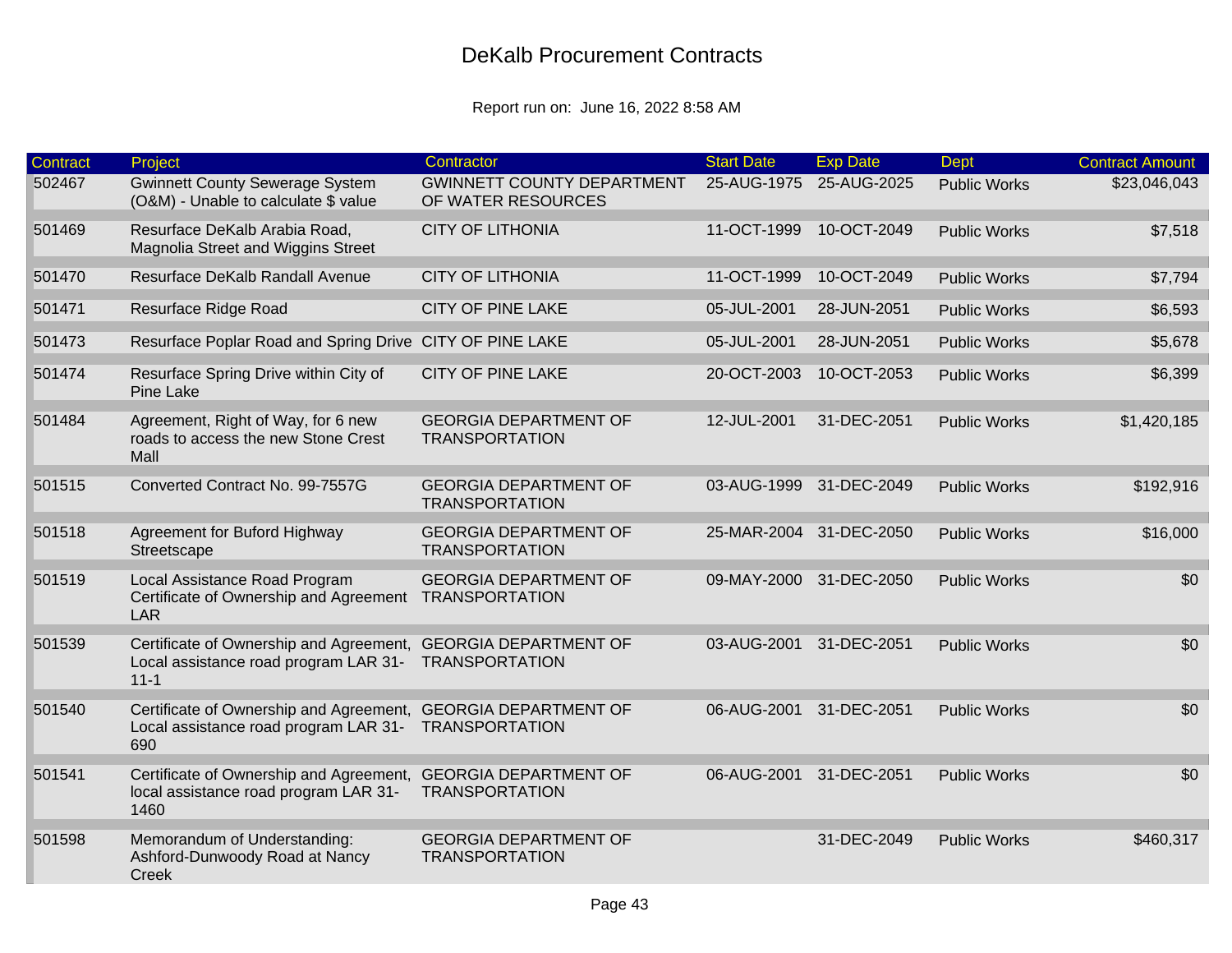# DeKalb Procurement Contracts

Report run on: June 16, 2022 8:58 AM

| Contract | Project | Contractor | Start Date | Exp Date | Dept | Contract Amount |
|---|---|---|---|---|---|---|
| 502467 | Gwinnett County Sewerage System (O&M) - Unable to calculate $ value | GWINNETT COUNTY DEPARTMENT OF WATER RESOURCES | 25-AUG-1975 | 25-AUG-2025 | Public Works | $23,046,043 |
| 501469 | Resurface DeKalb Arabia Road, Magnolia Street and Wiggins Street | CITY OF LITHONIA | 11-OCT-1999 | 10-OCT-2049 | Public Works | $7,518 |
| 501470 | Resurface DeKalb Randall Avenue | CITY OF LITHONIA | 11-OCT-1999 | 10-OCT-2049 | Public Works | $7,794 |
| 501471 | Resurface Ridge Road | CITY OF PINE LAKE | 05-JUL-2001 | 28-JUN-2051 | Public Works | $6,593 |
| 501473 | Resurface Poplar Road and Spring Drive | CITY OF PINE LAKE | 05-JUL-2001 | 28-JUN-2051 | Public Works | $5,678 |
| 501474 | Resurface Spring Drive within City of Pine Lake | CITY OF PINE LAKE | 20-OCT-2003 | 10-OCT-2053 | Public Works | $6,399 |
| 501484 | Agreement, Right of Way, for 6 new roads to access the new Stone Crest Mall | GEORGIA DEPARTMENT OF TRANSPORTATION | 12-JUL-2001 | 31-DEC-2051 | Public Works | $1,420,185 |
| 501515 | Converted Contract No. 99-7557G | GEORGIA DEPARTMENT OF TRANSPORTATION | 03-AUG-1999 | 31-DEC-2049 | Public Works | $192,916 |
| 501518 | Agreement for Buford Highway Streetscape | GEORGIA DEPARTMENT OF TRANSPORTATION | 25-MAR-2004 | 31-DEC-2050 | Public Works | $16,000 |
| 501519 | Local Assistance Road Program Certificate of Ownership and Agreement LAR | GEORGIA DEPARTMENT OF TRANSPORTATION | 09-MAY-2000 | 31-DEC-2050 | Public Works | $0 |
| 501539 | Certificate of Ownership and Agreement, Local assistance road program LAR 31-11-1 | GEORGIA DEPARTMENT OF TRANSPORTATION | 03-AUG-2001 | 31-DEC-2051 | Public Works | $0 |
| 501540 | Certificate of Ownership and Agreement, Local assistance road program LAR 31-690 | GEORGIA DEPARTMENT OF TRANSPORTATION | 06-AUG-2001 | 31-DEC-2051 | Public Works | $0 |
| 501541 | Certificate of Ownership and Agreement, local assistance road program LAR 31-1460 | GEORGIA DEPARTMENT OF TRANSPORTATION | 06-AUG-2001 | 31-DEC-2051 | Public Works | $0 |
| 501598 | Memorandum of Understanding: Ashford-Dunwoody Road at Nancy Creek | GEORGIA DEPARTMENT OF TRANSPORTATION | | 31-DEC-2049 | Public Works | $460,317 |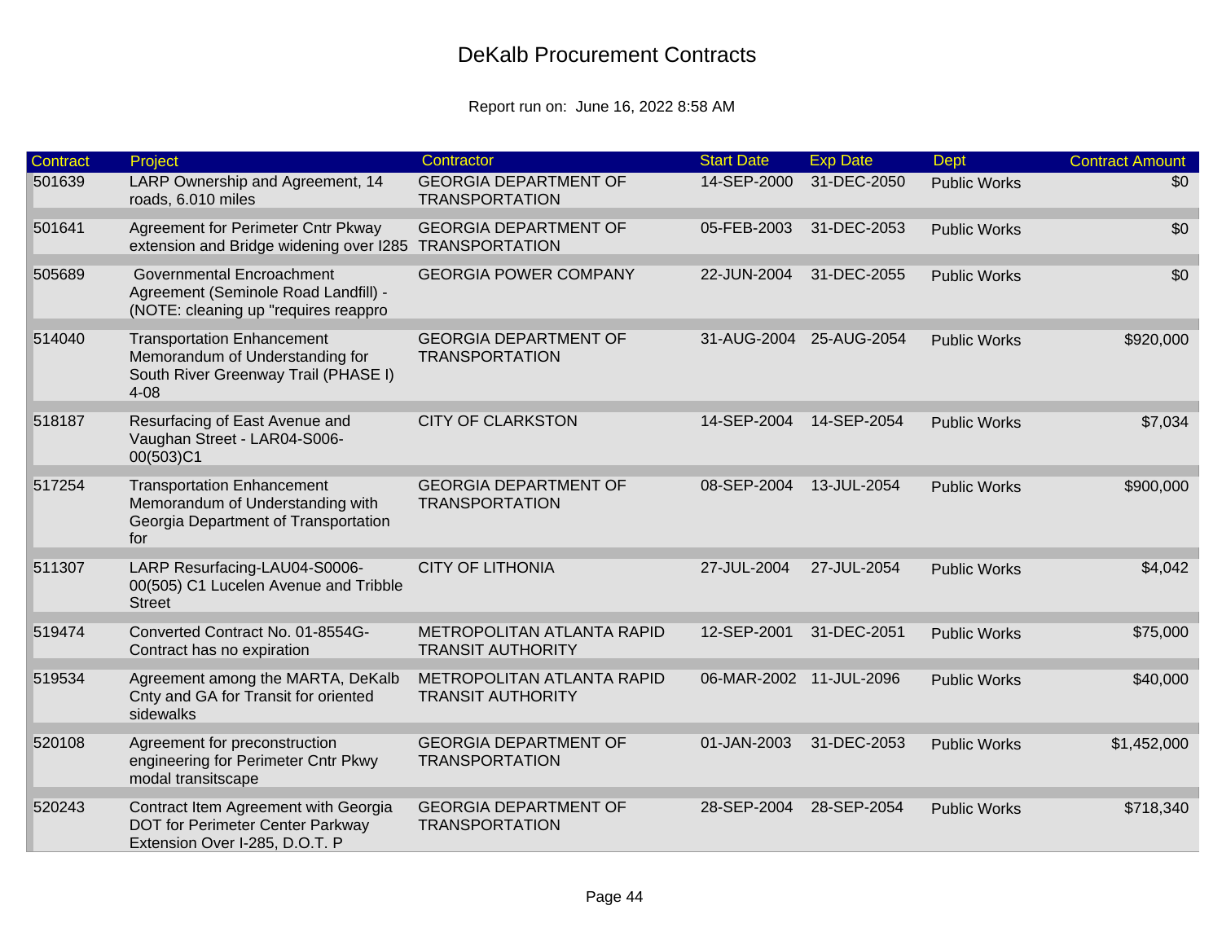# DeKalb Procurement Contracts

Report run on: June 16, 2022 8:58 AM

| Contract | Project | Contractor | Start Date | Exp Date | Dept | Contract Amount |
|---|---|---|---|---|---|---|
| 501639 | LARP Ownership and Agreement, 14 roads, 6.010 miles | GEORGIA DEPARTMENT OF TRANSPORTATION | 14-SEP-2000 | 31-DEC-2050 | Public Works | $0 |
| 501641 | Agreement for Perimeter Cntr Pkway extension and Bridge widening over I285 | GEORGIA DEPARTMENT OF TRANSPORTATION | 05-FEB-2003 | 31-DEC-2053 | Public Works | $0 |
| 505689 | Governmental Encroachment Agreement (Seminole Road Landfill) - (NOTE: cleaning up "requires reappro | GEORGIA POWER COMPANY | 22-JUN-2004 | 31-DEC-2055 | Public Works | $0 |
| 514040 | Transportation Enhancement Memorandum of Understanding for South River Greenway Trail (PHASE I) 4-08 | GEORGIA DEPARTMENT OF TRANSPORTATION | 31-AUG-2004 | 25-AUG-2054 | Public Works | $920,000 |
| 518187 | Resurfacing of East Avenue and Vaughan Street - LAR04-S006-00(503)C1 | CITY OF CLARKSTON | 14-SEP-2004 | 14-SEP-2054 | Public Works | $7,034 |
| 517254 | Transportation Enhancement Memorandum of Understanding with Georgia Department of Transportation for | GEORGIA DEPARTMENT OF TRANSPORTATION | 08-SEP-2004 | 13-JUL-2054 | Public Works | $900,000 |
| 511307 | LARP Resurfacing-LAU04-S0006-00(505) C1 Lucelen Avenue and Tribble Street | CITY OF LITHONIA | 27-JUL-2004 | 27-JUL-2054 | Public Works | $4,042 |
| 519474 | Converted Contract No. 01-8554G-Contract has no expiration | METROPOLITAN ATLANTA RAPID TRANSIT AUTHORITY | 12-SEP-2001 | 31-DEC-2051 | Public Works | $75,000 |
| 519534 | Agreement among the MARTA, DeKalb Cnty and GA for Transit for oriented sidewalks | METROPOLITAN ATLANTA RAPID TRANSIT AUTHORITY | 06-MAR-2002 | 11-JUL-2096 | Public Works | $40,000 |
| 520108 | Agreement for preconstruction engineering for Perimeter Cntr Pkwy modal transitscape | GEORGIA DEPARTMENT OF TRANSPORTATION | 01-JAN-2003 | 31-DEC-2053 | Public Works | $1,452,000 |
| 520243 | Contract Item Agreement with Georgia DOT for Perimeter Center Parkway Extension Over I-285, D.O.T. P | GEORGIA DEPARTMENT OF TRANSPORTATION | 28-SEP-2004 | 28-SEP-2054 | Public Works | $718,340 |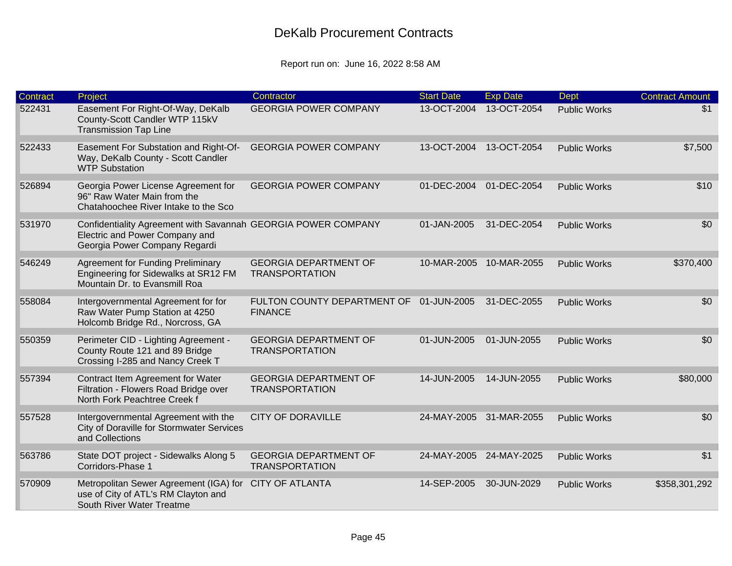# DeKalb Procurement Contracts

Report run on: June 16, 2022 8:58 AM

| Contract | Project | Contractor | Start Date | Exp Date | Dept | Contract Amount |
|---|---|---|---|---|---|---|
| 522431 | Easement For Right-Of-Way, DeKalb County-Scott Candler WTP 115kV Transmission Tap Line | GEORGIA POWER COMPANY | 13-OCT-2004 | 13-OCT-2054 | Public Works | $1 |
| 522433 | Easement For Substation and Right-Of-Way, DeKalb County - Scott Candler WTP Substation | GEORGIA POWER COMPANY | 13-OCT-2004 | 13-OCT-2054 | Public Works | $7,500 |
| 526894 | Georgia Power License Agreement for 96" Raw Water Main from the Chatahoochee River Intake to the Sco | GEORGIA POWER COMPANY | 01-DEC-2004 | 01-DEC-2054 | Public Works | $10 |
| 531970 | Confidentiality Agreement with Savannah Electric and Power Company and Georgia Power Company Regardi | GEORGIA POWER COMPANY | 01-JAN-2005 | 31-DEC-2054 | Public Works | $0 |
| 546249 | Agreement for Funding Preliminary Engineering for Sidewalks at SR12 FM Mountain Dr. to Evansmill Roa | GEORGIA DEPARTMENT OF TRANSPORTATION | 10-MAR-2005 | 10-MAR-2055 | Public Works | $370,400 |
| 558084 | Intergovernmental Agreement for for Raw Water Pump Station at 4250 Holcomb Bridge Rd., Norcross, GA | FULTON COUNTY DEPARTMENT OF FINANCE | 01-JUN-2005 | 31-DEC-2055 | Public Works | $0 |
| 550359 | Perimeter CID - Lighting Agreement - County Route 121 and 89 Bridge Crossing I-285 and Nancy Creek T | GEORGIA DEPARTMENT OF TRANSPORTATION | 01-JUN-2005 | 01-JUN-2055 | Public Works | $0 |
| 557394 | Contract Item Agreement for Water Filtration - Flowers Road Bridge over North Fork Peachtree Creek f | GEORGIA DEPARTMENT OF TRANSPORTATION | 14-JUN-2005 | 14-JUN-2055 | Public Works | $80,000 |
| 557528 | Intergovernmental Agreement with the City of Doraville for Stormwater Services and Collections | CITY OF DORAVILLE | 24-MAY-2005 | 31-MAR-2055 | Public Works | $0 |
| 563786 | State DOT project - Sidewalks Along 5 Corridors-Phase 1 | GEORGIA DEPARTMENT OF TRANSPORTATION | 24-MAY-2005 | 24-MAY-2025 | Public Works | $1 |
| 570909 | Metropolitan Sewer Agreement (IGA) for use of City of ATL's RM Clayton and South River Water Treatme | CITY OF ATLANTA | 14-SEP-2005 | 30-JUN-2029 | Public Works | $358,301,292 |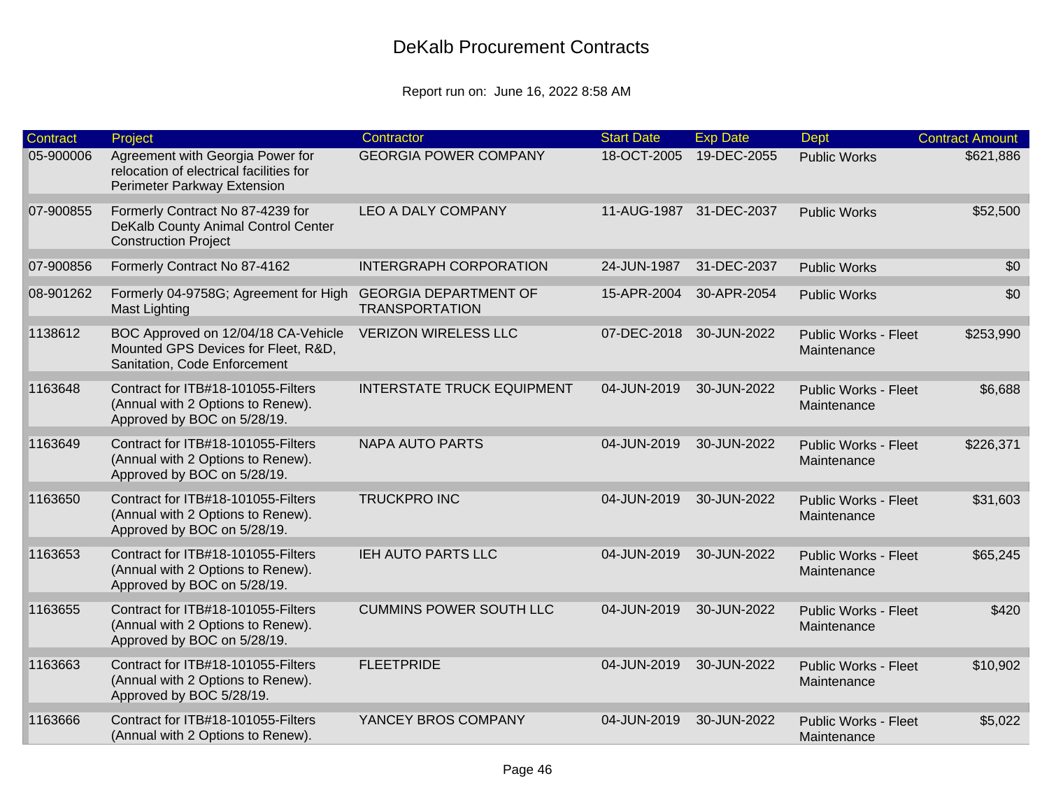# DeKalb Procurement Contracts

Report run on: June 16, 2022 8:58 AM

| Contract | Project | Contractor | Start Date | Exp Date | Dept | Contract Amount |
|---|---|---|---|---|---|---|
| 05-900006 | Agreement with Georgia Power for relocation of electrical facilities for Perimeter Parkway Extension | GEORGIA POWER COMPANY | 18-OCT-2005 | 19-DEC-2055 | Public Works | $621,886 |
| 07-900855 | Formerly Contract No 87-4239 for DeKalb County Animal Control Center Construction Project | LEO A DALY COMPANY | 11-AUG-1987 | 31-DEC-2037 | Public Works | $52,500 |
| 07-900856 | Formerly Contract No 87-4162 | INTERGRAPH CORPORATION | 24-JUN-1987 | 31-DEC-2037 | Public Works | $0 |
| 08-901262 | Formerly 04-9758G; Agreement for High Mast Lighting | GEORGIA DEPARTMENT OF TRANSPORTATION | 15-APR-2004 | 30-APR-2054 | Public Works | $0 |
| 1138612 | BOC Approved on 12/04/18 CA-Vehicle Mounted GPS Devices for Fleet, R&D, Sanitation, Code Enforcement | VERIZON WIRELESS LLC | 07-DEC-2018 | 30-JUN-2022 | Public Works - Fleet Maintenance | $253,990 |
| 1163648 | Contract for ITB#18-101055-Filters (Annual with 2 Options to Renew). Approved by BOC on 5/28/19. | INTERSTATE TRUCK EQUIPMENT | 04-JUN-2019 | 30-JUN-2022 | Public Works - Fleet Maintenance | $6,688 |
| 1163649 | Contract for ITB#18-101055-Filters (Annual with 2 Options to Renew). Approved by BOC on 5/28/19. | NAPA AUTO PARTS | 04-JUN-2019 | 30-JUN-2022 | Public Works - Fleet Maintenance | $226,371 |
| 1163650 | Contract for ITB#18-101055-Filters (Annual with 2 Options to Renew). Approved by BOC on 5/28/19. | TRUCKPRO INC | 04-JUN-2019 | 30-JUN-2022 | Public Works - Fleet Maintenance | $31,603 |
| 1163653 | Contract for ITB#18-101055-Filters (Annual with 2 Options to Renew). Approved by BOC on 5/28/19. | IEH AUTO PARTS LLC | 04-JUN-2019 | 30-JUN-2022 | Public Works - Fleet Maintenance | $65,245 |
| 1163655 | Contract for ITB#18-101055-Filters (Annual with 2 Options to Renew). Approved by BOC on 5/28/19. | CUMMINS POWER SOUTH LLC | 04-JUN-2019 | 30-JUN-2022 | Public Works - Fleet Maintenance | $420 |
| 1163663 | Contract for ITB#18-101055-Filters (Annual with 2 Options to Renew). Approved by BOC 5/28/19. | FLEETPRIDE | 04-JUN-2019 | 30-JUN-2022 | Public Works - Fleet Maintenance | $10,902 |
| 1163666 | Contract for ITB#18-101055-Filters (Annual with 2 Options to Renew). | YANCEY BROS COMPANY | 04-JUN-2019 | 30-JUN-2022 | Public Works - Fleet Maintenance | $5,022 |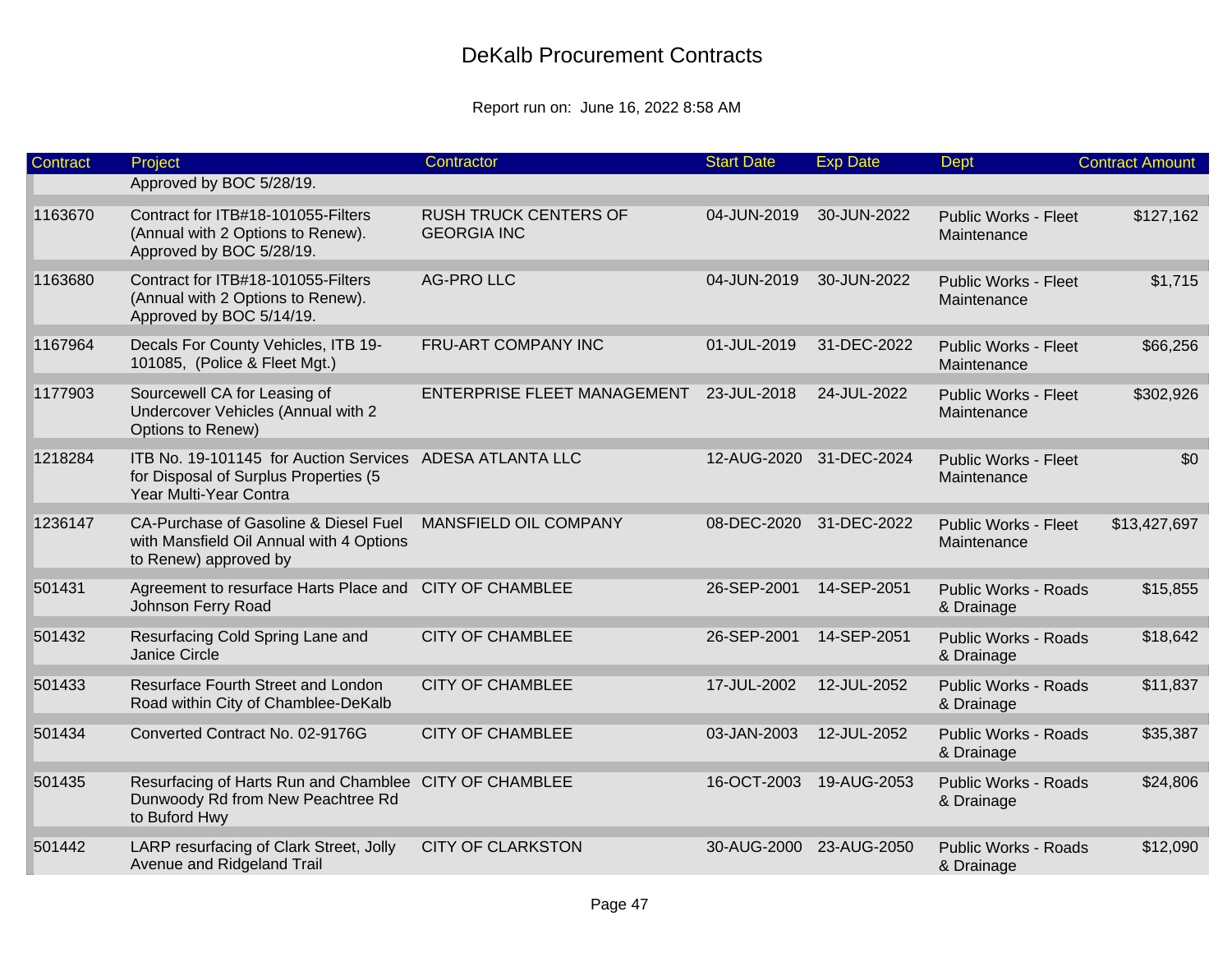# DeKalb Procurement Contracts

Report run on: June 16, 2022 8:58 AM

| Contract | Project | Contractor | Start Date | Exp Date | Dept | Contract Amount |
|---|---|---|---|---|---|---|
| | Approved by BOC 5/28/19. | | | | | |
| 1163670 | Contract for ITB#18-101055-Filters (Annual with 2 Options to Renew). Approved by BOC 5/28/19. | RUSH TRUCK CENTERS OF GEORGIA INC | 04-JUN-2019 | 30-JUN-2022 | Public Works - Fleet Maintenance | $127,162 |
| 1163680 | Contract for ITB#18-101055-Filters (Annual with 2 Options to Renew). Approved by BOC 5/14/19. | AG-PRO LLC | 04-JUN-2019 | 30-JUN-2022 | Public Works - Fleet Maintenance | $1,715 |
| 1167964 | Decals For County Vehicles, ITB 19-101085, (Police & Fleet Mgt.) | FRU-ART COMPANY INC | 01-JUL-2019 | 31-DEC-2022 | Public Works - Fleet Maintenance | $66,256 |
| 1177903 | Sourcewell CA for Leasing of Undercover Vehicles (Annual with 2 Options to Renew) | ENTERPRISE FLEET MANAGEMENT | 23-JUL-2018 | 24-JUL-2022 | Public Works - Fleet Maintenance | $302,926 |
| 1218284 | ITB No. 19-101145 for Auction Services for Disposal of Surplus Properties (5 Year Multi-Year Contra | ADESA ATLANTA LLC | 12-AUG-2020 | 31-DEC-2024 | Public Works - Fleet Maintenance | $0 |
| 1236147 | CA-Purchase of Gasoline & Diesel Fuel with Mansfield Oil Annual with 4 Options to Renew) approved by | MANSFIELD OIL COMPANY | 08-DEC-2020 | 31-DEC-2022 | Public Works - Fleet Maintenance | $13,427,697 |
| 501431 | Agreement to resurface Harts Place and Johnson Ferry Road | CITY OF CHAMBLEE | 26-SEP-2001 | 14-SEP-2051 | Public Works - Roads & Drainage | $15,855 |
| 501432 | Resurfacing Cold Spring Lane and Janice Circle | CITY OF CHAMBLEE | 26-SEP-2001 | 14-SEP-2051 | Public Works - Roads & Drainage | $18,642 |
| 501433 | Resurface Fourth Street and London Road within City of Chamblee-DeKalb | CITY OF CHAMBLEE | 17-JUL-2002 | 12-JUL-2052 | Public Works - Roads & Drainage | $11,837 |
| 501434 | Converted Contract No. 02-9176G | CITY OF CHAMBLEE | 03-JAN-2003 | 12-JUL-2052 | Public Works - Roads & Drainage | $35,387 |
| 501435 | Resurfacing of Harts Run and Chamblee Dunwoody Rd from New Peachtree Rd to Buford Hwy | CITY OF CHAMBLEE | 16-OCT-2003 | 19-AUG-2053 | Public Works - Roads & Drainage | $24,806 |
| 501442 | LARP resurfacing of Clark Street, Jolly Avenue and Ridgeland Trail | CITY OF CLARKSTON | 30-AUG-2000 | 23-AUG-2050 | Public Works - Roads & Drainage | $12,090 |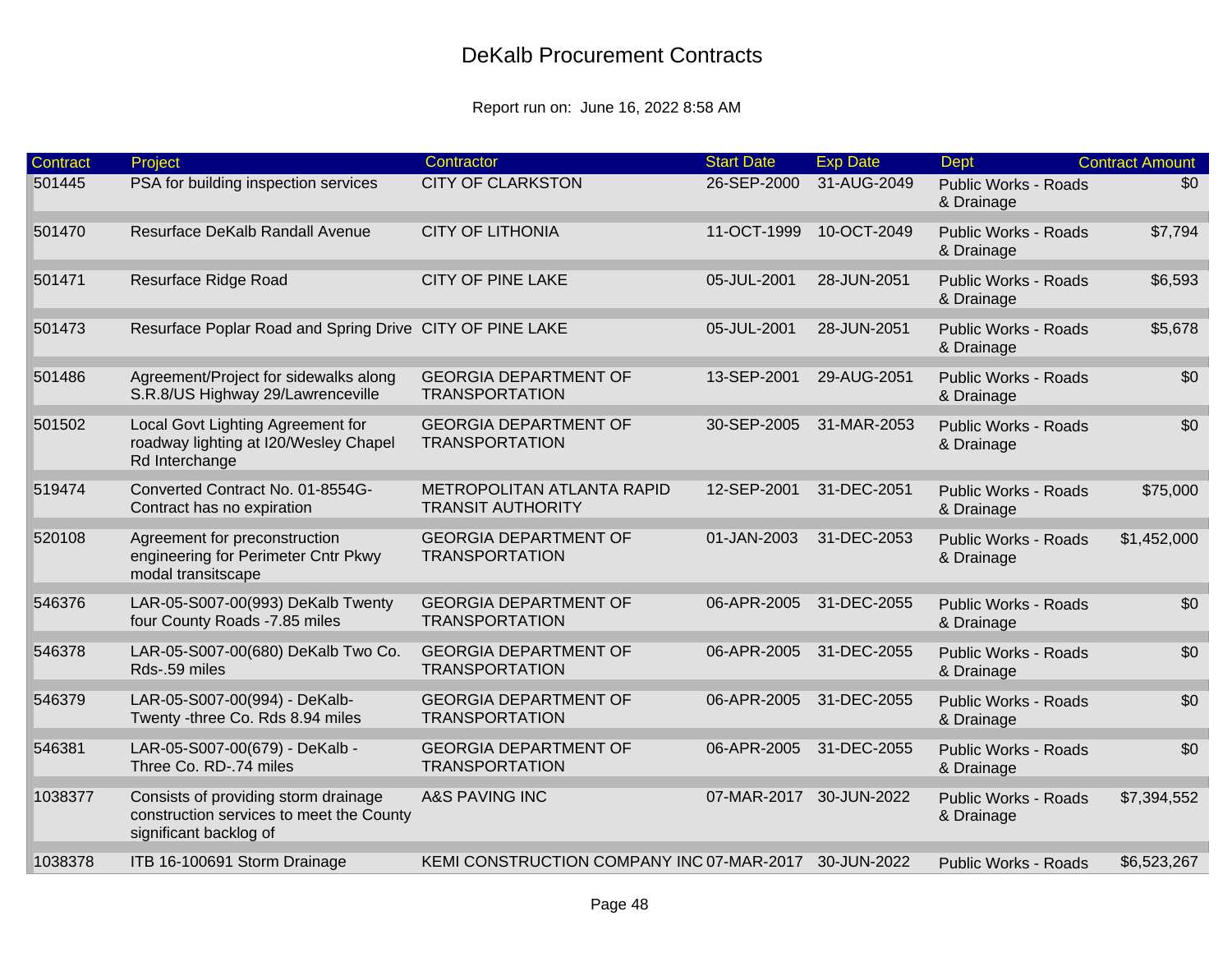# DeKalb Procurement Contracts

Report run on: June 16, 2022 8:58 AM

| Contract | Project | Contractor | Start Date | Exp Date | Dept | Contract Amount |
|---|---|---|---|---|---|---|
| 501445 | PSA for building inspection services | CITY OF CLARKSTON | 26-SEP-2000 | 31-AUG-2049 | Public Works - Roads & Drainage | $0 |
| 501470 | Resurface DeKalb Randall Avenue | CITY OF LITHONIA | 11-OCT-1999 | 10-OCT-2049 | Public Works - Roads & Drainage | $7,794 |
| 501471 | Resurface Ridge Road | CITY OF PINE LAKE | 05-JUL-2001 | 28-JUN-2051 | Public Works - Roads & Drainage | $6,593 |
| 501473 | Resurface Poplar Road and Spring Drive | CITY OF PINE LAKE | 05-JUL-2001 | 28-JUN-2051 | Public Works - Roads & Drainage | $5,678 |
| 501486 | Agreement/Project for sidewalks along S.R.8/US Highway 29/Lawrenceville | GEORGIA DEPARTMENT OF TRANSPORTATION | 13-SEP-2001 | 29-AUG-2051 | Public Works - Roads & Drainage | $0 |
| 501502 | Local Govt Lighting Agreement for roadway lighting at I20/Wesley Chapel Rd Interchange | GEORGIA DEPARTMENT OF TRANSPORTATION | 30-SEP-2005 | 31-MAR-2053 | Public Works - Roads & Drainage | $0 |
| 519474 | Converted Contract No. 01-8554G- Contract has no expiration | METROPOLITAN ATLANTA RAPID TRANSIT AUTHORITY | 12-SEP-2001 | 31-DEC-2051 | Public Works - Roads & Drainage | $75,000 |
| 520108 | Agreement for preconstruction engineering for Perimeter Cntr Pkwy modal transitscape | GEORGIA DEPARTMENT OF TRANSPORTATION | 01-JAN-2003 | 31-DEC-2053 | Public Works - Roads & Drainage | $1,452,000 |
| 546376 | LAR-05-S007-00(993) DeKalb Twenty four County Roads -7.85 miles | GEORGIA DEPARTMENT OF TRANSPORTATION | 06-APR-2005 | 31-DEC-2055 | Public Works - Roads & Drainage | $0 |
| 546378 | LAR-05-S007-00(680) DeKalb Two Co. Rds-.59 miles | GEORGIA DEPARTMENT OF TRANSPORTATION | 06-APR-2005 | 31-DEC-2055 | Public Works - Roads & Drainage | $0 |
| 546379 | LAR-05-S007-00(994) - DeKalb- Twenty -three Co. Rds 8.94 miles | GEORGIA DEPARTMENT OF TRANSPORTATION | 06-APR-2005 | 31-DEC-2055 | Public Works - Roads & Drainage | $0 |
| 546381 | LAR-05-S007-00(679) - DeKalb - Three Co. RD-.74 miles | GEORGIA DEPARTMENT OF TRANSPORTATION | 06-APR-2005 | 31-DEC-2055 | Public Works - Roads & Drainage | $0 |
| 1038377 | Consists of providing storm drainage construction services to meet the County significant backlog of | A&S PAVING INC | 07-MAR-2017 | 30-JUN-2022 | Public Works - Roads & Drainage | $7,394,552 |
| 1038378 | ITB 16-100691 Storm Drainage | KEMI CONSTRUCTION COMPANY INC | 07-MAR-2017 | 30-JUN-2022 | Public Works - Roads | $6,523,267 |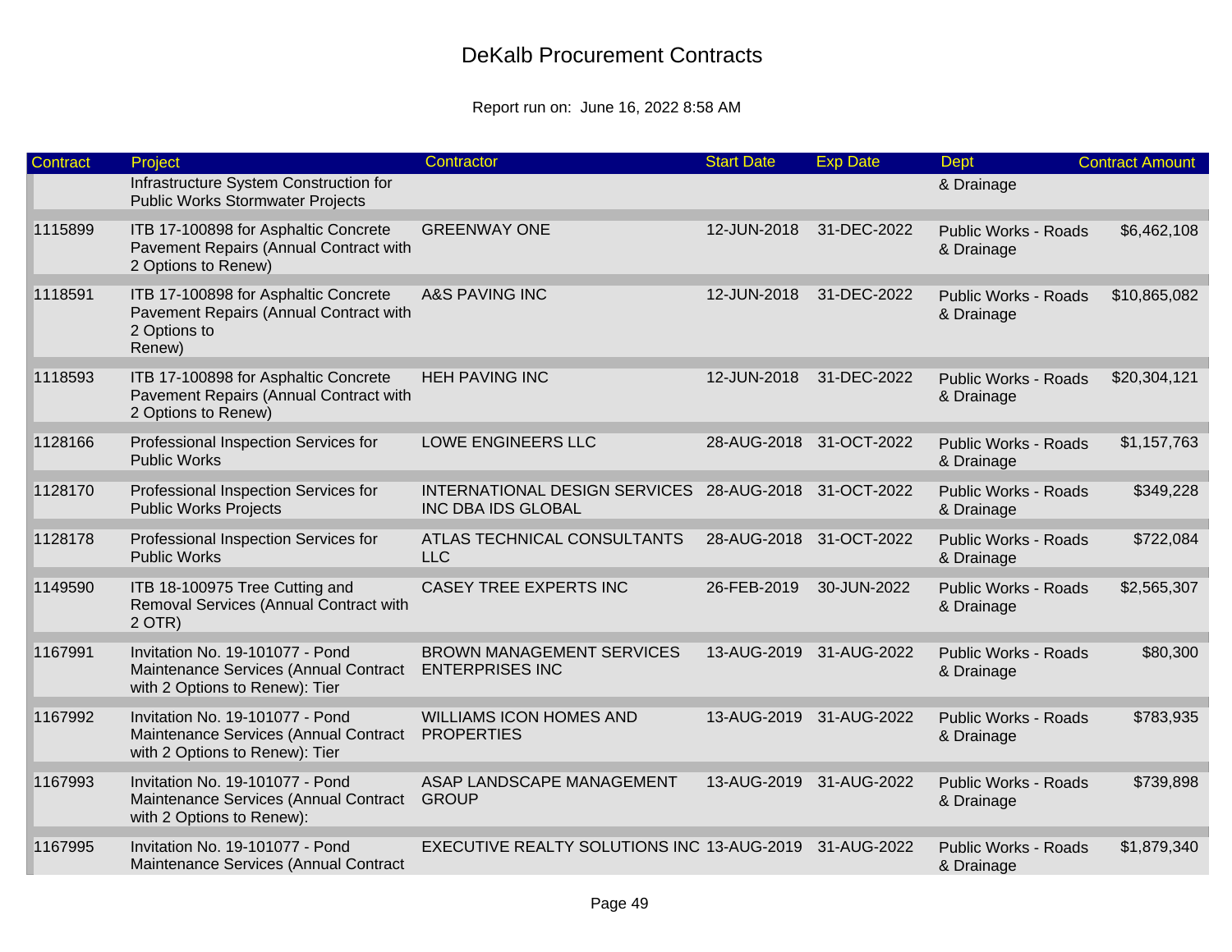# DeKalb Procurement Contracts

Report run on: June 16, 2022 8:58 AM

| Contract | Project | Contractor | Start Date | Exp Date | Dept | Contract Amount |
|---|---|---|---|---|---|---|
| | Infrastructure System Construction for Public Works Stormwater Projects | | | | & Drainage | |
| 1115899 | ITB 17-100898 for Asphaltic Concrete Pavement Repairs (Annual Contract with 2 Options to Renew) | GREENWAY ONE | 12-JUN-2018 | 31-DEC-2022 | Public Works - Roads & Drainage | $6,462,108 |
| 1118591 | ITB 17-100898 for Asphaltic Concrete Pavement Repairs (Annual Contract with 2 Options to Renew) | A&S PAVING INC | 12-JUN-2018 | 31-DEC-2022 | Public Works - Roads & Drainage | $10,865,082 |
| 1118593 | ITB 17-100898 for Asphaltic Concrete Pavement Repairs (Annual Contract with 2 Options to Renew) | HEH PAVING INC | 12-JUN-2018 | 31-DEC-2022 | Public Works - Roads & Drainage | $20,304,121 |
| 1128166 | Professional Inspection Services for Public Works | LOWE ENGINEERS LLC | 28-AUG-2018 | 31-OCT-2022 | Public Works - Roads & Drainage | $1,157,763 |
| 1128170 | Professional Inspection Services for Public Works Projects | INTERNATIONAL DESIGN SERVICES INC DBA IDS GLOBAL | 28-AUG-2018 | 31-OCT-2022 | Public Works - Roads & Drainage | $349,228 |
| 1128178 | Professional Inspection Services for Public Works | ATLAS TECHNICAL CONSULTANTS LLC | 28-AUG-2018 | 31-OCT-2022 | Public Works - Roads & Drainage | $722,084 |
| 1149590 | ITB 18-100975 Tree Cutting and Removal Services (Annual Contract with 2 OTR) | CASEY TREE EXPERTS INC | 26-FEB-2019 | 30-JUN-2022 | Public Works - Roads & Drainage | $2,565,307 |
| 1167991 | Invitation No. 19-101077 - Pond Maintenance Services (Annual Contract with 2 Options to Renew): Tier | BROWN MANAGEMENT SERVICES ENTERPRISES INC | 13-AUG-2019 | 31-AUG-2022 | Public Works - Roads & Drainage | $80,300 |
| 1167992 | Invitation No. 19-101077 - Pond Maintenance Services (Annual Contract with 2 Options to Renew): Tier | WILLIAMS ICON HOMES AND PROPERTIES | 13-AUG-2019 | 31-AUG-2022 | Public Works - Roads & Drainage | $783,935 |
| 1167993 | Invitation No. 19-101077 - Pond Maintenance Services (Annual Contract with 2 Options to Renew): | ASAP LANDSCAPE MANAGEMENT GROUP | 13-AUG-2019 | 31-AUG-2022 | Public Works - Roads & Drainage | $739,898 |
| 1167995 | Invitation No. 19-101077 - Pond Maintenance Services (Annual Contract | EXECUTIVE REALTY SOLUTIONS INC | 13-AUG-2019 | 31-AUG-2022 | Public Works - Roads & Drainage | $1,879,340 |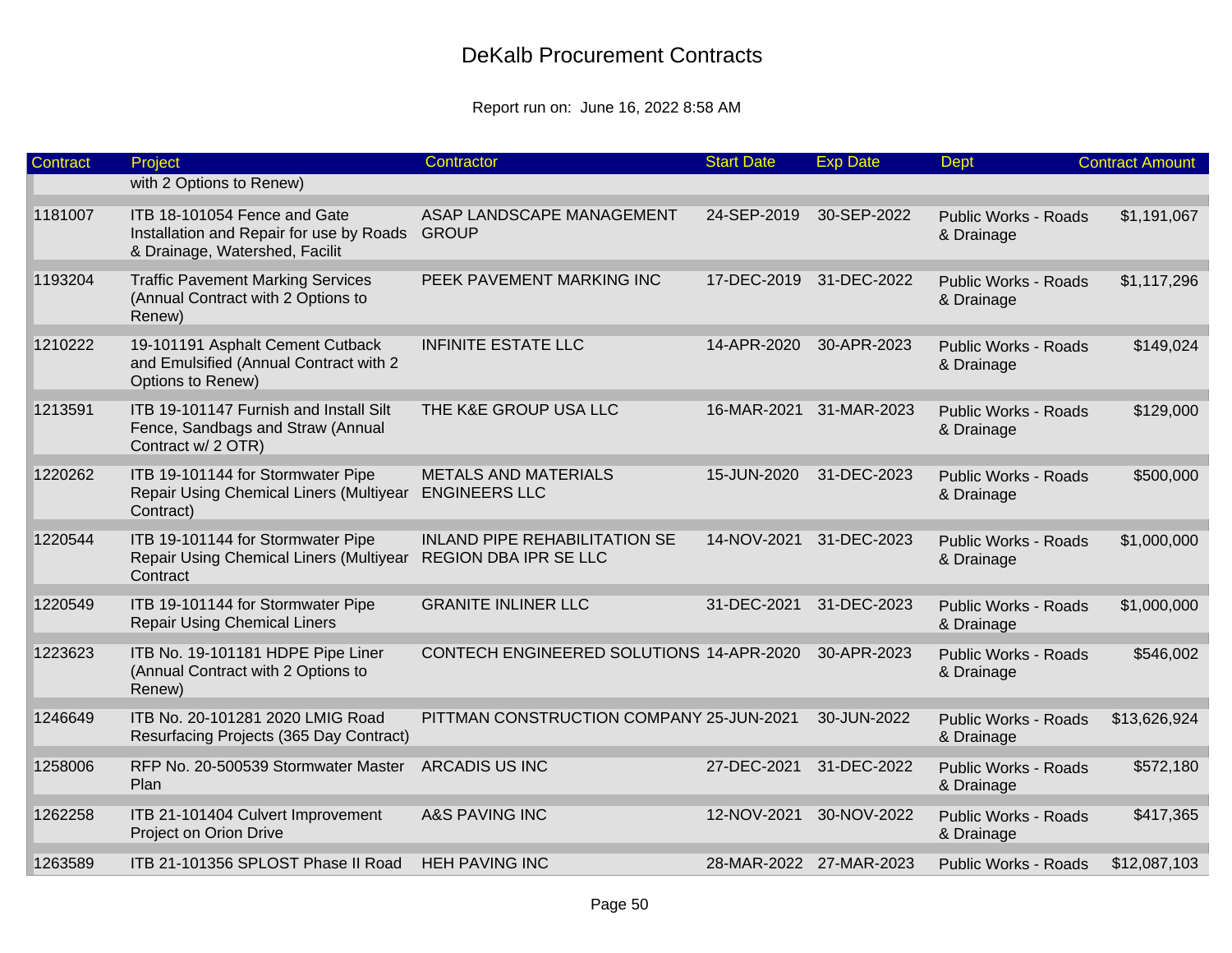# DeKalb Procurement Contracts

Report run on: June 16, 2022 8:58 AM

| Contract | Project | Contractor | Start Date | Exp Date | Dept | Contract Amount |
|---|---|---|---|---|---|---|
| | with 2 Options to Renew) | | | | | |
| 1181007 | ITB 18-101054 Fence and Gate Installation and Repair for use by Roads & Drainage, Watershed, Facilit | ASAP LANDSCAPE MANAGEMENT GROUP | 24-SEP-2019 | 30-SEP-2022 | Public Works - Roads & Drainage | $1,191,067 |
| 1193204 | Traffic Pavement Marking Services (Annual Contract with 2 Options to Renew) | PEEK PAVEMENT MARKING INC | 17-DEC-2019 | 31-DEC-2022 | Public Works - Roads & Drainage | $1,117,296 |
| 1210222 | 19-101191 Asphalt Cement Cutback and Emulsified (Annual Contract with 2 Options to Renew) | INFINITE ESTATE LLC | 14-APR-2020 | 30-APR-2023 | Public Works - Roads & Drainage | $149,024 |
| 1213591 | ITB 19-101147 Furnish and Install Silt Fence, Sandbags and Straw (Annual Contract w/ 2 OTR) | THE K&E GROUP USA LLC | 16-MAR-2021 | 31-MAR-2023 | Public Works - Roads & Drainage | $129,000 |
| 1220262 | ITB 19-101144 for Stormwater Pipe Repair Using Chemical Liners (Multiyear Contract) | METALS AND MATERIALS ENGINEERS LLC | 15-JUN-2020 | 31-DEC-2023 | Public Works - Roads & Drainage | $500,000 |
| 1220544 | ITB 19-101144 for Stormwater Pipe Repair Using Chemical Liners (Multiyear Contract | INLAND PIPE REHABILITATION SE REGION DBA IPR SE LLC | 14-NOV-2021 | 31-DEC-2023 | Public Works - Roads & Drainage | $1,000,000 |
| 1220549 | ITB 19-101144 for Stormwater Pipe Repair Using Chemical Liners | GRANITE INLINER LLC | 31-DEC-2021 | 31-DEC-2023 | Public Works - Roads & Drainage | $1,000,000 |
| 1223623 | ITB No. 19-101181 HDPE Pipe Liner (Annual Contract with 2 Options to Renew) | CONTECH ENGINEERED SOLUTIONS | 14-APR-2020 | 30-APR-2023 | Public Works - Roads & Drainage | $546,002 |
| 1246649 | ITB No. 20-101281 2020 LMIG Road Resurfacing Projects (365 Day Contract) | PITTMAN CONSTRUCTION COMPANY | 25-JUN-2021 | 30-JUN-2022 | Public Works - Roads & Drainage | $13,626,924 |
| 1258006 | RFP No. 20-500539 Stormwater Master Plan | ARCADIS US INC | 27-DEC-2021 | 31-DEC-2022 | Public Works - Roads & Drainage | $572,180 |
| 1262258 | ITB 21-101404 Culvert Improvement Project on Orion Drive | A&S PAVING INC | 12-NOV-2021 | 30-NOV-2022 | Public Works - Roads & Drainage | $417,365 |
| 1263589 | ITB 21-101356 SPLOST Phase II Road | HEH PAVING INC | 28-MAR-2022 | 27-MAR-2023 | Public Works - Roads | $12,087,103 |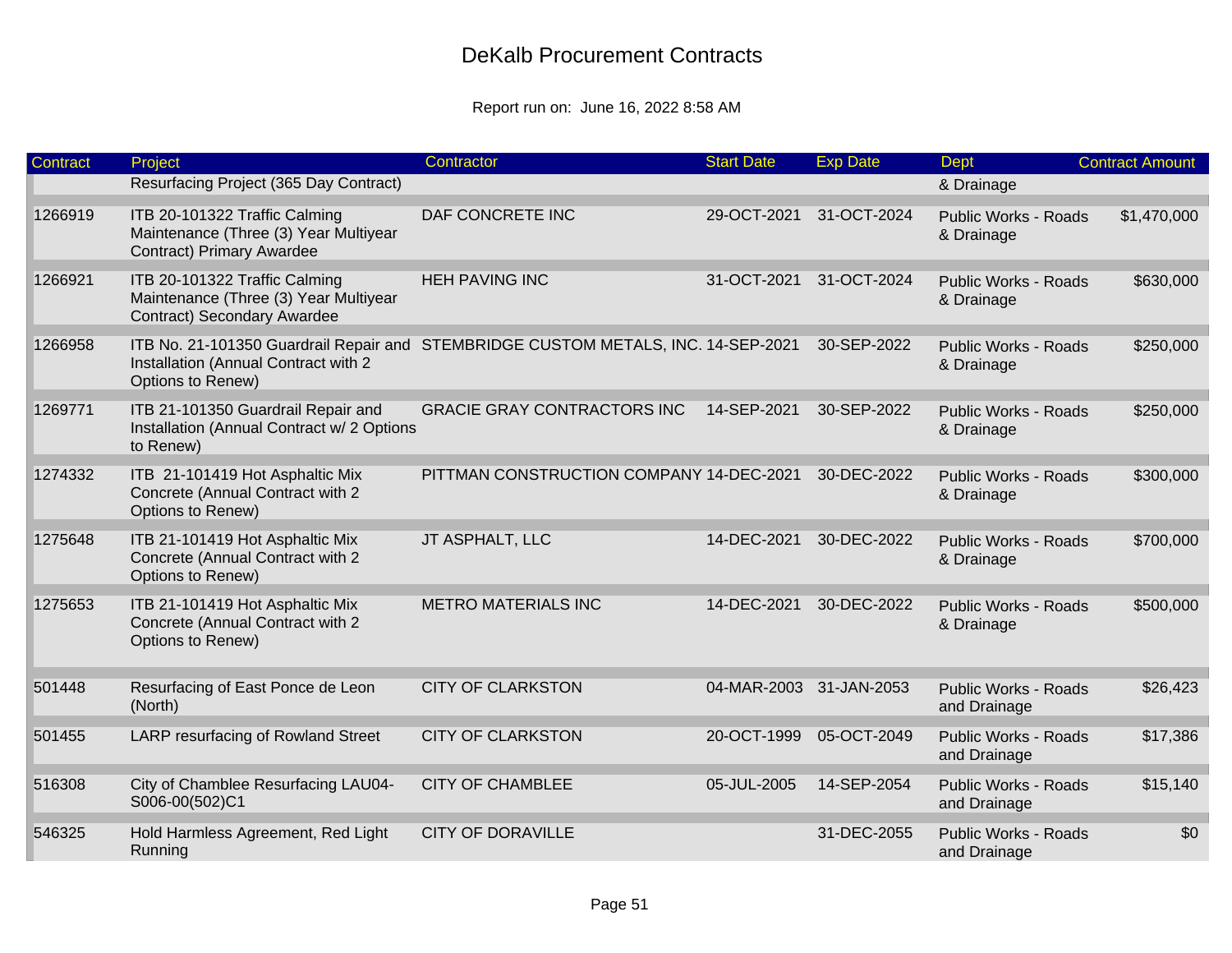# DeKalb Procurement Contracts

Report run on: June 16, 2022 8:58 AM

| Contract | Project | Contractor | Start Date | Exp Date | Dept | Contract Amount |
|---|---|---|---|---|---|---|
| | Resurfacing Project (365 Day Contract) | | | | & Drainage | |
| 1266919 | ITB 20-101322 Traffic Calming Maintenance (Three (3) Year Multiyear Contract) Primary Awardee | DAF CONCRETE INC | 29-OCT-2021 | 31-OCT-2024 | Public Works - Roads & Drainage | $1,470,000 |
| 1266921 | ITB 20-101322 Traffic Calming Maintenance (Three (3) Year Multiyear Contract) Secondary Awardee | HEH PAVING INC | 31-OCT-2021 | 31-OCT-2024 | Public Works - Roads & Drainage | $630,000 |
| 1266958 | ITB No. 21-101350 Guardrail Repair and Installation (Annual Contract with 2 Options to Renew) | STEMBRIDGE CUSTOM METALS, INC. | 14-SEP-2021 | 30-SEP-2022 | Public Works - Roads & Drainage | $250,000 |
| 1269771 | ITB 21-101350 Guardrail Repair and Installation (Annual Contract w/ 2 Options to Renew) | GRACIE GRAY CONTRACTORS INC | 14-SEP-2021 | 30-SEP-2022 | Public Works - Roads & Drainage | $250,000 |
| 1274332 | ITB 21-101419 Hot Asphaltic Mix Concrete (Annual Contract with 2 Options to Renew) | PITTMAN CONSTRUCTION COMPANY | 14-DEC-2021 | 30-DEC-2022 | Public Works - Roads & Drainage | $300,000 |
| 1275648 | ITB 21-101419 Hot Asphaltic Mix Concrete (Annual Contract with 2 Options to Renew) | JT ASPHALT, LLC | 14-DEC-2021 | 30-DEC-2022 | Public Works - Roads & Drainage | $700,000 |
| 1275653 | ITB 21-101419 Hot Asphaltic Mix Concrete (Annual Contract with 2 Options to Renew) | METRO MATERIALS INC | 14-DEC-2021 | 30-DEC-2022 | Public Works - Roads & Drainage | $500,000 |
| 501448 | Resurfacing of East Ponce de Leon (North) | CITY OF CLARKSTON | 04-MAR-2003 | 31-JAN-2053 | Public Works - Roads and Drainage | $26,423 |
| 501455 | LARP resurfacing of Rowland Street | CITY OF CLARKSTON | 20-OCT-1999 | 05-OCT-2049 | Public Works - Roads and Drainage | $17,386 |
| 516308 | City of Chamblee Resurfacing LAU04-S006-00(502)C1 | CITY OF CHAMBLEE | 05-JUL-2005 | 14-SEP-2054 | Public Works - Roads and Drainage | $15,140 |
| 546325 | Hold Harmless Agreement, Red Light Running | CITY OF DORAVILLE | | 31-DEC-2055 | Public Works - Roads and Drainage | $0 |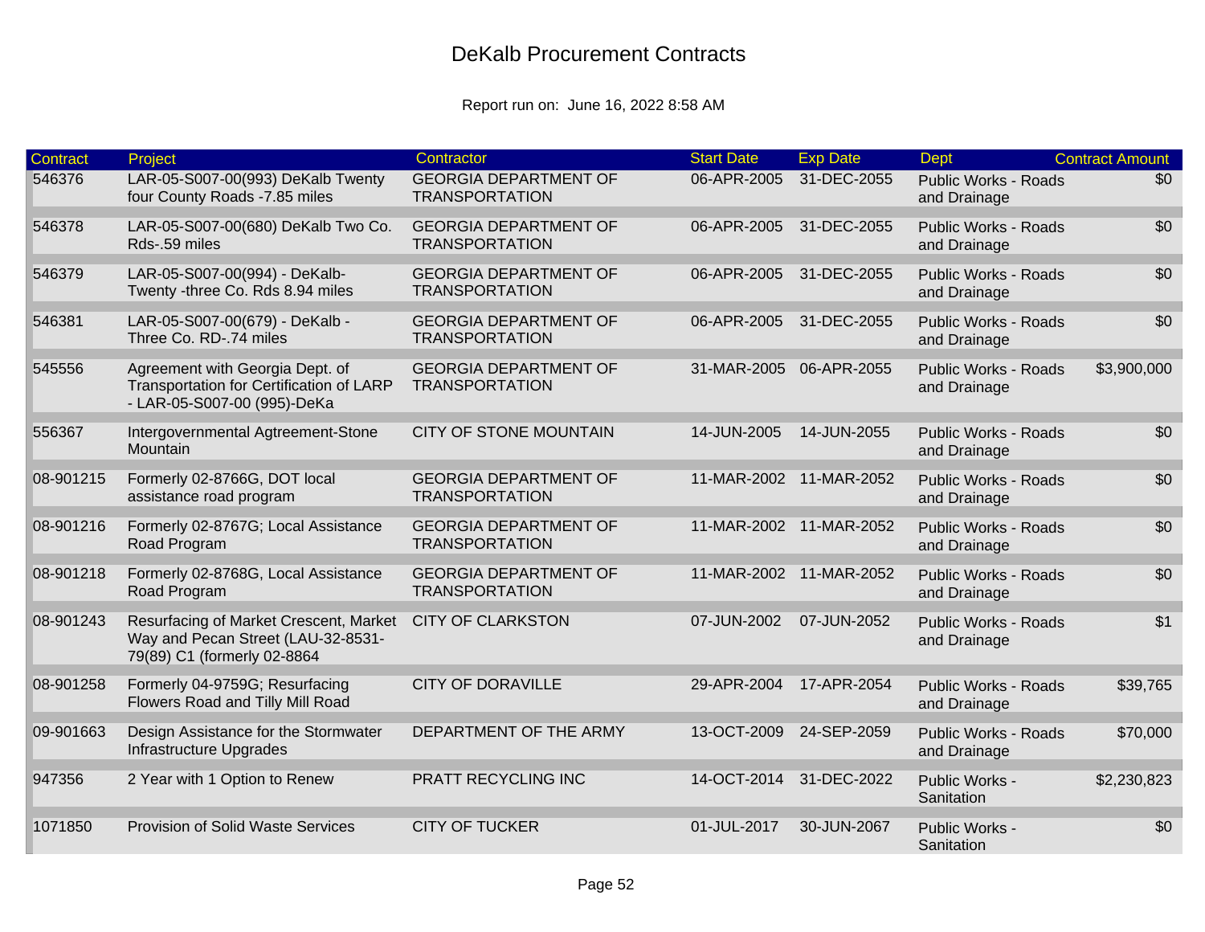# DeKalb Procurement Contracts

Report run on: June 16, 2022 8:58 AM

| Contract | Project | Contractor | Start Date | Exp Date | Dept | Contract Amount |
|---|---|---|---|---|---|---|
| 546376 | LAR-05-S007-00(993) DeKalb Twenty four County Roads -7.85 miles | GEORGIA DEPARTMENT OF TRANSPORTATION | 06-APR-2005 | 31-DEC-2055 | Public Works - Roads and Drainage | $0 |
| 546378 | LAR-05-S007-00(680) DeKalb Two Co. Rds-.59 miles | GEORGIA DEPARTMENT OF TRANSPORTATION | 06-APR-2005 | 31-DEC-2055 | Public Works - Roads and Drainage | $0 |
| 546379 | LAR-05-S007-00(994) - DeKalb-Twenty -three Co. Rds 8.94 miles | GEORGIA DEPARTMENT OF TRANSPORTATION | 06-APR-2005 | 31-DEC-2055 | Public Works - Roads and Drainage | $0 |
| 546381 | LAR-05-S007-00(679) - DeKalb - Three Co. RD-.74 miles | GEORGIA DEPARTMENT OF TRANSPORTATION | 06-APR-2005 | 31-DEC-2055 | Public Works - Roads and Drainage | $0 |
| 545556 | Agreement with Georgia Dept. of Transportation for Certification of LARP - LAR-05-S007-00 (995)-DeKa | GEORGIA DEPARTMENT OF TRANSPORTATION | 31-MAR-2005 | 06-APR-2055 | Public Works - Roads and Drainage | $3,900,000 |
| 556367 | Intergovernmental Agtreement-Stone Mountain | CITY OF STONE MOUNTAIN | 14-JUN-2005 | 14-JUN-2055 | Public Works - Roads and Drainage | $0 |
| 08-901215 | Formerly 02-8766G, DOT local assistance road program | GEORGIA DEPARTMENT OF TRANSPORTATION | 11-MAR-2002 | 11-MAR-2052 | Public Works - Roads and Drainage | $0 |
| 08-901216 | Formerly 02-8767G; Local Assistance Road Program | GEORGIA DEPARTMENT OF TRANSPORTATION | 11-MAR-2002 | 11-MAR-2052 | Public Works - Roads and Drainage | $0 |
| 08-901218 | Formerly 02-8768G, Local Assistance Road Program | GEORGIA DEPARTMENT OF TRANSPORTATION | 11-MAR-2002 | 11-MAR-2052 | Public Works - Roads and Drainage | $0 |
| 08-901243 | Resurfacing of Market Crescent, Market Way and Pecan Street (LAU-32-8531-79(89) C1 (formerly 02-8864 | CITY OF CLARKSTON | 07-JUN-2002 | 07-JUN-2052 | Public Works - Roads and Drainage | $1 |
| 08-901258 | Formerly 04-9759G; Resurfacing Flowers Road and Tilly Mill Road | CITY OF DORAVILLE | 29-APR-2004 | 17-APR-2054 | Public Works - Roads and Drainage | $39,765 |
| 09-901663 | Design Assistance for the Stormwater Infrastructure Upgrades | DEPARTMENT OF THE ARMY | 13-OCT-2009 | 24-SEP-2059 | Public Works - Roads and Drainage | $70,000 |
| 947356 | 2 Year with 1 Option to Renew | PRATT RECYCLING INC | 14-OCT-2014 | 31-DEC-2022 | Public Works - Sanitation | $2,230,823 |
| 1071850 | Provision of Solid Waste Services | CITY OF TUCKER | 01-JUL-2017 | 30-JUN-2067 | Public Works - Sanitation | $0 |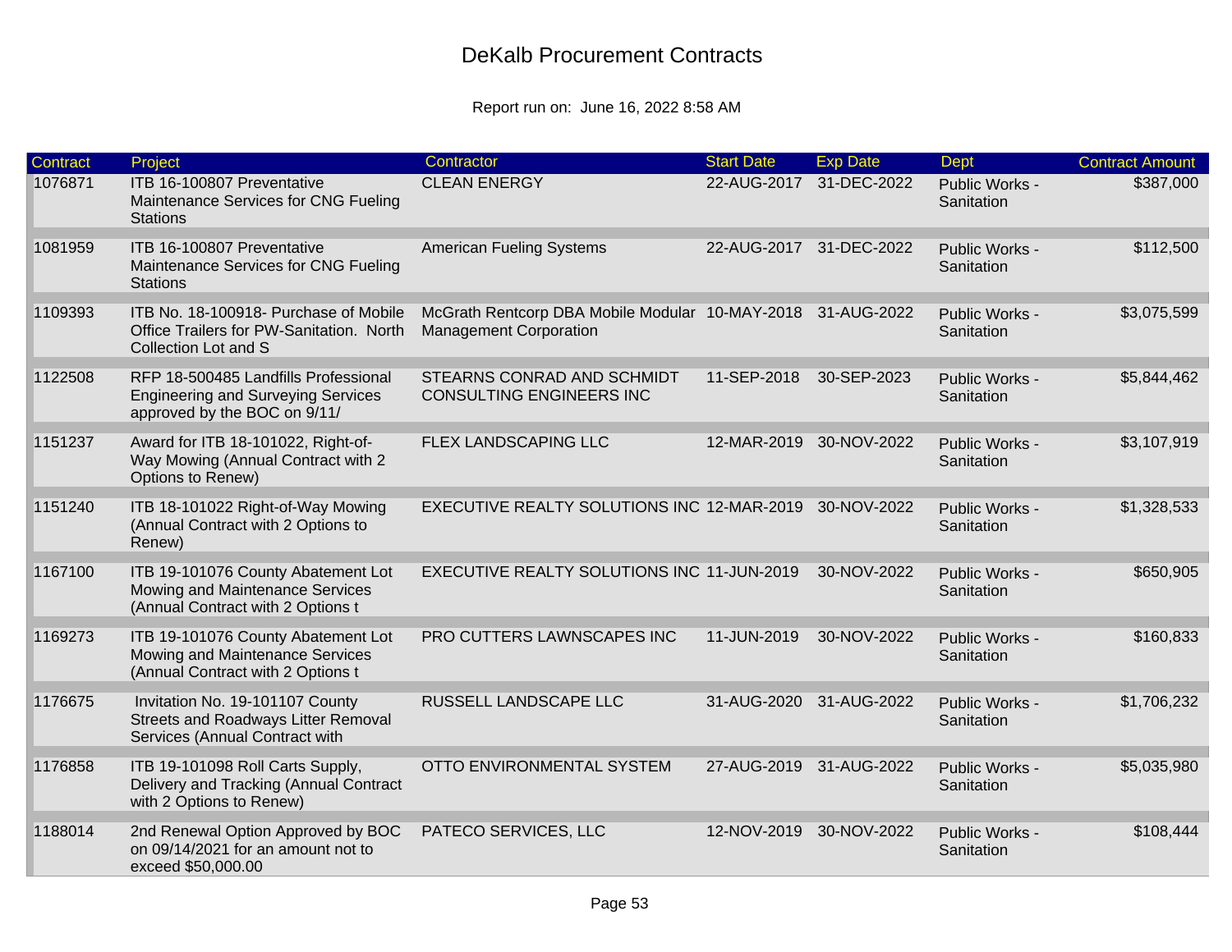# DeKalb Procurement Contracts

Report run on: June 16, 2022 8:58 AM

| Contract | Project | Contractor | Start Date | Exp Date | Dept | Contract Amount |
|---|---|---|---|---|---|---|
| 1076871 | ITB 16-100807 Preventative Maintenance Services for CNG Fueling Stations | CLEAN ENERGY | 22-AUG-2017 | 31-DEC-2022 | Public Works - Sanitation | $387,000 |
| 1081959 | ITB 16-100807 Preventative Maintenance Services for CNG Fueling Stations | American Fueling Systems | 22-AUG-2017 | 31-DEC-2022 | Public Works - Sanitation | $112,500 |
| 1109393 | ITB No. 18-100918- Purchase of Mobile Office Trailers for PW-Sanitation. North Collection Lot and S | McGrath Rentcorp DBA Mobile Modular Management Corporation | 10-MAY-2018 | 31-AUG-2022 | Public Works - Sanitation | $3,075,599 |
| 1122508 | RFP 18-500485 Landfills Professional Engineering and Surveying Services approved by the BOC on 9/11/ | STEARNS CONRAD AND SCHMIDT CONSULTING ENGINEERS INC | 11-SEP-2018 | 30-SEP-2023 | Public Works - Sanitation | $5,844,462 |
| 1151237 | Award for ITB 18-101022, Right-of-Way Mowing (Annual Contract with 2 Options to Renew) | FLEX LANDSCAPING LLC | 12-MAR-2019 | 30-NOV-2022 | Public Works - Sanitation | $3,107,919 |
| 1151240 | ITB 18-101022 Right-of-Way Mowing (Annual Contract with 2 Options to Renew) | EXECUTIVE REALTY SOLUTIONS INC | 12-MAR-2019 | 30-NOV-2022 | Public Works - Sanitation | $1,328,533 |
| 1167100 | ITB 19-101076 County Abatement Lot Mowing and Maintenance Services (Annual Contract with 2 Options t | EXECUTIVE REALTY SOLUTIONS INC | 11-JUN-2019 | 30-NOV-2022 | Public Works - Sanitation | $650,905 |
| 1169273 | ITB 19-101076 County Abatement Lot Mowing and Maintenance Services (Annual Contract with 2 Options t | PRO CUTTERS LAWNSCAPES INC | 11-JUN-2019 | 30-NOV-2022 | Public Works - Sanitation | $160,833 |
| 1176675 | Invitation No. 19-101107 County Streets and Roadways Litter Removal Services (Annual Contract with | RUSSELL LANDSCAPE LLC | 31-AUG-2020 | 31-AUG-2022 | Public Works - Sanitation | $1,706,232 |
| 1176858 | ITB 19-101098 Roll Carts Supply, Delivery and Tracking (Annual Contract with 2 Options to Renew) | OTTO ENVIRONMENTAL SYSTEM | 27-AUG-2019 | 31-AUG-2022 | Public Works - Sanitation | $5,035,980 |
| 1188014 | 2nd Renewal Option Approved by BOC on 09/14/2021 for an amount not to exceed $50,000.00 | PATECO SERVICES, LLC | 12-NOV-2019 | 30-NOV-2022 | Public Works - Sanitation | $108,444 |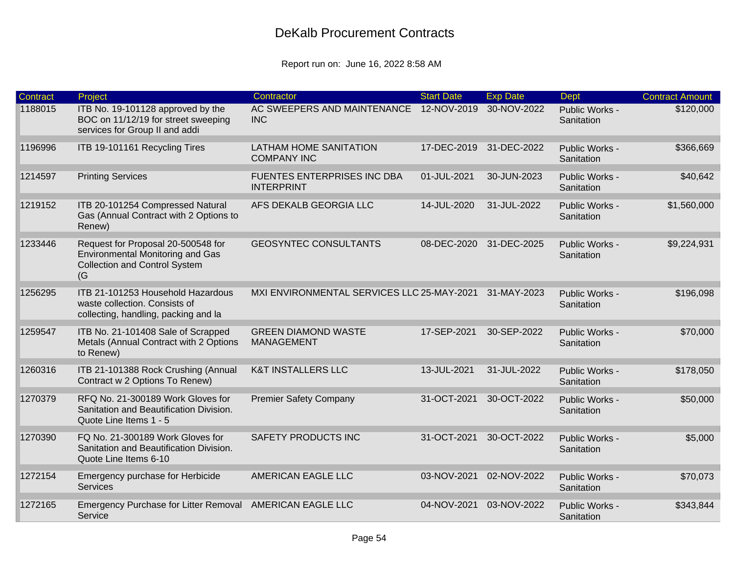# DeKalb Procurement Contracts

Report run on: June 16, 2022 8:58 AM

| Contract | Project | Contractor | Start Date | Exp Date | Dept | Contract Amount |
|---|---|---|---|---|---|---|
| 1188015 | ITB No. 19-101128 approved by the BOC on 11/12/19 for street sweeping services for Group II and addi | AC SWEEPERS AND MAINTENANCE INC | 12-NOV-2019 | 30-NOV-2022 | Public Works - Sanitation | $120,000 |
| 1196996 | ITB 19-101161 Recycling Tires | LATHAM HOME SANITATION COMPANY INC | 17-DEC-2019 | 31-DEC-2022 | Public Works - Sanitation | $366,669 |
| 1214597 | Printing Services | FUENTES ENTERPRISES INC DBA INTERPRINT | 01-JUL-2021 | 30-JUN-2023 | Public Works - Sanitation | $40,642 |
| 1219152 | ITB 20-101254 Compressed Natural Gas (Annual Contract with 2 Options to Renew) | AFS DEKALB GEORGIA LLC | 14-JUL-2020 | 31-JUL-2022 | Public Works - Sanitation | $1,560,000 |
| 1233446 | Request for Proposal 20-500548 for Environmental Monitoring and Gas Collection and Control System (G | GEOSYNTEC CONSULTANTS | 08-DEC-2020 | 31-DEC-2025 | Public Works - Sanitation | $9,224,931 |
| 1256295 | ITB 21-101253 Household Hazardous waste collection. Consists of collecting, handling, packing and la | MXI ENVIRONMENTAL SERVICES LLC | 25-MAY-2021 | 31-MAY-2023 | Public Works - Sanitation | $196,098 |
| 1259547 | ITB No. 21-101408 Sale of Scrapped Metals (Annual Contract with 2 Options to Renew) | GREEN DIAMOND WASTE MANAGEMENT | 17-SEP-2021 | 30-SEP-2022 | Public Works - Sanitation | $70,000 |
| 1260316 | ITB 21-101388 Rock Crushing (Annual Contract w 2 Options To Renew) | K&T INSTALLERS LLC | 13-JUL-2021 | 31-JUL-2022 | Public Works - Sanitation | $178,050 |
| 1270379 | RFQ No. 21-300189 Work Gloves for Sanitation and Beautification Division. Quote Line Items 1 - 5 | Premier Safety Company | 31-OCT-2021 | 30-OCT-2022 | Public Works - Sanitation | $50,000 |
| 1270390 | FQ No. 21-300189 Work Gloves for Sanitation and Beautification Division. Quote Line Items 6-10 | SAFETY PRODUCTS INC | 31-OCT-2021 | 30-OCT-2022 | Public Works - Sanitation | $5,000 |
| 1272154 | Emergency purchase for Herbicide Services | AMERICAN EAGLE LLC | 03-NOV-2021 | 02-NOV-2022 | Public Works - Sanitation | $70,073 |
| 1272165 | Emergency Purchase for Litter Removal Service | AMERICAN EAGLE LLC | 04-NOV-2021 | 03-NOV-2022 | Public Works - Sanitation | $343,844 |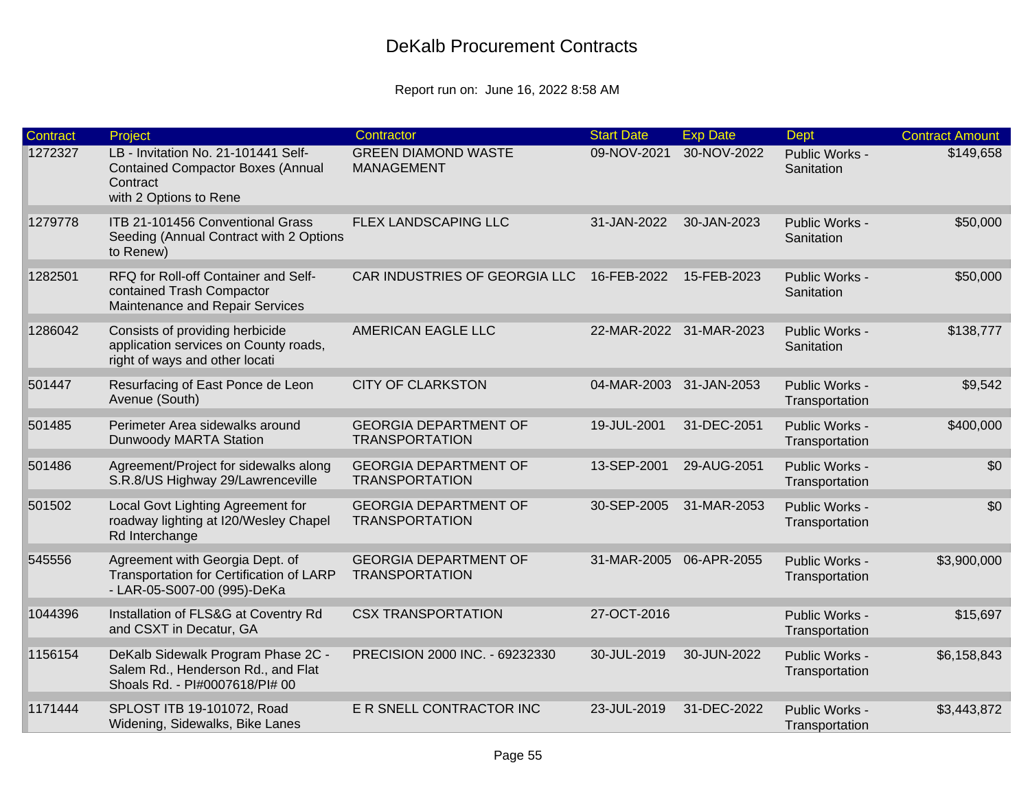# DeKalb Procurement Contracts

Report run on: June 16, 2022 8:58 AM

| Contract | Project | Contractor | Start Date | Exp Date | Dept | Contract Amount |
|---|---|---|---|---|---|---|
| 1272327 | LB - Invitation No. 21-101441 Self-Contained Compactor Boxes (Annual Contract with 2 Options to Rene | GREEN DIAMOND WASTE MANAGEMENT | 09-NOV-2021 | 30-NOV-2022 | Public Works - Sanitation | $149,658 |
| 1279778 | ITB 21-101456 Conventional Grass Seeding (Annual Contract with 2 Options to Renew) | FLEX LANDSCAPING LLC | 31-JAN-2022 | 30-JAN-2023 | Public Works - Sanitation | $50,000 |
| 1282501 | RFQ for Roll-off Container and Self-contained Trash Compactor Maintenance and Repair Services | CAR INDUSTRIES OF GEORGIA LLC | 16-FEB-2022 | 15-FEB-2023 | Public Works - Sanitation | $50,000 |
| 1286042 | Consists of providing herbicide application services on County roads, right of ways and other locati | AMERICAN EAGLE LLC | 22-MAR-2022 | 31-MAR-2023 | Public Works - Sanitation | $138,777 |
| 501447 | Resurfacing of East Ponce de Leon Avenue (South) | CITY OF CLARKSTON | 04-MAR-2003 | 31-JAN-2053 | Public Works - Transportation | $9,542 |
| 501485 | Perimeter Area sidewalks around Dunwoody MARTA Station | GEORGIA DEPARTMENT OF TRANSPORTATION | 19-JUL-2001 | 31-DEC-2051 | Public Works - Transportation | $400,000 |
| 501486 | Agreement/Project for sidewalks along S.R.8/US Highway 29/Lawrenceville | GEORGIA DEPARTMENT OF TRANSPORTATION | 13-SEP-2001 | 29-AUG-2051 | Public Works - Transportation | $0 |
| 501502 | Local Govt Lighting Agreement for roadway lighting at I20/Wesley Chapel Rd Interchange | GEORGIA DEPARTMENT OF TRANSPORTATION | 30-SEP-2005 | 31-MAR-2053 | Public Works - Transportation | $0 |
| 545556 | Agreement with Georgia Dept. of Transportation for Certification of LARP - LAR-05-S007-00 (995)-DeKa | GEORGIA DEPARTMENT OF TRANSPORTATION | 31-MAR-2005 | 06-APR-2055 | Public Works - Transportation | $3,900,000 |
| 1044396 | Installation of FLS&G at Coventry Rd and CSXT in Decatur, GA | CSX TRANSPORTATION | 27-OCT-2016 | | Public Works - Transportation | $15,697 |
| 1156154 | DeKalb Sidewalk Program Phase 2C - Salem Rd., Henderson Rd., and Flat Shoals Rd. - PI#0007618/PI# 00 | PRECISION 2000 INC. - 69232330 | 30-JUL-2019 | 30-JUN-2022 | Public Works - Transportation | $6,158,843 |
| 1171444 | SPLOST ITB 19-101072, Road Widening, Sidewalks, Bike Lanes | E R SNELL CONTRACTOR INC | 23-JUL-2019 | 31-DEC-2022 | Public Works - Transportation | $3,443,872 |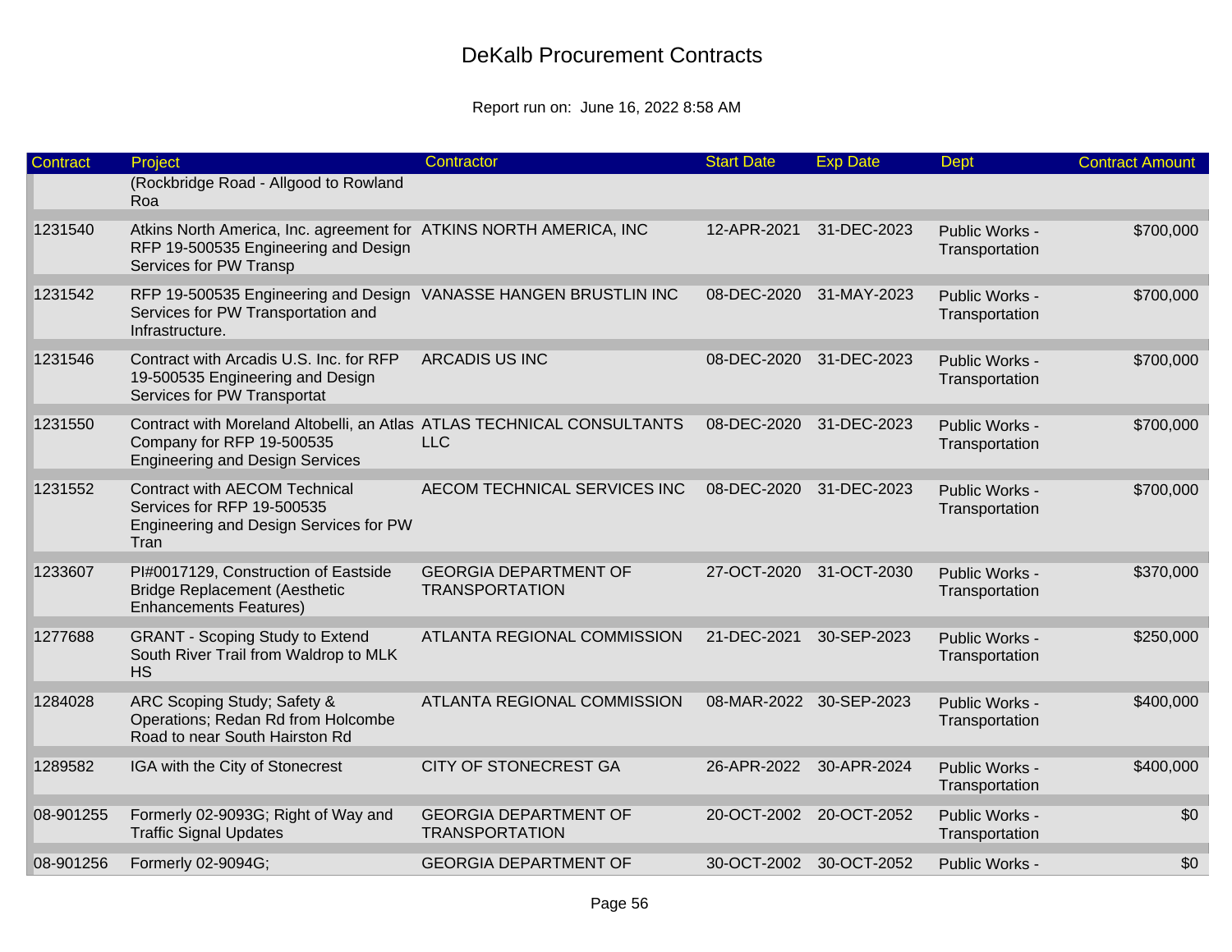# DeKalb Procurement Contracts

Report run on: June 16, 2022 8:58 AM

| Contract | Project | Contractor | Start Date | Exp Date | Dept | Contract Amount |
|---|---|---|---|---|---|---|
| | (Rockbridge Road - Allgood to Rowland Roa | | | | | |
| 1231540 | Atkins North America, Inc. agreement for RFP 19-500535 Engineering and Design Services for PW Transp | ATKINS NORTH AMERICA, INC | 12-APR-2021 | 31-DEC-2023 | Public Works - Transportation | $700,000 |
| 1231542 | RFP 19-500535 Engineering and Design Services for PW Transportation and Infrastructure. | VANASSE HANGEN BRUSTLIN INC | 08-DEC-2020 | 31-MAY-2023 | Public Works - Transportation | $700,000 |
| 1231546 | Contract with Arcadis U.S. Inc. for RFP 19-500535 Engineering and Design Services for PW Transportat | ARCADIS US INC | 08-DEC-2020 | 31-DEC-2023 | Public Works - Transportation | $700,000 |
| 1231550 | Contract with Moreland Altobelli, an Atlas Company for RFP 19-500535 Engineering and Design Services | ATLAS TECHNICAL CONSULTANTS LLC | 08-DEC-2020 | 31-DEC-2023 | Public Works - Transportation | $700,000 |
| 1231552 | Contract with AECOM Technical Services for RFP 19-500535 Engineering and Design Services for PW Tran | AECOM TECHNICAL SERVICES INC | 08-DEC-2020 | 31-DEC-2023 | Public Works - Transportation | $700,000 |
| 1233607 | PI#0017129, Construction of Eastside Bridge Replacement (Aesthetic Enhancements Features) | GEORGIA DEPARTMENT OF TRANSPORTATION | 27-OCT-2020 | 31-OCT-2030 | Public Works - Transportation | $370,000 |
| 1277688 | GRANT - Scoping Study to Extend South River Trail from Waldrop to MLK HS | ATLANTA REGIONAL COMMISSION | 21-DEC-2021 | 30-SEP-2023 | Public Works - Transportation | $250,000 |
| 1284028 | ARC Scoping Study; Safety & Operations; Redan Rd from Holcombe Road to near South Hairston Rd | ATLANTA REGIONAL COMMISSION | 08-MAR-2022 | 30-SEP-2023 | Public Works - Transportation | $400,000 |
| 1289582 | IGA with the City of Stonecrest | CITY OF STONECREST GA | 26-APR-2022 | 30-APR-2024 | Public Works - Transportation | $400,000 |
| 08-901255 | Formerly 02-9093G; Right of Way and Traffic Signal Updates | GEORGIA DEPARTMENT OF TRANSPORTATION | 20-OCT-2002 | 20-OCT-2052 | Public Works - Transportation | $0 |
| 08-901256 | Formerly 02-9094G; | GEORGIA DEPARTMENT OF | 30-OCT-2002 | 30-OCT-2052 | Public Works - | $0 |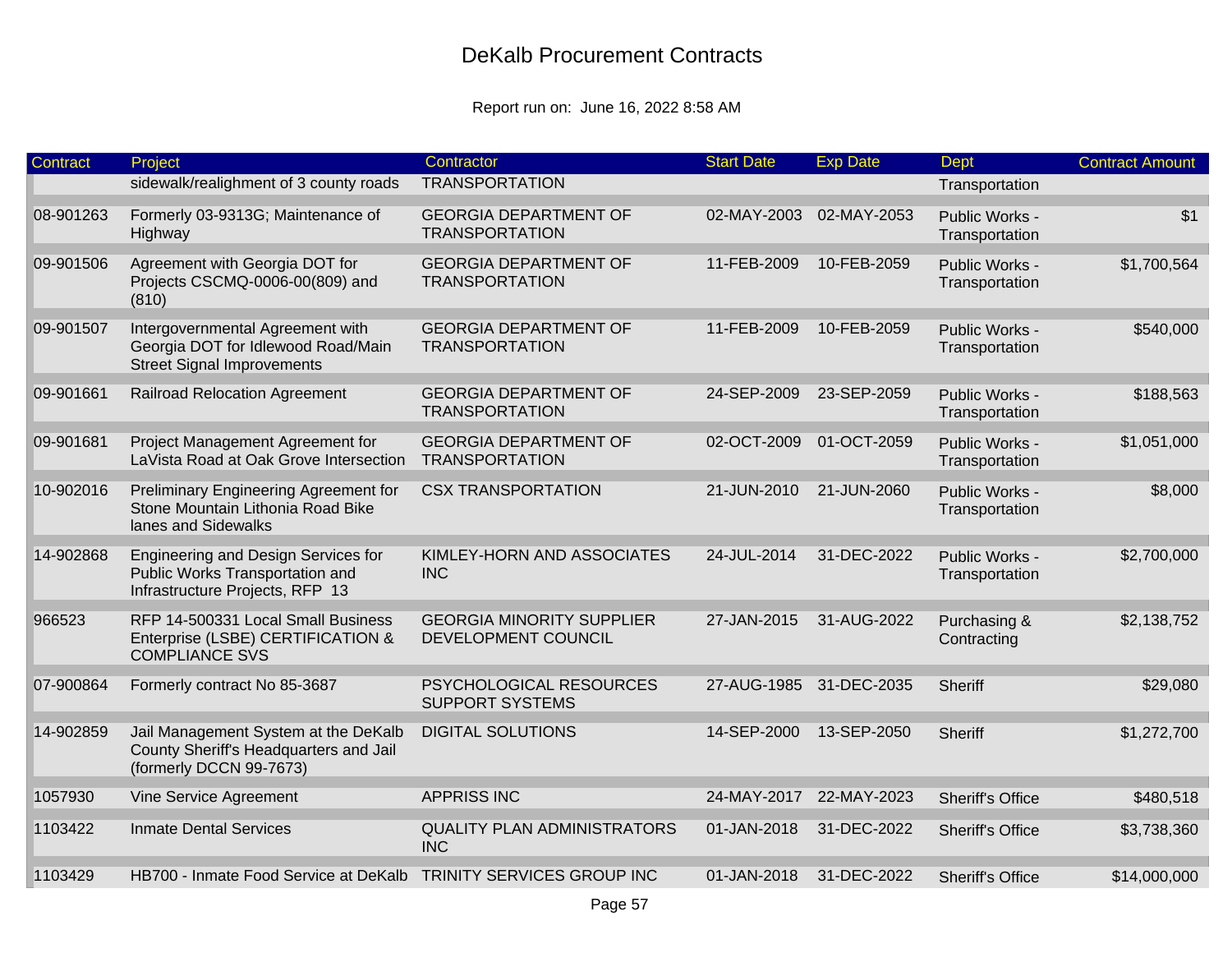# DeKalb Procurement Contracts

Report run on: June 16, 2022 8:58 AM

| Contract | Project | Contractor | Start Date | Exp Date | Dept | Contract Amount |
|---|---|---|---|---|---|---|
| | sidewalk/realighment of 3 county roads | TRANSPORTATION | | | Transportation | |
| 08-901263 | Formerly 03-9313G; Maintenance of Highway | GEORGIA DEPARTMENT OF TRANSPORTATION | 02-MAY-2003 | 02-MAY-2053 | Public Works - Transportation | $1 |
| 09-901506 | Agreement with Georgia DOT for Projects CSCMQ-0006-00(809) and (810) | GEORGIA DEPARTMENT OF TRANSPORTATION | 11-FEB-2009 | 10-FEB-2059 | Public Works - Transportation | $1,700,564 |
| 09-901507 | Intergovernmental Agreement with Georgia DOT for Idlewood Road/Main Street Signal Improvements | GEORGIA DEPARTMENT OF TRANSPORTATION | 11-FEB-2009 | 10-FEB-2059 | Public Works - Transportation | $540,000 |
| 09-901661 | Railroad Relocation Agreement | GEORGIA DEPARTMENT OF TRANSPORTATION | 24-SEP-2009 | 23-SEP-2059 | Public Works - Transportation | $188,563 |
| 09-901681 | Project Management Agreement for LaVista Road at Oak Grove Intersection | GEORGIA DEPARTMENT OF TRANSPORTATION | 02-OCT-2009 | 01-OCT-2059 | Public Works - Transportation | $1,051,000 |
| 10-902016 | Preliminary Engineering Agreement for Stone Mountain Lithonia Road Bike lanes and Sidewalks | CSX TRANSPORTATION | 21-JUN-2010 | 21-JUN-2060 | Public Works - Transportation | $8,000 |
| 14-902868 | Engineering and Design Services for Public Works Transportation and Infrastructure Projects, RFP 13 | KIMLEY-HORN AND ASSOCIATES INC | 24-JUL-2014 | 31-DEC-2022 | Public Works - Transportation | $2,700,000 |
| 966523 | RFP 14-500331 Local Small Business Enterprise (LSBE) CERTIFICATION & COMPLIANCE SVS | GEORGIA MINORITY SUPPLIER DEVELOPMENT COUNCIL | 27-JAN-2015 | 31-AUG-2022 | Purchasing & Contracting | $2,138,752 |
| 07-900864 | Formerly contract No 85-3687 | PSYCHOLOGICAL RESOURCES SUPPORT SYSTEMS | 27-AUG-1985 | 31-DEC-2035 | Sheriff | $29,080 |
| 14-902859 | Jail Management System at the DeKalb County Sheriff's Headquarters and Jail (formerly DCCN 99-7673) | DIGITAL SOLUTIONS | 14-SEP-2000 | 13-SEP-2050 | Sheriff | $1,272,700 |
| 1057930 | Vine Service Agreement | APPRISS INC | 24-MAY-2017 | 22-MAY-2023 | Sheriff's Office | $480,518 |
| 1103422 | Inmate Dental Services | QUALITY PLAN ADMINISTRATORS INC | 01-JAN-2018 | 31-DEC-2022 | Sheriff's Office | $3,738,360 |
| 1103429 | HB700 - Inmate Food Service at DeKalb | TRINITY SERVICES GROUP INC | 01-JAN-2018 | 31-DEC-2022 | Sheriff's Office | $14,000,000 |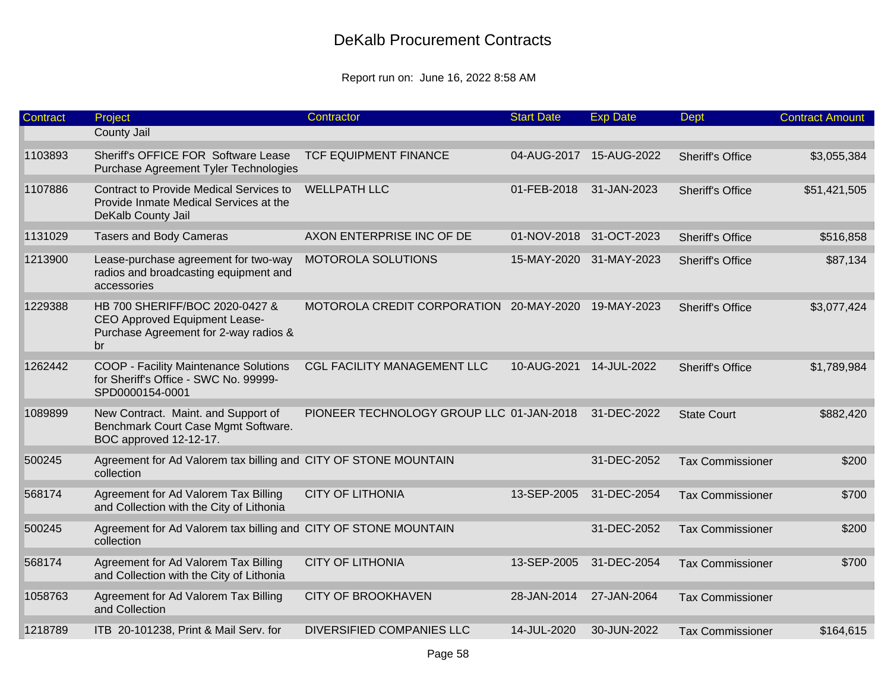# DeKalb Procurement Contracts

Report run on: June 16, 2022 8:58 AM

| Contract | Project | Contractor | Start Date | Exp Date | Dept | Contract Amount |
|---|---|---|---|---|---|---|
| | County Jail | | | | | |
| 1103893 | Sheriff's OFFICE FOR Software Lease Purchase Agreement Tyler Technologies | TCF EQUIPMENT FINANCE | 04-AUG-2017 | 15-AUG-2022 | Sheriff's Office | $3,055,384 |
| 1107886 | Contract to Provide Medical Services to Provide Inmate Medical Services at the DeKalb County Jail | WELLPATH LLC | 01-FEB-2018 | 31-JAN-2023 | Sheriff's Office | $51,421,505 |
| 1131029 | Tasers and Body Cameras | AXON ENTERPRISE INC OF DE | 01-NOV-2018 | 31-OCT-2023 | Sheriff's Office | $516,858 |
| 1213900 | Lease-purchase agreement for two-way radios and broadcasting equipment and accessories | MOTOROLA SOLUTIONS | 15-MAY-2020 | 31-MAY-2023 | Sheriff's Office | $87,134 |
| 1229388 | HB 700 SHERIFF/BOC 2020-0427 & CEO Approved Equipment Lease-Purchase Agreement for 2-way radios & br | MOTOROLA CREDIT CORPORATION | 20-MAY-2020 | 19-MAY-2023 | Sheriff's Office | $3,077,424 |
| 1262442 | COOP - Facility Maintenance Solutions for Sheriff's Office - SWC No. 99999-SPD0000154-0001 | CGL FACILITY MANAGEMENT LLC | 10-AUG-2021 | 14-JUL-2022 | Sheriff's Office | $1,789,984 |
| 1089899 | New Contract. Maint. and Support of Benchmark Court Case Mgmt Software. BOC approved 12-12-17. | PIONEER TECHNOLOGY GROUP LLC | 01-JAN-2018 | 31-DEC-2022 | State Court | $882,420 |
| 500245 | Agreement for Ad Valorem tax billing and collection | CITY OF STONE MOUNTAIN | | 31-DEC-2052 | Tax Commissioner | $200 |
| 568174 | Agreement for Ad Valorem Tax Billing and Collection with the City of Lithonia | CITY OF LITHONIA | 13-SEP-2005 | 31-DEC-2054 | Tax Commissioner | $700 |
| 500245 | Agreement for Ad Valorem tax billing and collection | CITY OF STONE MOUNTAIN | | 31-DEC-2052 | Tax Commissioner | $200 |
| 568174 | Agreement for Ad Valorem Tax Billing and Collection with the City of Lithonia | CITY OF LITHONIA | 13-SEP-2005 | 31-DEC-2054 | Tax Commissioner | $700 |
| 1058763 | Agreement for Ad Valorem Tax Billing and Collection | CITY OF BROOKHAVEN | 28-JAN-2014 | 27-JAN-2064 | Tax Commissioner | |
| 1218789 | ITB 20-101238, Print & Mail Serv. for | DIVERSIFIED COMPANIES LLC | 14-JUL-2020 | 30-JUN-2022 | Tax Commissioner | $164,615 |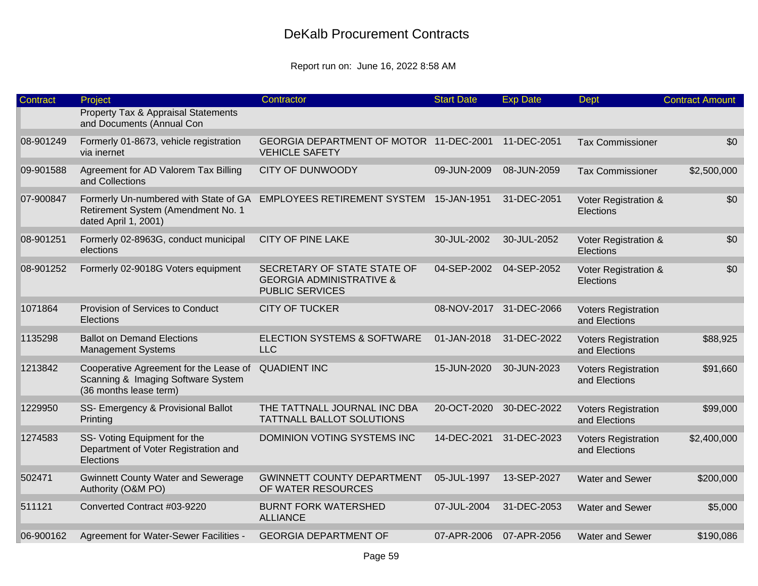# DeKalb Procurement Contracts

Report run on: June 16, 2022 8:58 AM

| Contract | Project | Contractor | Start Date | Exp Date | Dept | Contract Amount |
|---|---|---|---|---|---|---|
| | Property Tax & Appraisal Statements and Documents (Annual Con | | | | | |
| 08-901249 | Formerly 01-8673, vehicle registration via inernet | GEORGIA DEPARTMENT OF MOTOR VEHICLE SAFETY | 11-DEC-2001 | 11-DEC-2051 | Tax Commissioner | $0 |
| 09-901588 | Agreement for AD Valorem Tax Billing and Collections | CITY OF DUNWOODY | 09-JUN-2009 | 08-JUN-2059 | Tax Commissioner | $2,500,000 |
| 07-900847 | Formerly Un-numbered with State of GA Retirement System (Amendment No. 1 dated April 1, 2001) | EMPLOYEES RETIREMENT SYSTEM | 15-JAN-1951 | 31-DEC-2051 | Voter Registration & Elections | $0 |
| 08-901251 | Formerly 02-8963G, conduct municipal elections | CITY OF PINE LAKE | 30-JUL-2002 | 30-JUL-2052 | Voter Registration & Elections | $0 |
| 08-901252 | Formerly 02-9018G Voters equipment | SECRETARY OF STATE STATE OF GEORGIA ADMINISTRATIVE & PUBLIC SERVICES | 04-SEP-2002 | 04-SEP-2052 | Voter Registration & Elections | $0 |
| 1071864 | Provision of Services to Conduct Elections | CITY OF TUCKER | 08-NOV-2017 | 31-DEC-2066 | Voters Registration and Elections | |
| 1135298 | Ballot on Demand Elections Management Systems | ELECTION SYSTEMS & SOFTWARE LLC | 01-JAN-2018 | 31-DEC-2022 | Voters Registration and Elections | $88,925 |
| 1213842 | Cooperative Agreement for the Lease of Scanning & Imaging Software System (36 months lease term) | QUADIENT INC | 15-JUN-2020 | 30-JUN-2023 | Voters Registration and Elections | $91,660 |
| 1229950 | SS- Emergency & Provisional Ballot Printing | THE TATTNALL JOURNAL INC DBA TATTNALL BALLOT SOLUTIONS | 20-OCT-2020 | 30-DEC-2022 | Voters Registration and Elections | $99,000 |
| 1274583 | SS- Voting Equipment for the Department of Voter Registration and Elections | DOMINION VOTING SYSTEMS INC | 14-DEC-2021 | 31-DEC-2023 | Voters Registration and Elections | $2,400,000 |
| 502471 | Gwinnett County Water and Sewerage Authority (O&M PO) | GWINNETT COUNTY DEPARTMENT OF WATER RESOURCES | 05-JUL-1997 | 13-SEP-2027 | Water and Sewer | $200,000 |
| 511121 | Converted Contract #03-9220 | BURNT FORK WATERSHED ALLIANCE | 07-JUL-2004 | 31-DEC-2053 | Water and Sewer | $5,000 |
| 06-900162 | Agreement for Water-Sewer Facilities - | GEORGIA DEPARTMENT OF | 07-APR-2006 | 07-APR-2056 | Water and Sewer | $190,086 |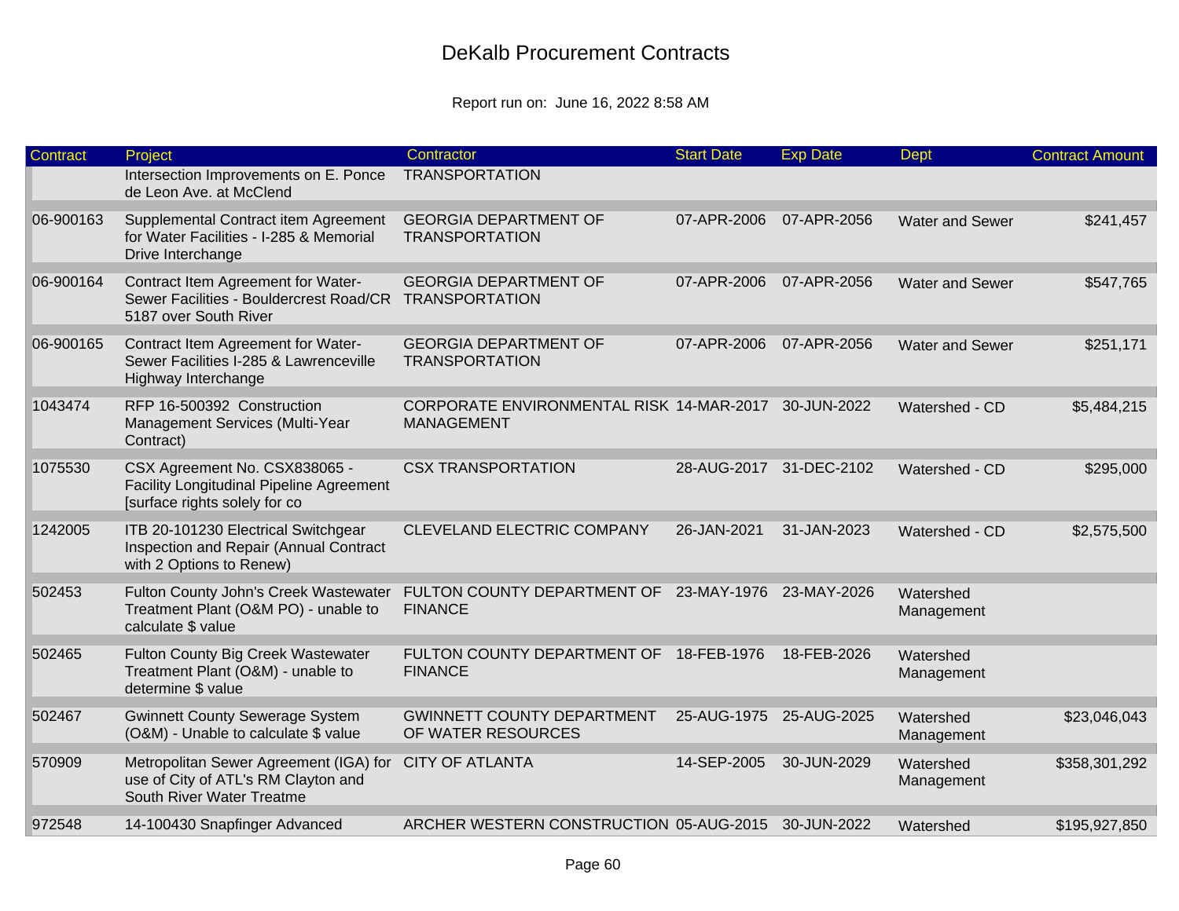# DeKalb Procurement Contracts

Report run on: June 16, 2022 8:58 AM

| Contract | Project | Contractor | Start Date | Exp Date | Dept | Contract Amount |
|---|---|---|---|---|---|---|
| | Intersection Improvements on E. Ponce de Leon Ave. at McClend | TRANSPORTATION | | | | |
| 06-900163 | Supplemental Contract item Agreement for Water Facilities - I-285 & Memorial Drive Interchange | GEORGIA DEPARTMENT OF TRANSPORTATION | 07-APR-2006 | 07-APR-2056 | Water and Sewer | $241,457 |
| 06-900164 | Contract Item Agreement for Water-Sewer Facilities - Bouldercrest Road/CR 5187 over South River | GEORGIA DEPARTMENT OF TRANSPORTATION | 07-APR-2006 | 07-APR-2056 | Water and Sewer | $547,765 |
| 06-900165 | Contract Item Agreement for Water-Sewer Facilities I-285 & Lawrenceville Highway Interchange | GEORGIA DEPARTMENT OF TRANSPORTATION | 07-APR-2006 | 07-APR-2056 | Water and Sewer | $251,171 |
| 1043474 | RFP 16-500392 Construction Management Services (Multi-Year Contract) | CORPORATE ENVIRONMENTAL RISK MANAGEMENT | 14-MAR-2017 | 30-JUN-2022 | Watershed - CD | $5,484,215 |
| 1075530 | CSX Agreement No. CSX838065 - Facility Longitudinal Pipeline Agreement [surface rights solely for co | CSX TRANSPORTATION | 28-AUG-2017 | 31-DEC-2102 | Watershed - CD | $295,000 |
| 1242005 | ITB 20-101230 Electrical Switchgear Inspection and Repair (Annual Contract with 2 Options to Renew) | CLEVELAND ELECTRIC COMPANY | 26-JAN-2021 | 31-JAN-2023 | Watershed - CD | $2,575,500 |
| 502453 | Fulton County John's Creek Wastewater Treatment Plant (O&M PO) - unable to calculate $ value | FULTON COUNTY DEPARTMENT OF FINANCE | 23-MAY-1976 | 23-MAY-2026 | Watershed Management | |
| 502465 | Fulton County Big Creek Wastewater Treatment Plant (O&M) - unable to determine $ value | FULTON COUNTY DEPARTMENT OF FINANCE | 18-FEB-1976 | 18-FEB-2026 | Watershed Management | |
| 502467 | Gwinnett County Sewerage System (O&M) - Unable to calculate $ value | GWINNETT COUNTY DEPARTMENT OF WATER RESOURCES | 25-AUG-1975 | 25-AUG-2025 | Watershed Management | $23,046,043 |
| 570909 | Metropolitan Sewer Agreement (IGA) for use of City of ATL's RM Clayton and South River Water Treatme | CITY OF ATLANTA | 14-SEP-2005 | 30-JUN-2029 | Watershed Management | $358,301,292 |
| 972548 | 14-100430 Snapfinger Advanced | ARCHER WESTERN CONSTRUCTION | 05-AUG-2015 | 30-JUN-2022 | Watershed | $195,927,850 |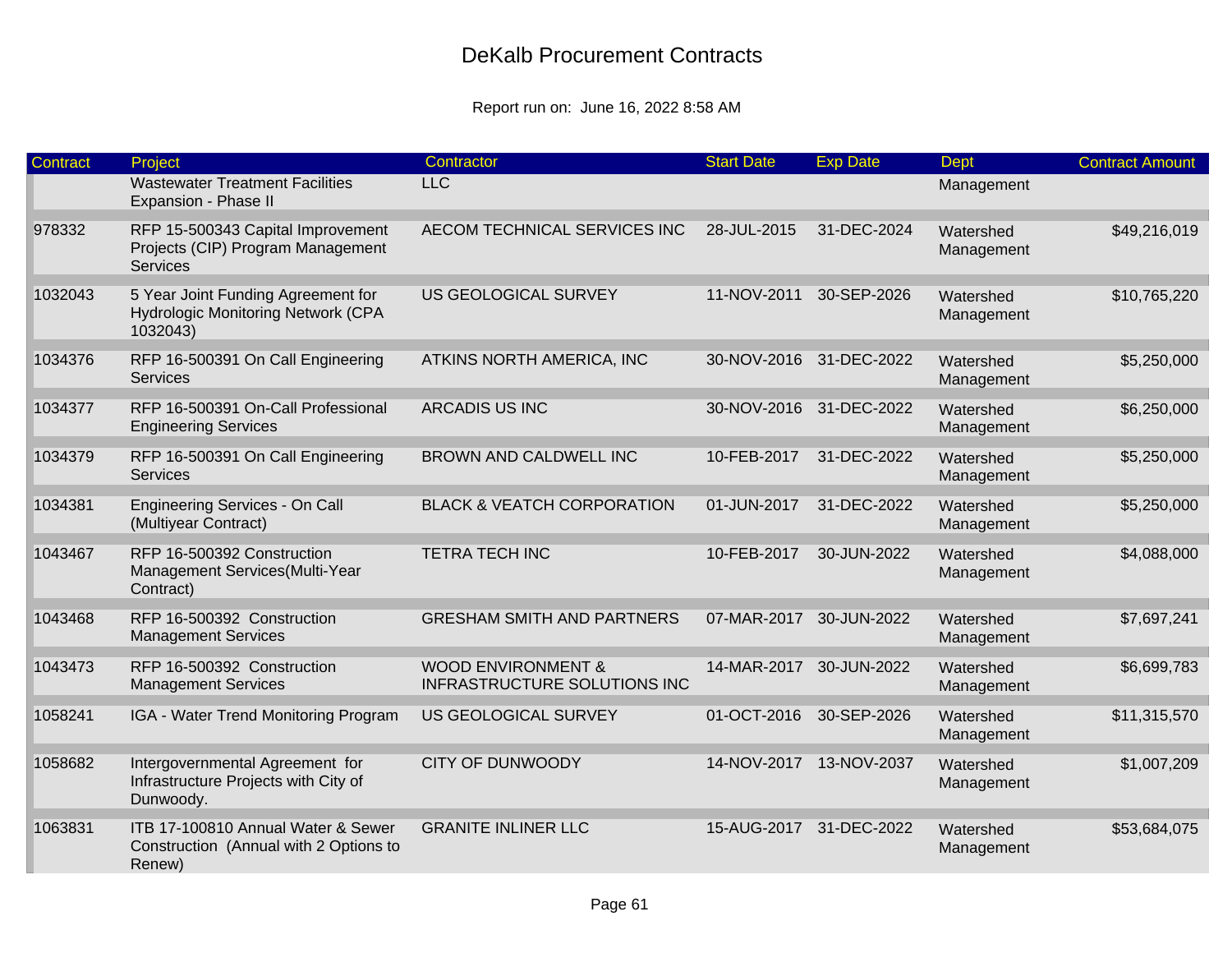# DeKalb Procurement Contracts

Report run on: June 16, 2022 8:58 AM

| Contract | Project | Contractor | Start Date | Exp Date | Dept | Contract Amount |
|---|---|---|---|---|---|---|
| | Wastewater Treatment Facilities Expansion - Phase II | LLC | | | Management | |
| 978332 | RFP 15-500343 Capital Improvement Projects (CIP) Program Management Services | AECOM TECHNICAL SERVICES INC | 28-JUL-2015 | 31-DEC-2024 | Watershed Management | $49,216,019 |
| 1032043 | 5 Year Joint Funding Agreement for Hydrologic Monitoring Network (CPA 1032043) | US GEOLOGICAL SURVEY | 11-NOV-2011 | 30-SEP-2026 | Watershed Management | $10,765,220 |
| 1034376 | RFP 16-500391 On Call Engineering Services | ATKINS NORTH AMERICA, INC | 30-NOV-2016 | 31-DEC-2022 | Watershed Management | $5,250,000 |
| 1034377 | RFP 16-500391 On-Call Professional Engineering Services | ARCADIS US INC | 30-NOV-2016 | 31-DEC-2022 | Watershed Management | $6,250,000 |
| 1034379 | RFP 16-500391 On Call Engineering Services | BROWN AND CALDWELL INC | 10-FEB-2017 | 31-DEC-2022 | Watershed Management | $5,250,000 |
| 1034381 | Engineering Services - On Call (Multiyear Contract) | BLACK & VEATCH CORPORATION | 01-JUN-2017 | 31-DEC-2022 | Watershed Management | $5,250,000 |
| 1043467 | RFP 16-500392 Construction Management Services(Multi-Year Contract) | TETRA TECH INC | 10-FEB-2017 | 30-JUN-2022 | Watershed Management | $4,088,000 |
| 1043468 | RFP 16-500392 Construction Management Services | GRESHAM SMITH AND PARTNERS | 07-MAR-2017 | 30-JUN-2022 | Watershed Management | $7,697,241 |
| 1043473 | RFP 16-500392 Construction Management Services | WOOD ENVIRONMENT & INFRASTRUCTURE SOLUTIONS INC | 14-MAR-2017 | 30-JUN-2022 | Watershed Management | $6,699,783 |
| 1058241 | IGA - Water Trend Monitoring Program | US GEOLOGICAL SURVEY | 01-OCT-2016 | 30-SEP-2026 | Watershed Management | $11,315,570 |
| 1058682 | Intergovernmental Agreement for Infrastructure Projects with City of Dunwoody. | CITY OF DUNWOODY | 14-NOV-2017 | 13-NOV-2037 | Watershed Management | $1,007,209 |
| 1063831 | ITB 17-100810 Annual Water & Sewer Construction (Annual with 2 Options to Renew) | GRANITE INLINER LLC | 15-AUG-2017 | 31-DEC-2022 | Watershed Management | $53,684,075 |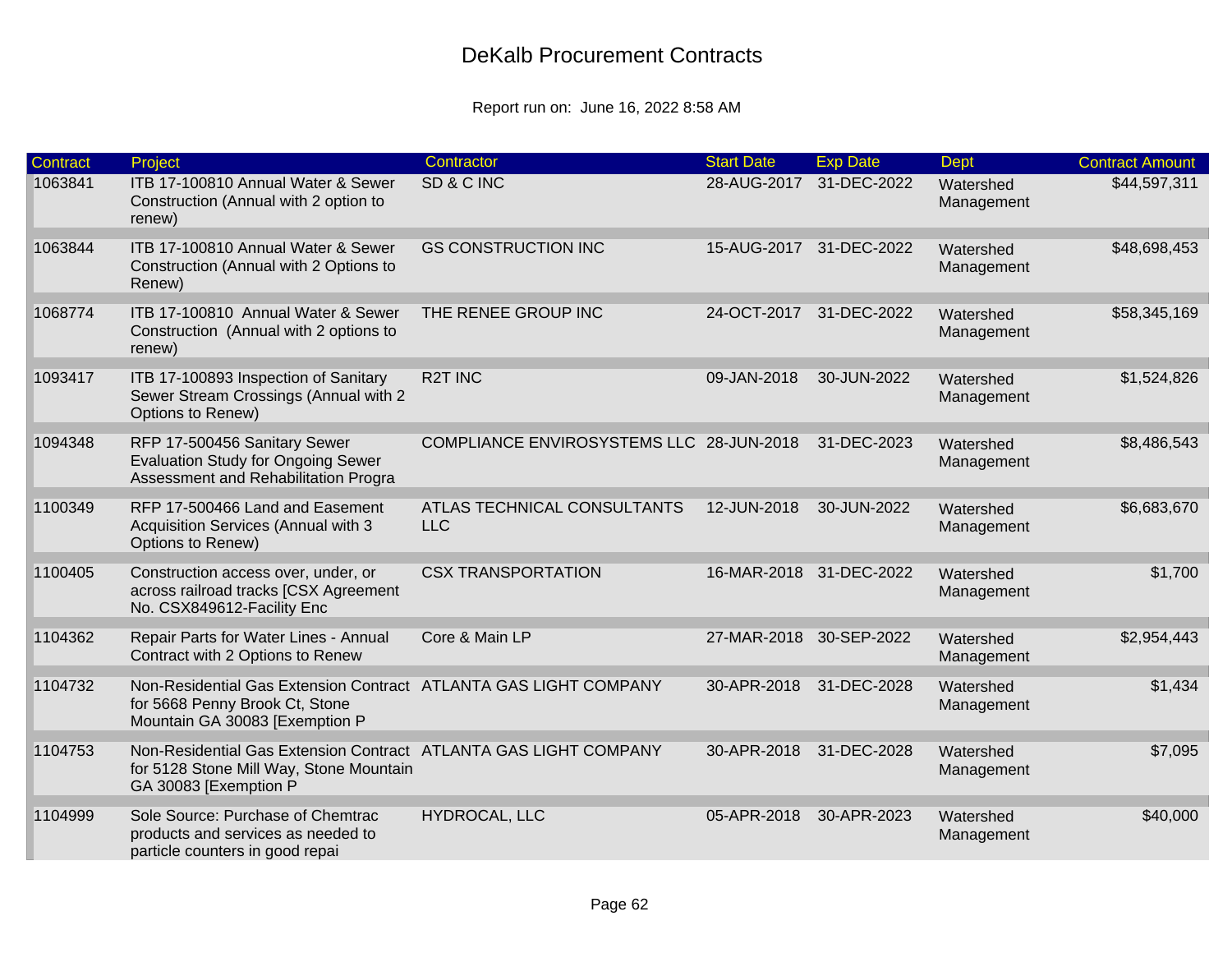# DeKalb Procurement Contracts

Report run on: June 16, 2022 8:58 AM

| Contract | Project | Contractor | Start Date | Exp Date | Dept | Contract Amount |
|---|---|---|---|---|---|---|
| 1063841 | ITB 17-100810 Annual Water & Sewer Construction (Annual with 2 option to renew) | SD & C INC | 28-AUG-2017 | 31-DEC-2022 | Watershed Management | $44,597,311 |
| 1063844 | ITB 17-100810 Annual Water & Sewer Construction (Annual with 2 Options to Renew) | GS CONSTRUCTION INC | 15-AUG-2017 | 31-DEC-2022 | Watershed Management | $48,698,453 |
| 1068774 | ITB 17-100810 Annual Water & Sewer Construction (Annual with 2 options to renew) | THE RENEE GROUP INC | 24-OCT-2017 | 31-DEC-2022 | Watershed Management | $58,345,169 |
| 1093417 | ITB 17-100893 Inspection of Sanitary Sewer Stream Crossings (Annual with 2 Options to Renew) | R2T INC | 09-JAN-2018 | 30-JUN-2022 | Watershed Management | $1,524,826 |
| 1094348 | RFP 17-500456 Sanitary Sewer Evaluation Study for Ongoing Sewer Assessment and Rehabilitation Progra | COMPLIANCE ENVIROSYSTEMS LLC | 28-JUN-2018 | 31-DEC-2023 | Watershed Management | $8,486,543 |
| 1100349 | RFP 17-500466 Land and Easement Acquisition Services (Annual with 3 Options to Renew) | ATLAS TECHNICAL CONSULTANTS LLC | 12-JUN-2018 | 30-JUN-2022 | Watershed Management | $6,683,670 |
| 1100405 | Construction access over, under, or across railroad tracks [CSX Agreement No. CSX849612-Facility Enc | CSX TRANSPORTATION | 16-MAR-2018 | 31-DEC-2022 | Watershed Management | $1,700 |
| 1104362 | Repair Parts for Water Lines - Annual Contract with 2 Options to Renew | Core & Main LP | 27-MAR-2018 | 30-SEP-2022 | Watershed Management | $2,954,443 |
| 1104732 | Non-Residential Gas Extension Contract for 5668 Penny Brook Ct, Stone Mountain GA 30083 [Exemption P | ATLANTA GAS LIGHT COMPANY | 30-APR-2018 | 31-DEC-2028 | Watershed Management | $1,434 |
| 1104753 | Non-Residential Gas Extension Contract for 5128 Stone Mill Way, Stone Mountain GA 30083 [Exemption P | ATLANTA GAS LIGHT COMPANY | 30-APR-2018 | 31-DEC-2028 | Watershed Management | $7,095 |
| 1104999 | Sole Source: Purchase of Chemtrac products and services as needed to particle counters in good repai | HYDROCAL, LLC | 05-APR-2018 | 30-APR-2023 | Watershed Management | $40,000 |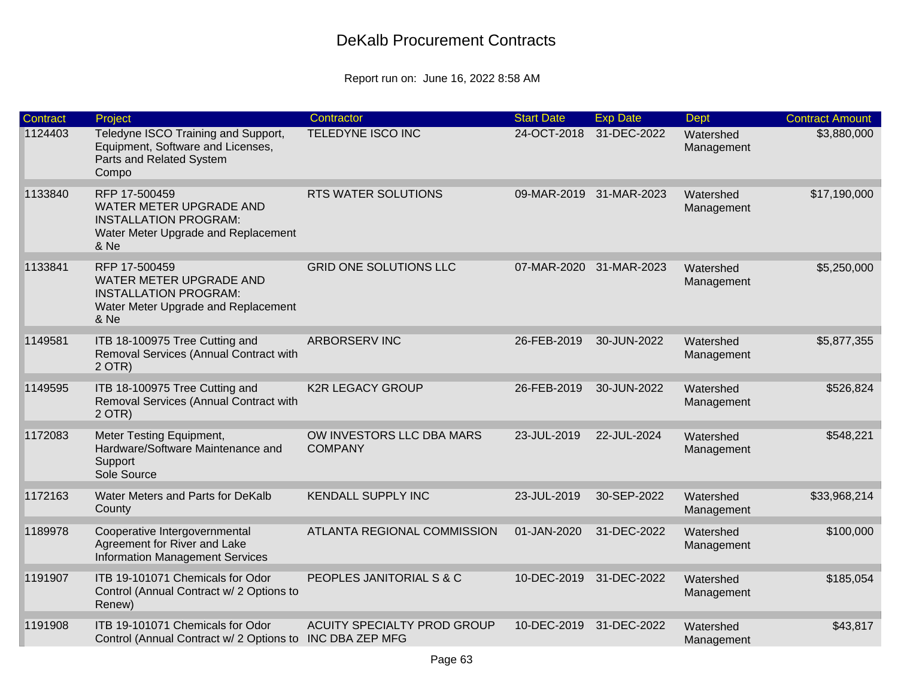# DeKalb Procurement Contracts

Report run on: June 16, 2022 8:58 AM

| Contract | Project | Contractor | Start Date | Exp Date | Dept | Contract Amount |
|---|---|---|---|---|---|---|
| 1124403 | Teledyne ISCO Training and Support, Equipment, Software and Licenses, Parts and Related System Compo | TELEDYNE ISCO INC | 24-OCT-2018 | 31-DEC-2022 | Watershed Management | $3,880,000 |
| 1133840 | RFP 17-500459 WATER METER UPGRADE AND INSTALLATION PROGRAM: Water Meter Upgrade and Replacement & Ne | RTS WATER SOLUTIONS | 09-MAR-2019 | 31-MAR-2023 | Watershed Management | $17,190,000 |
| 1133841 | RFP 17-500459 WATER METER UPGRADE AND INSTALLATION PROGRAM: Water Meter Upgrade and Replacement & Ne | GRID ONE SOLUTIONS LLC | 07-MAR-2020 | 31-MAR-2023 | Watershed Management | $5,250,000 |
| 1149581 | ITB 18-100975 Tree Cutting and Removal Services (Annual Contract with 2 OTR) | ARBORSERV INC | 26-FEB-2019 | 30-JUN-2022 | Watershed Management | $5,877,355 |
| 1149595 | ITB 18-100975 Tree Cutting and Removal Services (Annual Contract with 2 OTR) | K2R LEGACY GROUP | 26-FEB-2019 | 30-JUN-2022 | Watershed Management | $526,824 |
| 1172083 | Meter Testing Equipment, Hardware/Software Maintenance and Support Sole Source | OW INVESTORS LLC DBA MARS COMPANY | 23-JUL-2019 | 22-JUL-2024 | Watershed Management | $548,221 |
| 1172163 | Water Meters and Parts for DeKalb County | KENDALL SUPPLY INC | 23-JUL-2019 | 30-SEP-2022 | Watershed Management | $33,968,214 |
| 1189978 | Cooperative Intergovernmental Agreement for River and Lake Information Management Services | ATLANTA REGIONAL COMMISSION | 01-JAN-2020 | 31-DEC-2022 | Watershed Management | $100,000 |
| 1191907 | ITB 19-101071 Chemicals for Odor Control (Annual Contract w/ 2 Options to Renew) | PEOPLES JANITORIAL S & C | 10-DEC-2019 | 31-DEC-2022 | Watershed Management | $185,054 |
| 1191908 | ITB 19-101071 Chemicals for Odor Control (Annual Contract w/ 2 Options to | ACUITY SPECIALTY PROD GROUP INC DBA ZEP MFG | 10-DEC-2019 | 31-DEC-2022 | Watershed Management | $43,817 |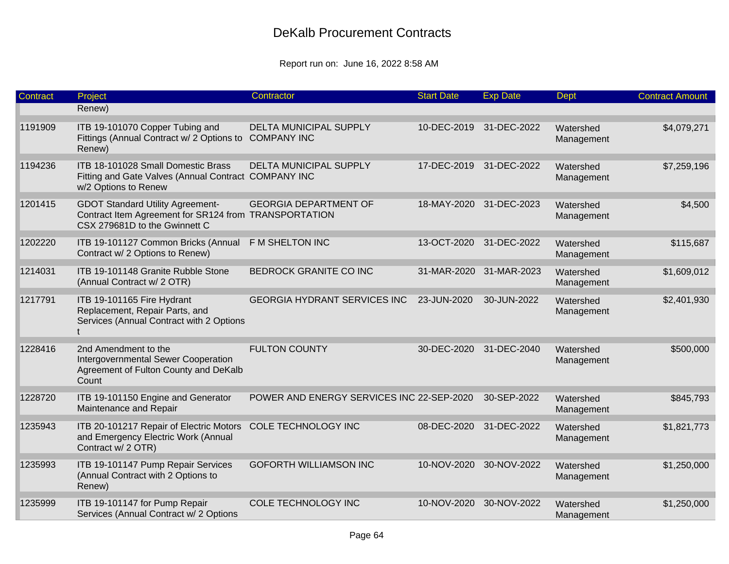# DeKalb Procurement Contracts

Report run on: June 16, 2022 8:58 AM

| Contract | Project | Contractor | Start Date | Exp Date | Dept | Contract Amount |
|---|---|---|---|---|---|---|
| | Renew) | | | | | |
| 1191909 | ITB 19-101070 Copper Tubing and Fittings (Annual Contract w/ 2 Options to Renew) | DELTA MUNICIPAL SUPPLY COMPANY INC | 10-DEC-2019 | 31-DEC-2022 | Watershed Management | $4,079,271 |
| 1194236 | ITB 18-101028 Small Domestic Brass Fitting and Gate Valves (Annual Contract w/2 Options to Renew | DELTA MUNICIPAL SUPPLY COMPANY INC | 17-DEC-2019 | 31-DEC-2022 | Watershed Management | $7,259,196 |
| 1201415 | GDOT Standard Utility Agreement-Contract Item Agreement for SR124 from CSX 279681D to the Gwinnett C | GEORGIA DEPARTMENT OF TRANSPORTATION | 18-MAY-2020 | 31-DEC-2023 | Watershed Management | $4,500 |
| 1202220 | ITB 19-101127 Common Bricks (Annual Contract w/ 2 Options to Renew) | F M SHELTON INC | 13-OCT-2020 | 31-DEC-2022 | Watershed Management | $115,687 |
| 1214031 | ITB 19-101148 Granite Rubble Stone (Annual Contract w/ 2 OTR) | BEDROCK GRANITE CO INC | 31-MAR-2020 | 31-MAR-2023 | Watershed Management | $1,609,012 |
| 1217791 | ITB 19-101165 Fire Hydrant Replacement, Repair Parts, and Services (Annual Contract with 2 Options t | GEORGIA HYDRANT SERVICES INC | 23-JUN-2020 | 30-JUN-2022 | Watershed Management | $2,401,930 |
| 1228416 | 2nd Amendment to the Intergovernmental Sewer Cooperation Agreement of Fulton County and DeKalb Count | FULTON COUNTY | 30-DEC-2020 | 31-DEC-2040 | Watershed Management | $500,000 |
| 1228720 | ITB 19-101150 Engine and Generator Maintenance and Repair | POWER AND ENERGY SERVICES INC | 22-SEP-2020 | 30-SEP-2022 | Watershed Management | $845,793 |
| 1235943 | ITB 20-101217 Repair of Electric Motors and Emergency Electric Work (Annual Contract w/ 2 OTR) | COLE TECHNOLOGY INC | 08-DEC-2020 | 31-DEC-2022 | Watershed Management | $1,821,773 |
| 1235993 | ITB 19-101147 Pump Repair Services (Annual Contract with 2 Options to Renew) | GOFORTH WILLIAMSON INC | 10-NOV-2020 | 30-NOV-2022 | Watershed Management | $1,250,000 |
| 1235999 | ITB 19-101147 for Pump Repair Services (Annual Contract w/ 2 Options | COLE TECHNOLOGY INC | 10-NOV-2020 | 30-NOV-2022 | Watershed Management | $1,250,000 |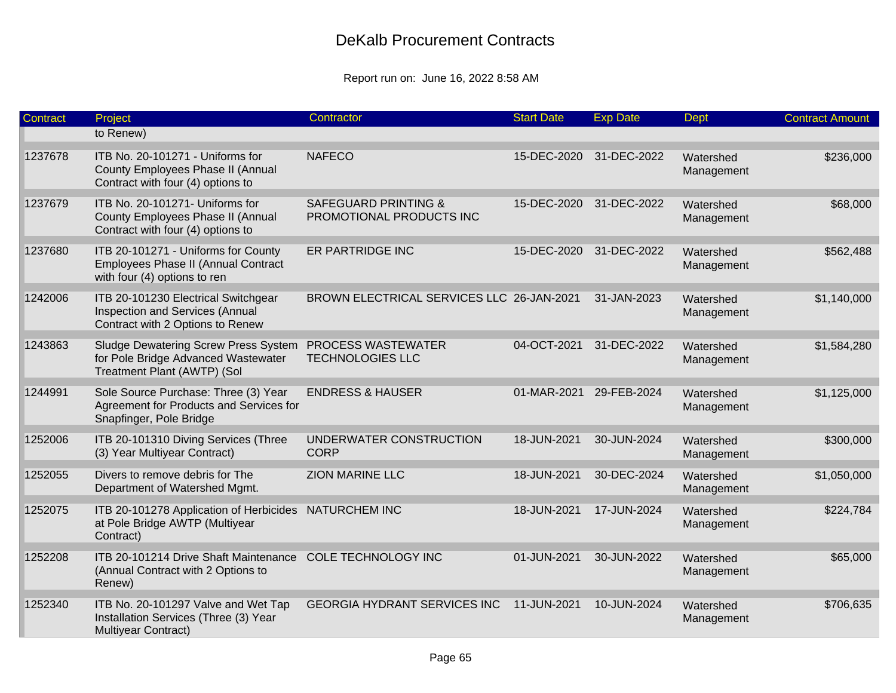# DeKalb Procurement Contracts

Report run on: June 16, 2022 8:58 AM

| Contract | Project | Contractor | Start Date | Exp Date | Dept | Contract Amount |
|---|---|---|---|---|---|---|
| | to Renew) | | | | | |
| 1237678 | ITB No. 20-101271 - Uniforms for County Employees Phase II (Annual Contract with four (4) options to | NAFECO | 15-DEC-2020 | 31-DEC-2022 | Watershed Management | $236,000 |
| 1237679 | ITB No. 20-101271- Uniforms for County Employees Phase II (Annual Contract with four (4) options to | SAFEGUARD PRINTING & PROMOTIONAL PRODUCTS INC | 15-DEC-2020 | 31-DEC-2022 | Watershed Management | $68,000 |
| 1237680 | ITB 20-101271 - Uniforms for County Employees Phase II (Annual Contract with four (4) options to ren | ER PARTRIDGE INC | 15-DEC-2020 | 31-DEC-2022 | Watershed Management | $562,488 |
| 1242006 | ITB 20-101230 Electrical Switchgear Inspection and Services (Annual Contract with 2 Options to Renew | BROWN ELECTRICAL SERVICES LLC | 26-JAN-2021 | 31-JAN-2023 | Watershed Management | $1,140,000 |
| 1243863 | Sludge Dewatering Screw Press System for Pole Bridge Advanced Wastewater Treatment Plant (AWTP) (Sol | PROCESS WASTEWATER TECHNOLOGIES LLC | 04-OCT-2021 | 31-DEC-2022 | Watershed Management | $1,584,280 |
| 1244991 | Sole Source Purchase: Three (3) Year Agreement for Products and Services for Snapfinger, Pole Bridge | ENDRESS & HAUSER | 01-MAR-2021 | 29-FEB-2024 | Watershed Management | $1,125,000 |
| 1252006 | ITB 20-101310 Diving Services (Three (3) Year Multiyear Contract) | UNDERWATER CONSTRUCTION CORP | 18-JUN-2021 | 30-JUN-2024 | Watershed Management | $300,000 |
| 1252055 | Divers to remove debris for The Department of Watershed Mgmt. | ZION MARINE LLC | 18-JUN-2021 | 30-DEC-2024 | Watershed Management | $1,050,000 |
| 1252075 | ITB 20-101278 Application of Herbicides at Pole Bridge AWTP (Multiyear Contract) | NATURCHEM INC | 18-JUN-2021 | 17-JUN-2024 | Watershed Management | $224,784 |
| 1252208 | ITB 20-101214 Drive Shaft Maintenance (Annual Contract with 2 Options to Renew) | COLE TECHNOLOGY INC | 01-JUN-2021 | 30-JUN-2022 | Watershed Management | $65,000 |
| 1252340 | ITB No. 20-101297 Valve and Wet Tap Installation Services (Three (3) Year Multiyear Contract) | GEORGIA HYDRANT SERVICES INC | 11-JUN-2021 | 10-JUN-2024 | Watershed Management | $706,635 |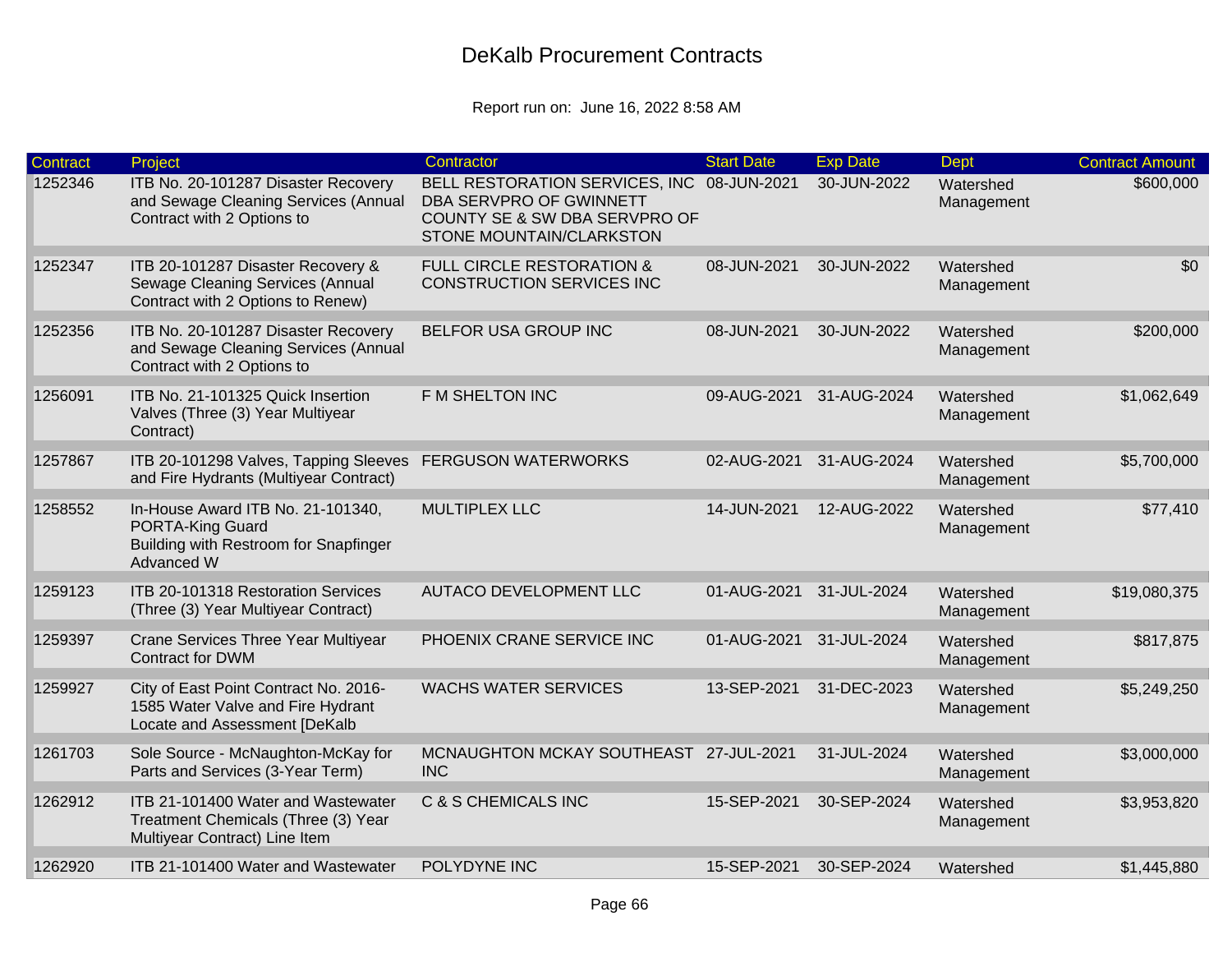# DeKalb Procurement Contracts

Report run on: June 16, 2022 8:58 AM

| Contract | Project | Contractor | Start Date | Exp Date | Dept | Contract Amount |
|---|---|---|---|---|---|---|
| 1252346 | ITB No. 20-101287 Disaster Recovery and Sewage Cleaning Services (Annual Contract with 2 Options to | BELL RESTORATION SERVICES, INC DBA SERVPRO OF GWINNETT COUNTY SE & SW DBA SERVPRO OF STONE MOUNTAIN/CLARKSTON | 08-JUN-2021 | 30-JUN-2022 | Watershed Management | $600,000 |
| 1252347 | ITB 20-101287 Disaster Recovery & Sewage Cleaning Services (Annual Contract with 2 Options to Renew) | FULL CIRCLE RESTORATION & CONSTRUCTION SERVICES INC | 08-JUN-2021 | 30-JUN-2022 | Watershed Management | $0 |
| 1252356 | ITB No. 20-101287 Disaster Recovery and Sewage Cleaning Services (Annual Contract with 2 Options to | BELFOR USA GROUP INC | 08-JUN-2021 | 30-JUN-2022 | Watershed Management | $200,000 |
| 1256091 | ITB No. 21-101325 Quick Insertion Valves (Three (3) Year Multiyear Contract) | F M SHELTON INC | 09-AUG-2021 | 31-AUG-2024 | Watershed Management | $1,062,649 |
| 1257867 | ITB 20-101298 Valves, Tapping Sleeves and Fire Hydrants (Multiyear Contract) | FERGUSON WATERWORKS | 02-AUG-2021 | 31-AUG-2024 | Watershed Management | $5,700,000 |
| 1258552 | In-House Award ITB No. 21-101340, PORTA-King Guard Building with Restroom for Snapfinger Advanced W | MULTIPLEX LLC | 14-JUN-2021 | 12-AUG-2022 | Watershed Management | $77,410 |
| 1259123 | ITB 20-101318 Restoration Services (Three (3) Year Multiyear Contract) | AUTACO DEVELOPMENT LLC | 01-AUG-2021 | 31-JUL-2024 | Watershed Management | $19,080,375 |
| 1259397 | Crane Services Three Year Multiyear Contract for DWM | PHOENIX CRANE SERVICE INC | 01-AUG-2021 | 31-JUL-2024 | Watershed Management | $817,875 |
| 1259927 | City of East Point Contract No. 2016-1585 Water Valve and Fire Hydrant Locate and Assessment [DeKalb | WACHS WATER SERVICES | 13-SEP-2021 | 31-DEC-2023 | Watershed Management | $5,249,250 |
| 1261703 | Sole Source - McNaughton-McKay for Parts and Services (3-Year Term) | MCNAUGHTON MCKAY SOUTHEAST INC | 27-JUL-2021 | 31-JUL-2024 | Watershed Management | $3,000,000 |
| 1262912 | ITB 21-101400 Water and Wastewater Treatment Chemicals (Three (3) Year Multiyear Contract) Line Item | C & S CHEMICALS INC | 15-SEP-2021 | 30-SEP-2024 | Watershed Management | $3,953,820 |
| 1262920 | ITB 21-101400 Water and Wastewater | POLYDYNE INC | 15-SEP-2021 | 30-SEP-2024 | Watershed | $1,445,880 |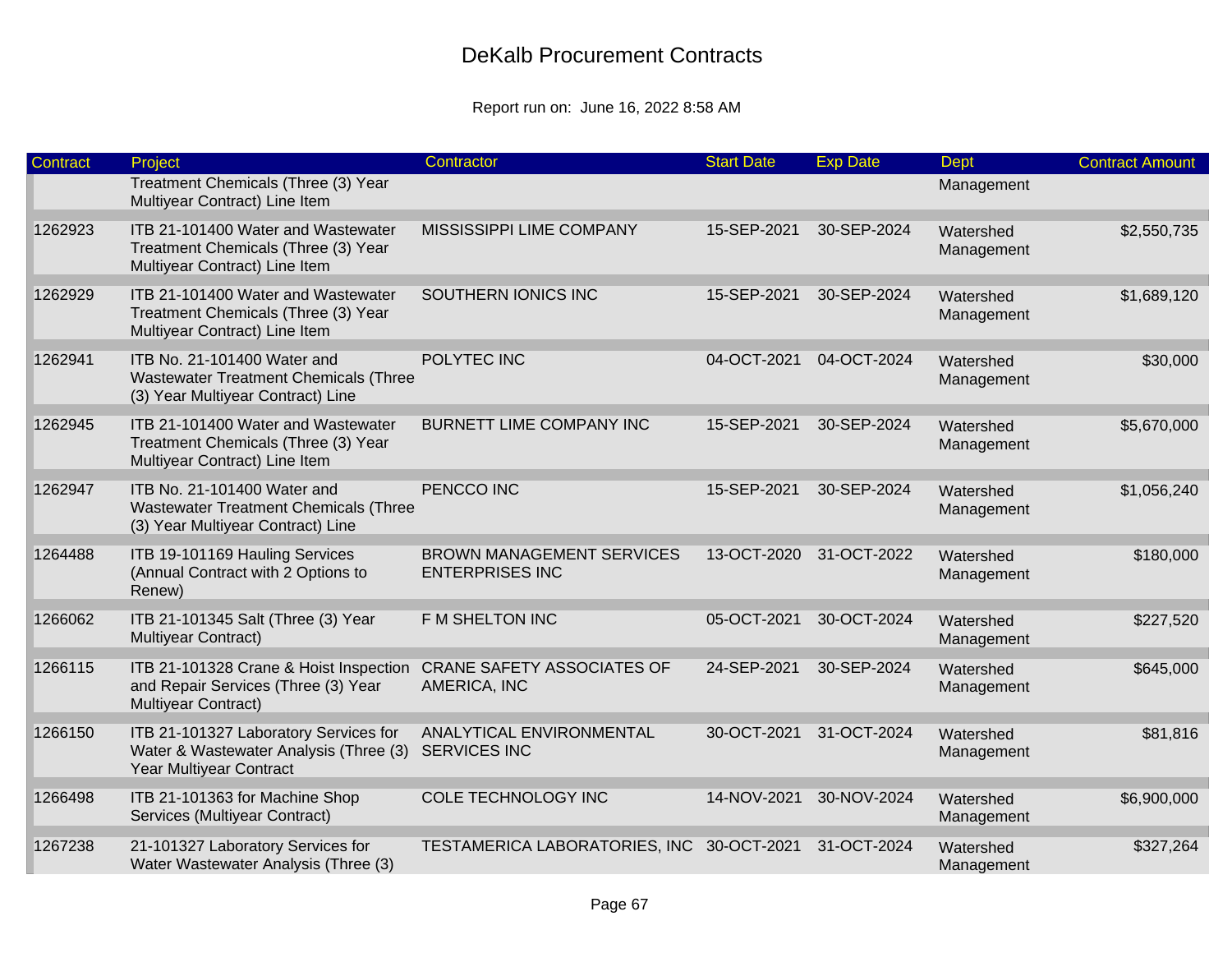# DeKalb Procurement Contracts

Report run on: June 16, 2022 8:58 AM

| Contract | Project | Contractor | Start Date | Exp Date | Dept | Contract Amount |
|---|---|---|---|---|---|---|
| | Treatment Chemicals (Three (3) Year Multiyear Contract) Line Item | | | | Management | |
| 1262923 | ITB 21-101400 Water and Wastewater Treatment Chemicals (Three (3) Year Multiyear Contract) Line Item | MISSISSIPPI LIME COMPANY | 15-SEP-2021 | 30-SEP-2024 | Watershed Management | $2,550,735 |
| 1262929 | ITB 21-101400 Water and Wastewater Treatment Chemicals (Three (3) Year Multiyear Contract) Line Item | SOUTHERN IONICS INC | 15-SEP-2021 | 30-SEP-2024 | Watershed Management | $1,689,120 |
| 1262941 | ITB No. 21-101400 Water and Wastewater Treatment Chemicals (Three (3) Year Multiyear Contract) Line | POLYTEC INC | 04-OCT-2021 | 04-OCT-2024 | Watershed Management | $30,000 |
| 1262945 | ITB 21-101400 Water and Wastewater Treatment Chemicals (Three (3) Year Multiyear Contract) Line Item | BURNETT LIME COMPANY INC | 15-SEP-2021 | 30-SEP-2024 | Watershed Management | $5,670,000 |
| 1262947 | ITB No. 21-101400 Water and Wastewater Treatment Chemicals (Three (3) Year Multiyear Contract) Line | PENCCO INC | 15-SEP-2021 | 30-SEP-2024 | Watershed Management | $1,056,240 |
| 1264488 | ITB 19-101169 Hauling Services (Annual Contract with 2 Options to Renew) | BROWN MANAGEMENT SERVICES ENTERPRISES INC | 13-OCT-2020 | 31-OCT-2022 | Watershed Management | $180,000 |
| 1266062 | ITB 21-101345 Salt (Three (3) Year Multiyear Contract) | F M SHELTON INC | 05-OCT-2021 | 30-OCT-2024 | Watershed Management | $227,520 |
| 1266115 | ITB 21-101328 Crane & Hoist Inspection and Repair Services (Three (3) Year Multiyear Contract) | CRANE SAFETY ASSOCIATES OF AMERICA, INC | 24-SEP-2021 | 30-SEP-2024 | Watershed Management | $645,000 |
| 1266150 | ITB 21-101327 Laboratory Services for Water & Wastewater Analysis (Three (3) Year Multiyear Contract | ANALYTICAL ENVIRONMENTAL SERVICES INC | 30-OCT-2021 | 31-OCT-2024 | Watershed Management | $81,816 |
| 1266498 | ITB 21-101363 for Machine Shop Services (Multiyear Contract) | COLE TECHNOLOGY INC | 14-NOV-2021 | 30-NOV-2024 | Watershed Management | $6,900,000 |
| 1267238 | 21-101327 Laboratory Services for Water Wastewater Analysis (Three (3) | TESTAMERICA LABORATORIES, INC | 30-OCT-2021 | 31-OCT-2024 | Watershed Management | $327,264 |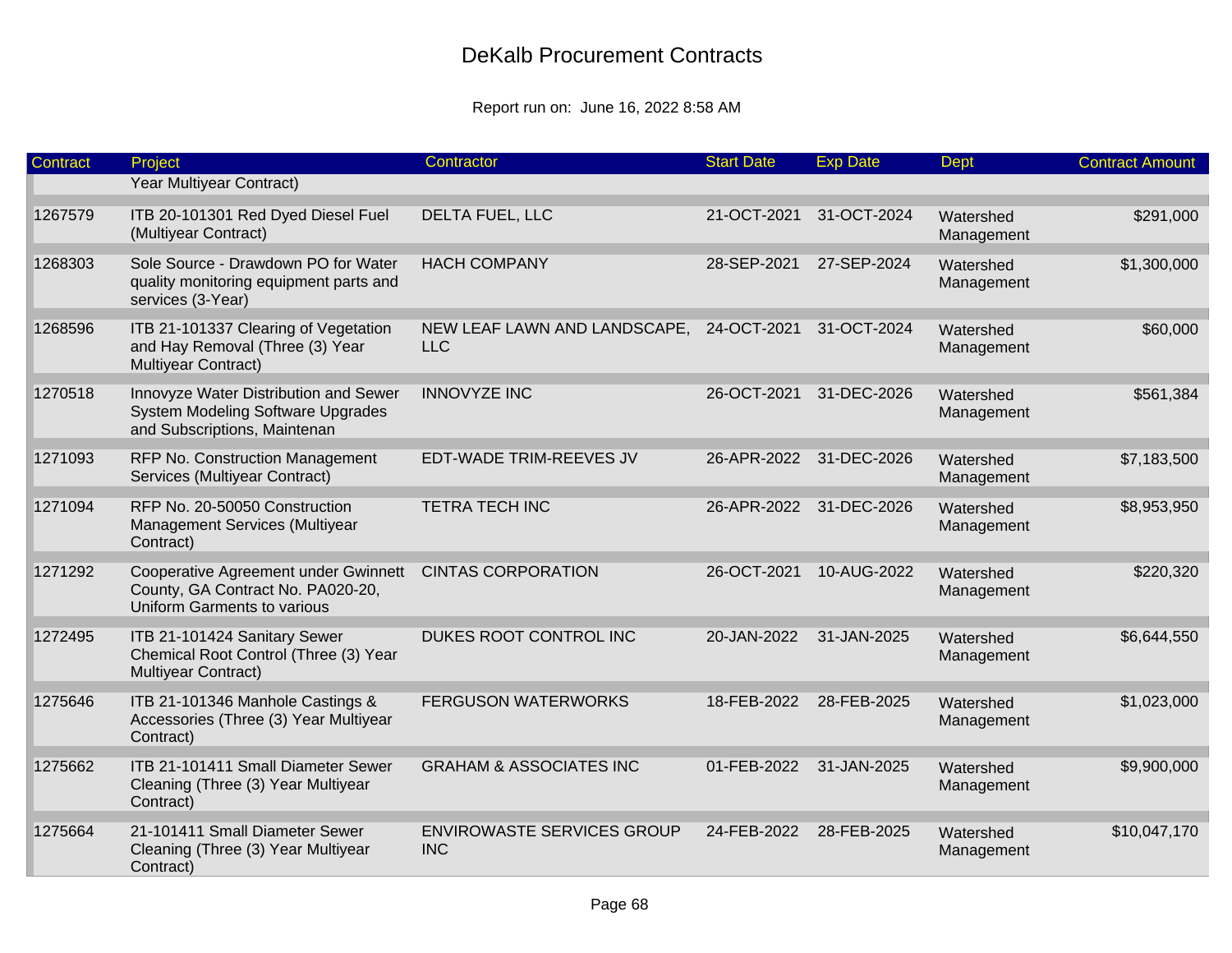# DeKalb Procurement Contracts

Report run on: June 16, 2022 8:58 AM

| Contract | Project | Contractor | Start Date | Exp Date | Dept | Contract Amount |
|---|---|---|---|---|---|---|
| | Year Multiyear Contract) | | | | | |
| 1267579 | ITB 20-101301 Red Dyed Diesel Fuel (Multiyear Contract) | DELTA FUEL, LLC | 21-OCT-2021 | 31-OCT-2024 | Watershed Management | $291,000 |
| 1268303 | Sole Source - Drawdown PO for Water quality monitoring equipment parts and services (3-Year) | HACH COMPANY | 28-SEP-2021 | 27-SEP-2024 | Watershed Management | $1,300,000 |
| 1268596 | ITB 21-101337 Clearing of Vegetation and Hay Removal (Three (3) Year Multiyear Contract) | NEW LEAF LAWN AND LANDSCAPE, LLC | 24-OCT-2021 | 31-OCT-2024 | Watershed Management | $60,000 |
| 1270518 | Innovyze Water Distribution and Sewer System Modeling Software Upgrades and Subscriptions, Maintenan | INNOVYZE INC | 26-OCT-2021 | 31-DEC-2026 | Watershed Management | $561,384 |
| 1271093 | RFP No. Construction Management Services (Multiyear Contract) | EDT-WADE TRIM-REEVES JV | 26-APR-2022 | 31-DEC-2026 | Watershed Management | $7,183,500 |
| 1271094 | RFP No. 20-50050 Construction Management Services (Multiyear Contract) | TETRA TECH INC | 26-APR-2022 | 31-DEC-2026 | Watershed Management | $8,953,950 |
| 1271292 | Cooperative Agreement under Gwinnett County, GA Contract No. PA020-20, Uniform Garments to various | CINTAS CORPORATION | 26-OCT-2021 | 10-AUG-2022 | Watershed Management | $220,320 |
| 1272495 | ITB 21-101424 Sanitary Sewer Chemical Root Control (Three (3) Year Multiyear Contract) | DUKES ROOT CONTROL INC | 20-JAN-2022 | 31-JAN-2025 | Watershed Management | $6,644,550 |
| 1275646 | ITB 21-101346 Manhole Castings & Accessories (Three (3) Year Multiyear Contract) | FERGUSON WATERWORKS | 18-FEB-2022 | 28-FEB-2025 | Watershed Management | $1,023,000 |
| 1275662 | ITB 21-101411 Small Diameter Sewer Cleaning (Three (3) Year Multiyear Contract) | GRAHAM & ASSOCIATES INC | 01-FEB-2022 | 31-JAN-2025 | Watershed Management | $9,900,000 |
| 1275664 | 21-101411 Small Diameter Sewer Cleaning (Three (3) Year Multiyear Contract) | ENVIROWASTE SERVICES GROUP INC | 24-FEB-2022 | 28-FEB-2025 | Watershed Management | $10,047,170 |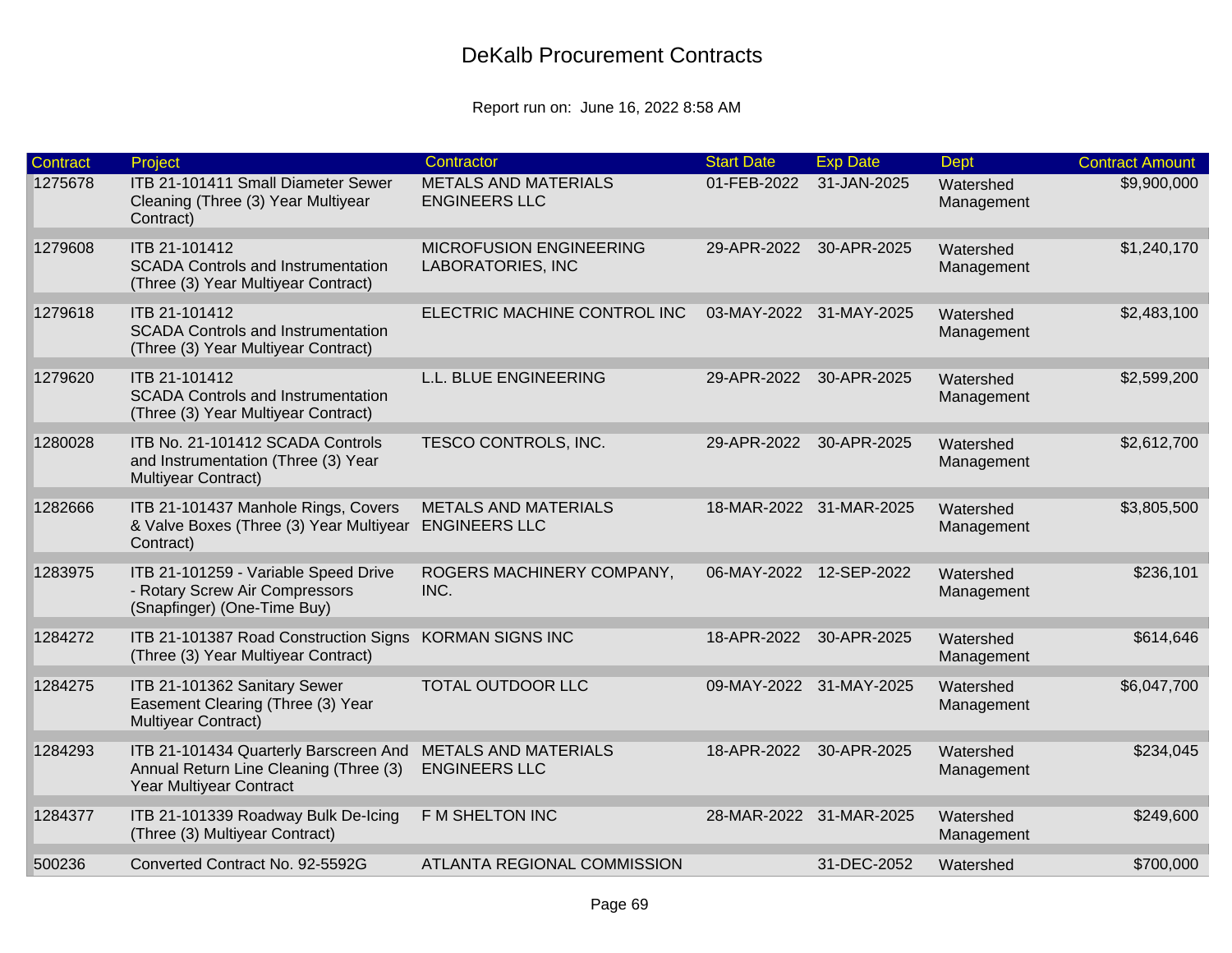# DeKalb Procurement Contracts

Report run on: June 16, 2022 8:58 AM

| Contract | Project | Contractor | Start Date | Exp Date | Dept | Contract Amount |
|---|---|---|---|---|---|---|
| 1275678 | ITB 21-101411 Small Diameter Sewer Cleaning (Three (3) Year Multiyear Contract) | METALS AND MATERIALS ENGINEERS LLC | 01-FEB-2022 | 31-JAN-2025 | Watershed Management | $9,900,000 |
| 1279608 | ITB 21-101412 SCADA Controls and Instrumentation (Three (3) Year Multiyear Contract) | MICROFUSION ENGINEERING LABORATORIES, INC | 29-APR-2022 | 30-APR-2025 | Watershed Management | $1,240,170 |
| 1279618 | ITB 21-101412 SCADA Controls and Instrumentation (Three (3) Year Multiyear Contract) | ELECTRIC MACHINE CONTROL INC | 03-MAY-2022 | 31-MAY-2025 | Watershed Management | $2,483,100 |
| 1279620 | ITB 21-101412 SCADA Controls and Instrumentation (Three (3) Year Multiyear Contract) | L.L. BLUE ENGINEERING | 29-APR-2022 | 30-APR-2025 | Watershed Management | $2,599,200 |
| 1280028 | ITB No. 21-101412 SCADA Controls and Instrumentation (Three (3) Year Multiyear Contract) | TESCO CONTROLS, INC. | 29-APR-2022 | 30-APR-2025 | Watershed Management | $2,612,700 |
| 1282666 | ITB 21-101437 Manhole Rings, Covers & Valve Boxes (Three (3) Year Multiyear Contract) | METALS AND MATERIALS ENGINEERS LLC | 18-MAR-2022 | 31-MAR-2025 | Watershed Management | $3,805,500 |
| 1283975 | ITB 21-101259 - Variable Speed Drive - Rotary Screw Air Compressors (Snapfinger) (One-Time Buy) | ROGERS MACHINERY COMPANY, INC. | 06-MAY-2022 | 12-SEP-2022 | Watershed Management | $236,101 |
| 1284272 | ITB 21-101387 Road Construction Signs (Three (3) Year Multiyear Contract) | KORMAN SIGNS INC | 18-APR-2022 | 30-APR-2025 | Watershed Management | $614,646 |
| 1284275 | ITB 21-101362 Sanitary Sewer Easement Clearing (Three (3) Year Multiyear Contract) | TOTAL OUTDOOR LLC | 09-MAY-2022 | 31-MAY-2025 | Watershed Management | $6,047,700 |
| 1284293 | ITB 21-101434 Quarterly Barscreen And Annual Return Line Cleaning (Three (3) Year Multiyear Contract | METALS AND MATERIALS ENGINEERS LLC | 18-APR-2022 | 30-APR-2025 | Watershed Management | $234,045 |
| 1284377 | ITB 21-101339 Roadway Bulk De-Icing (Three (3) Multiyear Contract) | F M SHELTON INC | 28-MAR-2022 | 31-MAR-2025 | Watershed Management | $249,600 |
| 500236 | Converted Contract No. 92-5592G | ATLANTA REGIONAL COMMISSION | | 31-DEC-2052 | Watershed | $700,000 |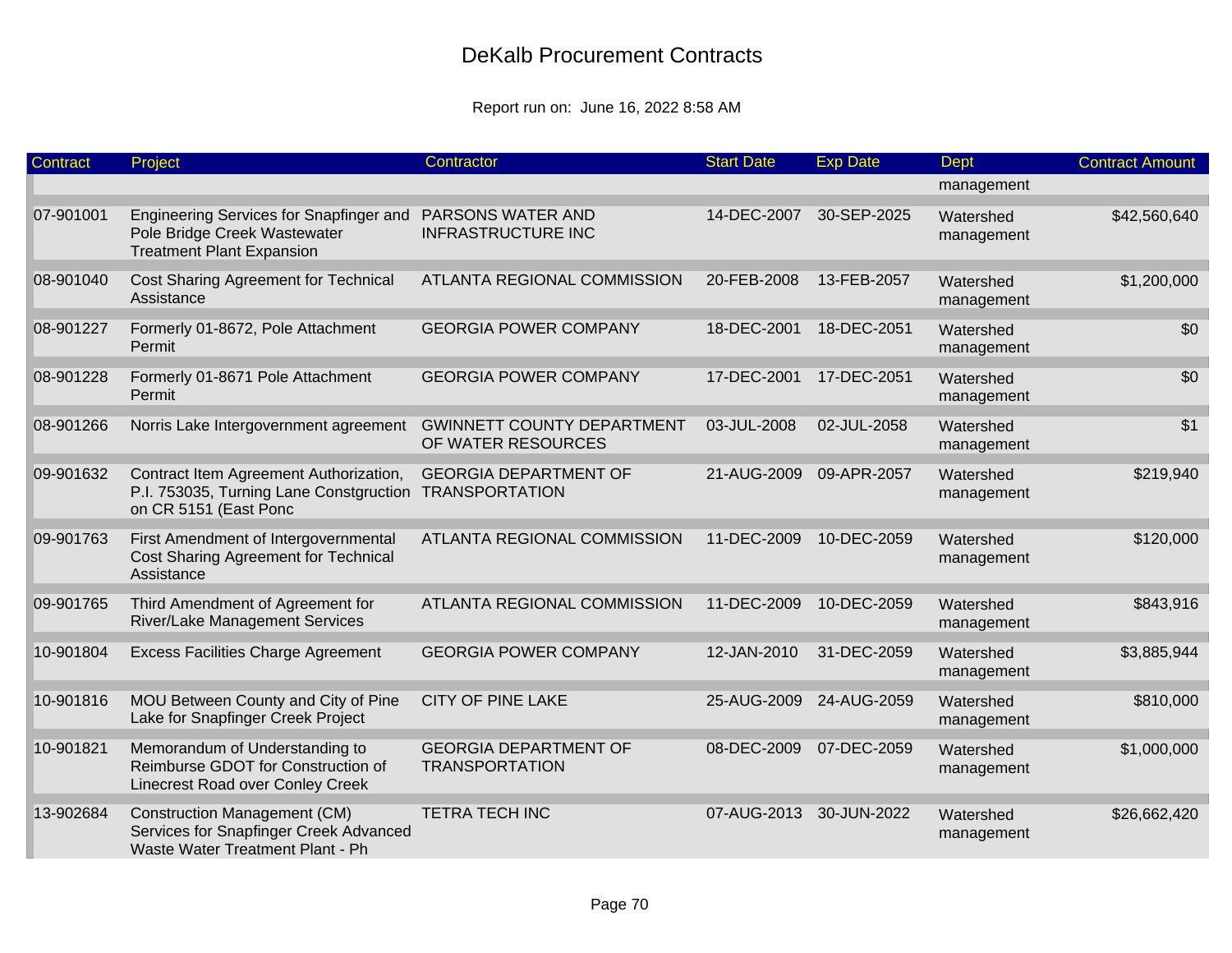# DeKalb Procurement Contracts

Report run on: June 16, 2022 8:58 AM

| Contract | Project | Contractor | Start Date | Exp Date | Dept | Contract Amount |
|---|---|---|---|---|---|---|
| | | | | | management | |
| 07-901001 | Engineering Services for Snapfinger and Pole Bridge Creek Wastewater Treatment Plant Expansion | PARSONS WATER AND INFRASTRUCTURE INC | 14-DEC-2007 | 30-SEP-2025 | Watershed management | $42,560,640 |
| 08-901040 | Cost Sharing Agreement for Technical Assistance | ATLANTA REGIONAL COMMISSION | 20-FEB-2008 | 13-FEB-2057 | Watershed management | $1,200,000 |
| 08-901227 | Formerly 01-8672, Pole Attachment Permit | GEORGIA POWER COMPANY | 18-DEC-2001 | 18-DEC-2051 | Watershed management | $0 |
| 08-901228 | Formerly 01-8671 Pole Attachment Permit | GEORGIA POWER COMPANY | 17-DEC-2001 | 17-DEC-2051 | Watershed management | $0 |
| 08-901266 | Norris Lake Intergovernment agreement | GWINNETT COUNTY DEPARTMENT OF WATER RESOURCES | 03-JUL-2008 | 02-JUL-2058 | Watershed management | $1 |
| 09-901632 | Contract Item Agreement Authorization, P.I. 753035, Turning Lane Constgruction on CR 5151 (East Ponc | GEORGIA DEPARTMENT OF TRANSPORTATION | 21-AUG-2009 | 09-APR-2057 | Watershed management | $219,940 |
| 09-901763 | First Amendment of Intergovernmental Cost Sharing Agreement for Technical Assistance | ATLANTA REGIONAL COMMISSION | 11-DEC-2009 | 10-DEC-2059 | Watershed management | $120,000 |
| 09-901765 | Third Amendment of Agreement for River/Lake Management Services | ATLANTA REGIONAL COMMISSION | 11-DEC-2009 | 10-DEC-2059 | Watershed management | $843,916 |
| 10-901804 | Excess Facilities Charge Agreement | GEORGIA POWER COMPANY | 12-JAN-2010 | 31-DEC-2059 | Watershed management | $3,885,944 |
| 10-901816 | MOU Between County and City of Pine Lake for Snapfinger Creek Project | CITY OF PINE LAKE | 25-AUG-2009 | 24-AUG-2059 | Watershed management | $810,000 |
| 10-901821 | Memorandum of Understanding to Reimburse GDOT for Construction of Linecrest Road over Conley Creek | GEORGIA DEPARTMENT OF TRANSPORTATION | 08-DEC-2009 | 07-DEC-2059 | Watershed management | $1,000,000 |
| 13-902684 | Construction Management (CM) Services for Snapfinger Creek Advanced Waste Water Treatment Plant - Ph | TETRA TECH INC | 07-AUG-2013 | 30-JUN-2022 | Watershed management | $26,662,420 |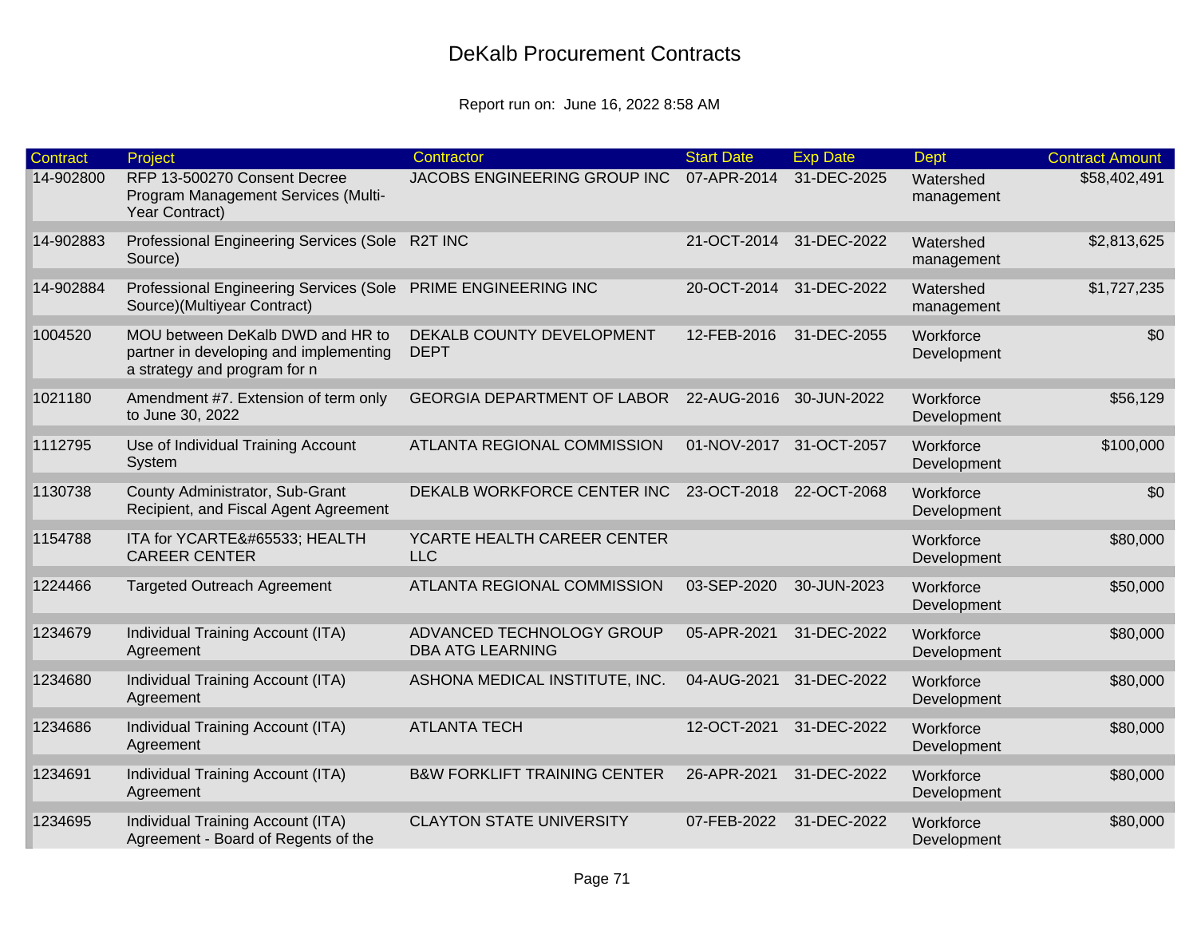# DeKalb Procurement Contracts

Report run on: June 16, 2022 8:58 AM

| Contract | Project | Contractor | Start Date | Exp Date | Dept | Contract Amount |
|---|---|---|---|---|---|---|
| 14-902800 | RFP 13-500270 Consent Decree Program Management Services (Multi-Year Contract) | JACOBS ENGINEERING GROUP INC | 07-APR-2014 | 31-DEC-2025 | Watershed management | $58,402,491 |
| 14-902883 | Professional Engineering Services (Sole Source) | R2T INC | 21-OCT-2014 | 31-DEC-2022 | Watershed management | $2,813,625 |
| 14-902884 | Professional Engineering Services (Sole Source)(Multiyear Contract) | PRIME ENGINEERING INC | 20-OCT-2014 | 31-DEC-2022 | Watershed management | $1,727,235 |
| 1004520 | MOU between DeKalb DWD and HR to partner in developing and implementing a strategy and program for n | DEKALB COUNTY DEVELOPMENT DEPT | 12-FEB-2016 | 31-DEC-2055 | Workforce Development | $0 |
| 1021180 | Amendment #7. Extension of term only to June 30, 2022 | GEORGIA DEPARTMENT OF LABOR | 22-AUG-2016 | 30-JUN-2022 | Workforce Development | $56,129 |
| 1112795 | Use of Individual Training Account System | ATLANTA REGIONAL COMMISSION | 01-NOV-2017 | 31-OCT-2057 | Workforce Development | $100,000 |
| 1130738 | County Administrator, Sub-Grant Recipient, and Fiscal Agent Agreement | DEKALB WORKFORCE CENTER INC | 23-OCT-2018 | 22-OCT-2068 | Workforce Development | $0 |
| 1154788 | ITA for YCARTE&#65533; HEALTH CAREER CENTER | YCARTE HEALTH CAREER CENTER LLC | | | Workforce Development | $80,000 |
| 1224466 | Targeted Outreach Agreement | ATLANTA REGIONAL COMMISSION | 03-SEP-2020 | 30-JUN-2023 | Workforce Development | $50,000 |
| 1234679 | Individual Training Account (ITA) Agreement | ADVANCED TECHNOLOGY GROUP DBA ATG LEARNING | 05-APR-2021 | 31-DEC-2022 | Workforce Development | $80,000 |
| 1234680 | Individual Training Account (ITA) Agreement | ASHONA MEDICAL INSTITUTE, INC. | 04-AUG-2021 | 31-DEC-2022 | Workforce Development | $80,000 |
| 1234686 | Individual Training Account (ITA) Agreement | ATLANTA TECH | 12-OCT-2021 | 31-DEC-2022 | Workforce Development | $80,000 |
| 1234691 | Individual Training Account (ITA) Agreement | B&W FORKLIFT TRAINING CENTER | 26-APR-2021 | 31-DEC-2022 | Workforce Development | $80,000 |
| 1234695 | Individual Training Account (ITA) Agreement - Board of Regents of the | CLAYTON STATE UNIVERSITY | 07-FEB-2022 | 31-DEC-2022 | Workforce Development | $80,000 |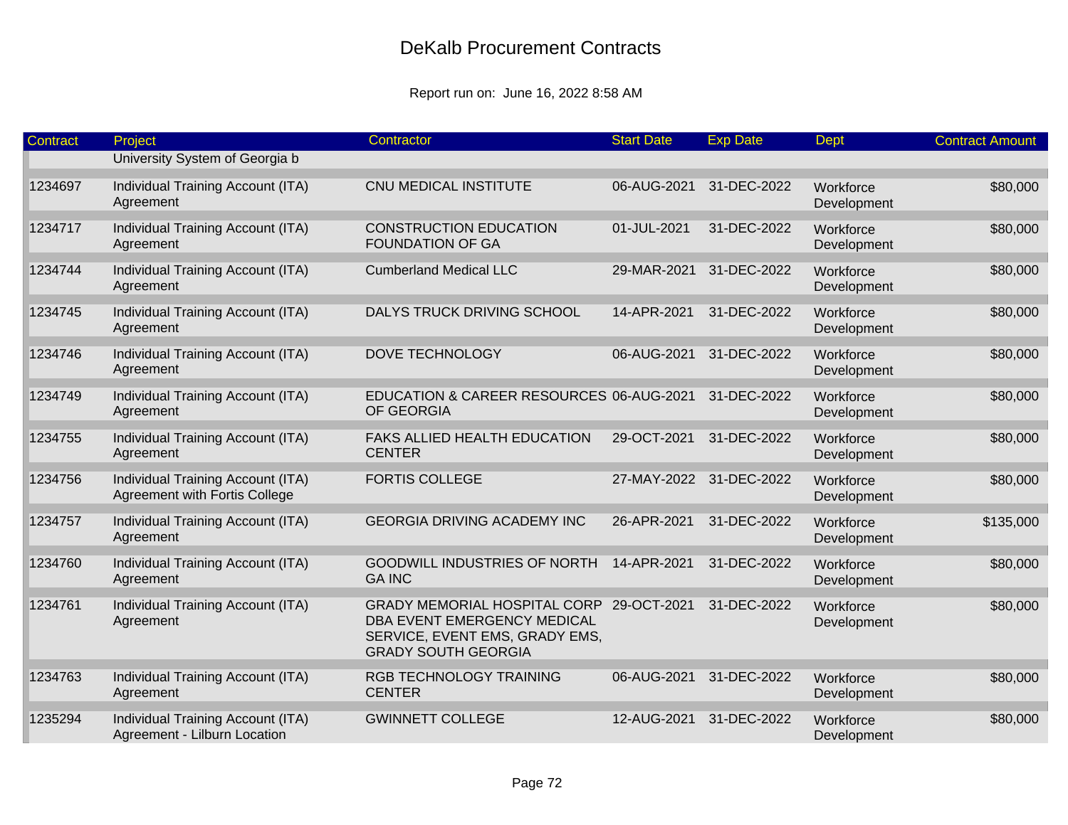# DeKalb Procurement Contracts

Report run on: June 16, 2022 8:58 AM

| Contract | Project | Contractor | Start Date | Exp Date | Dept | Contract Amount |
|---|---|---|---|---|---|---|
| | University System of Georgia b | | | | | |
| 1234697 | Individual Training Account (ITA) Agreement | CNU MEDICAL INSTITUTE | 06-AUG-2021 | 31-DEC-2022 | Workforce Development | $80,000 |
| 1234717 | Individual Training Account (ITA) Agreement | CONSTRUCTION EDUCATION FOUNDATION OF GA | 01-JUL-2021 | 31-DEC-2022 | Workforce Development | $80,000 |
| 1234744 | Individual Training Account (ITA) Agreement | Cumberland Medical LLC | 29-MAR-2021 | 31-DEC-2022 | Workforce Development | $80,000 |
| 1234745 | Individual Training Account (ITA) Agreement | DALYS TRUCK DRIVING SCHOOL | 14-APR-2021 | 31-DEC-2022 | Workforce Development | $80,000 |
| 1234746 | Individual Training Account (ITA) Agreement | DOVE TECHNOLOGY | 06-AUG-2021 | 31-DEC-2022 | Workforce Development | $80,000 |
| 1234749 | Individual Training Account (ITA) Agreement | EDUCATION & CAREER RESOURCES OF GEORGIA | 06-AUG-2021 | 31-DEC-2022 | Workforce Development | $80,000 |
| 1234755 | Individual Training Account (ITA) Agreement | FAKS ALLIED HEALTH EDUCATION CENTER | 29-OCT-2021 | 31-DEC-2022 | Workforce Development | $80,000 |
| 1234756 | Individual Training Account (ITA) Agreement with Fortis College | FORTIS COLLEGE | 27-MAY-2022 | 31-DEC-2022 | Workforce Development | $80,000 |
| 1234757 | Individual Training Account (ITA) Agreement | GEORGIA DRIVING ACADEMY INC | 26-APR-2021 | 31-DEC-2022 | Workforce Development | $135,000 |
| 1234760 | Individual Training Account (ITA) Agreement | GOODWILL INDUSTRIES OF NORTH GA INC | 14-APR-2021 | 31-DEC-2022 | Workforce Development | $80,000 |
| 1234761 | Individual Training Account (ITA) Agreement | GRADY MEMORIAL HOSPITAL CORP DBA EVENT EMERGENCY MEDICAL SERVICE, EVENT EMS, GRADY EMS, GRADY SOUTH GEORGIA | 29-OCT-2021 | 31-DEC-2022 | Workforce Development | $80,000 |
| 1234763 | Individual Training Account (ITA) Agreement | RGB TECHNOLOGY TRAINING CENTER | 06-AUG-2021 | 31-DEC-2022 | Workforce Development | $80,000 |
| 1235294 | Individual Training Account (ITA) Agreement - Lilburn Location | GWINNETT COLLEGE | 12-AUG-2021 | 31-DEC-2022 | Workforce Development | $80,000 |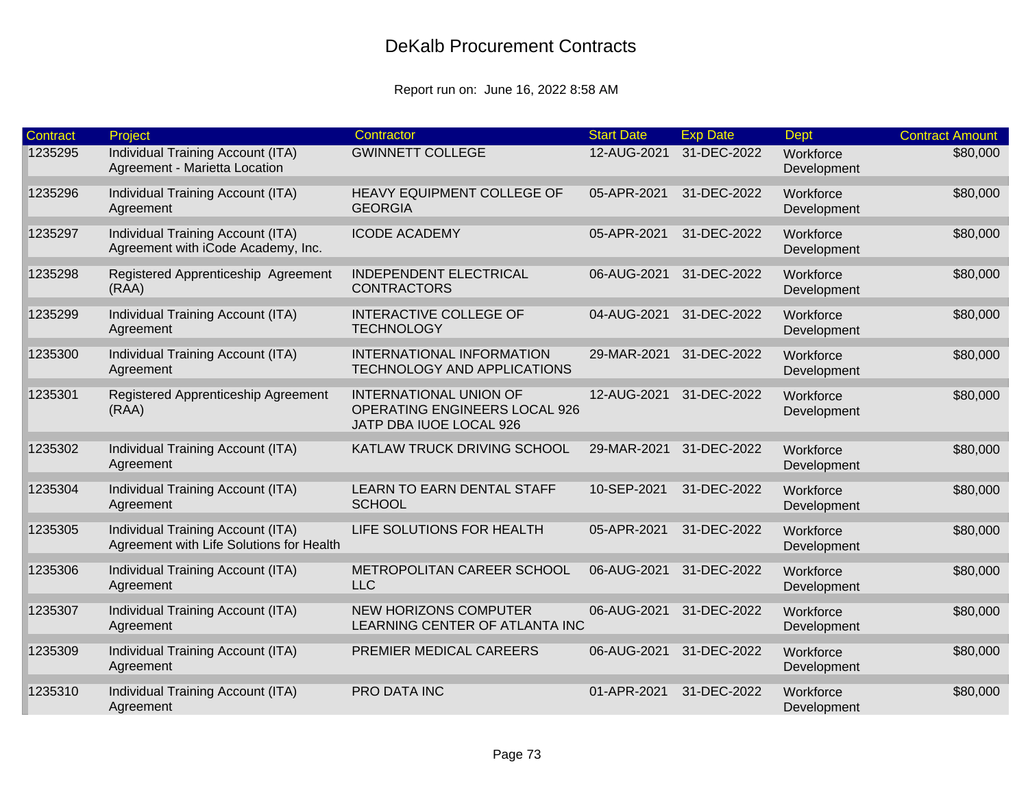# DeKalb Procurement Contracts

Report run on: June 16, 2022 8:58 AM

| Contract | Project | Contractor | Start Date | Exp Date | Dept | Contract Amount |
|---|---|---|---|---|---|---|
| 1235295 | Individual Training Account (ITA) Agreement - Marietta Location | GWINNETT COLLEGE | 12-AUG-2021 | 31-DEC-2022 | Workforce Development | $80,000 |
| 1235296 | Individual Training Account (ITA) Agreement | HEAVY EQUIPMENT COLLEGE OF GEORGIA | 05-APR-2021 | 31-DEC-2022 | Workforce Development | $80,000 |
| 1235297 | Individual Training Account (ITA) Agreement with iCode Academy, Inc. | ICODE ACADEMY | 05-APR-2021 | 31-DEC-2022 | Workforce Development | $80,000 |
| 1235298 | Registered Apprenticeship Agreement (RAA) | INDEPENDENT ELECTRICAL CONTRACTORS | 06-AUG-2021 | 31-DEC-2022 | Workforce Development | $80,000 |
| 1235299 | Individual Training Account (ITA) Agreement | INTERACTIVE COLLEGE OF TECHNOLOGY | 04-AUG-2021 | 31-DEC-2022 | Workforce Development | $80,000 |
| 1235300 | Individual Training Account (ITA) Agreement | INTERNATIONAL INFORMATION TECHNOLOGY AND APPLICATIONS | 29-MAR-2021 | 31-DEC-2022 | Workforce Development | $80,000 |
| 1235301 | Registered Apprenticeship Agreement (RAA) | INTERNATIONAL UNION OF OPERATING ENGINEERS LOCAL 926 JATP DBA IUOE LOCAL 926 | 12-AUG-2021 | 31-DEC-2022 | Workforce Development | $80,000 |
| 1235302 | Individual Training Account (ITA) Agreement | KATLAW TRUCK DRIVING SCHOOL | 29-MAR-2021 | 31-DEC-2022 | Workforce Development | $80,000 |
| 1235304 | Individual Training Account (ITA) Agreement | LEARN TO EARN DENTAL STAFF SCHOOL | 10-SEP-2021 | 31-DEC-2022 | Workforce Development | $80,000 |
| 1235305 | Individual Training Account (ITA) Agreement with Life Solutions for Health | LIFE SOLUTIONS FOR HEALTH | 05-APR-2021 | 31-DEC-2022 | Workforce Development | $80,000 |
| 1235306 | Individual Training Account (ITA) Agreement | METROPOLITAN CAREER SCHOOL LLC | 06-AUG-2021 | 31-DEC-2022 | Workforce Development | $80,000 |
| 1235307 | Individual Training Account (ITA) Agreement | NEW HORIZONS COMPUTER LEARNING CENTER OF ATLANTA INC | 06-AUG-2021 | 31-DEC-2022 | Workforce Development | $80,000 |
| 1235309 | Individual Training Account (ITA) Agreement | PREMIER MEDICAL CAREERS | 06-AUG-2021 | 31-DEC-2022 | Workforce Development | $80,000 |
| 1235310 | Individual Training Account (ITA) Agreement | PRO DATA INC | 01-APR-2021 | 31-DEC-2022 | Workforce Development | $80,000 |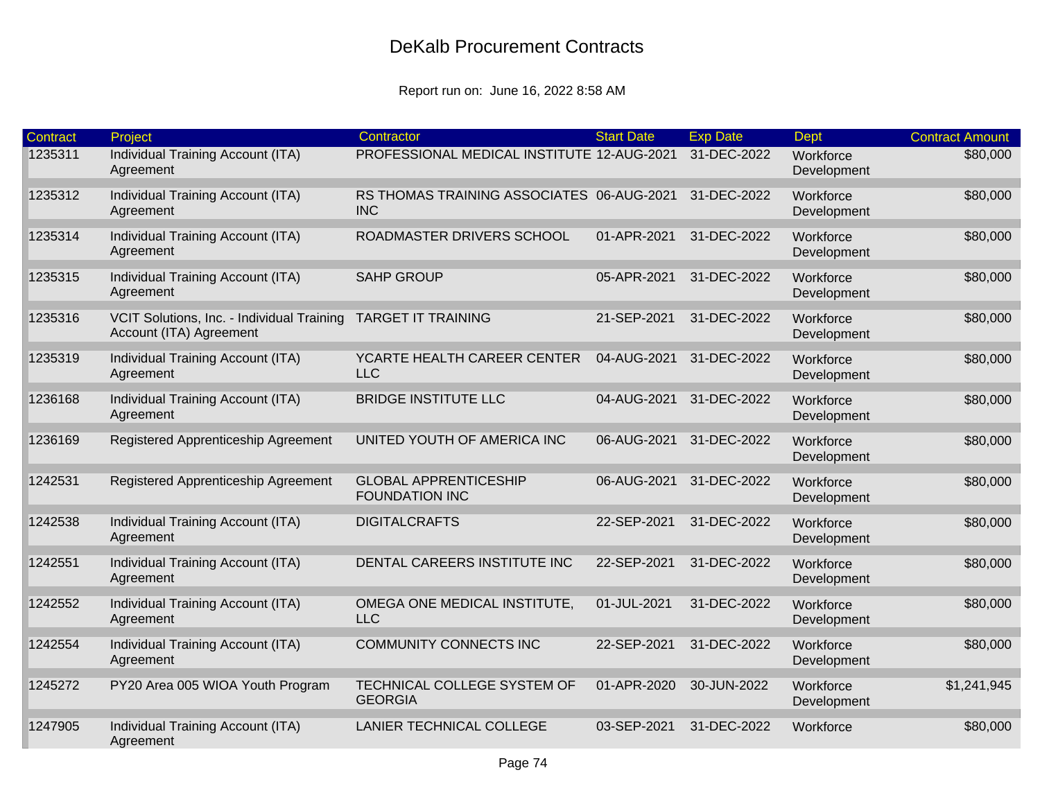# DeKalb Procurement Contracts

Report run on: June 16, 2022 8:58 AM

| Contract | Project | Contractor | Start Date | Exp Date | Dept | Contract Amount |
|---|---|---|---|---|---|---|
| 1235311 | Individual Training Account (ITA) Agreement | PROFESSIONAL MEDICAL INSTITUTE | 12-AUG-2021 | 31-DEC-2022 | Workforce Development | $80,000 |
| 1235312 | Individual Training Account (ITA) Agreement | RS THOMAS TRAINING ASSOCIATES INC | 06-AUG-2021 | 31-DEC-2022 | Workforce Development | $80,000 |
| 1235314 | Individual Training Account (ITA) Agreement | ROADMASTER DRIVERS SCHOOL | 01-APR-2021 | 31-DEC-2022 | Workforce Development | $80,000 |
| 1235315 | Individual Training Account (ITA) Agreement | SAHP GROUP | 05-APR-2021 | 31-DEC-2022 | Workforce Development | $80,000 |
| 1235316 | VCIT Solutions, Inc. - Individual Training Account (ITA) Agreement | TARGET IT TRAINING | 21-SEP-2021 | 31-DEC-2022 | Workforce Development | $80,000 |
| 1235319 | Individual Training Account (ITA) Agreement | YCARTE HEALTH CAREER CENTER LLC | 04-AUG-2021 | 31-DEC-2022 | Workforce Development | $80,000 |
| 1236168 | Individual Training Account (ITA) Agreement | BRIDGE INSTITUTE LLC | 04-AUG-2021 | 31-DEC-2022 | Workforce Development | $80,000 |
| 1236169 | Registered Apprenticeship Agreement | UNITED YOUTH OF AMERICA INC | 06-AUG-2021 | 31-DEC-2022 | Workforce Development | $80,000 |
| 1242531 | Registered Apprenticeship Agreement | GLOBAL APPRENTICESHIP FOUNDATION INC | 06-AUG-2021 | 31-DEC-2022 | Workforce Development | $80,000 |
| 1242538 | Individual Training Account (ITA) Agreement | DIGITALCRAFTS | 22-SEP-2021 | 31-DEC-2022 | Workforce Development | $80,000 |
| 1242551 | Individual Training Account (ITA) Agreement | DENTAL CAREERS INSTITUTE INC | 22-SEP-2021 | 31-DEC-2022 | Workforce Development | $80,000 |
| 1242552 | Individual Training Account (ITA) Agreement | OMEGA ONE MEDICAL INSTITUTE, LLC | 01-JUL-2021 | 31-DEC-2022 | Workforce Development | $80,000 |
| 1242554 | Individual Training Account (ITA) Agreement | COMMUNITY CONNECTS INC | 22-SEP-2021 | 31-DEC-2022 | Workforce Development | $80,000 |
| 1245272 | PY20 Area 005 WIOA Youth Program | TECHNICAL COLLEGE SYSTEM OF GEORGIA | 01-APR-2020 | 30-JUN-2022 | Workforce Development | $1,241,945 |
| 1247905 | Individual Training Account (ITA) Agreement | LANIER TECHNICAL COLLEGE | 03-SEP-2021 | 31-DEC-2022 | Workforce | $80,000 |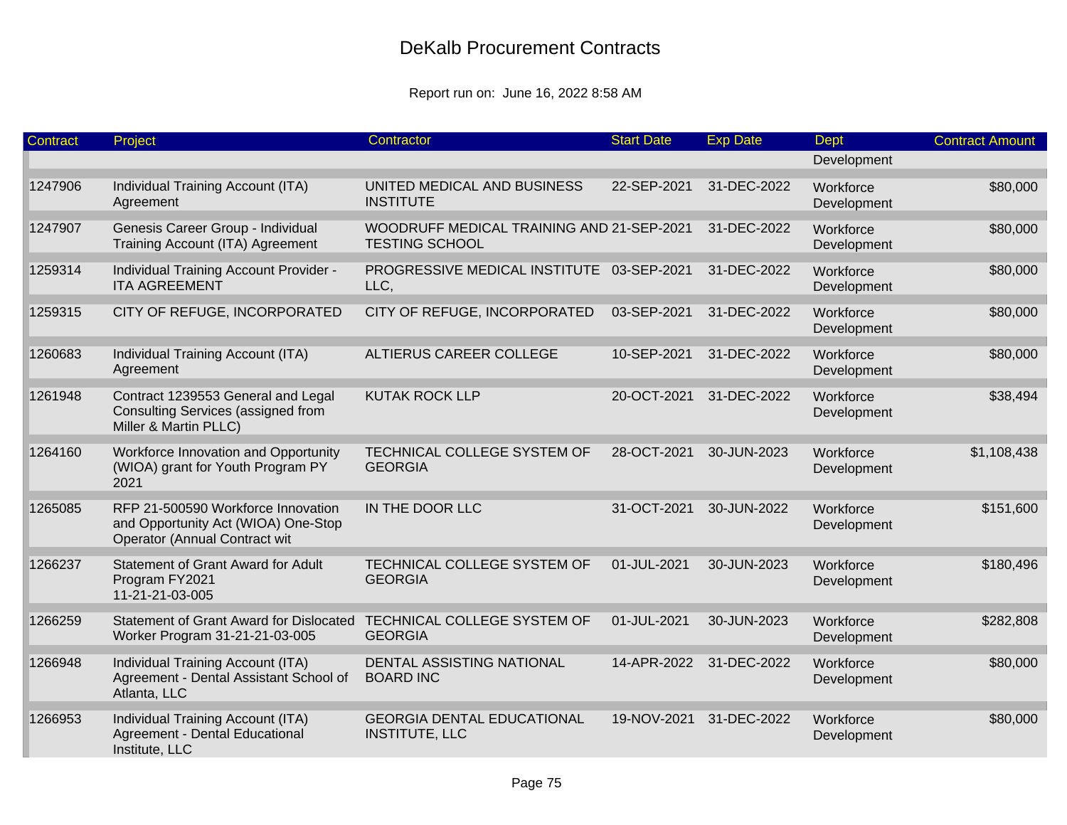# DeKalb Procurement Contracts

Report run on: June 16, 2022 8:58 AM

| Contract | Project | Contractor | Start Date | Exp Date | Dept | Contract Amount |
|---|---|---|---|---|---|---|
| | | | | | Development | |
| 1247906 | Individual Training Account (ITA) Agreement | UNITED MEDICAL AND BUSINESS INSTITUTE | 22-SEP-2021 | 31-DEC-2022 | Workforce Development | $80,000 |
| 1247907 | Genesis Career Group - Individual Training Account (ITA) Agreement | WOODRUFF MEDICAL TRAINING AND TESTING SCHOOL | 21-SEP-2021 | 31-DEC-2022 | Workforce Development | $80,000 |
| 1259314 | Individual Training Account Provider - ITA AGREEMENT | PROGRESSIVE MEDICAL INSTITUTE LLC, | 03-SEP-2021 | 31-DEC-2022 | Workforce Development | $80,000 |
| 1259315 | CITY OF REFUGE, INCORPORATED | CITY OF REFUGE, INCORPORATED | 03-SEP-2021 | 31-DEC-2022 | Workforce Development | $80,000 |
| 1260683 | Individual Training Account (ITA) Agreement | ALTIERUS CAREER COLLEGE | 10-SEP-2021 | 31-DEC-2022 | Workforce Development | $80,000 |
| 1261948 | Contract 1239553 General and Legal Consulting Services (assigned from Miller & Martin PLLC) | KUTAK ROCK LLP | 20-OCT-2021 | 31-DEC-2022 | Workforce Development | $38,494 |
| 1264160 | Workforce Innovation and Opportunity (WIOA) grant for Youth Program PY 2021 | TECHNICAL COLLEGE SYSTEM OF GEORGIA | 28-OCT-2021 | 30-JUN-2023 | Workforce Development | $1,108,438 |
| 1265085 | RFP 21-500590 Workforce Innovation and Opportunity Act (WIOA) One-Stop Operator (Annual Contract wit | IN THE DOOR LLC | 31-OCT-2021 | 30-JUN-2022 | Workforce Development | $151,600 |
| 1266237 | Statement of Grant Award for Adult Program FY2021 11-21-21-03-005 | TECHNICAL COLLEGE SYSTEM OF GEORGIA | 01-JUL-2021 | 30-JUN-2023 | Workforce Development | $180,496 |
| 1266259 | Statement of Grant Award for Dislocated Worker Program 31-21-21-03-005 | TECHNICAL COLLEGE SYSTEM OF GEORGIA | 01-JUL-2021 | 30-JUN-2023 | Workforce Development | $282,808 |
| 1266948 | Individual Training Account (ITA) Agreement - Dental Assistant School of Atlanta, LLC | DENTAL ASSISTING NATIONAL BOARD INC | 14-APR-2022 | 31-DEC-2022 | Workforce Development | $80,000 |
| 1266953 | Individual Training Account (ITA) Agreement - Dental Educational Institute, LLC | GEORGIA DENTAL EDUCATIONAL INSTITUTE, LLC | 19-NOV-2021 | 31-DEC-2022 | Workforce Development | $80,000 |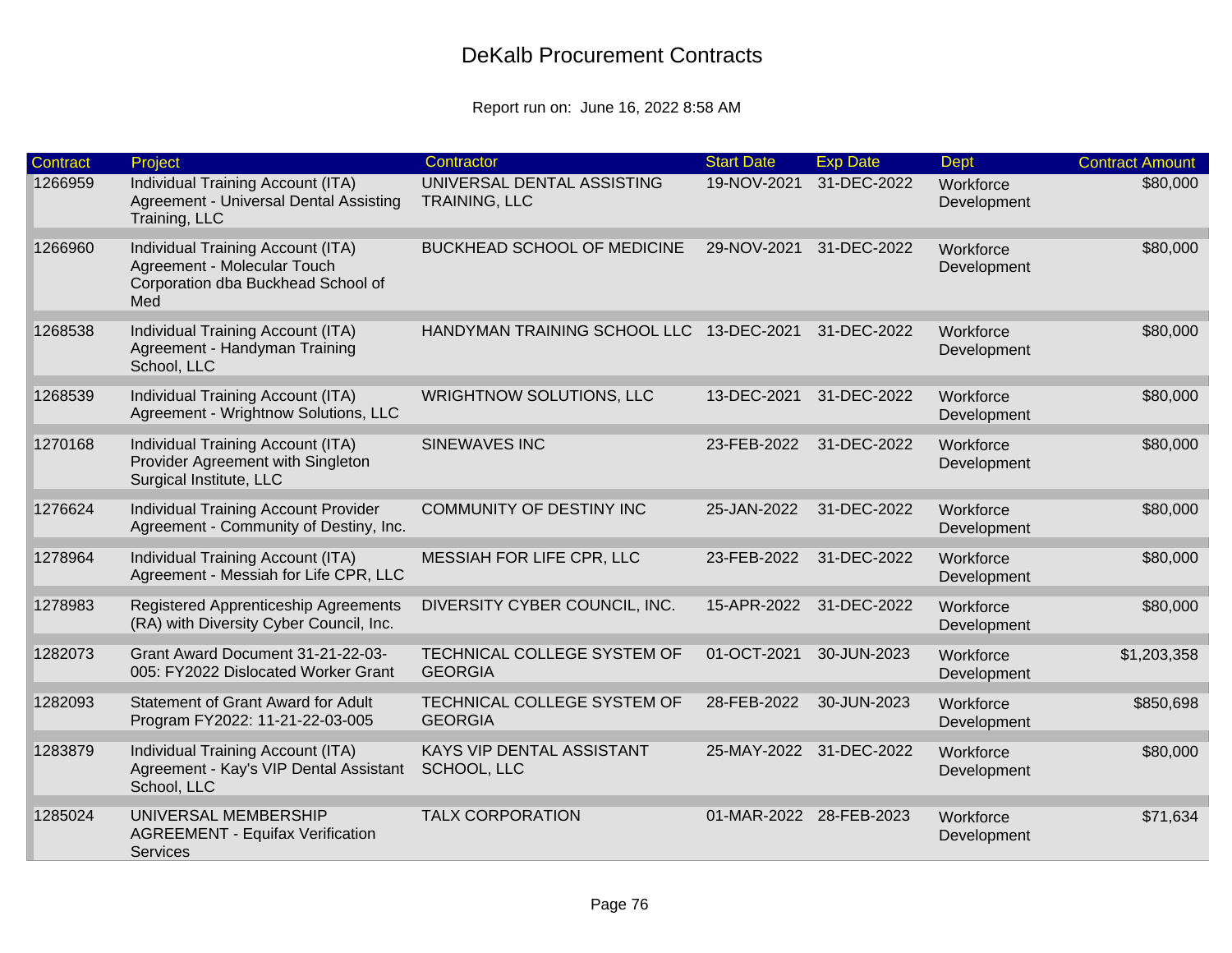# DeKalb Procurement Contracts

Report run on: June 16, 2022 8:58 AM

| Contract | Project | Contractor | Start Date | Exp Date | Dept | Contract Amount |
|---|---|---|---|---|---|---|
| 1266959 | Individual Training Account (ITA) Agreement - Universal Dental Assisting Training, LLC | UNIVERSAL DENTAL ASSISTING TRAINING, LLC | 19-NOV-2021 | 31-DEC-2022 | Workforce Development | $80,000 |
| 1266960 | Individual Training Account (ITA) Agreement - Molecular Touch Corporation dba Buckhead School of Med | BUCKHEAD SCHOOL OF MEDICINE | 29-NOV-2021 | 31-DEC-2022 | Workforce Development | $80,000 |
| 1268538 | Individual Training Account (ITA) Agreement - Handyman Training School, LLC | HANDYMAN TRAINING SCHOOL LLC | 13-DEC-2021 | 31-DEC-2022 | Workforce Development | $80,000 |
| 1268539 | Individual Training Account (ITA) Agreement - Wrightnow Solutions, LLC | WRIGHTNOW SOLUTIONS, LLC | 13-DEC-2021 | 31-DEC-2022 | Workforce Development | $80,000 |
| 1270168 | Individual Training Account (ITA) Provider Agreement with Singleton Surgical Institute, LLC | SINEWAVES INC | 23-FEB-2022 | 31-DEC-2022 | Workforce Development | $80,000 |
| 1276624 | Individual Training Account Provider Agreement - Community of Destiny, Inc. | COMMUNITY OF DESTINY INC | 25-JAN-2022 | 31-DEC-2022 | Workforce Development | $80,000 |
| 1278964 | Individual Training Account (ITA) Agreement - Messiah for Life CPR, LLC | MESSIAH FOR LIFE CPR, LLC | 23-FEB-2022 | 31-DEC-2022 | Workforce Development | $80,000 |
| 1278983 | Registered Apprenticeship Agreements (RA) with Diversity Cyber Council, Inc. | DIVERSITY CYBER COUNCIL, INC. | 15-APR-2022 | 31-DEC-2022 | Workforce Development | $80,000 |
| 1282073 | Grant Award Document 31-21-22-03-005: FY2022 Dislocated Worker Grant | TECHNICAL COLLEGE SYSTEM OF GEORGIA | 01-OCT-2021 | 30-JUN-2023 | Workforce Development | $1,203,358 |
| 1282093 | Statement of Grant Award for Adult Program FY2022: 11-21-22-03-005 | TECHNICAL COLLEGE SYSTEM OF GEORGIA | 28-FEB-2022 | 30-JUN-2023 | Workforce Development | $850,698 |
| 1283879 | Individual Training Account (ITA) Agreement - Kay's VIP Dental Assistant School, LLC | KAYS VIP DENTAL ASSISTANT SCHOOL, LLC | 25-MAY-2022 | 31-DEC-2022 | Workforce Development | $80,000 |
| 1285024 | UNIVERSAL MEMBERSHIP AGREEMENT - Equifax Verification Services | TALX CORPORATION | 01-MAR-2022 | 28-FEB-2023 | Workforce Development | $71,634 |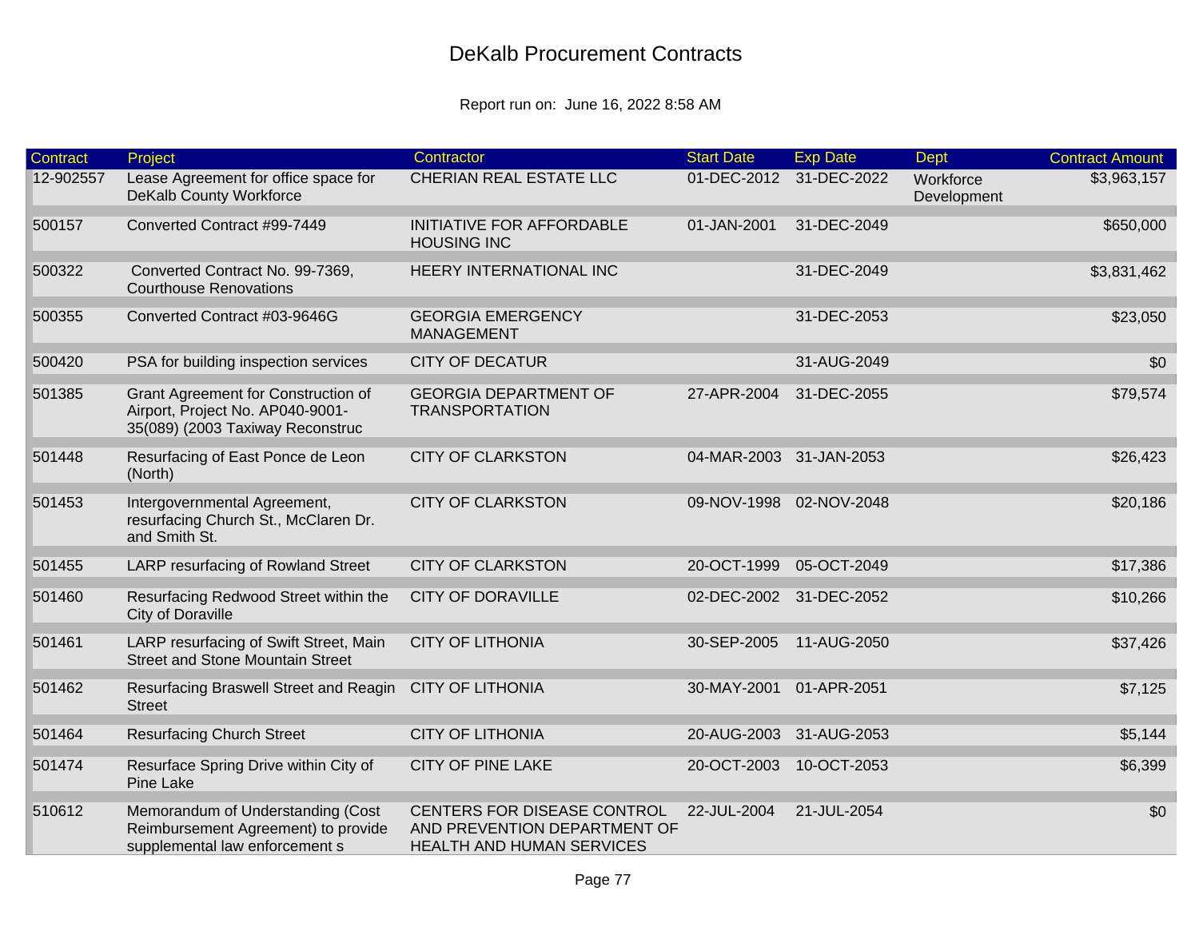# DeKalb Procurement Contracts

Report run on: June 16, 2022 8:58 AM

| Contract | Project | Contractor | Start Date | Exp Date | Dept | Contract Amount |
|---|---|---|---|---|---|---|
| 12-902557 | Lease Agreement for office space for DeKalb County Workforce | CHERIAN REAL ESTATE LLC | 01-DEC-2012 | 31-DEC-2022 | Workforce Development | $3,963,157 |
| 500157 | Converted Contract #99-7449 | INITIATIVE FOR AFFORDABLE HOUSING INC | 01-JAN-2001 | 31-DEC-2049 | | $650,000 |
| 500322 | Converted Contract No. 99-7369, Courthouse Renovations | HEERY INTERNATIONAL INC | | 31-DEC-2049 | | $3,831,462 |
| 500355 | Converted Contract #03-9646G | GEORGIA EMERGENCY MANAGEMENT | | 31-DEC-2053 | | $23,050 |
| 500420 | PSA for building inspection services | CITY OF DECATUR | | 31-AUG-2049 | | $0 |
| 501385 | Grant Agreement for Construction of Airport, Project No. AP040-9001-35(089) (2003 Taxiway Reconstruc | GEORGIA DEPARTMENT OF TRANSPORTATION | 27-APR-2004 | 31-DEC-2055 | | $79,574 |
| 501448 | Resurfacing of East Ponce de Leon (North) | CITY OF CLARKSTON | 04-MAR-2003 | 31-JAN-2053 | | $26,423 |
| 501453 | Intergovernmental Agreement, resurfacing Church St., McClaren Dr. and Smith St. | CITY OF CLARKSTON | 09-NOV-1998 | 02-NOV-2048 | | $20,186 |
| 501455 | LARP resurfacing of Rowland Street | CITY OF CLARKSTON | 20-OCT-1999 | 05-OCT-2049 | | $17,386 |
| 501460 | Resurfacing Redwood Street within the City of Doraville | CITY OF DORAVILLE | 02-DEC-2002 | 31-DEC-2052 | | $10,266 |
| 501461 | LARP resurfacing of Swift Street, Main Street and Stone Mountain Street | CITY OF LITHONIA | 30-SEP-2005 | 11-AUG-2050 | | $37,426 |
| 501462 | Resurfacing Braswell Street and Reagin Street | CITY OF LITHONIA | 30-MAY-2001 | 01-APR-2051 | | $7,125 |
| 501464 | Resurfacing Church Street | CITY OF LITHONIA | 20-AUG-2003 | 31-AUG-2053 | | $5,144 |
| 501474 | Resurface Spring Drive within City of Pine Lake | CITY OF PINE LAKE | 20-OCT-2003 | 10-OCT-2053 | | $6,399 |
| 510612 | Memorandum of Understanding (Cost Reimbursement Agreement) to provide supplemental law enforcement s | CENTERS FOR DISEASE CONTROL AND PREVENTION DEPARTMENT OF HEALTH AND HUMAN SERVICES | 22-JUL-2004 | 21-JUL-2054 | | $0 |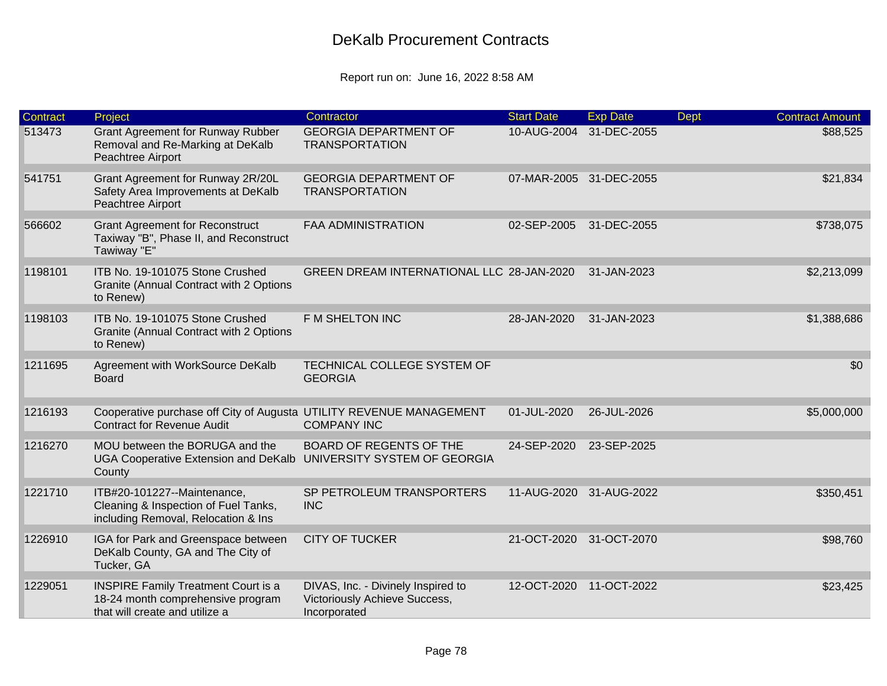# DeKalb Procurement Contracts

Report run on: June 16, 2022 8:58 AM

| Contract | Project | Contractor | Start Date | Exp Date | Dept | Contract Amount |
|---|---|---|---|---|---|---|
| 513473 | Grant Agreement for Runway Rubber Removal and Re-Marking at DeKalb Peachtree Airport | GEORGIA DEPARTMENT OF TRANSPORTATION | 10-AUG-2004 | 31-DEC-2055 | | $88,525 |
| 541751 | Grant Agreement for Runway 2R/20L Safety Area Improvements at DeKalb Peachtree Airport | GEORGIA DEPARTMENT OF TRANSPORTATION | 07-MAR-2005 | 31-DEC-2055 | | $21,834 |
| 566602 | Grant Agreement for Reconstruct Taxiway "B", Phase II, and Reconstruct Tawiway "E" | FAA ADMINISTRATION | 02-SEP-2005 | 31-DEC-2055 | | $738,075 |
| 1198101 | ITB No. 19-101075 Stone Crushed Granite (Annual Contract with 2 Options to Renew) | GREEN DREAM INTERNATIONAL LLC | 28-JAN-2020 | 31-JAN-2023 | | $2,213,099 |
| 1198103 | ITB No. 19-101075 Stone Crushed Granite (Annual Contract with 2 Options to Renew) | F M SHELTON INC | 28-JAN-2020 | 31-JAN-2023 | | $1,388,686 |
| 1211695 | Agreement with WorkSource DeKalb Board | TECHNICAL COLLEGE SYSTEM OF GEORGIA | | | | $0 |
| 1216193 | Cooperative purchase off City of Augusta Contract for Revenue Audit | UTILITY REVENUE MANAGEMENT COMPANY INC | 01-JUL-2020 | 26-JUL-2026 | | $5,000,000 |
| 1216270 | MOU between the BORUGA and the UGA Cooperative Extension and DeKalb County | BOARD OF REGENTS OF THE UNIVERSITY SYSTEM OF GEORGIA | 24-SEP-2020 | 23-SEP-2025 | | |
| 1221710 | ITB#20-101227--Maintenance, Cleaning & Inspection of Fuel Tanks, including Removal, Relocation & Ins | SP PETROLEUM TRANSPORTERS INC | 11-AUG-2020 | 31-AUG-2022 | | $350,451 |
| 1226910 | IGA for Park and Greenspace between DeKalb County, GA and The City of Tucker, GA | CITY OF TUCKER | 21-OCT-2020 | 31-OCT-2070 | | $98,760 |
| 1229051 | INSPIRE Family Treatment Court is a 18-24 month comprehensive program that will create and utilize a | DIVAS, Inc. - Divinely Inspired to Victoriously Achieve Success, Incorporated | 12-OCT-2020 | 11-OCT-2022 | | $23,425 |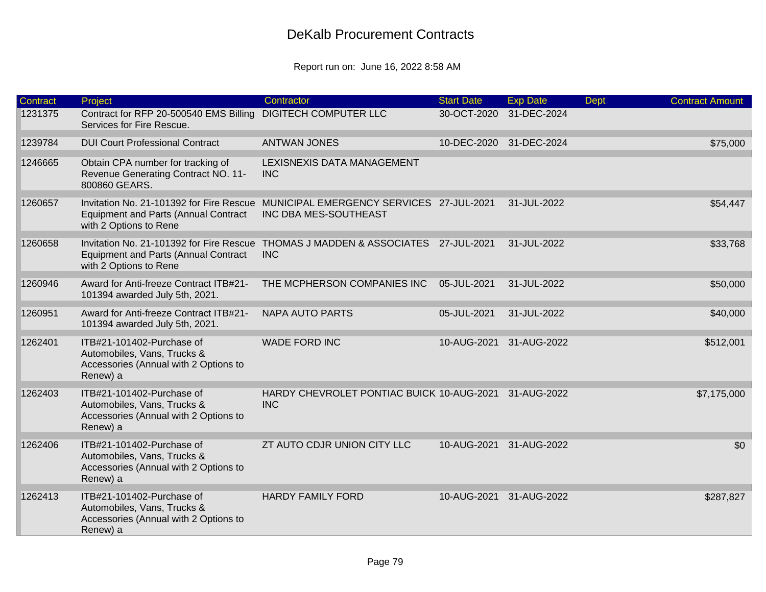# DeKalb Procurement Contracts

Report run on: June 16, 2022 8:58 AM

| Contract | Project | Contractor | Start Date | Exp Date | Dept | Contract Amount |
|---|---|---|---|---|---|---|
| 1231375 | Contract for RFP 20-500540 EMS Billing Services for Fire Rescue. | DIGITECH COMPUTER LLC | 30-OCT-2020 | 31-DEC-2024 | | |
| 1239784 | DUI Court Professional Contract | ANTWAN JONES | 10-DEC-2020 | 31-DEC-2024 | | $75,000 |
| 1246665 | Obtain CPA number for tracking of Revenue Generating Contract NO. 11-800860 GEARS. | LEXISNEXIS DATA MANAGEMENT INC | | | | |
| 1260657 | Invitation No. 21-101392 for Fire Rescue Equipment and Parts (Annual Contract with 2 Options to Rene | MUNICIPAL EMERGENCY SERVICES INC DBA MES-SOUTHEAST | 27-JUL-2021 | 31-JUL-2022 | | $54,447 |
| 1260658 | Invitation No. 21-101392 for Fire Rescue Equipment and Parts (Annual Contract with 2 Options to Rene | THOMAS J MADDEN & ASSOCIATES INC | 27-JUL-2021 | 31-JUL-2022 | | $33,768 |
| 1260946 | Award for Anti-freeze Contract ITB#21-101394 awarded July 5th, 2021. | THE MCPHERSON COMPANIES INC | 05-JUL-2021 | 31-JUL-2022 | | $50,000 |
| 1260951 | Award for Anti-freeze Contract ITB#21-101394 awarded July 5th, 2021. | NAPA AUTO PARTS | 05-JUL-2021 | 31-JUL-2022 | | $40,000 |
| 1262401 | ITB#21-101402-Purchase of Automobiles, Vans, Trucks & Accessories (Annual with 2 Options to Renew) a | WADE FORD INC | 10-AUG-2021 | 31-AUG-2022 | | $512,001 |
| 1262403 | ITB#21-101402-Purchase of Automobiles, Vans, Trucks & Accessories (Annual with 2 Options to Renew) a | HARDY CHEVROLET PONTIAC BUICK INC | 10-AUG-2021 | 31-AUG-2022 | | $7,175,000 |
| 1262406 | ITB#21-101402-Purchase of Automobiles, Vans, Trucks & Accessories (Annual with 2 Options to Renew) a | ZT AUTO CDJR UNION CITY LLC | 10-AUG-2021 | 31-AUG-2022 | | $0 |
| 1262413 | ITB#21-101402-Purchase of Automobiles, Vans, Trucks & Accessories (Annual with 2 Options to Renew) a | HARDY FAMILY FORD | 10-AUG-2021 | 31-AUG-2022 | | $287,827 |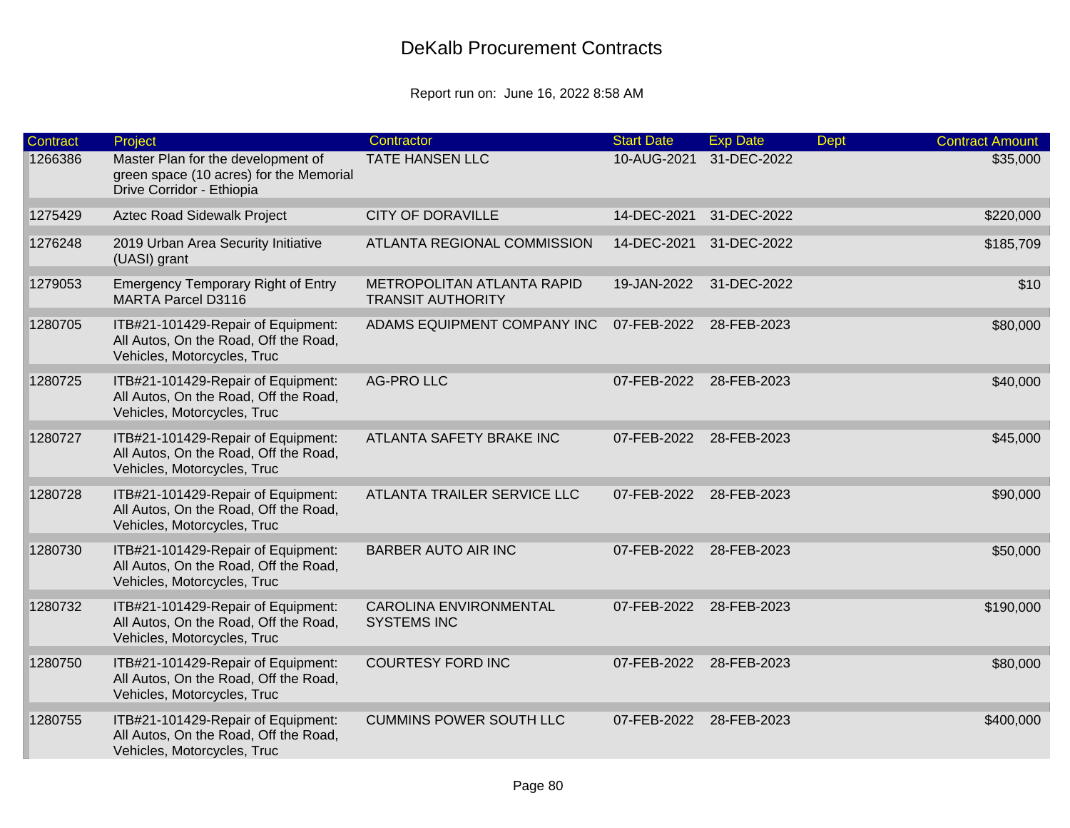# DeKalb Procurement Contracts

Report run on: June 16, 2022 8:58 AM

| Contract | Project | Contractor | Start Date | Exp Date | Dept | Contract Amount |
|---|---|---|---|---|---|---|
| 1266386 | Master Plan for the development of green space (10 acres) for the Memorial Drive Corridor - Ethiopia | TATE HANSEN LLC | 10-AUG-2021 | 31-DEC-2022 | | $35,000 |
| 1275429 | Aztec Road Sidewalk Project | CITY OF DORAVILLE | 14-DEC-2021 | 31-DEC-2022 | | $220,000 |
| 1276248 | 2019 Urban Area Security Initiative (UASI) grant | ATLANTA REGIONAL COMMISSION | 14-DEC-2021 | 31-DEC-2022 | | $185,709 |
| 1279053 | Emergency Temporary Right of Entry MARTA Parcel D3116 | METROPOLITAN ATLANTA RAPID TRANSIT AUTHORITY | 19-JAN-2022 | 31-DEC-2022 | | $10 |
| 1280705 | ITB#21-101429-Repair of Equipment: All Autos, On the Road, Off the Road, Vehicles, Motorcycles, Truc | ADAMS EQUIPMENT COMPANY INC | 07-FEB-2022 | 28-FEB-2023 | | $80,000 |
| 1280725 | ITB#21-101429-Repair of Equipment: All Autos, On the Road, Off the Road, Vehicles, Motorcycles, Truc | AG-PRO LLC | 07-FEB-2022 | 28-FEB-2023 | | $40,000 |
| 1280727 | ITB#21-101429-Repair of Equipment: All Autos, On the Road, Off the Road, Vehicles, Motorcycles, Truc | ATLANTA SAFETY BRAKE INC | 07-FEB-2022 | 28-FEB-2023 | | $45,000 |
| 1280728 | ITB#21-101429-Repair of Equipment: All Autos, On the Road, Off the Road, Vehicles, Motorcycles, Truc | ATLANTA TRAILER SERVICE LLC | 07-FEB-2022 | 28-FEB-2023 | | $90,000 |
| 1280730 | ITB#21-101429-Repair of Equipment: All Autos, On the Road, Off the Road, Vehicles, Motorcycles, Truc | BARBER AUTO AIR INC | 07-FEB-2022 | 28-FEB-2023 | | $50,000 |
| 1280732 | ITB#21-101429-Repair of Equipment: All Autos, On the Road, Off the Road, Vehicles, Motorcycles, Truc | CAROLINA ENVIRONMENTAL SYSTEMS INC | 07-FEB-2022 | 28-FEB-2023 | | $190,000 |
| 1280750 | ITB#21-101429-Repair of Equipment: All Autos, On the Road, Off the Road, Vehicles, Motorcycles, Truc | COURTESY FORD INC | 07-FEB-2022 | 28-FEB-2023 | | $80,000 |
| 1280755 | ITB#21-101429-Repair of Equipment: All Autos, On the Road, Off the Road, Vehicles, Motorcycles, Truc | CUMMINS POWER SOUTH LLC | 07-FEB-2022 | 28-FEB-2023 | | $400,000 |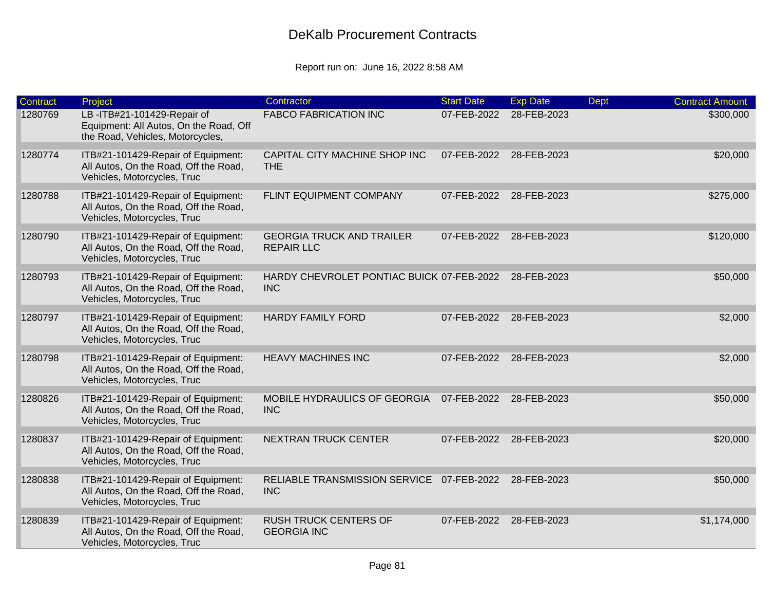# DeKalb Procurement Contracts

Report run on: June 16, 2022 8:58 AM

| Contract | Project | Contractor | Start Date | Exp Date | Dept | Contract Amount |
|---|---|---|---|---|---|---|
| 1280769 | LB -ITB#21-101429-Repair of Equipment: All Autos, On the Road, Off the Road, Vehicles, Motorcycles, | FABCO FABRICATION INC | 07-FEB-2022 | 28-FEB-2023 | | $300,000 |
| 1280774 | ITB#21-101429-Repair of Equipment: All Autos, On the Road, Off the Road, Vehicles, Motorcycles, Truc | CAPITAL CITY MACHINE SHOP INC THE | 07-FEB-2022 | 28-FEB-2023 | | $20,000 |
| 1280788 | ITB#21-101429-Repair of Equipment: All Autos, On the Road, Off the Road, Vehicles, Motorcycles, Truc | FLINT EQUIPMENT COMPANY | 07-FEB-2022 | 28-FEB-2023 | | $275,000 |
| 1280790 | ITB#21-101429-Repair of Equipment: All Autos, On the Road, Off the Road, Vehicles, Motorcycles, Truc | GEORGIA TRUCK AND TRAILER REPAIR LLC | 07-FEB-2022 | 28-FEB-2023 | | $120,000 |
| 1280793 | ITB#21-101429-Repair of Equipment: All Autos, On the Road, Off the Road, Vehicles, Motorcycles, Truc | HARDY CHEVROLET PONTIAC BUICK INC | 07-FEB-2022 | 28-FEB-2023 | | $50,000 |
| 1280797 | ITB#21-101429-Repair of Equipment: All Autos, On the Road, Off the Road, Vehicles, Motorcycles, Truc | HARDY FAMILY FORD | 07-FEB-2022 | 28-FEB-2023 | | $2,000 |
| 1280798 | ITB#21-101429-Repair of Equipment: All Autos, On the Road, Off the Road, Vehicles, Motorcycles, Truc | HEAVY MACHINES INC | 07-FEB-2022 | 28-FEB-2023 | | $2,000 |
| 1280826 | ITB#21-101429-Repair of Equipment: All Autos, On the Road, Off the Road, Vehicles, Motorcycles, Truc | MOBILE HYDRAULICS OF GEORGIA INC | 07-FEB-2022 | 28-FEB-2023 | | $50,000 |
| 1280837 | ITB#21-101429-Repair of Equipment: All Autos, On the Road, Off the Road, Vehicles, Motorcycles, Truc | NEXTRAN TRUCK CENTER | 07-FEB-2022 | 28-FEB-2023 | | $20,000 |
| 1280838 | ITB#21-101429-Repair of Equipment: All Autos, On the Road, Off the Road, Vehicles, Motorcycles, Truc | RELIABLE TRANSMISSION SERVICE INC | 07-FEB-2022 | 28-FEB-2023 | | $50,000 |
| 1280839 | ITB#21-101429-Repair of Equipment: All Autos, On the Road, Off the Road, Vehicles, Motorcycles, Truc | RUSH TRUCK CENTERS OF GEORGIA INC | 07-FEB-2022 | 28-FEB-2023 | | $1,174,000 |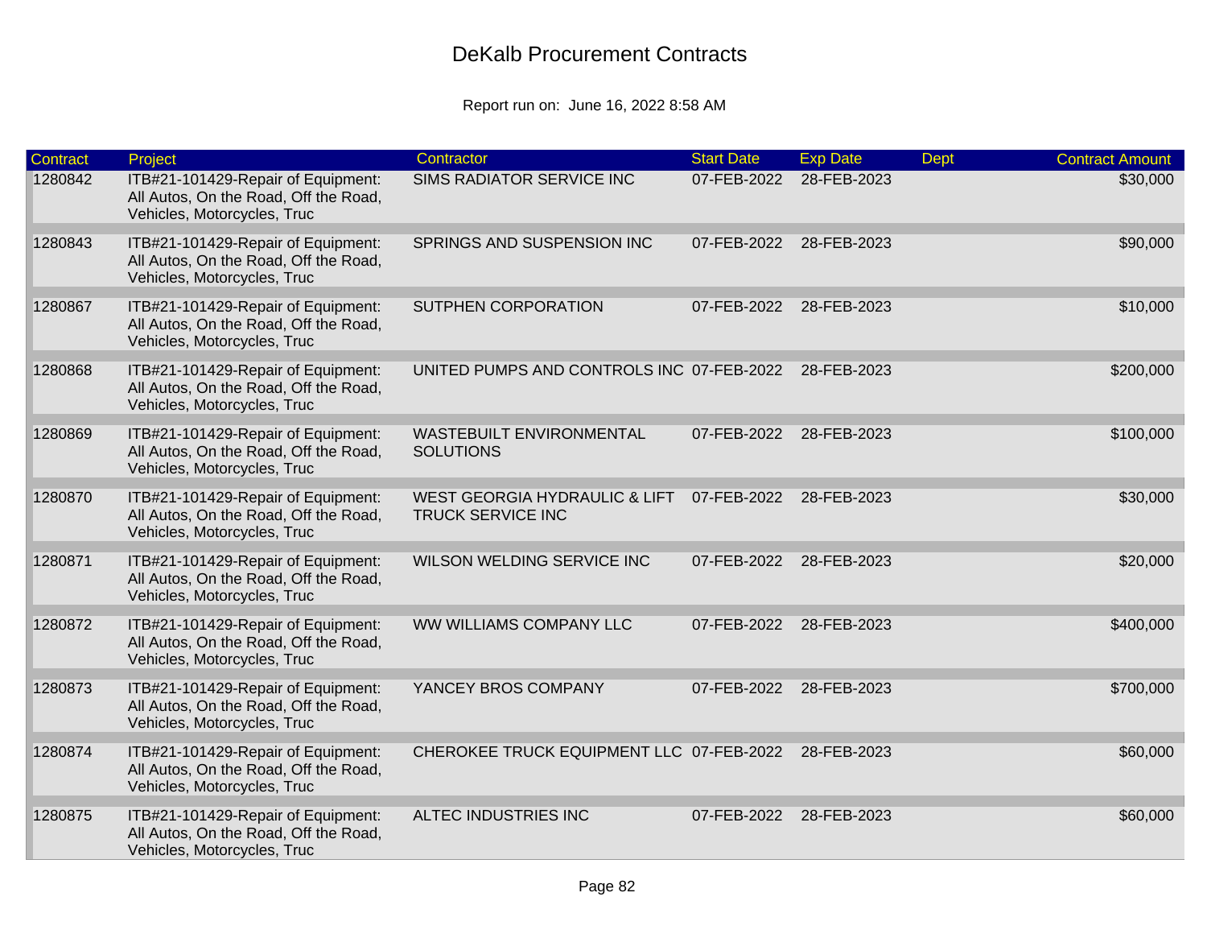# DeKalb Procurement Contracts

Report run on: June 16, 2022 8:58 AM

| Contract | Project | Contractor | Start Date | Exp Date | Dept | Contract Amount |
|---|---|---|---|---|---|---|
| 1280842 | ITB#21-101429-Repair of Equipment: All Autos, On the Road, Off the Road, Vehicles, Motorcycles, Truc | SIMS RADIATOR SERVICE INC | 07-FEB-2022 | 28-FEB-2023 | | $30,000 |
| 1280843 | ITB#21-101429-Repair of Equipment: All Autos, On the Road, Off the Road, Vehicles, Motorcycles, Truc | SPRINGS AND SUSPENSION INC | 07-FEB-2022 | 28-FEB-2023 | | $90,000 |
| 1280867 | ITB#21-101429-Repair of Equipment: All Autos, On the Road, Off the Road, Vehicles, Motorcycles, Truc | SUTPHEN CORPORATION | 07-FEB-2022 | 28-FEB-2023 | | $10,000 |
| 1280868 | ITB#21-101429-Repair of Equipment: All Autos, On the Road, Off the Road, Vehicles, Motorcycles, Truc | UNITED PUMPS AND CONTROLS INC | 07-FEB-2022 | 28-FEB-2023 | | $200,000 |
| 1280869 | ITB#21-101429-Repair of Equipment: All Autos, On the Road, Off the Road, Vehicles, Motorcycles, Truc | WASTEBUILT ENVIRONMENTAL SOLUTIONS | 07-FEB-2022 | 28-FEB-2023 | | $100,000 |
| 1280870 | ITB#21-101429-Repair of Equipment: All Autos, On the Road, Off the Road, Vehicles, Motorcycles, Truc | WEST GEORGIA HYDRAULIC & LIFT TRUCK SERVICE INC | 07-FEB-2022 | 28-FEB-2023 | | $30,000 |
| 1280871 | ITB#21-101429-Repair of Equipment: All Autos, On the Road, Off the Road, Vehicles, Motorcycles, Truc | WILSON WELDING SERVICE INC | 07-FEB-2022 | 28-FEB-2023 | | $20,000 |
| 1280872 | ITB#21-101429-Repair of Equipment: All Autos, On the Road, Off the Road, Vehicles, Motorcycles, Truc | WW WILLIAMS COMPANY LLC | 07-FEB-2022 | 28-FEB-2023 | | $400,000 |
| 1280873 | ITB#21-101429-Repair of Equipment: All Autos, On the Road, Off the Road, Vehicles, Motorcycles, Truc | YANCEY BROS COMPANY | 07-FEB-2022 | 28-FEB-2023 | | $700,000 |
| 1280874 | ITB#21-101429-Repair of Equipment: All Autos, On the Road, Off the Road, Vehicles, Motorcycles, Truc | CHEROKEE TRUCK EQUIPMENT LLC | 07-FEB-2022 | 28-FEB-2023 | | $60,000 |
| 1280875 | ITB#21-101429-Repair of Equipment: All Autos, On the Road, Off the Road, Vehicles, Motorcycles, Truc | ALTEC INDUSTRIES INC | 07-FEB-2022 | 28-FEB-2023 | | $60,000 |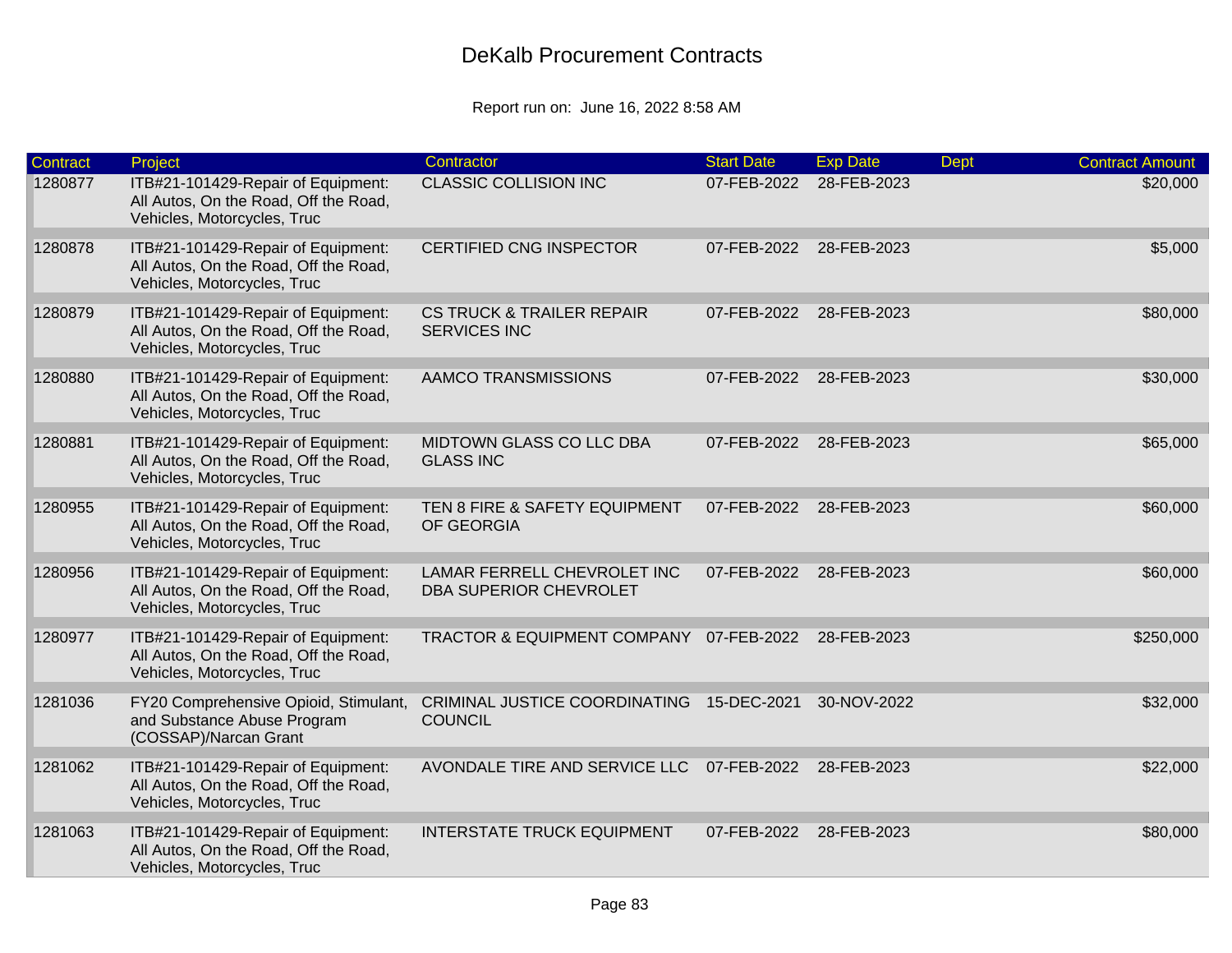# DeKalb Procurement Contracts

Report run on: June 16, 2022 8:58 AM

| Contract | Project | Contractor | Start Date | Exp Date | Dept | Contract Amount |
|---|---|---|---|---|---|---|
| 1280877 | ITB#21-101429-Repair of Equipment: All Autos, On the Road, Off the Road, Vehicles, Motorcycles, Truc | CLASSIC COLLISION INC | 07-FEB-2022 | 28-FEB-2023 | | $20,000 |
| 1280878 | ITB#21-101429-Repair of Equipment: All Autos, On the Road, Off the Road, Vehicles, Motorcycles, Truc | CERTIFIED CNG INSPECTOR | 07-FEB-2022 | 28-FEB-2023 | | $5,000 |
| 1280879 | ITB#21-101429-Repair of Equipment: All Autos, On the Road, Off the Road, Vehicles, Motorcycles, Truc | CS TRUCK & TRAILER REPAIR SERVICES INC | 07-FEB-2022 | 28-FEB-2023 | | $80,000 |
| 1280880 | ITB#21-101429-Repair of Equipment: All Autos, On the Road, Off the Road, Vehicles, Motorcycles, Truc | AAMCO TRANSMISSIONS | 07-FEB-2022 | 28-FEB-2023 | | $30,000 |
| 1280881 | ITB#21-101429-Repair of Equipment: All Autos, On the Road, Off the Road, Vehicles, Motorcycles, Truc | MIDTOWN GLASS CO LLC DBA GLASS INC | 07-FEB-2022 | 28-FEB-2023 | | $65,000 |
| 1280955 | ITB#21-101429-Repair of Equipment: All Autos, On the Road, Off the Road, Vehicles, Motorcycles, Truc | TEN 8 FIRE & SAFETY EQUIPMENT OF GEORGIA | 07-FEB-2022 | 28-FEB-2023 | | $60,000 |
| 1280956 | ITB#21-101429-Repair of Equipment: All Autos, On the Road, Off the Road, Vehicles, Motorcycles, Truc | LAMAR FERRELL CHEVROLET INC DBA SUPERIOR CHEVROLET | 07-FEB-2022 | 28-FEB-2023 | | $60,000 |
| 1280977 | ITB#21-101429-Repair of Equipment: All Autos, On the Road, Off the Road, Vehicles, Motorcycles, Truc | TRACTOR & EQUIPMENT COMPANY | 07-FEB-2022 | 28-FEB-2023 | | $250,000 |
| 1281036 | FY20 Comprehensive Opioid, Stimulant, and Substance Abuse Program (COSSAP)/Narcan Grant | CRIMINAL JUSTICE COORDINATING COUNCIL | 15-DEC-2021 | 30-NOV-2022 | | $32,000 |
| 1281062 | ITB#21-101429-Repair of Equipment: All Autos, On the Road, Off the Road, Vehicles, Motorcycles, Truc | AVONDALE TIRE AND SERVICE LLC | 07-FEB-2022 | 28-FEB-2023 | | $22,000 |
| 1281063 | ITB#21-101429-Repair of Equipment: All Autos, On the Road, Off the Road, Vehicles, Motorcycles, Truc | INTERSTATE TRUCK EQUIPMENT | 07-FEB-2022 | 28-FEB-2023 | | $80,000 |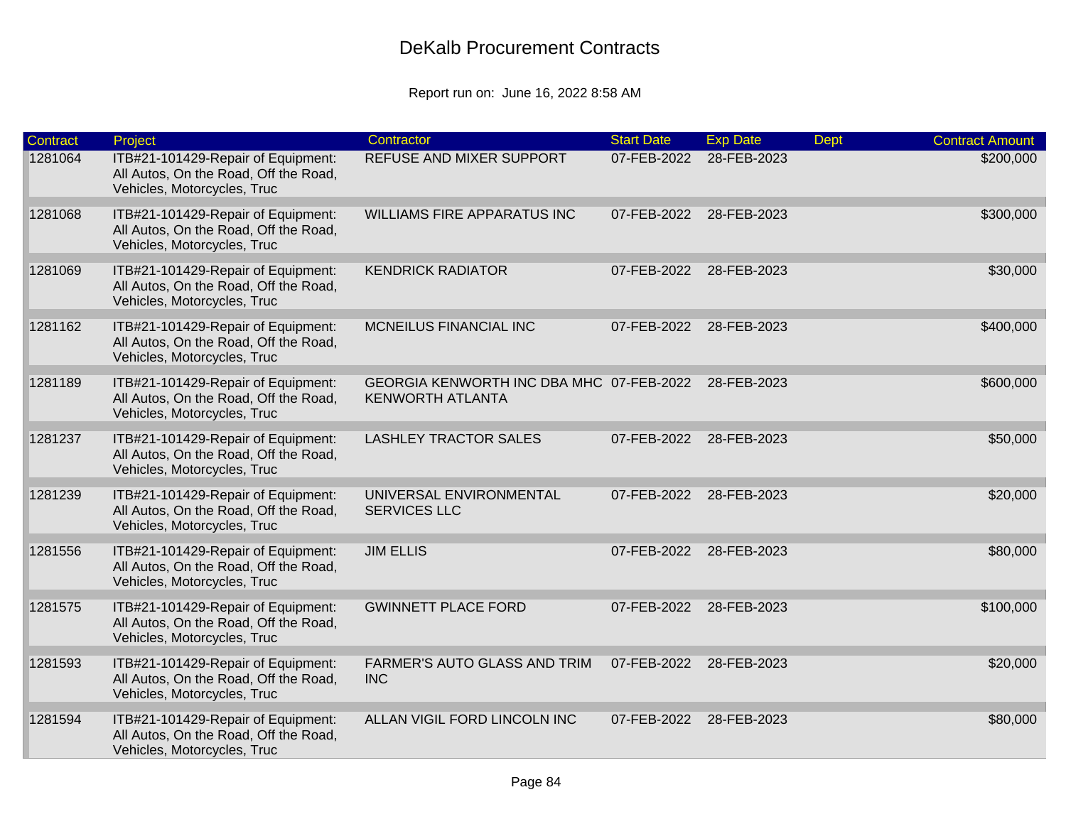# DeKalb Procurement Contracts

Report run on: June 16, 2022 8:58 AM

| Contract | Project | Contractor | Start Date | Exp Date | Dept | Contract Amount |
|---|---|---|---|---|---|---|
| 1281064 | ITB#21-101429-Repair of Equipment: All Autos, On the Road, Off the Road, Vehicles, Motorcycles, Truc | REFUSE AND MIXER SUPPORT | 07-FEB-2022 | 28-FEB-2023 | | $200,000 |
| 1281068 | ITB#21-101429-Repair of Equipment: All Autos, On the Road, Off the Road, Vehicles, Motorcycles, Truc | WILLIAMS FIRE APPARATUS INC | 07-FEB-2022 | 28-FEB-2023 | | $300,000 |
| 1281069 | ITB#21-101429-Repair of Equipment: All Autos, On the Road, Off the Road, Vehicles, Motorcycles, Truc | KENDRICK RADIATOR | 07-FEB-2022 | 28-FEB-2023 | | $30,000 |
| 1281162 | ITB#21-101429-Repair of Equipment: All Autos, On the Road, Off the Road, Vehicles, Motorcycles, Truc | MCNEILUS FINANCIAL INC | 07-FEB-2022 | 28-FEB-2023 | | $400,000 |
| 1281189 | ITB#21-101429-Repair of Equipment: All Autos, On the Road, Off the Road, Vehicles, Motorcycles, Truc | GEORGIA KENWORTH INC DBA MHC KENWORTH ATLANTA | 07-FEB-2022 | 28-FEB-2023 | | $600,000 |
| 1281237 | ITB#21-101429-Repair of Equipment: All Autos, On the Road, Off the Road, Vehicles, Motorcycles, Truc | LASHLEY TRACTOR SALES | 07-FEB-2022 | 28-FEB-2023 | | $50,000 |
| 1281239 | ITB#21-101429-Repair of Equipment: All Autos, On the Road, Off the Road, Vehicles, Motorcycles, Truc | UNIVERSAL ENVIRONMENTAL SERVICES LLC | 07-FEB-2022 | 28-FEB-2023 | | $20,000 |
| 1281556 | ITB#21-101429-Repair of Equipment: All Autos, On the Road, Off the Road, Vehicles, Motorcycles, Truc | JIM ELLIS | 07-FEB-2022 | 28-FEB-2023 | | $80,000 |
| 1281575 | ITB#21-101429-Repair of Equipment: All Autos, On the Road, Off the Road, Vehicles, Motorcycles, Truc | GWINNETT PLACE FORD | 07-FEB-2022 | 28-FEB-2023 | | $100,000 |
| 1281593 | ITB#21-101429-Repair of Equipment: All Autos, On the Road, Off the Road, Vehicles, Motorcycles, Truc | FARMER'S AUTO GLASS AND TRIM INC | 07-FEB-2022 | 28-FEB-2023 | | $20,000 |
| 1281594 | ITB#21-101429-Repair of Equipment: All Autos, On the Road, Off the Road, Vehicles, Motorcycles, Truc | ALLAN VIGIL FORD LINCOLN INC | 07-FEB-2022 | 28-FEB-2023 | | $80,000 |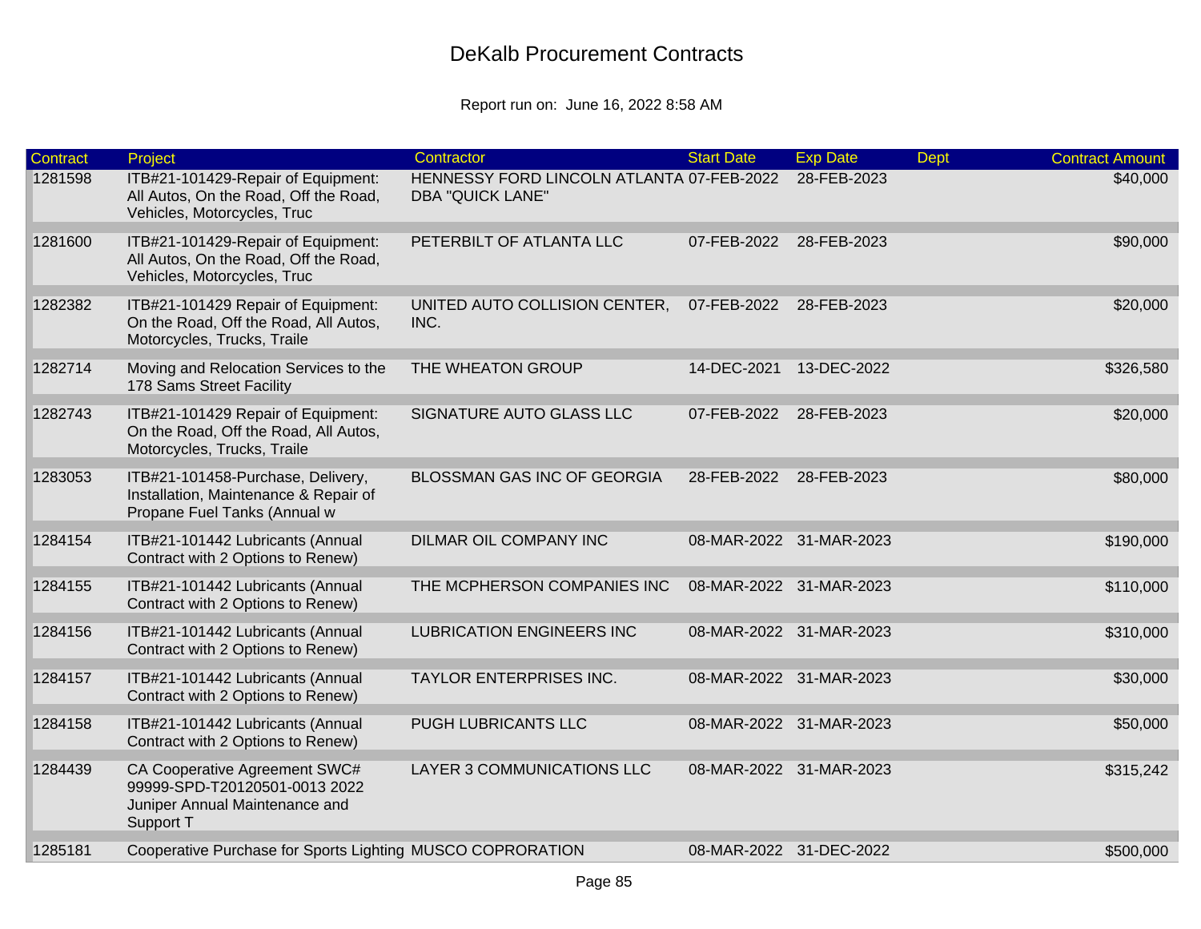# DeKalb Procurement Contracts

Report run on: June 16, 2022 8:58 AM

| Contract | Project | Contractor | Start Date | Exp Date | Dept | Contract Amount |
|---|---|---|---|---|---|---|
| 1281598 | ITB#21-101429-Repair of Equipment: All Autos, On the Road, Off the Road, Vehicles, Motorcycles, Truc | HENNESSY FORD LINCOLN ATLANTA DBA "QUICK LANE" | 07-FEB-2022 | 28-FEB-2023 | | $40,000 |
| 1281600 | ITB#21-101429-Repair of Equipment: All Autos, On the Road, Off the Road, Vehicles, Motorcycles, Truc | PETERBILT OF ATLANTA LLC | 07-FEB-2022 | 28-FEB-2023 | | $90,000 |
| 1282382 | ITB#21-101429 Repair of Equipment: On the Road, Off the Road, All Autos, Motorcycles, Trucks, Traile | UNITED AUTO COLLISION CENTER, INC. | 07-FEB-2022 | 28-FEB-2023 | | $20,000 |
| 1282714 | Moving and Relocation Services to the 178 Sams Street Facility | THE WHEATON GROUP | 14-DEC-2021 | 13-DEC-2022 | | $326,580 |
| 1282743 | ITB#21-101429 Repair of Equipment: On the Road, Off the Road, All Autos, Motorcycles, Trucks, Traile | SIGNATURE AUTO GLASS LLC | 07-FEB-2022 | 28-FEB-2023 | | $20,000 |
| 1283053 | ITB#21-101458-Purchase, Delivery, Installation, Maintenance & Repair of Propane Fuel Tanks (Annual w | BLOSSMAN GAS INC OF GEORGIA | 28-FEB-2022 | 28-FEB-2023 | | $80,000 |
| 1284154 | ITB#21-101442 Lubricants (Annual Contract with 2 Options to Renew) | DILMAR OIL COMPANY INC | 08-MAR-2022 | 31-MAR-2023 | | $190,000 |
| 1284155 | ITB#21-101442 Lubricants (Annual Contract with 2 Options to Renew) | THE MCPHERSON COMPANIES INC | 08-MAR-2022 | 31-MAR-2023 | | $110,000 |
| 1284156 | ITB#21-101442 Lubricants (Annual Contract with 2 Options to Renew) | LUBRICATION ENGINEERS INC | 08-MAR-2022 | 31-MAR-2023 | | $310,000 |
| 1284157 | ITB#21-101442 Lubricants (Annual Contract with 2 Options to Renew) | TAYLOR ENTERPRISES INC. | 08-MAR-2022 | 31-MAR-2023 | | $30,000 |
| 1284158 | ITB#21-101442 Lubricants (Annual Contract with 2 Options to Renew) | PUGH LUBRICANTS LLC | 08-MAR-2022 | 31-MAR-2023 | | $50,000 |
| 1284439 | CA Cooperative Agreement SWC# 99999-SPD-T20120501-0013 2022 Juniper Annual Maintenance and Support T | LAYER 3 COMMUNICATIONS LLC | 08-MAR-2022 | 31-MAR-2023 | | $315,242 |
| 1285181 | Cooperative Purchase for Sports Lighting | MUSCO COPRORATION | 08-MAR-2022 | 31-DEC-2022 | | $500,000 |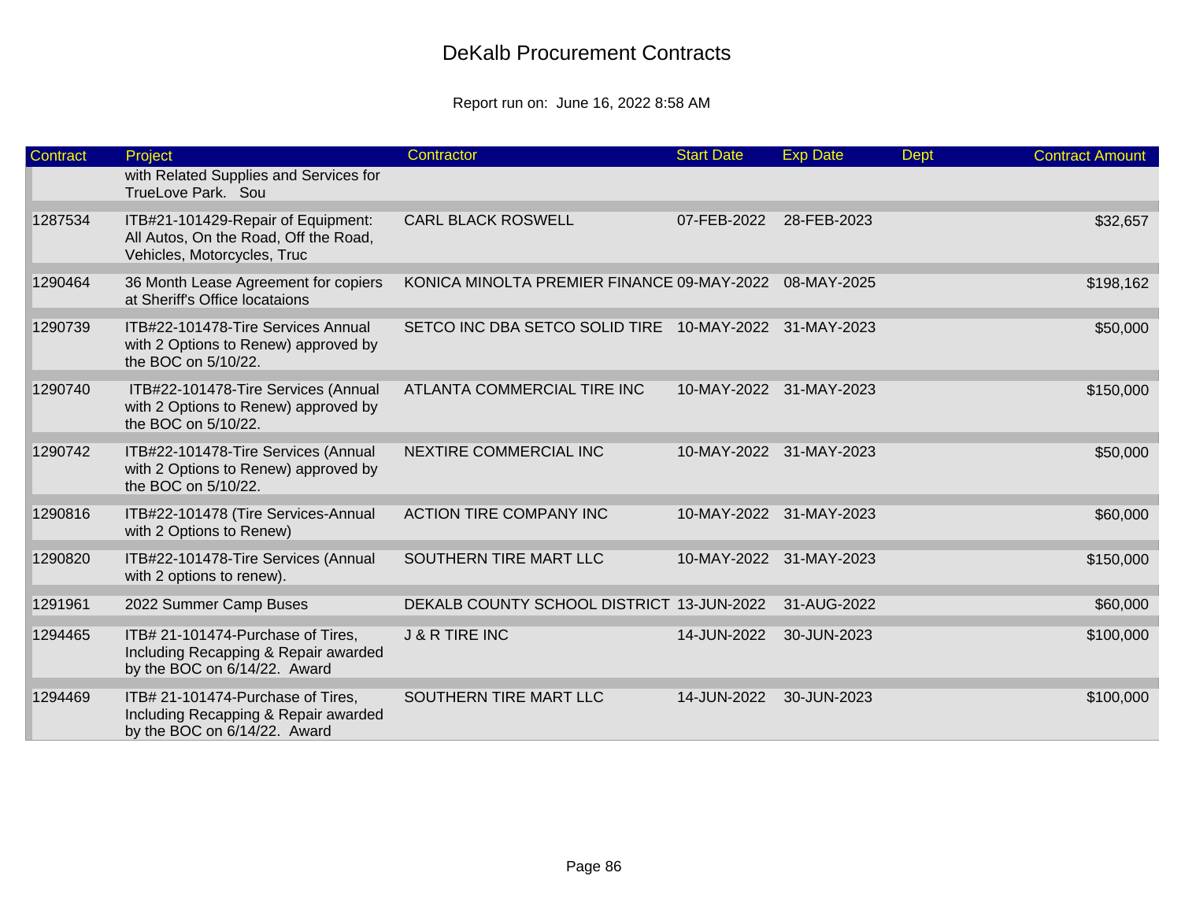# DeKalb Procurement Contracts

Report run on: June 16, 2022 8:58 AM

| Contract | Project | Contractor | Start Date | Exp Date | Dept | Contract Amount |
|---|---|---|---|---|---|---|
| | with Related Supplies and Services for TrueLove Park. Sou | | | | | |
| 1287534 | ITB#21-101429-Repair of Equipment: All Autos, On the Road, Off the Road, Vehicles, Motorcycles, Truc | CARL BLACK ROSWELL | 07-FEB-2022 | 28-FEB-2023 | | $32,657 |
| 1290464 | 36 Month Lease Agreement for copiers at Sheriff's Office locataions | KONICA MINOLTA PREMIER FINANCE | 09-MAY-2022 | 08-MAY-2025 | | $198,162 |
| 1290739 | ITB#22-101478-Tire Services Annual with 2 Options to Renew) approved by the BOC on 5/10/22. | SETCO INC DBA SETCO SOLID TIRE | 10-MAY-2022 | 31-MAY-2023 | | $50,000 |
| 1290740 | ITB#22-101478-Tire Services (Annual with 2 Options to Renew) approved by the BOC on 5/10/22. | ATLANTA COMMERCIAL TIRE INC | 10-MAY-2022 | 31-MAY-2023 | | $150,000 |
| 1290742 | ITB#22-101478-Tire Services (Annual with 2 Options to Renew) approved by the BOC on 5/10/22. | NEXTIRE COMMERCIAL INC | 10-MAY-2022 | 31-MAY-2023 | | $50,000 |
| 1290816 | ITB#22-101478 (Tire Services-Annual with 2 Options to Renew) | ACTION TIRE COMPANY INC | 10-MAY-2022 | 31-MAY-2023 | | $60,000 |
| 1290820 | ITB#22-101478-Tire Services (Annual with 2 options to renew). | SOUTHERN TIRE MART LLC | 10-MAY-2022 | 31-MAY-2023 | | $150,000 |
| 1291961 | 2022 Summer Camp Buses | DEKALB COUNTY SCHOOL DISTRICT | 13-JUN-2022 | 31-AUG-2022 | | $60,000 |
| 1294465 | ITB# 21-101474-Purchase of Tires, Including Recapping & Repair awarded by the BOC on 6/14/22. Award | J & R TIRE INC | 14-JUN-2022 | 30-JUN-2023 | | $100,000 |
| 1294469 | ITB# 21-101474-Purchase of Tires, Including Recapping & Repair awarded by the BOC on 6/14/22. Award | SOUTHERN TIRE MART LLC | 14-JUN-2022 | 30-JUN-2023 | | $100,000 |